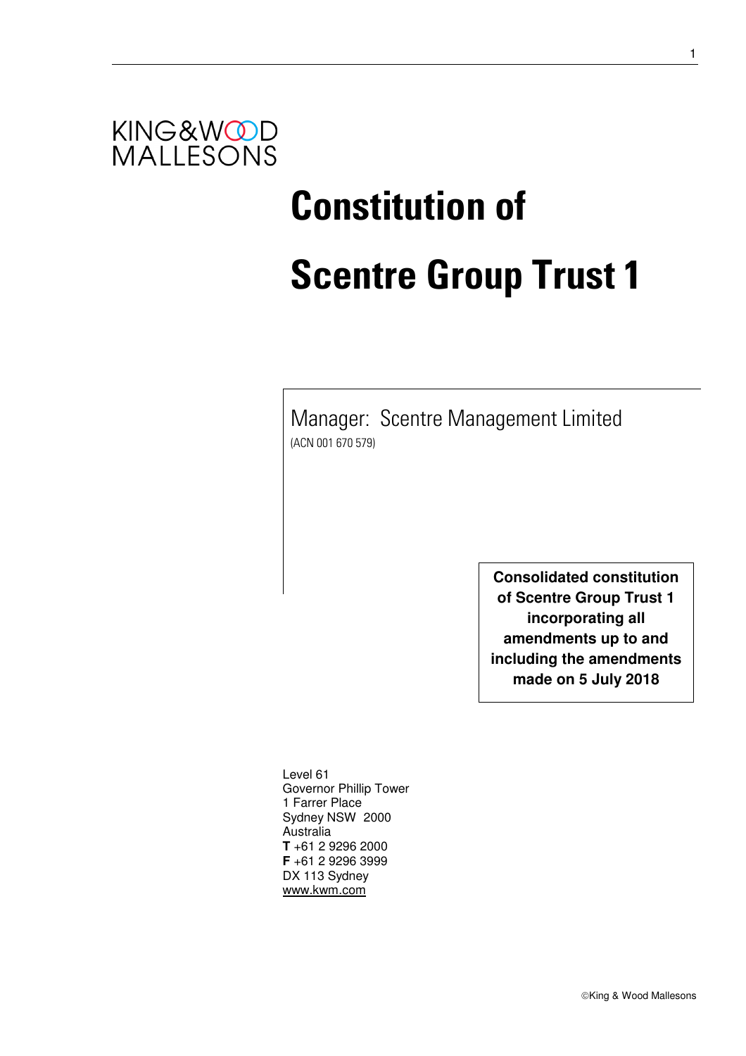KING&WOOD MALLESONS

# Constitution of

# Scentre Group Trust 1

Manager: Scentre Management Limited

(ACN 001 670 579)

**Consolidated constitution of Scentre Group Trust 1 incorporating all amendments up to and including the amendments made on 5 July 2018**

Level 61
Governor Phillip Tower
1 Farrer Place
Sydney NSW 2000
Australia
**T** +61 2 9296 2000
**F** +61 2 9296 3999
DX 113 Sydney
www.kwm.com

©King & Wood Mallesons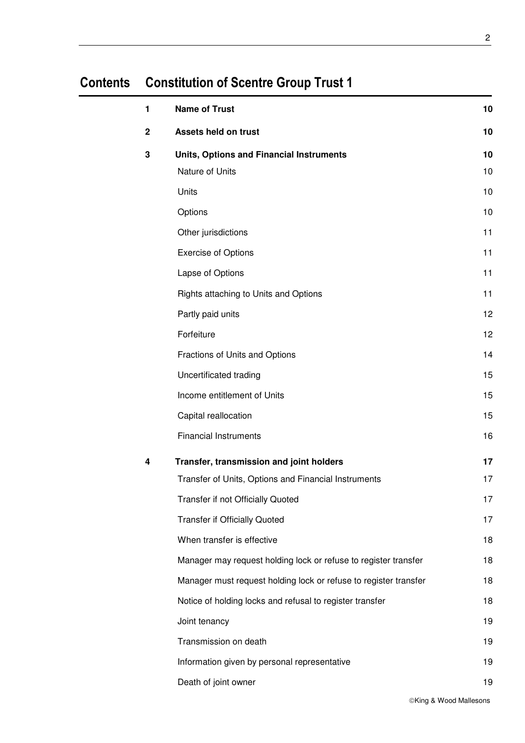# Contents Constitution of Scentre Group Trust 1

| | | |
|---|---|---|
| **1** | **Name of Trust** | **10** |
| **2** | **Assets held on trust** | **10** |
| **3** | **Units, Options and Financial Instruments** | **10** |
| | Nature of Units | 10 |
| | Units | 10 |
| | Options | 10 |
| | Other jurisdictions | 11 |
| | Exercise of Options | 11 |
| | Lapse of Options | 11 |
| | Rights attaching to Units and Options | 11 |
| | Partly paid units | 12 |
| | Forfeiture | 12 |
| | Fractions of Units and Options | 14 |
| | Uncertificated trading | 15 |
| | Income entitlement of Units | 15 |
| | Capital reallocation | 15 |
| | Financial Instruments | 16 |
| **4** | **Transfer, transmission and joint holders** | **17** |
| | Transfer of Units, Options and Financial Instruments | 17 |
| | Transfer if not Officially Quoted | 17 |
| | Transfer if Officially Quoted | 17 |
| | When transfer is effective | 18 |
| | Manager may request holding lock or refuse to register transfer | 18 |
| | Manager must request holding lock or refuse to register transfer | 18 |
| | Notice of holding locks and refusal to register transfer | 18 |
| | Joint tenancy | 19 |
| | Transmission on death | 19 |
| | Information given by personal representative | 19 |
| | Death of joint owner | 19 |

©King & Wood Mallesons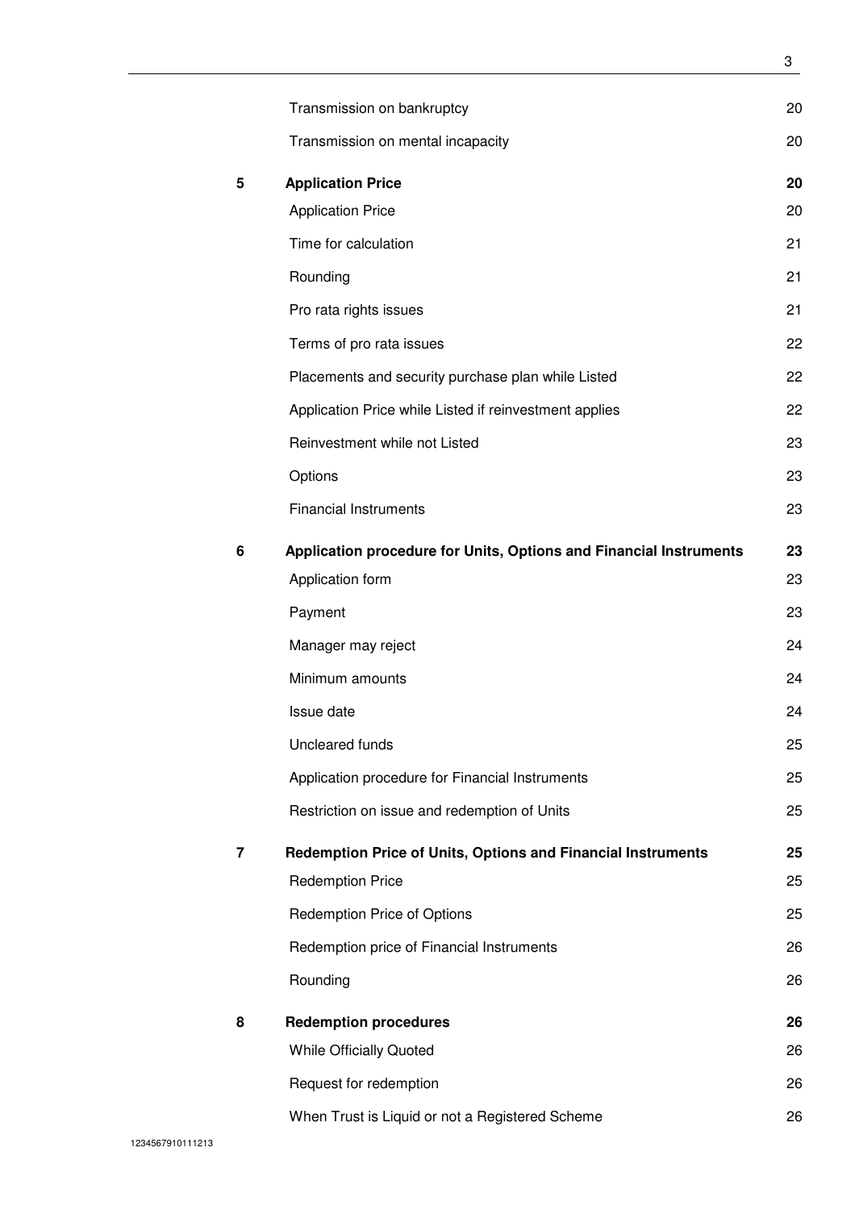| | | |
|---|---|---|
| | Transmission on bankruptcy | 20 |
| | Transmission on mental incapacity | 20 |
| **5** | **Application Price** | **20** |
| | Application Price | 20 |
| | Time for calculation | 21 |
| | Rounding | 21 |
| | Pro rata rights issues | 21 |
| | Terms of pro rata issues | 22 |
| | Placements and security purchase plan while Listed | 22 |
| | Application Price while Listed if reinvestment applies | 22 |
| | Reinvestment while not Listed | 23 |
| | Options | 23 |
| | Financial Instruments | 23 |
| **6** | **Application procedure for Units, Options and Financial Instruments** | **23** |
| | Application form | 23 |
| | Payment | 23 |
| | Manager may reject | 24 |
| | Minimum amounts | 24 |
| | Issue date | 24 |
| | Uncleared funds | 25 |
| | Application procedure for Financial Instruments | 25 |
| | Restriction on issue and redemption of Units | 25 |
| **7** | **Redemption Price of Units, Options and Financial Instruments** | **25** |
| | Redemption Price | 25 |
| | Redemption Price of Options | 25 |
| | Redemption price of Financial Instruments | 26 |
| | Rounding | 26 |
| **8** | **Redemption procedures** | **26** |
| | While Officially Quoted | 26 |
| | Request for redemption | 26 |
| | When Trust is Liquid or not a Registered Scheme | 26 |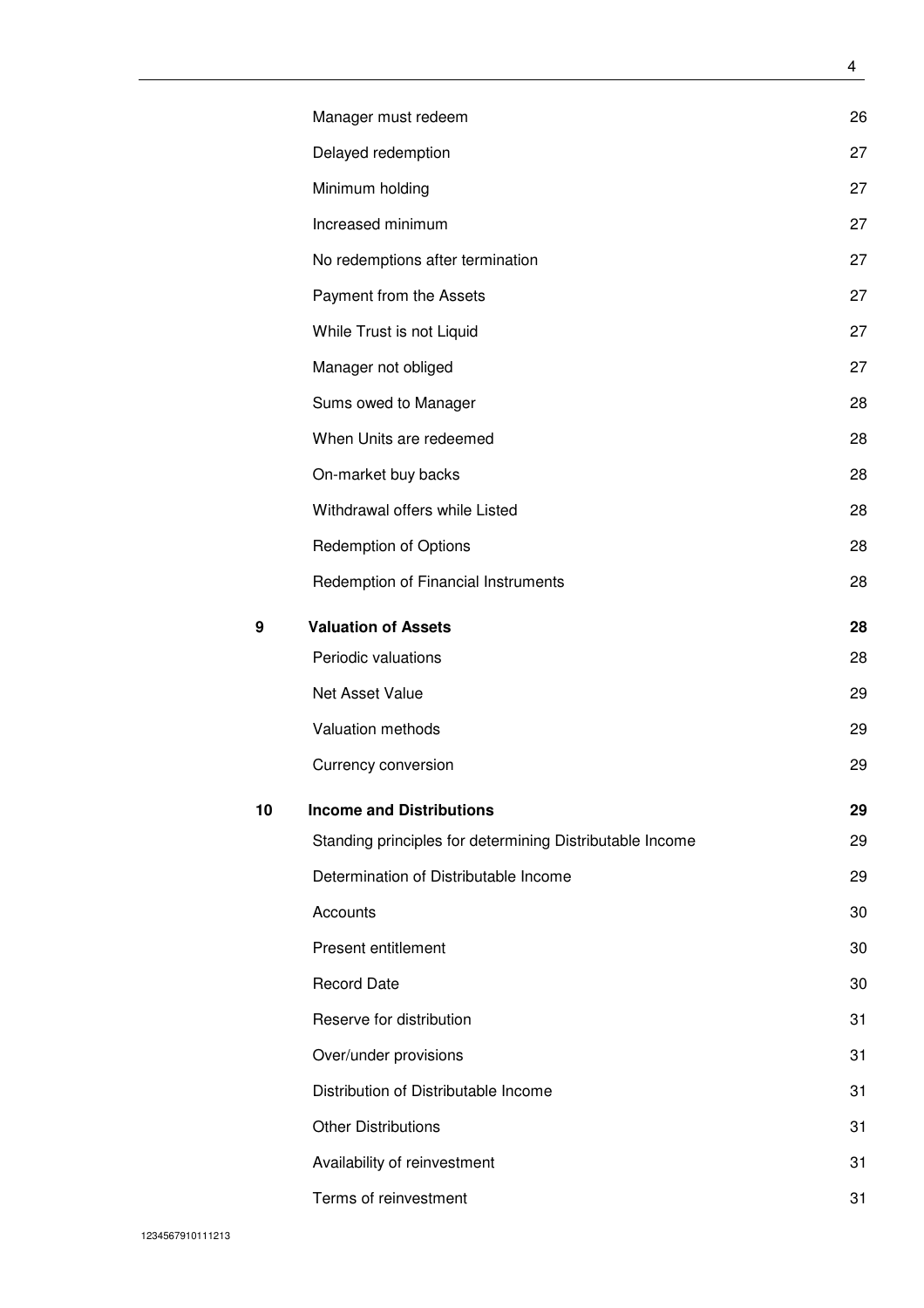| | | |
|---|---|---|
| | Manager must redeem | 26 |
| | Delayed redemption | 27 |
| | Minimum holding | 27 |
| | Increased minimum | 27 |
| | No redemptions after termination | 27 |
| | Payment from the Assets | 27 |
| | While Trust is not Liquid | 27 |
| | Manager not obliged | 27 |
| | Sums owed to Manager | 28 |
| | When Units are redeemed | 28 |
| | On-market buy backs | 28 |
| | Withdrawal offers while Listed | 28 |
| | Redemption of Options | 28 |
| | Redemption of Financial Instruments | 28 |
| **9** | **Valuation of Assets** | **28** |
| | Periodic valuations | 28 |
| | Net Asset Value | 29 |
| | Valuation methods | 29 |
| | Currency conversion | 29 |
| **10** | **Income and Distributions** | **29** |
| | Standing principles for determining Distributable Income | 29 |
| | Determination of Distributable Income | 29 |
| | Accounts | 30 |
| | Present entitlement | 30 |
| | Record Date | 30 |
| | Reserve for distribution | 31 |
| | Over/under provisions | 31 |
| | Distribution of Distributable Income | 31 |
| | Other Distributions | 31 |
| | Availability of reinvestment | 31 |
| | Terms of reinvestment | 31 |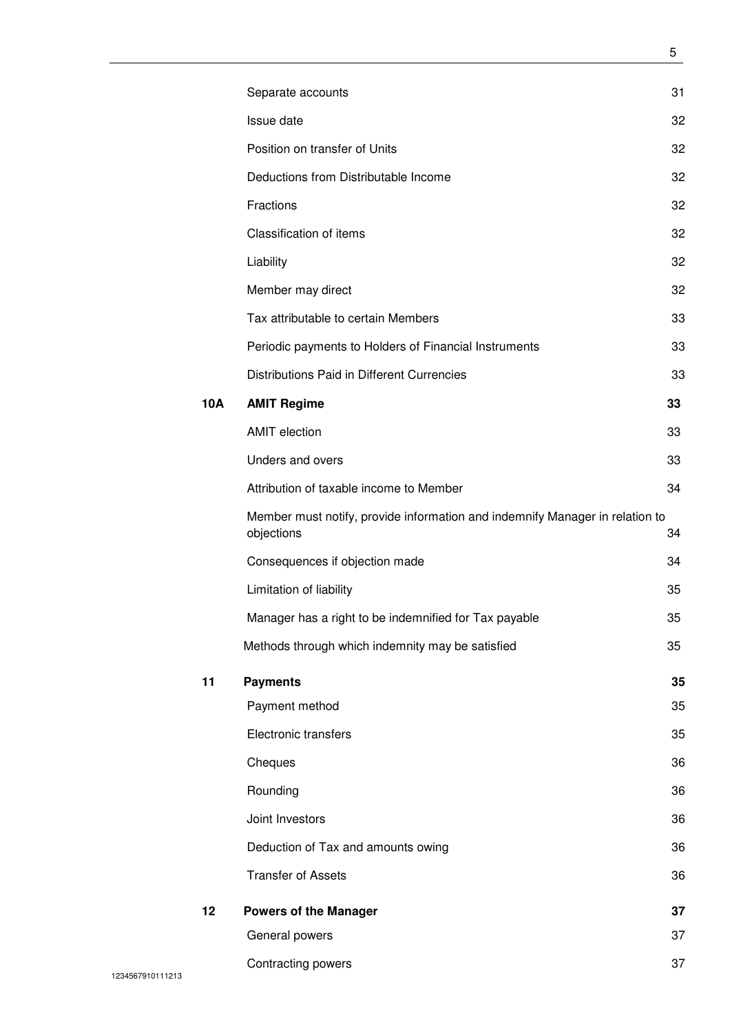| | | |
|---|---|---|
| | Separate accounts | 31 |
| | Issue date | 32 |
| | Position on transfer of Units | 32 |
| | Deductions from Distributable Income | 32 |
| | Fractions | 32 |
| | Classification of items | 32 |
| | Liability | 32 |
| | Member may direct | 32 |
| | Tax attributable to certain Members | 33 |
| | Periodic payments to Holders of Financial Instruments | 33 |
| | Distributions Paid in Different Currencies | 33 |
| **10A** | **AMIT Regime** | **33** |
| | AMIT election | 33 |
| | Unders and overs | 33 |
| | Attribution of taxable income to Member | 34 |
| | Member must notify, provide information and indemnify Manager in relation to objections | 34 |
| | Consequences if objection made | 34 |
| | Limitation of liability | 35 |
| | Manager has a right to be indemnified for Tax payable | 35 |
| | Methods through which indemnity may be satisfied | 35 |
| **11** | **Payments** | **35** |
| | Payment method | 35 |
| | Electronic transfers | 35 |
| | Cheques | 36 |
| | Rounding | 36 |
| | Joint Investors | 36 |
| | Deduction of Tax and amounts owing | 36 |
| | Transfer of Assets | 36 |
| **12** | **Powers of the Manager** | **37** |
| | General powers | 37 |
| | Contracting powers | 37 |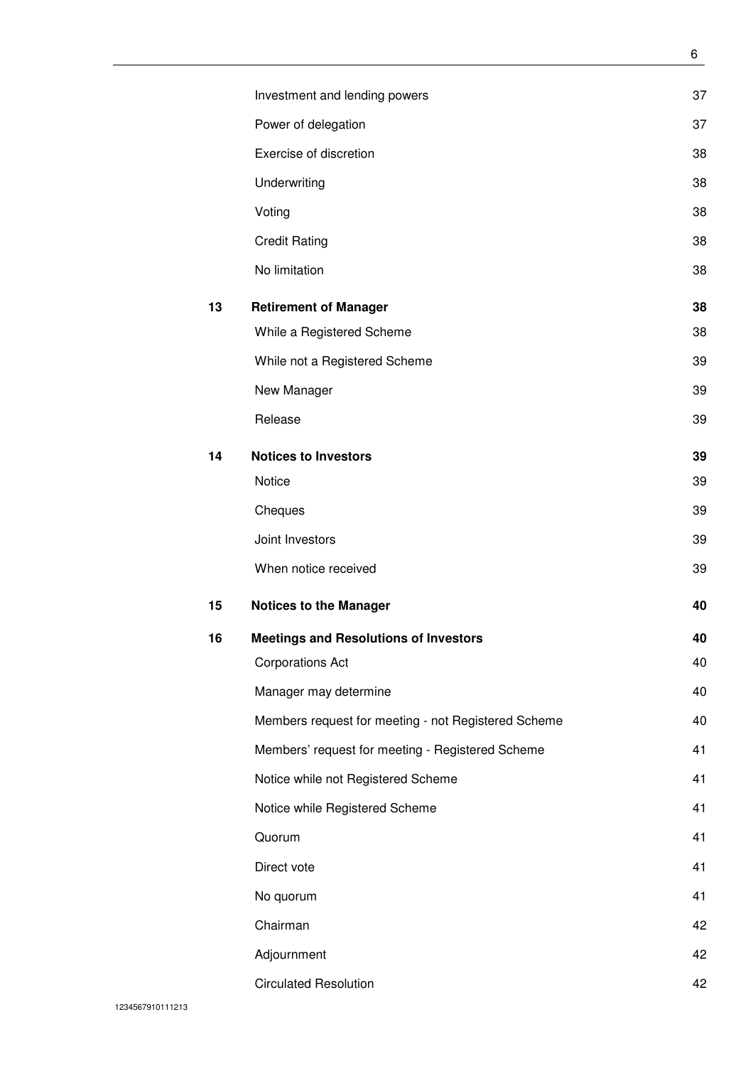| | | |
|---|---|---|
| | Investment and lending powers | 37 |
| | Power of delegation | 37 |
| | Exercise of discretion | 38 |
| | Underwriting | 38 |
| | Voting | 38 |
| | Credit Rating | 38 |
| | No limitation | 38 |
| **13** | **Retirement of Manager** | **38** |
| | While a Registered Scheme | 38 |
| | While not a Registered Scheme | 39 |
| | New Manager | 39 |
| | Release | 39 |
| **14** | **Notices to Investors** | **39** |
| | Notice | 39 |
| | Cheques | 39 |
| | Joint Investors | 39 |
| | When notice received | 39 |
| **15** | **Notices to the Manager** | **40** |
| **16** | **Meetings and Resolutions of Investors** | **40** |
| | Corporations Act | 40 |
| | Manager may determine | 40 |
| | Members request for meeting - not Registered Scheme | 40 |
| | Members' request for meeting - Registered Scheme | 41 |
| | Notice while not Registered Scheme | 41 |
| | Notice while Registered Scheme | 41 |
| | Quorum | 41 |
| | Direct vote | 41 |
| | No quorum | 41 |
| | Chairman | 42 |
| | Adjournment | 42 |
| | Circulated Resolution | 42 |

1234567910111213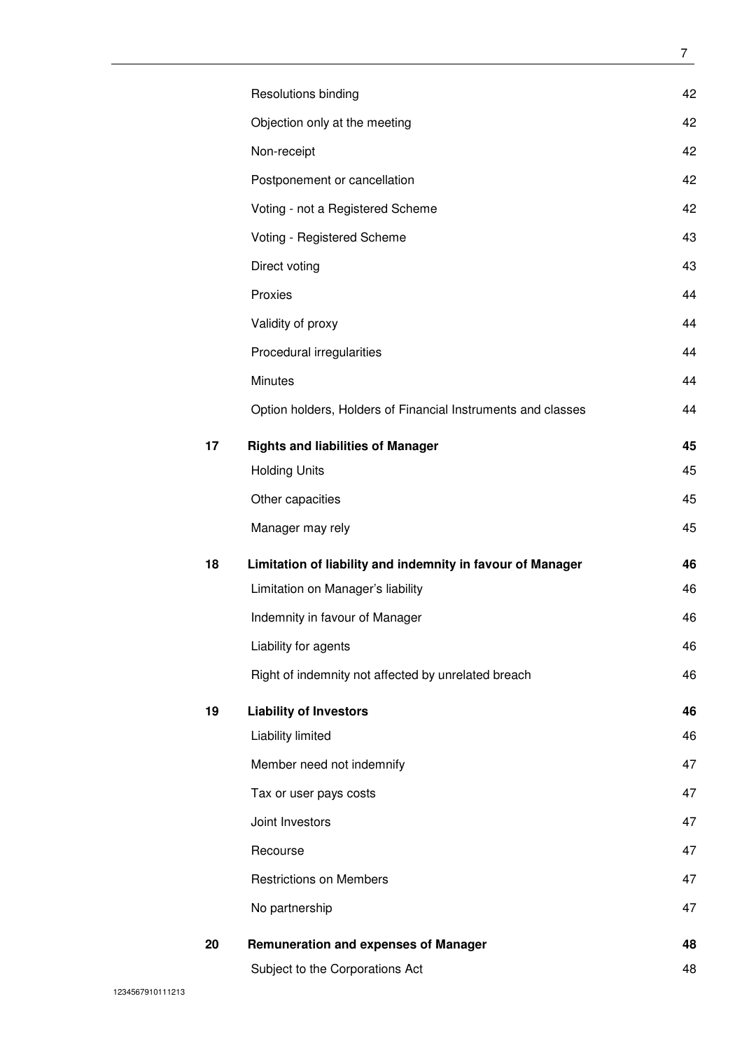| | | |
|---|---|---|
| | Resolutions binding | 42 |
| | Objection only at the meeting | 42 |
| | Non-receipt | 42 |
| | Postponement or cancellation | 42 |
| | Voting - not a Registered Scheme | 42 |
| | Voting - Registered Scheme | 43 |
| | Direct voting | 43 |
| | Proxies | 44 |
| | Validity of proxy | 44 |
| | Procedural irregularities | 44 |
| | Minutes | 44 |
| | Option holders, Holders of Financial Instruments and classes | 44 |
| **17** | **Rights and liabilities of Manager** | **45** |
| | Holding Units | 45 |
| | Other capacities | 45 |
| | Manager may rely | 45 |
| **18** | **Limitation of liability and indemnity in favour of Manager** | **46** |
| | Limitation on Manager's liability | 46 |
| | Indemnity in favour of Manager | 46 |
| | Liability for agents | 46 |
| | Right of indemnity not affected by unrelated breach | 46 |
| **19** | **Liability of Investors** | **46** |
| | Liability limited | 46 |
| | Member need not indemnify | 47 |
| | Tax or user pays costs | 47 |
| | Joint Investors | 47 |
| | Recourse | 47 |
| | Restrictions on Members | 47 |
| | No partnership | 47 |
| **20** | **Remuneration and expenses of Manager** | **48** |
| | Subject to the Corporations Act | 48 |

1234567910111213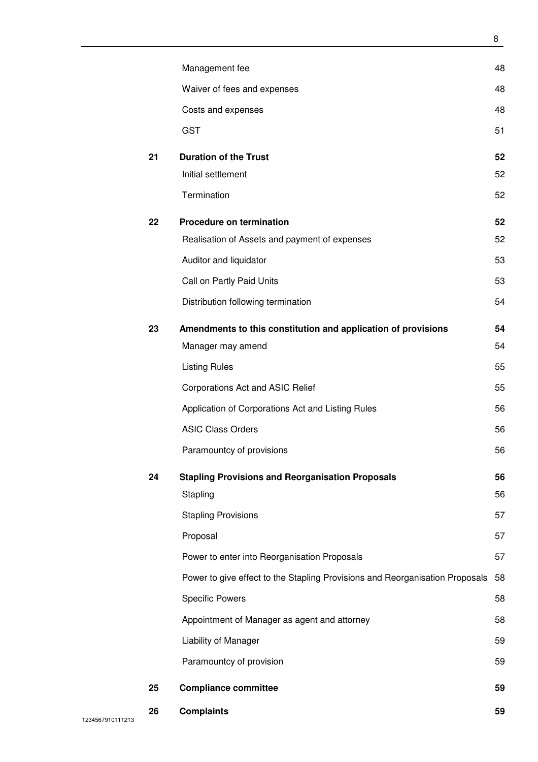| | | |
|---|---|---|
| | Management fee | 48 |
| | Waiver of fees and expenses | 48 |
| | Costs and expenses | 48 |
| | GST | 51 |
| **21** | **Duration of the Trust** | **52** |
| | Initial settlement | 52 |
| | Termination | 52 |
| **22** | **Procedure on termination** | **52** |
| | Realisation of Assets and payment of expenses | 52 |
| | Auditor and liquidator | 53 |
| | Call on Partly Paid Units | 53 |
| | Distribution following termination | 54 |
| **23** | **Amendments to this constitution and application of provisions** | **54** |
| | Manager may amend | 54 |
| | Listing Rules | 55 |
| | Corporations Act and ASIC Relief | 55 |
| | Application of Corporations Act and Listing Rules | 56 |
| | ASIC Class Orders | 56 |
| | Paramountcy of provisions | 56 |
| **24** | **Stapling Provisions and Reorganisation Proposals** | **56** |
| | Stapling | 56 |
| | Stapling Provisions | 57 |
| | Proposal | 57 |
| | Power to enter into Reorganisation Proposals | 57 |
| | Power to give effect to the Stapling Provisions and Reorganisation Proposals | 58 |
| | Specific Powers | 58 |
| | Appointment of Manager as agent and attorney | 58 |
| | Liability of Manager | 59 |
| | Paramountcy of provision | 59 |
| **25** | **Compliance committee** | **59** |
| **26** | **Complaints** | **59** |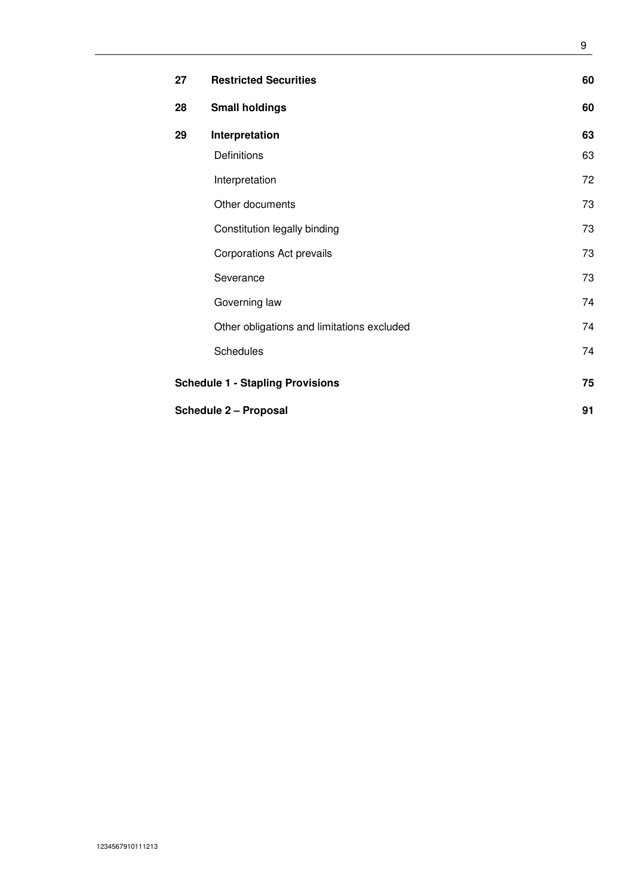| | | |
|---|---|---|
| **27** | **Restricted Securities** | **60** |
| **28** | **Small holdings** | **60** |
| **29** | **Interpretation** | **63** |
| | Definitions | 63 |
| | Interpretation | 72 |
| | Other documents | 73 |
| | Constitution legally binding | 73 |
| | Corporations Act prevails | 73 |
| | Severance | 73 |
| | Governing law | 74 |
| | Other obligations and limitations excluded | 74 |
| | Schedules | 74 |
| **Schedule 1 - Stapling Provisions** | | **75** |
| **Schedule 2 – Proposal** | | **91** |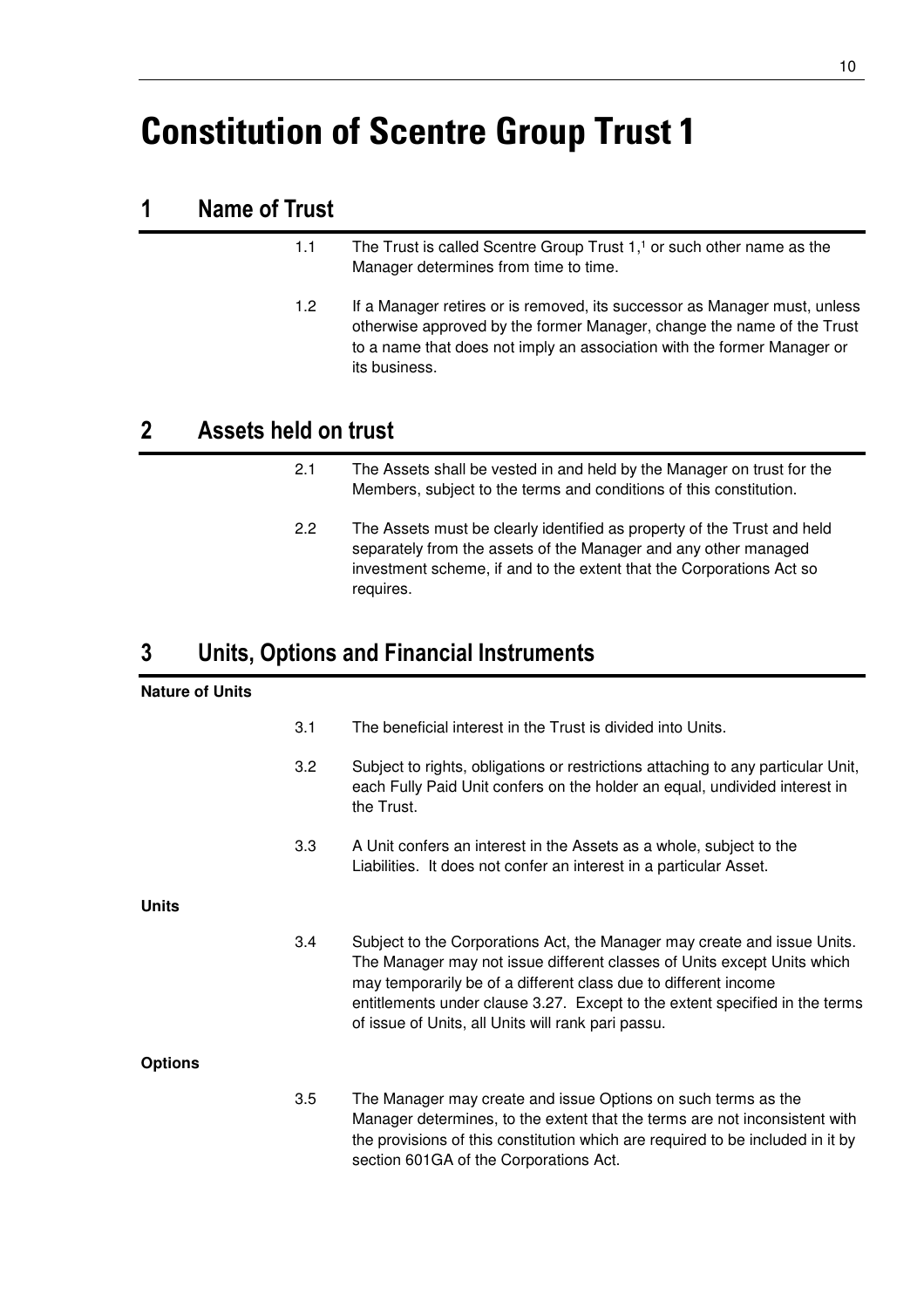# Constitution of Scentre Group Trust 1

## 1 Name of Trust

1.1 The Trust is called Scentre Group Trust 1,[1] or such other name as the Manager determines from time to time.

1.2 If a Manager retires or is removed, its successor as Manager must, unless otherwise approved by the former Manager, change the name of the Trust to a name that does not imply an association with the former Manager or its business.

## 2 Assets held on trust

2.1 The Assets shall be vested in and held by the Manager on trust for the Members, subject to the terms and conditions of this constitution.

2.2 The Assets must be clearly identified as property of the Trust and held separately from the assets of the Manager and any other managed investment scheme, if and to the extent that the Corporations Act so requires.

## 3 Units, Options and Financial Instruments

**Nature of Units**

3.1 The beneficial interest in the Trust is divided into Units.

3.2 Subject to rights, obligations or restrictions attaching to any particular Unit, each Fully Paid Unit confers on the holder an equal, undivided interest in the Trust.

3.3 A Unit confers an interest in the Assets as a whole, subject to the Liabilities. It does not confer an interest in a particular Asset.

**Units**

3.4 Subject to the Corporations Act, the Manager may create and issue Units. The Manager may not issue different classes of Units except Units which may temporarily be of a different class due to different income entitlements under clause 3.27. Except to the extent specified in the terms of issue of Units, all Units will rank pari passu.

**Options**

3.5 The Manager may create and issue Options on such terms as the Manager determines, to the extent that the terms are not inconsistent with the provisions of this constitution which are required to be included in it by section 601GA of the Corporations Act.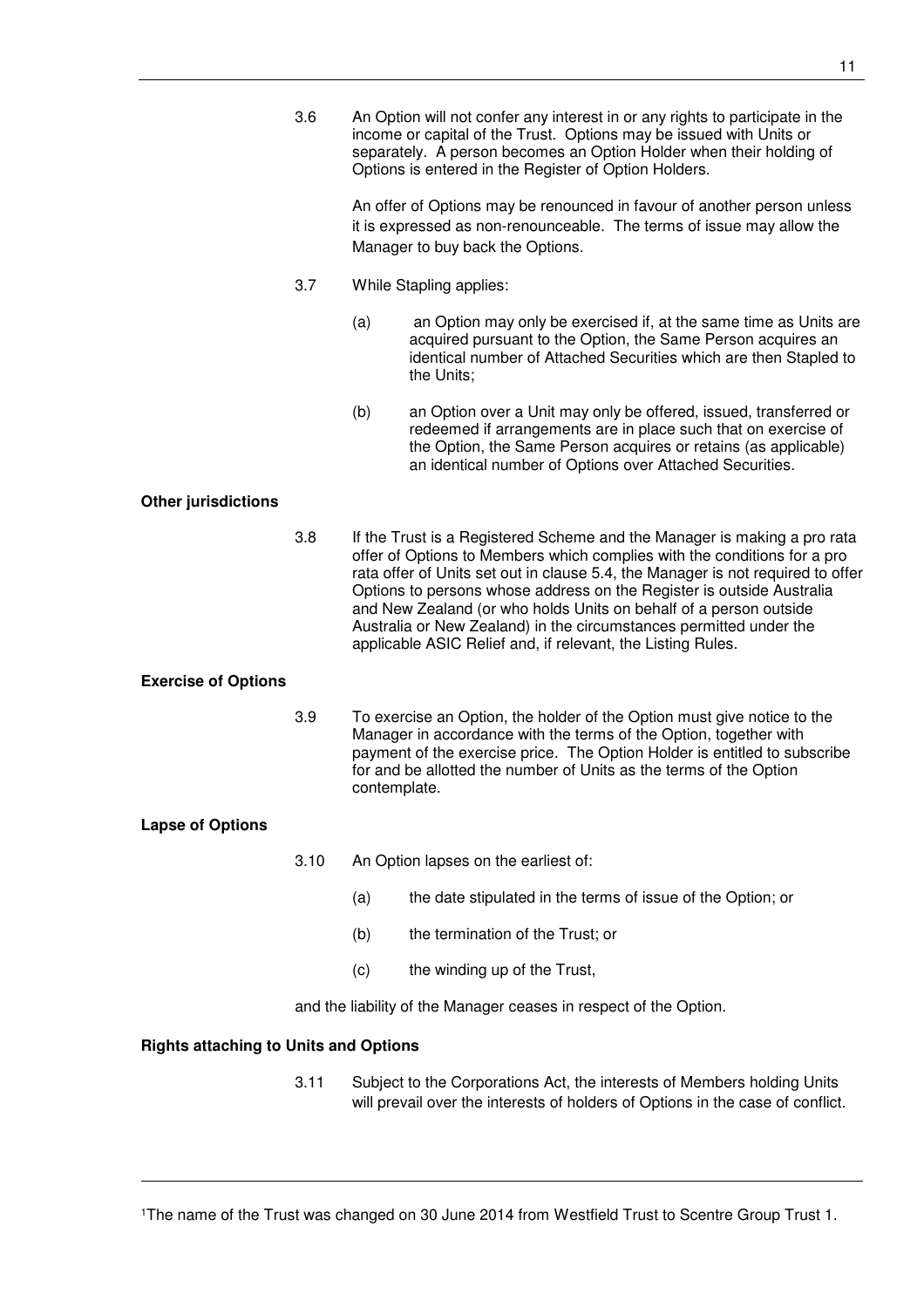3.6 An Option will not confer any interest in or any rights to participate in the income or capital of the Trust. Options may be issued with Units or separately. A person becomes an Option Holder when their holding of Options is entered in the Register of Option Holders.

An offer of Options may be renounced in favour of another person unless it is expressed as non-renounceable. The terms of issue may allow the Manager to buy back the Options.

3.7 While Stapling applies:

(a) an Option may only be exercised if, at the same time as Units are acquired pursuant to the Option, the Same Person acquires an identical number of Attached Securities which are then Stapled to the Units;

(b) an Option over a Unit may only be offered, issued, transferred or redeemed if arrangements are in place such that on exercise of the Option, the Same Person acquires or retains (as applicable) an identical number of Options over Attached Securities.

**Other jurisdictions**

3.8 If the Trust is a Registered Scheme and the Manager is making a pro rata offer of Options to Members which complies with the conditions for a pro rata offer of Units set out in clause 5.4, the Manager is not required to offer Options to persons whose address on the Register is outside Australia and New Zealand (or who holds Units on behalf of a person outside Australia or New Zealand) in the circumstances permitted under the applicable ASIC Relief and, if relevant, the Listing Rules.

**Exercise of Options**

3.9 To exercise an Option, the holder of the Option must give notice to the Manager in accordance with the terms of the Option, together with payment of the exercise price. The Option Holder is entitled to subscribe for and be allotted the number of Units as the terms of the Option contemplate.

**Lapse of Options**

3.10 An Option lapses on the earliest of:

(a) the date stipulated in the terms of issue of the Option; or

(b) the termination of the Trust; or

(c) the winding up of the Trust,

and the liability of the Manager ceases in respect of the Option.

**Rights attaching to Units and Options**

3.11 Subject to the Corporations Act, the interests of Members holding Units will prevail over the interests of holders of Options in the case of conflict.

[1]The name of the Trust was changed on 30 June 2014 from Westfield Trust to Scentre Group Trust 1.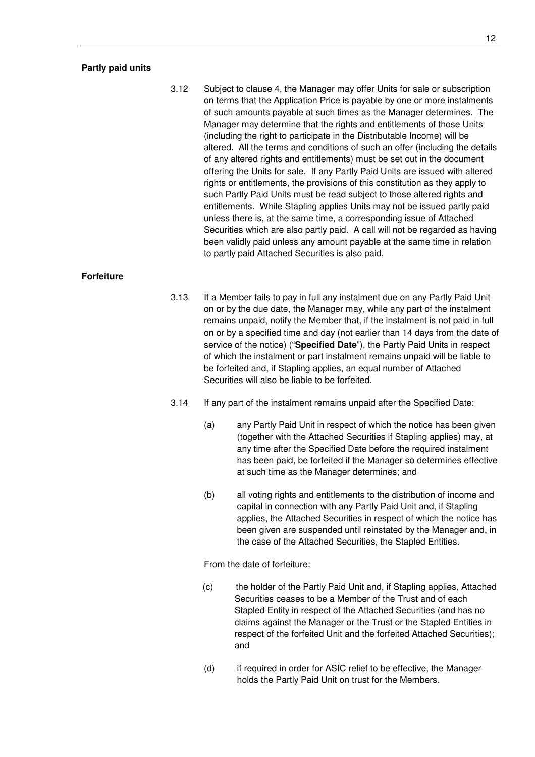**Partly paid units**

3.12 Subject to clause 4, the Manager may offer Units for sale or subscription on terms that the Application Price is payable by one or more instalments of such amounts payable at such times as the Manager determines. The Manager may determine that the rights and entitlements of those Units (including the right to participate in the Distributable Income) will be altered. All the terms and conditions of such an offer (including the details of any altered rights and entitlements) must be set out in the document offering the Units for sale. If any Partly Paid Units are issued with altered rights or entitlements, the provisions of this constitution as they apply to such Partly Paid Units must be read subject to those altered rights and entitlements. While Stapling applies Units may not be issued partly paid unless there is, at the same time, a corresponding issue of Attached Securities which are also partly paid. A call will not be regarded as having been validly paid unless any amount payable at the same time in relation to partly paid Attached Securities is also paid.

**Forfeiture**

3.13 If a Member fails to pay in full any instalment due on any Partly Paid Unit on or by the due date, the Manager may, while any part of the instalment remains unpaid, notify the Member that, if the instalment is not paid in full on or by a specified time and day (not earlier than 14 days from the date of service of the notice) ("**Specified Date**"), the Partly Paid Units in respect of which the instalment or part instalment remains unpaid will be liable to be forfeited and, if Stapling applies, an equal number of Attached Securities will also be liable to be forfeited.

3.14 If any part of the instalment remains unpaid after the Specified Date:

(a) any Partly Paid Unit in respect of which the notice has been given (together with the Attached Securities if Stapling applies) may, at any time after the Specified Date before the required instalment has been paid, be forfeited if the Manager so determines effective at such time as the Manager determines; and

(b) all voting rights and entitlements to the distribution of income and capital in connection with any Partly Paid Unit and, if Stapling applies, the Attached Securities in respect of which the notice has been given are suspended until reinstated by the Manager and, in the case of the Attached Securities, the Stapled Entities.

From the date of forfeiture:

(c) the holder of the Partly Paid Unit and, if Stapling applies, Attached Securities ceases to be a Member of the Trust and of each Stapled Entity in respect of the Attached Securities (and has no claims against the Manager or the Trust or the Stapled Entities in respect of the forfeited Unit and the forfeited Attached Securities); and

(d) if required in order for ASIC relief to be effective, the Manager holds the Partly Paid Unit on trust for the Members.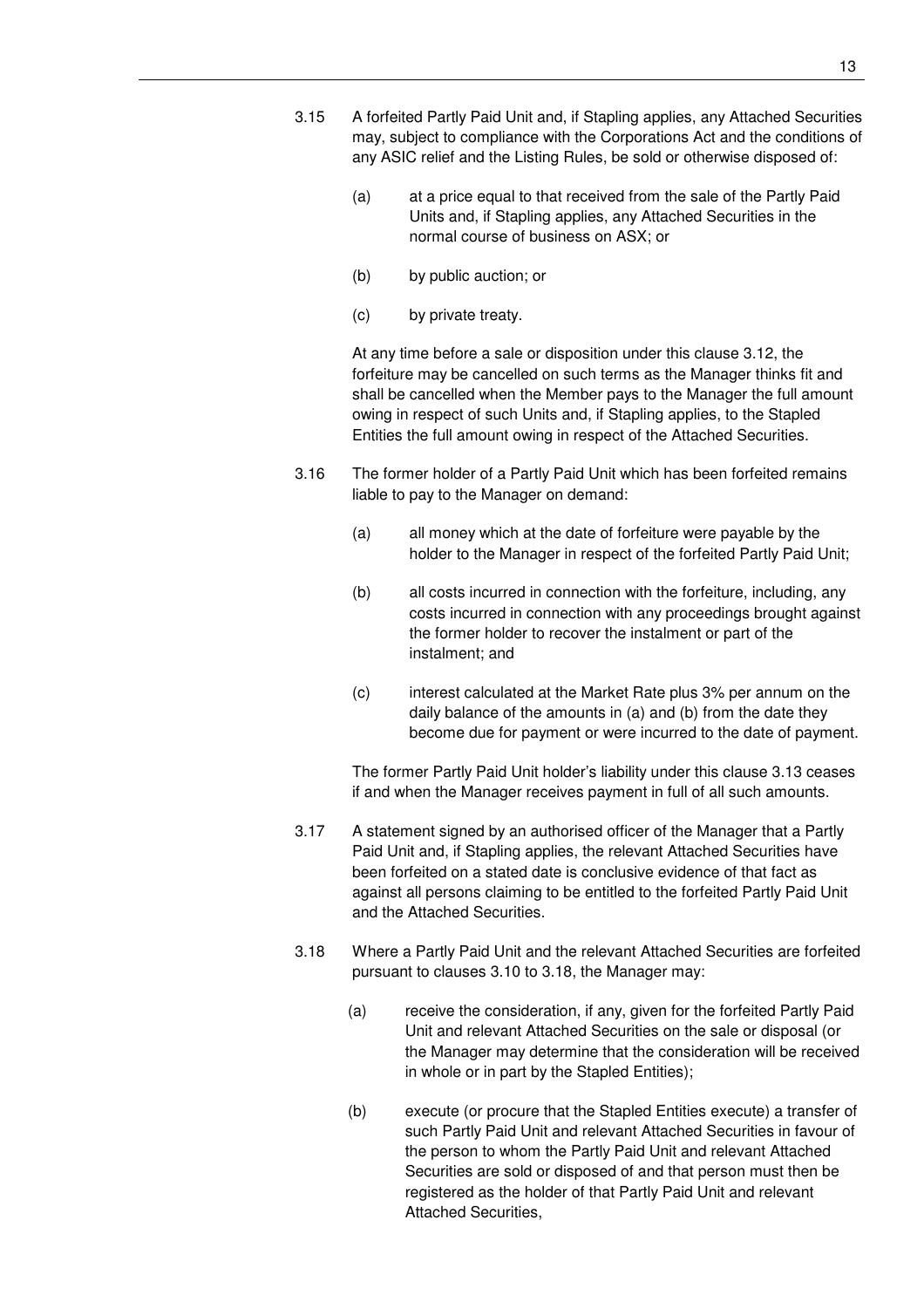3.15 A forfeited Partly Paid Unit and, if Stapling applies, any Attached Securities may, subject to compliance with the Corporations Act and the conditions of any ASIC relief and the Listing Rules, be sold or otherwise disposed of:

   (a) at a price equal to that received from the sale of the Partly Paid Units and, if Stapling applies, any Attached Securities in the normal course of business on ASX; or

   (b) by public auction; or

   (c) by private treaty.

   At any time before a sale or disposition under this clause 3.12, the forfeiture may be cancelled on such terms as the Manager thinks fit and shall be cancelled when the Member pays to the Manager the full amount owing in respect of such Units and, if Stapling applies, to the Stapled Entities the full amount owing in respect of the Attached Securities.

3.16 The former holder of a Partly Paid Unit which has been forfeited remains liable to pay to the Manager on demand:

   (a) all money which at the date of forfeiture were payable by the holder to the Manager in respect of the forfeited Partly Paid Unit;

   (b) all costs incurred in connection with the forfeiture, including, any costs incurred in connection with any proceedings brought against the former holder to recover the instalment or part of the instalment; and

   (c) interest calculated at the Market Rate plus 3% per annum on the daily balance of the amounts in (a) and (b) from the date they become due for payment or were incurred to the date of payment.

   The former Partly Paid Unit holder's liability under this clause 3.13 ceases if and when the Manager receives payment in full of all such amounts.

3.17 A statement signed by an authorised officer of the Manager that a Partly Paid Unit and, if Stapling applies, the relevant Attached Securities have been forfeited on a stated date is conclusive evidence of that fact as against all persons claiming to be entitled to the forfeited Partly Paid Unit and the Attached Securities.

3.18 Where a Partly Paid Unit and the relevant Attached Securities are forfeited pursuant to clauses 3.10 to 3.18, the Manager may:

   (a) receive the consideration, if any, given for the forfeited Partly Paid Unit and relevant Attached Securities on the sale or disposal (or the Manager may determine that the consideration will be received in whole or in part by the Stapled Entities);

   (b) execute (or procure that the Stapled Entities execute) a transfer of such Partly Paid Unit and relevant Attached Securities in favour of the person to whom the Partly Paid Unit and relevant Attached Securities are sold or disposed of and that person must then be registered as the holder of that Partly Paid Unit and relevant Attached Securities,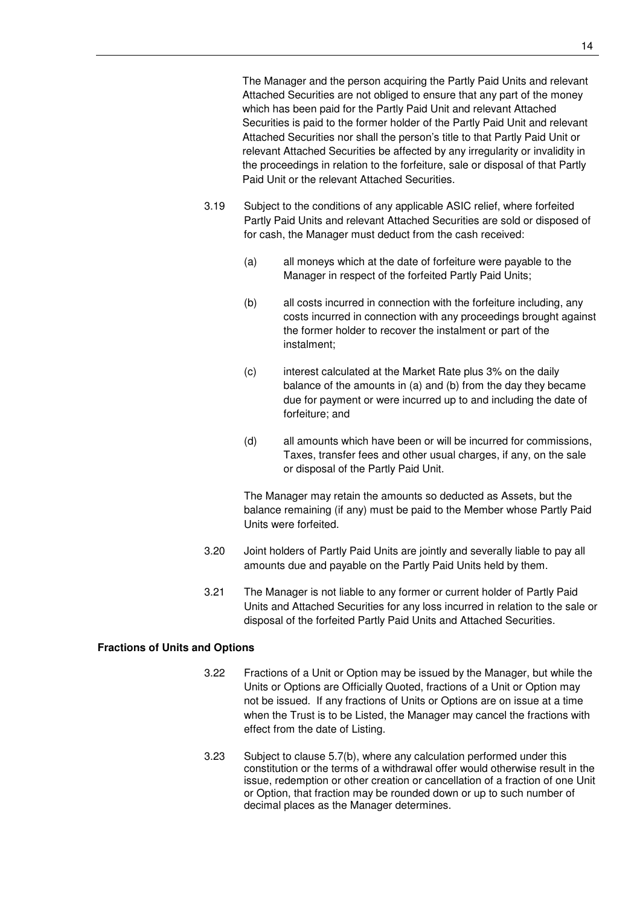The Manager and the person acquiring the Partly Paid Units and relevant Attached Securities are not obliged to ensure that any part of the money which has been paid for the Partly Paid Unit and relevant Attached Securities is paid to the former holder of the Partly Paid Unit and relevant Attached Securities nor shall the person's title to that Partly Paid Unit or relevant Attached Securities be affected by any irregularity or invalidity in the proceedings in relation to the forfeiture, sale or disposal of that Partly Paid Unit or the relevant Attached Securities.

3.19 Subject to the conditions of any applicable ASIC relief, where forfeited Partly Paid Units and relevant Attached Securities are sold or disposed of for cash, the Manager must deduct from the cash received:

(a) all moneys which at the date of forfeiture were payable to the Manager in respect of the forfeited Partly Paid Units;

(b) all costs incurred in connection with the forfeiture including, any costs incurred in connection with any proceedings brought against the former holder to recover the instalment or part of the instalment;

(c) interest calculated at the Market Rate plus 3% on the daily balance of the amounts in (a) and (b) from the day they became due for payment or were incurred up to and including the date of forfeiture; and

(d) all amounts which have been or will be incurred for commissions, Taxes, transfer fees and other usual charges, if any, on the sale or disposal of the Partly Paid Unit.

The Manager may retain the amounts so deducted as Assets, but the balance remaining (if any) must be paid to the Member whose Partly Paid Units were forfeited.

3.20 Joint holders of Partly Paid Units are jointly and severally liable to pay all amounts due and payable on the Partly Paid Units held by them.

3.21 The Manager is not liable to any former or current holder of Partly Paid Units and Attached Securities for any loss incurred in relation to the sale or disposal of the forfeited Partly Paid Units and Attached Securities.

**Fractions of Units and Options**

3.22 Fractions of a Unit or Option may be issued by the Manager, but while the Units or Options are Officially Quoted, fractions of a Unit or Option may not be issued. If any fractions of Units or Options are on issue at a time when the Trust is to be Listed, the Manager may cancel the fractions with effect from the date of Listing.

3.23 Subject to clause 5.7(b), where any calculation performed under this constitution or the terms of a withdrawal offer would otherwise result in the issue, redemption or other creation or cancellation of a fraction of one Unit or Option, that fraction may be rounded down or up to such number of decimal places as the Manager determines.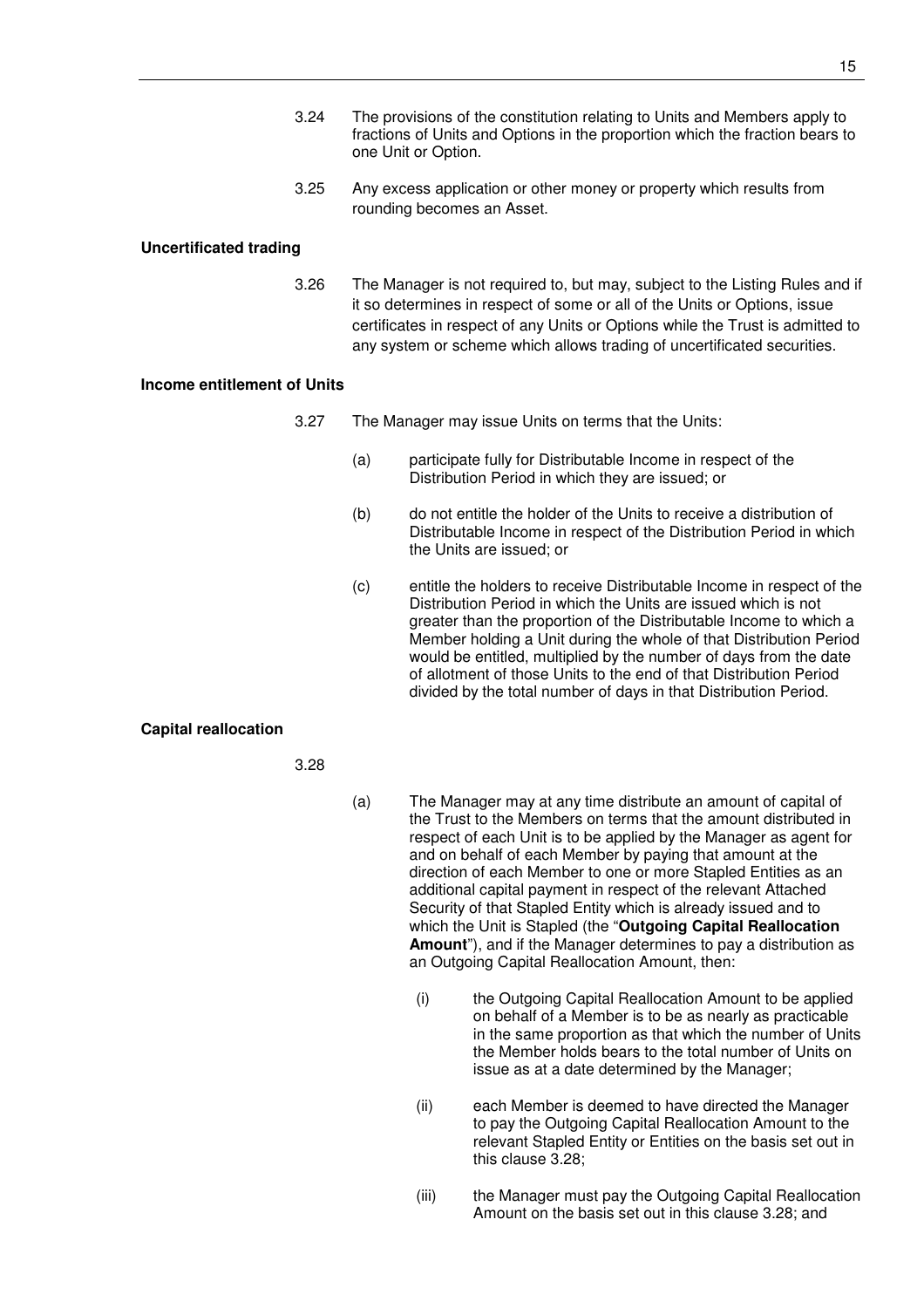3.24 The provisions of the constitution relating to Units and Members apply to fractions of Units and Options in the proportion which the fraction bears to one Unit or Option.

3.25 Any excess application or other money or property which results from rounding becomes an Asset.

**Uncertificated trading**

3.26 The Manager is not required to, but may, subject to the Listing Rules and if it so determines in respect of some or all of the Units or Options, issue certificates in respect of any Units or Options while the Trust is admitted to any system or scheme which allows trading of uncertificated securities.

**Income entitlement of Units**

3.27 The Manager may issue Units on terms that the Units:

(a) participate fully for Distributable Income in respect of the Distribution Period in which they are issued; or

(b) do not entitle the holder of the Units to receive a distribution of Distributable Income in respect of the Distribution Period in which the Units are issued; or

(c) entitle the holders to receive Distributable Income in respect of the Distribution Period in which the Units are issued which is not greater than the proportion of the Distributable Income to which a Member holding a Unit during the whole of that Distribution Period would be entitled, multiplied by the number of days from the date of allotment of those Units to the end of that Distribution Period divided by the total number of days in that Distribution Period.

**Capital reallocation**

3.28

(a) The Manager may at any time distribute an amount of capital of the Trust to the Members on terms that the amount distributed in respect of each Unit is to be applied by the Manager as agent for and on behalf of each Member by paying that amount at the direction of each Member to one or more Stapled Entities as an additional capital payment in respect of the relevant Attached Security of that Stapled Entity which is already issued and to which the Unit is Stapled (the "**Outgoing Capital Reallocation Amount**"), and if the Manager determines to pay a distribution as an Outgoing Capital Reallocation Amount, then:

(i) the Outgoing Capital Reallocation Amount to be applied on behalf of a Member is to be as nearly as practicable in the same proportion as that which the number of Units the Member holds bears to the total number of Units on issue as at a date determined by the Manager;

(ii) each Member is deemed to have directed the Manager to pay the Outgoing Capital Reallocation Amount to the relevant Stapled Entity or Entities on the basis set out in this clause 3.28;

(iii) the Manager must pay the Outgoing Capital Reallocation Amount on the basis set out in this clause 3.28; and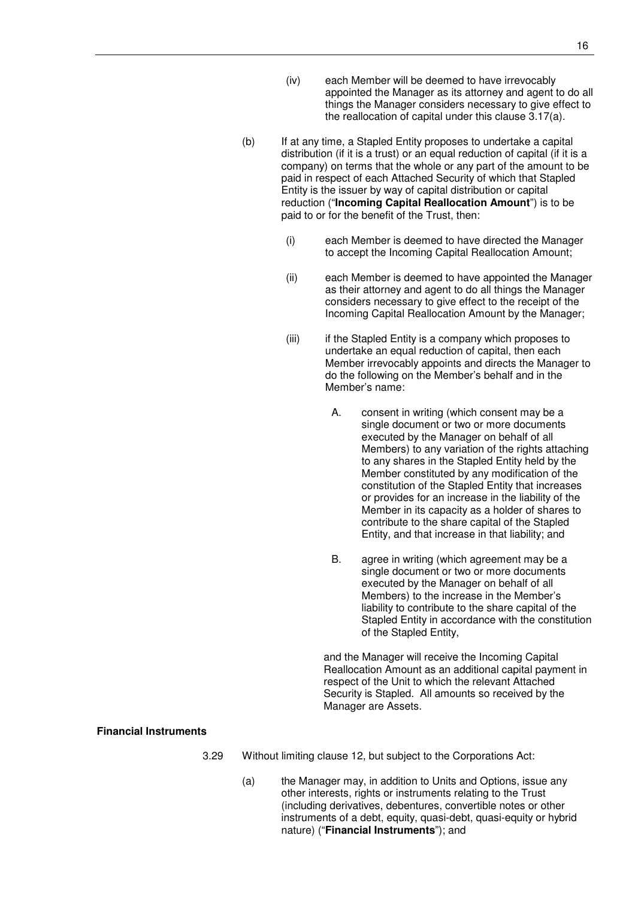(iv) each Member will be deemed to have irrevocably appointed the Manager as its attorney and agent to do all things the Manager considers necessary to give effect to the reallocation of capital under this clause 3.17(a).

(b) If at any time, a Stapled Entity proposes to undertake a capital distribution (if it is a trust) or an equal reduction of capital (if it is a company) on terms that the whole or any part of the amount to be paid in respect of each Attached Security of which that Stapled Entity is the issuer by way of capital distribution or capital reduction ("**Incoming Capital Reallocation Amount**") is to be paid to or for the benefit of the Trust, then:

(i) each Member is deemed to have directed the Manager to accept the Incoming Capital Reallocation Amount;

(ii) each Member is deemed to have appointed the Manager as their attorney and agent to do all things the Manager considers necessary to give effect to the receipt of the Incoming Capital Reallocation Amount by the Manager;

(iii) if the Stapled Entity is a company which proposes to undertake an equal reduction of capital, then each Member irrevocably appoints and directs the Manager to do the following on the Member's behalf and in the Member's name:

A. consent in writing (which consent may be a single document or two or more documents executed by the Manager on behalf of all Members) to any variation of the rights attaching to any shares in the Stapled Entity held by the Member constituted by any modification of the constitution of the Stapled Entity that increases or provides for an increase in the liability of the Member in its capacity as a holder of shares to contribute to the share capital of the Stapled Entity, and that increase in that liability; and

B. agree in writing (which agreement may be a single document or two or more documents executed by the Manager on behalf of all Members) to the increase in the Member's liability to contribute to the share capital of the Stapled Entity in accordance with the constitution of the Stapled Entity,

and the Manager will receive the Incoming Capital Reallocation Amount as an additional capital payment in respect of the Unit to which the relevant Attached Security is Stapled. All amounts so received by the Manager are Assets.

**Financial Instruments**

3.29 Without limiting clause 12, but subject to the Corporations Act:

(a) the Manager may, in addition to Units and Options, issue any other interests, rights or instruments relating to the Trust (including derivatives, debentures, convertible notes or other instruments of a debt, equity, quasi-debt, quasi-equity or hybrid nature) ("**Financial Instruments**"); and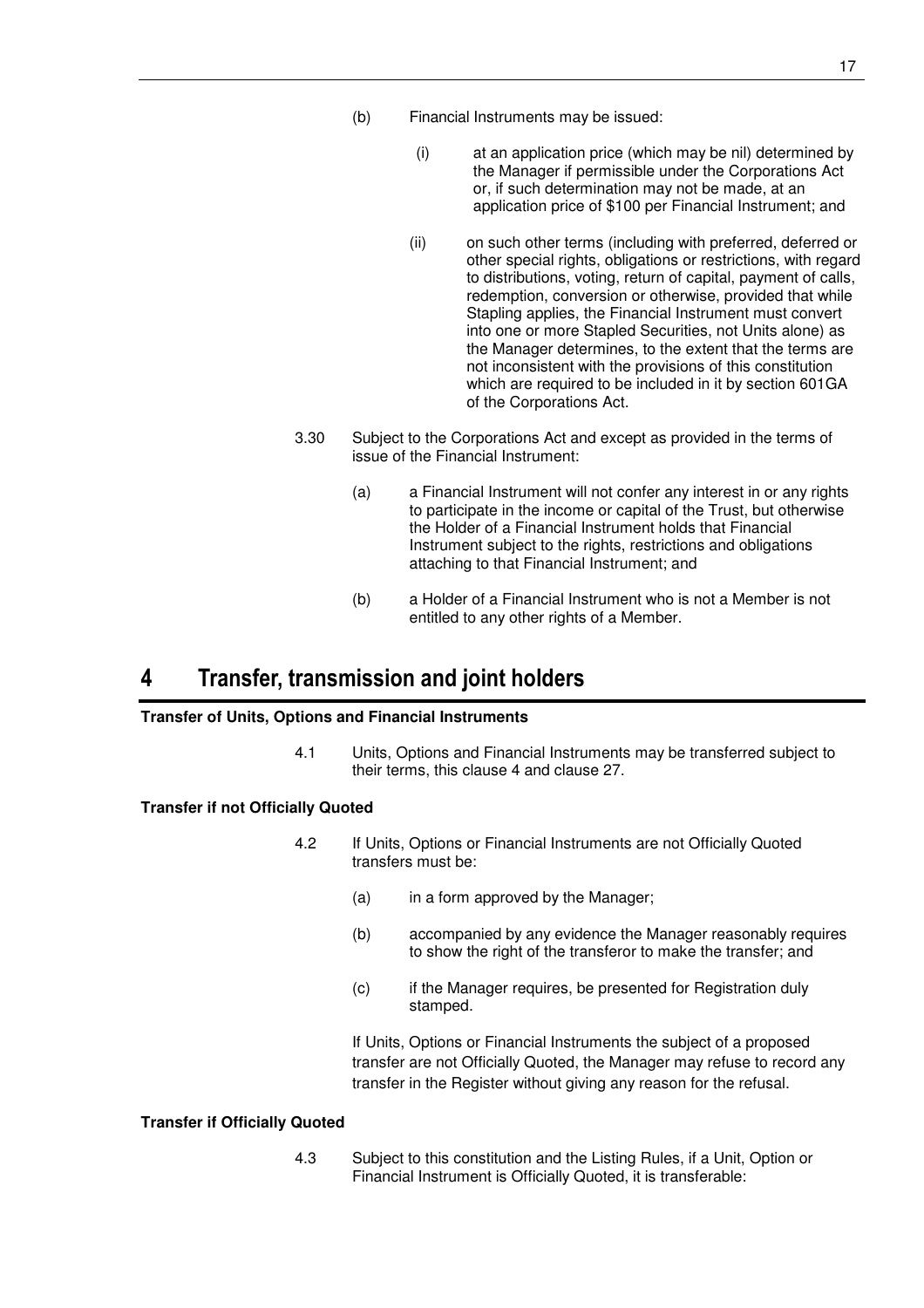(b) Financial Instruments may be issued:

  (i) at an application price (which may be nil) determined by the Manager if permissible under the Corporations Act or, if such determination may not be made, at an application price of $100 per Financial Instrument; and

  (ii) on such other terms (including with preferred, deferred or other special rights, obligations or restrictions, with regard to distributions, voting, return of capital, payment of calls, redemption, conversion or otherwise, provided that while Stapling applies, the Financial Instrument must convert into one or more Stapled Securities, not Units alone) as the Manager determines, to the extent that the terms are not inconsistent with the provisions of this constitution which are required to be included in it by section 601GA of the Corporations Act.

3.30 Subject to the Corporations Act and except as provided in the terms of issue of the Financial Instrument:

(a) a Financial Instrument will not confer any interest in or any rights to participate in the income or capital of the Trust, but otherwise the Holder of a Financial Instrument holds that Financial Instrument subject to the rights, restrictions and obligations attaching to that Financial Instrument; and

(b) a Holder of a Financial Instrument who is not a Member is not entitled to any other rights of a Member.

# 4 Transfer, transmission and joint holders

**Transfer of Units, Options and Financial Instruments**

4.1 Units, Options and Financial Instruments may be transferred subject to their terms, this clause 4 and clause 27.

**Transfer if not Officially Quoted**

4.2 If Units, Options or Financial Instruments are not Officially Quoted transfers must be:

(a) in a form approved by the Manager;

(b) accompanied by any evidence the Manager reasonably requires to show the right of the transferor to make the transfer; and

(c) if the Manager requires, be presented for Registration duly stamped.

If Units, Options or Financial Instruments the subject of a proposed transfer are not Officially Quoted, the Manager may refuse to record any transfer in the Register without giving any reason for the refusal.

**Transfer if Officially Quoted**

4.3 Subject to this constitution and the Listing Rules, if a Unit, Option or Financial Instrument is Officially Quoted, it is transferable: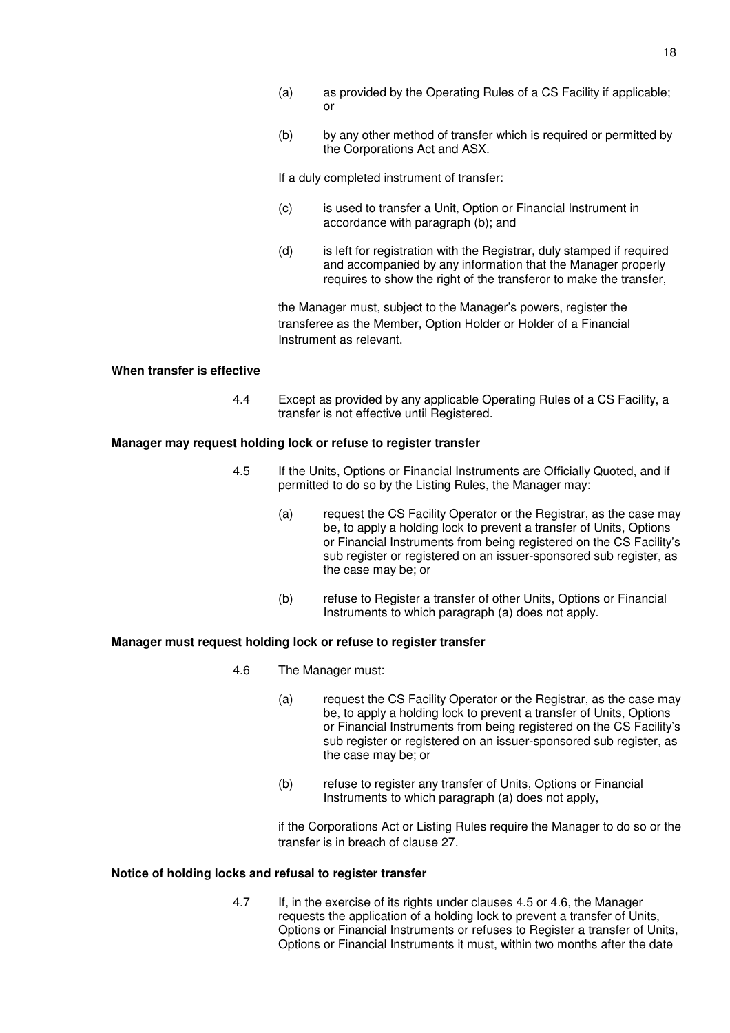(a) as provided by the Operating Rules of a CS Facility if applicable; or

(b) by any other method of transfer which is required or permitted by the Corporations Act and ASX.

If a duly completed instrument of transfer:

(c) is used to transfer a Unit, Option or Financial Instrument in accordance with paragraph (b); and

(d) is left for registration with the Registrar, duly stamped if required and accompanied by any information that the Manager properly requires to show the right of the transferor to make the transfer,

the Manager must, subject to the Manager's powers, register the transferee as the Member, Option Holder or Holder of a Financial Instrument as relevant.

**When transfer is effective**

4.4 Except as provided by any applicable Operating Rules of a CS Facility, a transfer is not effective until Registered.

**Manager may request holding lock or refuse to register transfer**

4.5 If the Units, Options or Financial Instruments are Officially Quoted, and if permitted to do so by the Listing Rules, the Manager may:

(a) request the CS Facility Operator or the Registrar, as the case may be, to apply a holding lock to prevent a transfer of Units, Options or Financial Instruments from being registered on the CS Facility's sub register or registered on an issuer-sponsored sub register, as the case may be; or

(b) refuse to Register a transfer of other Units, Options or Financial Instruments to which paragraph (a) does not apply.

**Manager must request holding lock or refuse to register transfer**

4.6 The Manager must:

(a) request the CS Facility Operator or the Registrar, as the case may be, to apply a holding lock to prevent a transfer of Units, Options or Financial Instruments from being registered on the CS Facility's sub register or registered on an issuer-sponsored sub register, as the case may be; or

(b) refuse to register any transfer of Units, Options or Financial Instruments to which paragraph (a) does not apply,

if the Corporations Act or Listing Rules require the Manager to do so or the transfer is in breach of clause 27.

**Notice of holding locks and refusal to register transfer**

4.7 If, in the exercise of its rights under clauses 4.5 or 4.6, the Manager requests the application of a holding lock to prevent a transfer of Units, Options or Financial Instruments or refuses to Register a transfer of Units, Options or Financial Instruments it must, within two months after the date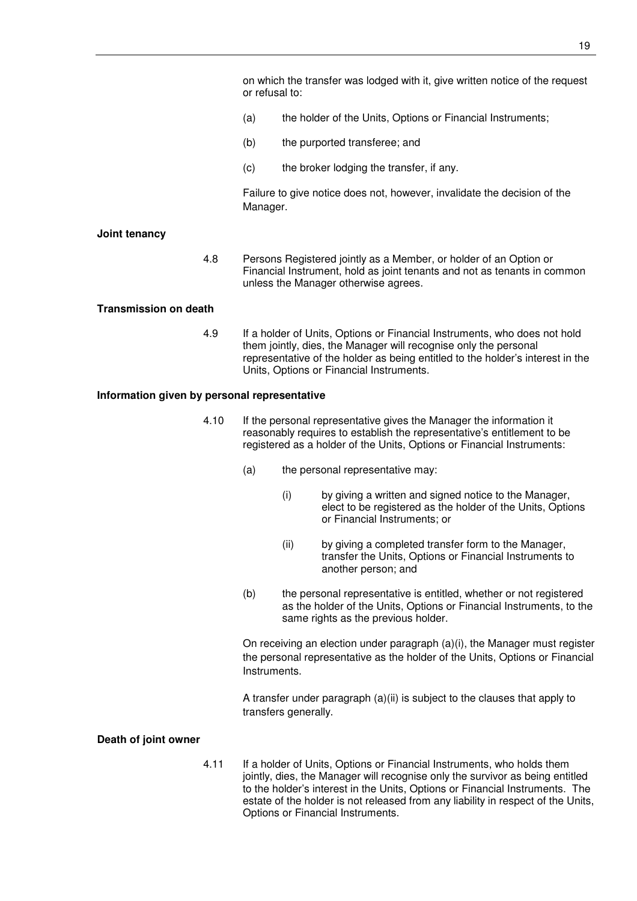on which the transfer was lodged with it, give written notice of the request or refusal to:

(a) the holder of the Units, Options or Financial Instruments;

(b) the purported transferee; and

(c) the broker lodging the transfer, if any.

Failure to give notice does not, however, invalidate the decision of the Manager.

**Joint tenancy**

4.8 Persons Registered jointly as a Member, or holder of an Option or Financial Instrument, hold as joint tenants and not as tenants in common unless the Manager otherwise agrees.

**Transmission on death**

4.9 If a holder of Units, Options or Financial Instruments, who does not hold them jointly, dies, the Manager will recognise only the personal representative of the holder as being entitled to the holder's interest in the Units, Options or Financial Instruments.

**Information given by personal representative**

4.10 If the personal representative gives the Manager the information it reasonably requires to establish the representative's entitlement to be registered as a holder of the Units, Options or Financial Instruments:

(a) the personal representative may:

(i) by giving a written and signed notice to the Manager, elect to be registered as the holder of the Units, Options or Financial Instruments; or

(ii) by giving a completed transfer form to the Manager, transfer the Units, Options or Financial Instruments to another person; and

(b) the personal representative is entitled, whether or not registered as the holder of the Units, Options or Financial Instruments, to the same rights as the previous holder.

On receiving an election under paragraph (a)(i), the Manager must register the personal representative as the holder of the Units, Options or Financial Instruments.

A transfer under paragraph (a)(ii) is subject to the clauses that apply to transfers generally.

**Death of joint owner**

4.11 If a holder of Units, Options or Financial Instruments, who holds them jointly, dies, the Manager will recognise only the survivor as being entitled to the holder's interest in the Units, Options or Financial Instruments. The estate of the holder is not released from any liability in respect of the Units, Options or Financial Instruments.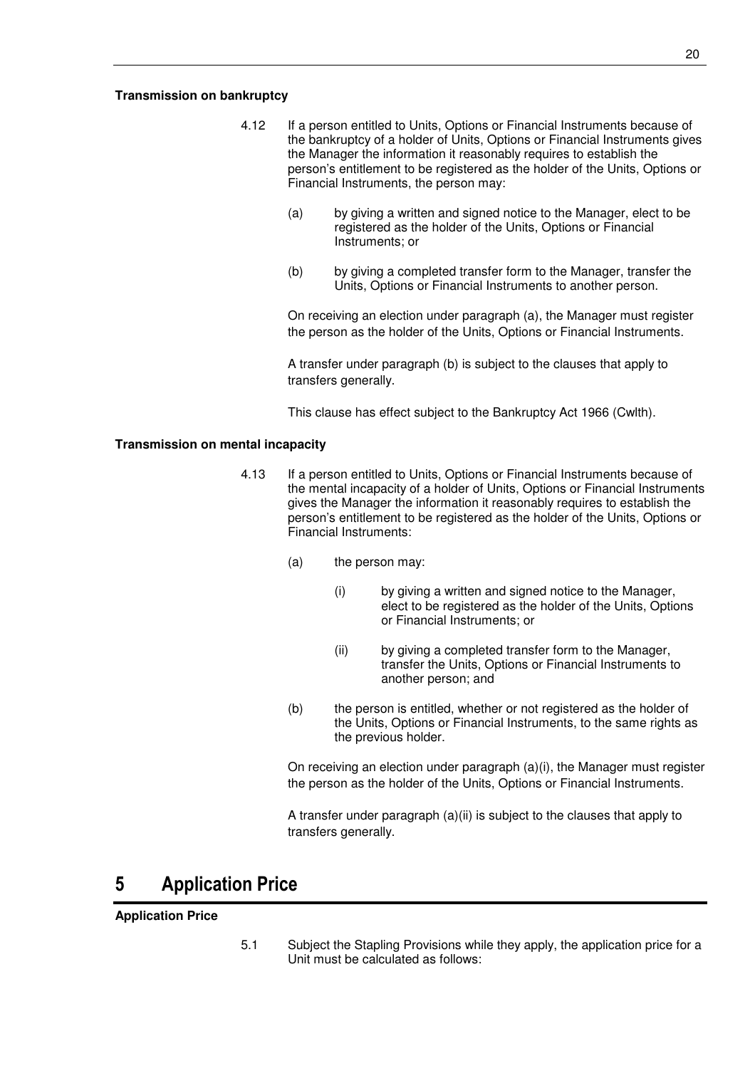**Transmission on bankruptcy**

4.12 If a person entitled to Units, Options or Financial Instruments because of the bankruptcy of a holder of Units, Options or Financial Instruments gives the Manager the information it reasonably requires to establish the person's entitlement to be registered as the holder of the Units, Options or Financial Instruments, the person may:

(a) by giving a written and signed notice to the Manager, elect to be registered as the holder of the Units, Options or Financial Instruments; or

(b) by giving a completed transfer form to the Manager, transfer the Units, Options or Financial Instruments to another person.

On receiving an election under paragraph (a), the Manager must register the person as the holder of the Units, Options or Financial Instruments.

A transfer under paragraph (b) is subject to the clauses that apply to transfers generally.

This clause has effect subject to the Bankruptcy Act 1966 (Cwlth).

**Transmission on mental incapacity**

4.13 If a person entitled to Units, Options or Financial Instruments because of the mental incapacity of a holder of Units, Options or Financial Instruments gives the Manager the information it reasonably requires to establish the person's entitlement to be registered as the holder of the Units, Options or Financial Instruments:

(a) the person may:

(i) by giving a written and signed notice to the Manager, elect to be registered as the holder of the Units, Options or Financial Instruments; or

(ii) by giving a completed transfer form to the Manager, transfer the Units, Options or Financial Instruments to another person; and

(b) the person is entitled, whether or not registered as the holder of the Units, Options or Financial Instruments, to the same rights as the previous holder.

On receiving an election under paragraph (a)(i), the Manager must register the person as the holder of the Units, Options or Financial Instruments.

A transfer under paragraph (a)(ii) is subject to the clauses that apply to transfers generally.

# 5 Application Price

**Application Price**

5.1 Subject the Stapling Provisions while they apply, the application price for a Unit must be calculated as follows: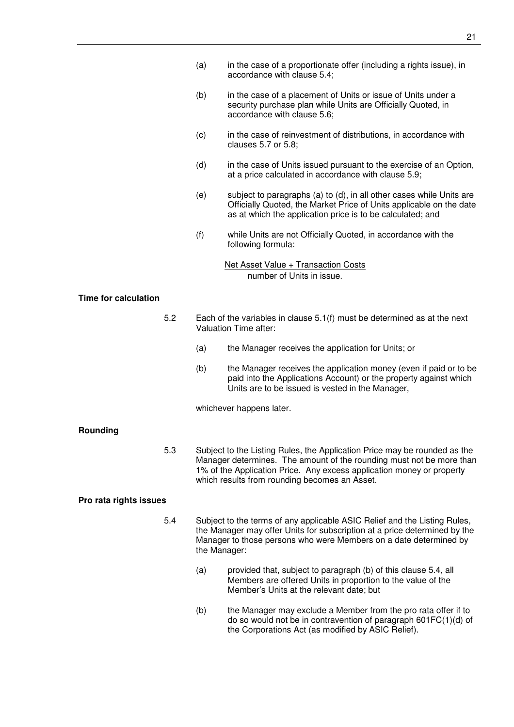(a) in the case of a proportionate offer (including a rights issue), in accordance with clause 5.4;

(b) in the case of a placement of Units or issue of Units under a security purchase plan while Units are Officially Quoted, in accordance with clause 5.6;

(c) in the case of reinvestment of distributions, in accordance with clauses 5.7 or 5.8;

(d) in the case of Units issued pursuant to the exercise of an Option, at a price calculated in accordance with clause 5.9;

(e) subject to paragraphs (a) to (d), in all other cases while Units are Officially Quoted, the Market Price of Units applicable on the date as at which the application price is to be calculated; and

(f) while Units are not Officially Quoted, in accordance with the following formula:

$$\frac{\text{Net Asset Value + Transaction Costs}}{\text{number of Units in issue.}}$$

**Time for calculation**

5.2 Each of the variables in clause 5.1(f) must be determined as at the next Valuation Time after:

(a) the Manager receives the application for Units; or

(b) the Manager receives the application money (even if paid or to be paid into the Applications Account) or the property against which Units are to be issued is vested in the Manager,

whichever happens later.

**Rounding**

5.3 Subject to the Listing Rules, the Application Price may be rounded as the Manager determines. The amount of the rounding must not be more than 1% of the Application Price. Any excess application money or property which results from rounding becomes an Asset.

**Pro rata rights issues**

5.4 Subject to the terms of any applicable ASIC Relief and the Listing Rules, the Manager may offer Units for subscription at a price determined by the Manager to those persons who were Members on a date determined by the Manager:

(a) provided that, subject to paragraph (b) of this clause 5.4, all Members are offered Units in proportion to the value of the Member's Units at the relevant date; but

(b) the Manager may exclude a Member from the pro rata offer if to do so would not be in contravention of paragraph 601FC(1)(d) of the Corporations Act (as modified by ASIC Relief).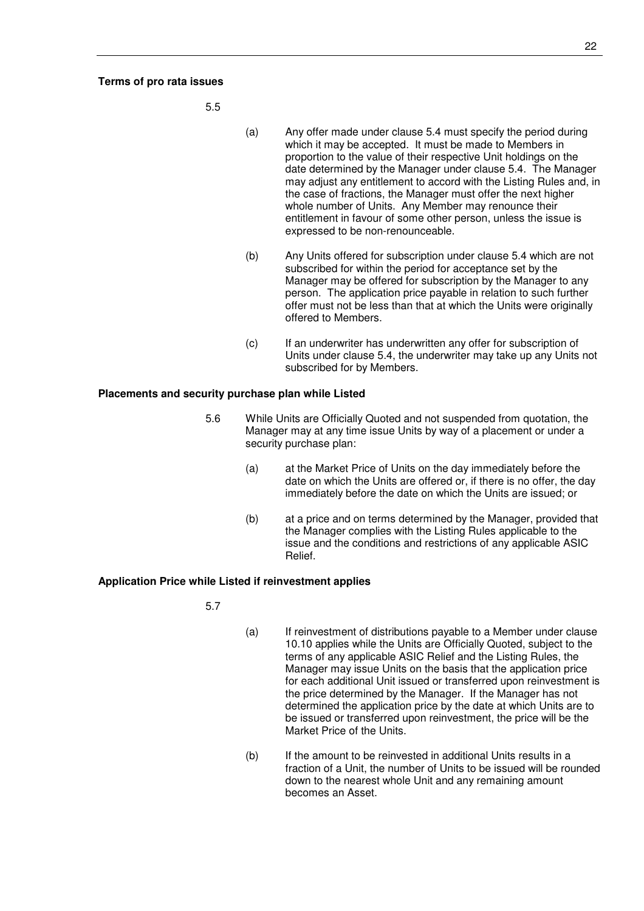**Terms of pro rata issues**

5.5

(a) Any offer made under clause 5.4 must specify the period during which it may be accepted. It must be made to Members in proportion to the value of their respective Unit holdings on the date determined by the Manager under clause 5.4. The Manager may adjust any entitlement to accord with the Listing Rules and, in the case of fractions, the Manager must offer the next higher whole number of Units. Any Member may renounce their entitlement in favour of some other person, unless the issue is expressed to be non-renounceable.

(b) Any Units offered for subscription under clause 5.4 which are not subscribed for within the period for acceptance set by the Manager may be offered for subscription by the Manager to any person. The application price payable in relation to such further offer must not be less than that at which the Units were originally offered to Members.

(c) If an underwriter has underwritten any offer for subscription of Units under clause 5.4, the underwriter may take up any Units not subscribed for by Members.

**Placements and security purchase plan while Listed**

5.6 While Units are Officially Quoted and not suspended from quotation, the Manager may at any time issue Units by way of a placement or under a security purchase plan:

(a) at the Market Price of Units on the day immediately before the date on which the Units are offered or, if there is no offer, the day immediately before the date on which the Units are issued; or

(b) at a price and on terms determined by the Manager, provided that the Manager complies with the Listing Rules applicable to the issue and the conditions and restrictions of any applicable ASIC Relief.

**Application Price while Listed if reinvestment applies**

5.7

(a) If reinvestment of distributions payable to a Member under clause 10.10 applies while the Units are Officially Quoted, subject to the terms of any applicable ASIC Relief and the Listing Rules, the Manager may issue Units on the basis that the application price for each additional Unit issued or transferred upon reinvestment is the price determined by the Manager. If the Manager has not determined the application price by the date at which Units are to be issued or transferred upon reinvestment, the price will be the Market Price of the Units.

(b) If the amount to be reinvested in additional Units results in a fraction of a Unit, the number of Units to be issued will be rounded down to the nearest whole Unit and any remaining amount becomes an Asset.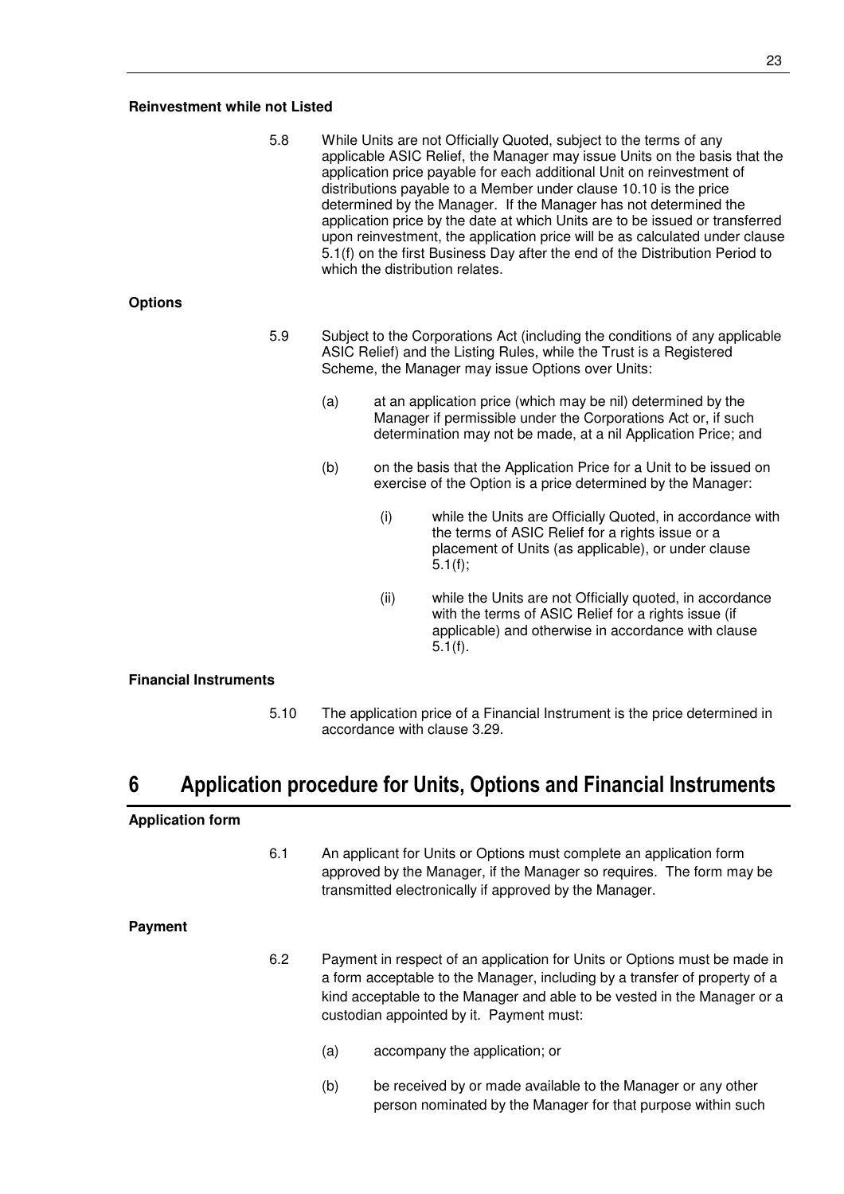**Reinvestment while not Listed**

5.8 While Units are not Officially Quoted, subject to the terms of any applicable ASIC Relief, the Manager may issue Units on the basis that the application price payable for each additional Unit on reinvestment of distributions payable to a Member under clause 10.10 is the price determined by the Manager. If the Manager has not determined the application price by the date at which Units are to be issued or transferred upon reinvestment, the application price will be as calculated under clause 5.1(f) on the first Business Day after the end of the Distribution Period to which the distribution relates.

**Options**

5.9 Subject to the Corporations Act (including the conditions of any applicable ASIC Relief) and the Listing Rules, while the Trust is a Registered Scheme, the Manager may issue Options over Units:

(a) at an application price (which may be nil) determined by the Manager if permissible under the Corporations Act or, if such determination may not be made, at a nil Application Price; and

(b) on the basis that the Application Price for a Unit to be issued on exercise of the Option is a price determined by the Manager:

(i) while the Units are Officially Quoted, in accordance with the terms of ASIC Relief for a rights issue or a placement of Units (as applicable), or under clause 5.1(f);

(ii) while the Units are not Officially quoted, in accordance with the terms of ASIC Relief for a rights issue (if applicable) and otherwise in accordance with clause 5.1(f).

**Financial Instruments**

5.10 The application price of a Financial Instrument is the price determined in accordance with clause 3.29.

# 6 Application procedure for Units, Options and Financial Instruments

**Application form**

6.1 An applicant for Units or Options must complete an application form approved by the Manager, if the Manager so requires. The form may be transmitted electronically if approved by the Manager.

**Payment**

6.2 Payment in respect of an application for Units or Options must be made in a form acceptable to the Manager, including by a transfer of property of a kind acceptable to the Manager and able to be vested in the Manager or a custodian appointed by it. Payment must:

(a) accompany the application; or

(b) be received by or made available to the Manager or any other person nominated by the Manager for that purpose within such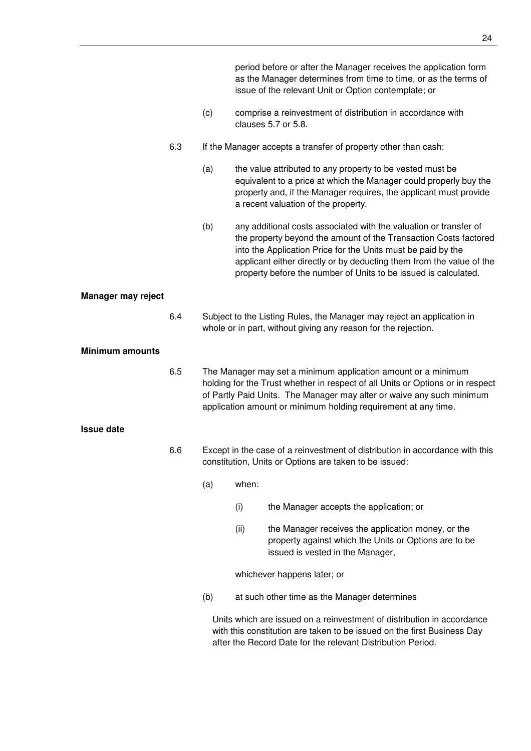period before or after the Manager receives the application form as the Manager determines from time to time, or as the terms of issue of the relevant Unit or Option contemplate; or

(c) comprise a reinvestment of distribution in accordance with clauses 5.7 or 5.8.

6.3 If the Manager accepts a transfer of property other than cash:

(a) the value attributed to any property to be vested must be equivalent to a price at which the Manager could properly buy the property and, if the Manager requires, the applicant must provide a recent valuation of the property.

(b) any additional costs associated with the valuation or transfer of the property beyond the amount of the Transaction Costs factored into the Application Price for the Units must be paid by the applicant either directly or by deducting them from the value of the property before the number of Units to be issued is calculated.

**Manager may reject**

6.4 Subject to the Listing Rules, the Manager may reject an application in whole or in part, without giving any reason for the rejection.

**Minimum amounts**

6.5 The Manager may set a minimum application amount or a minimum holding for the Trust whether in respect of all Units or Options or in respect of Partly Paid Units. The Manager may alter or waive any such minimum application amount or minimum holding requirement at any time.

**Issue date**

6.6 Except in the case of a reinvestment of distribution in accordance with this constitution, Units or Options are taken to be issued:

(a) when:

(i) the Manager accepts the application; or

(ii) the Manager receives the application money, or the property against which the Units or Options are to be issued is vested in the Manager,

whichever happens later; or

(b) at such other time as the Manager determines

Units which are issued on a reinvestment of distribution in accordance with this constitution are taken to be issued on the first Business Day after the Record Date for the relevant Distribution Period.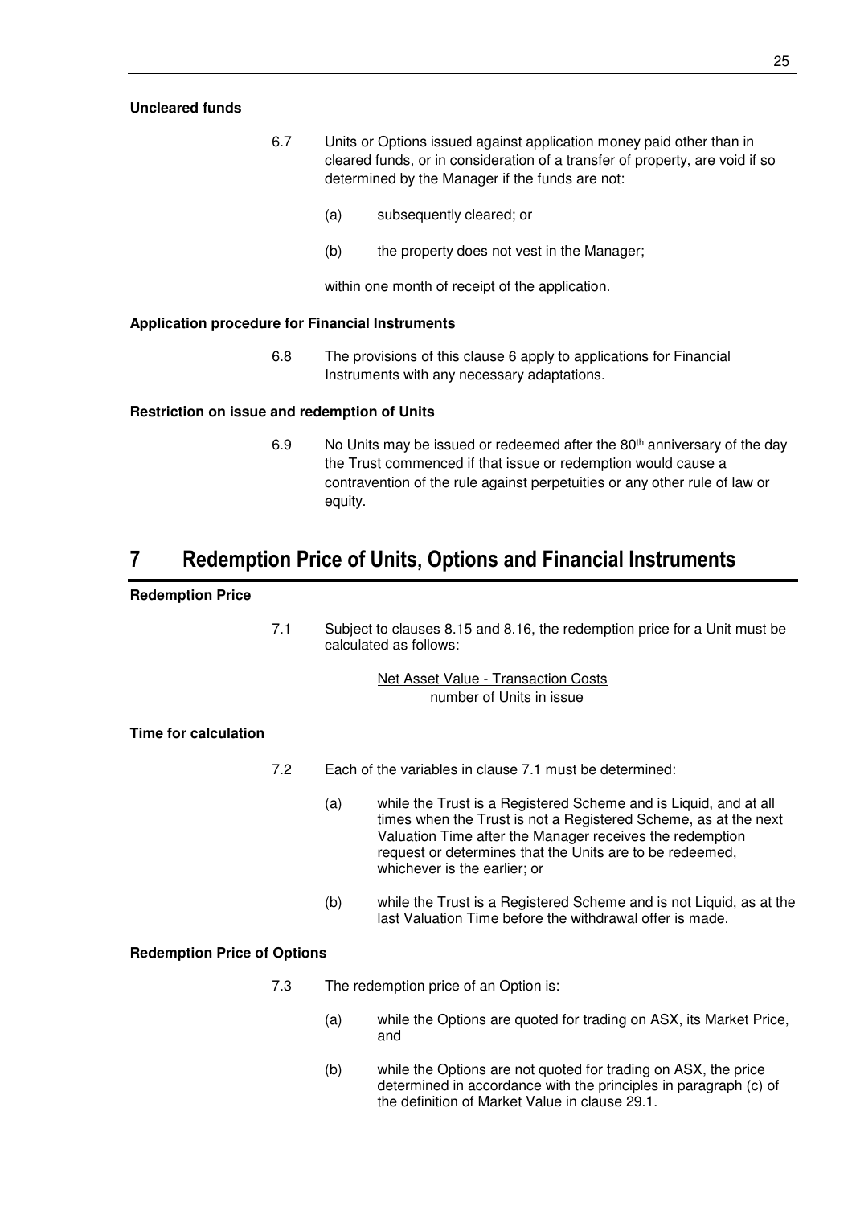**Uncleared funds**

6.7 Units or Options issued against application money paid other than in cleared funds, or in consideration of a transfer of property, are void if so determined by the Manager if the funds are not:

(a) subsequently cleared; or

(b) the property does not vest in the Manager;

within one month of receipt of the application.

**Application procedure for Financial Instruments**

6.8 The provisions of this clause 6 apply to applications for Financial Instruments with any necessary adaptations.

**Restriction on issue and redemption of Units**

6.9 No Units may be issued or redeemed after the 80th anniversary of the day the Trust commenced if that issue or redemption would cause a contravention of the rule against perpetuities or any other rule of law or equity.

# 7 Redemption Price of Units, Options and Financial Instruments

**Redemption Price**

7.1 Subject to clauses 8.15 and 8.16, the redemption price for a Unit must be calculated as follows:

$$\frac{\text{Net Asset Value - Transaction Costs}}{\text{number of Units in issue}}$$

**Time for calculation**

7.2 Each of the variables in clause 7.1 must be determined:

(a) while the Trust is a Registered Scheme and is Liquid, and at all times when the Trust is not a Registered Scheme, as at the next Valuation Time after the Manager receives the redemption request or determines that the Units are to be redeemed, whichever is the earlier; or

(b) while the Trust is a Registered Scheme and is not Liquid, as at the last Valuation Time before the withdrawal offer is made.

**Redemption Price of Options**

7.3 The redemption price of an Option is:

(a) while the Options are quoted for trading on ASX, its Market Price, and

(b) while the Options are not quoted for trading on ASX, the price determined in accordance with the principles in paragraph (c) of the definition of Market Value in clause 29.1.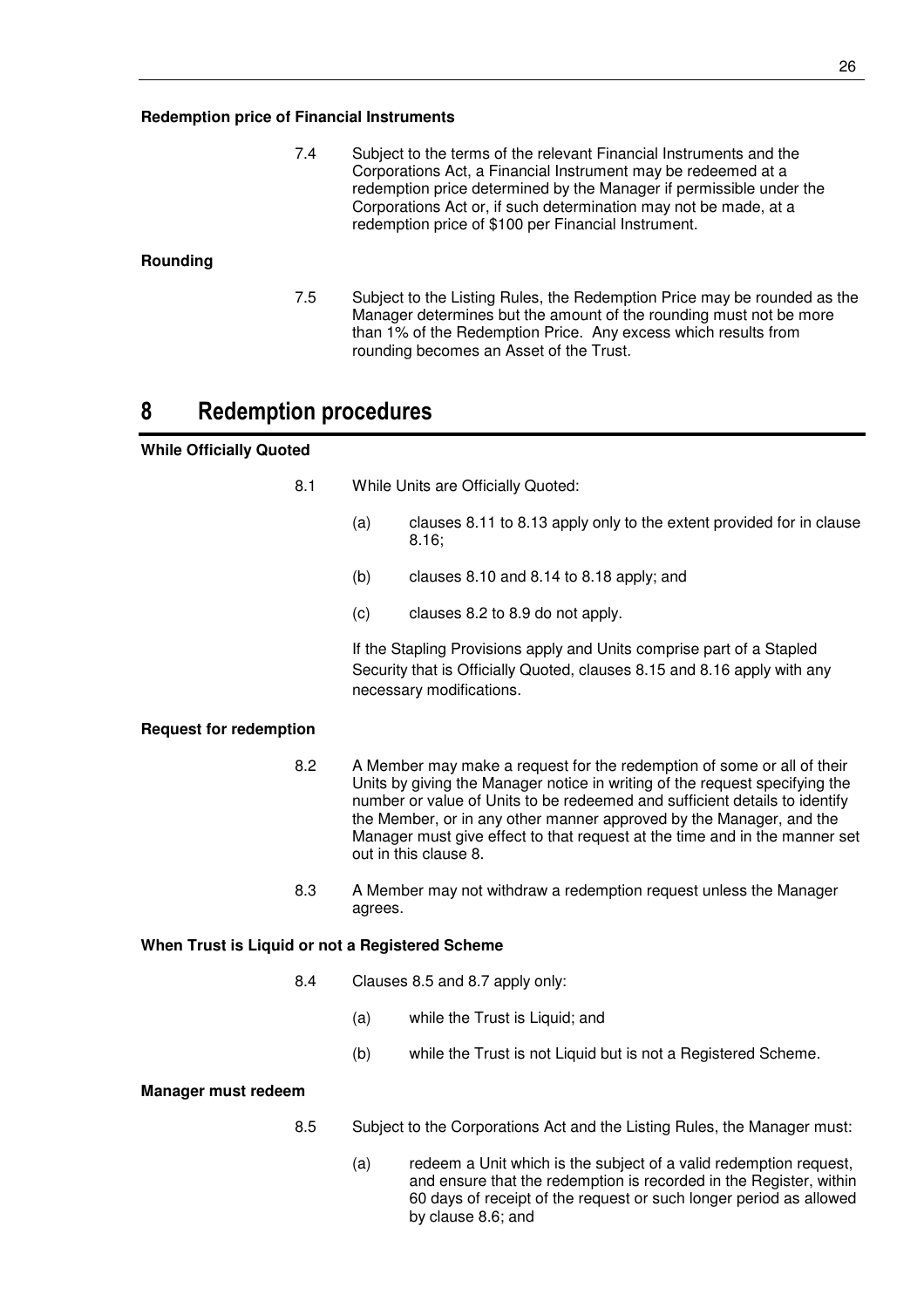**Redemption price of Financial Instruments**

7.4 Subject to the terms of the relevant Financial Instruments and the Corporations Act, a Financial Instrument may be redeemed at a redemption price determined by the Manager if permissible under the Corporations Act or, if such determination may not be made, at a redemption price of $100 per Financial Instrument.

**Rounding**

7.5 Subject to the Listing Rules, the Redemption Price may be rounded as the Manager determines but the amount of the rounding must not be more than 1% of the Redemption Price. Any excess which results from rounding becomes an Asset of the Trust.

# 8 Redemption procedures

**While Officially Quoted**

8.1 While Units are Officially Quoted:

(a) clauses 8.11 to 8.13 apply only to the extent provided for in clause 8.16;

(b) clauses 8.10 and 8.14 to 8.18 apply; and

(c) clauses 8.2 to 8.9 do not apply.

If the Stapling Provisions apply and Units comprise part of a Stapled Security that is Officially Quoted, clauses 8.15 and 8.16 apply with any necessary modifications.

**Request for redemption**

8.2 A Member may make a request for the redemption of some or all of their Units by giving the Manager notice in writing of the request specifying the number or value of Units to be redeemed and sufficient details to identify the Member, or in any other manner approved by the Manager, and the Manager must give effect to that request at the time and in the manner set out in this clause 8.

8.3 A Member may not withdraw a redemption request unless the Manager agrees.

**When Trust is Liquid or not a Registered Scheme**

8.4 Clauses 8.5 and 8.7 apply only:

(a) while the Trust is Liquid; and

(b) while the Trust is not Liquid but is not a Registered Scheme.

**Manager must redeem**

8.5 Subject to the Corporations Act and the Listing Rules, the Manager must:

(a) redeem a Unit which is the subject of a valid redemption request, and ensure that the redemption is recorded in the Register, within 60 days of receipt of the request or such longer period as allowed by clause 8.6; and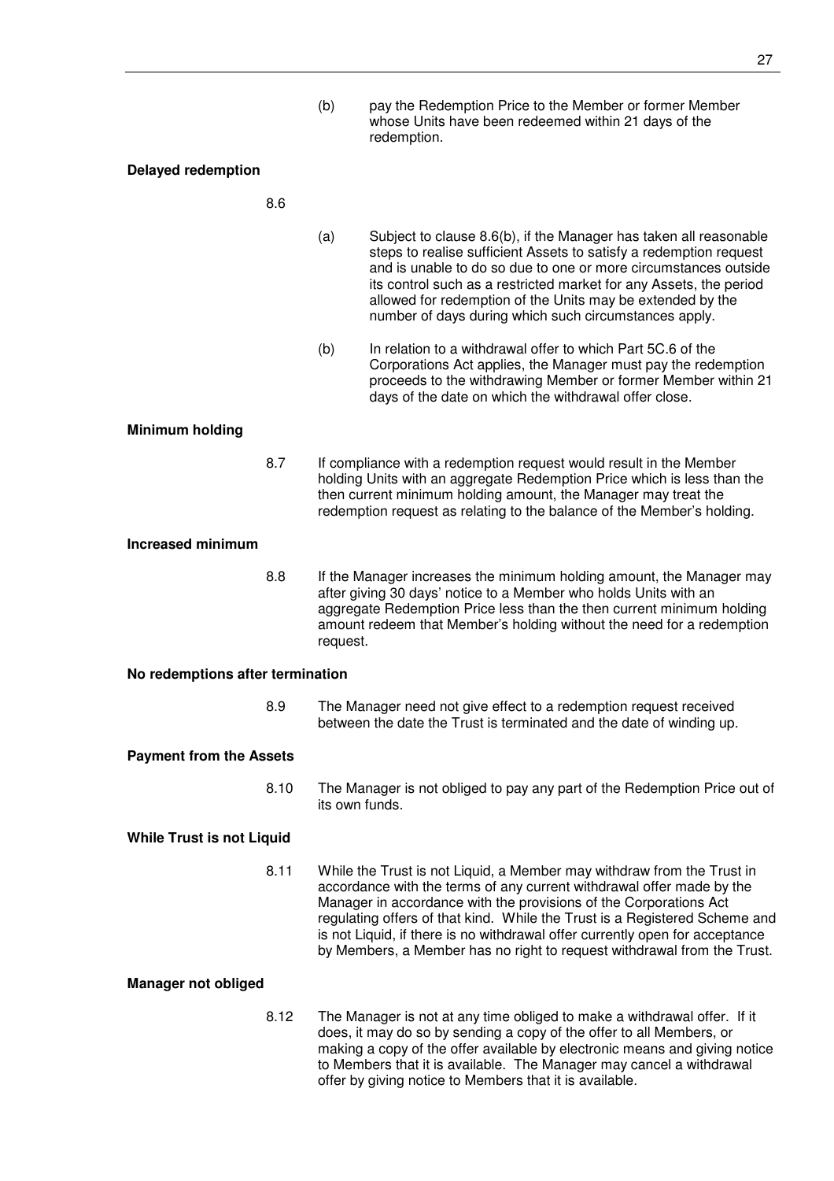(b) pay the Redemption Price to the Member or former Member whose Units have been redeemed within 21 days of the redemption.

**Delayed redemption**

8.6

(a) Subject to clause 8.6(b), if the Manager has taken all reasonable steps to realise sufficient Assets to satisfy a redemption request and is unable to do so due to one or more circumstances outside its control such as a restricted market for any Assets, the period allowed for redemption of the Units may be extended by the number of days during which such circumstances apply.

(b) In relation to a withdrawal offer to which Part 5C.6 of the Corporations Act applies, the Manager must pay the redemption proceeds to the withdrawing Member or former Member within 21 days of the date on which the withdrawal offer close.

**Minimum holding**

8.7 If compliance with a redemption request would result in the Member holding Units with an aggregate Redemption Price which is less than the then current minimum holding amount, the Manager may treat the redemption request as relating to the balance of the Member's holding.

**Increased minimum**

8.8 If the Manager increases the minimum holding amount, the Manager may after giving 30 days' notice to a Member who holds Units with an aggregate Redemption Price less than the then current minimum holding amount redeem that Member's holding without the need for a redemption request.

**No redemptions after termination**

8.9 The Manager need not give effect to a redemption request received between the date the Trust is terminated and the date of winding up.

**Payment from the Assets**

8.10 The Manager is not obliged to pay any part of the Redemption Price out of its own funds.

**While Trust is not Liquid**

8.11 While the Trust is not Liquid, a Member may withdraw from the Trust in accordance with the terms of any current withdrawal offer made by the Manager in accordance with the provisions of the Corporations Act regulating offers of that kind. While the Trust is a Registered Scheme and is not Liquid, if there is no withdrawal offer currently open for acceptance by Members, a Member has no right to request withdrawal from the Trust.

**Manager not obliged**

8.12 The Manager is not at any time obliged to make a withdrawal offer. If it does, it may do so by sending a copy of the offer to all Members, or making a copy of the offer available by electronic means and giving notice to Members that it is available. The Manager may cancel a withdrawal offer by giving notice to Members that it is available.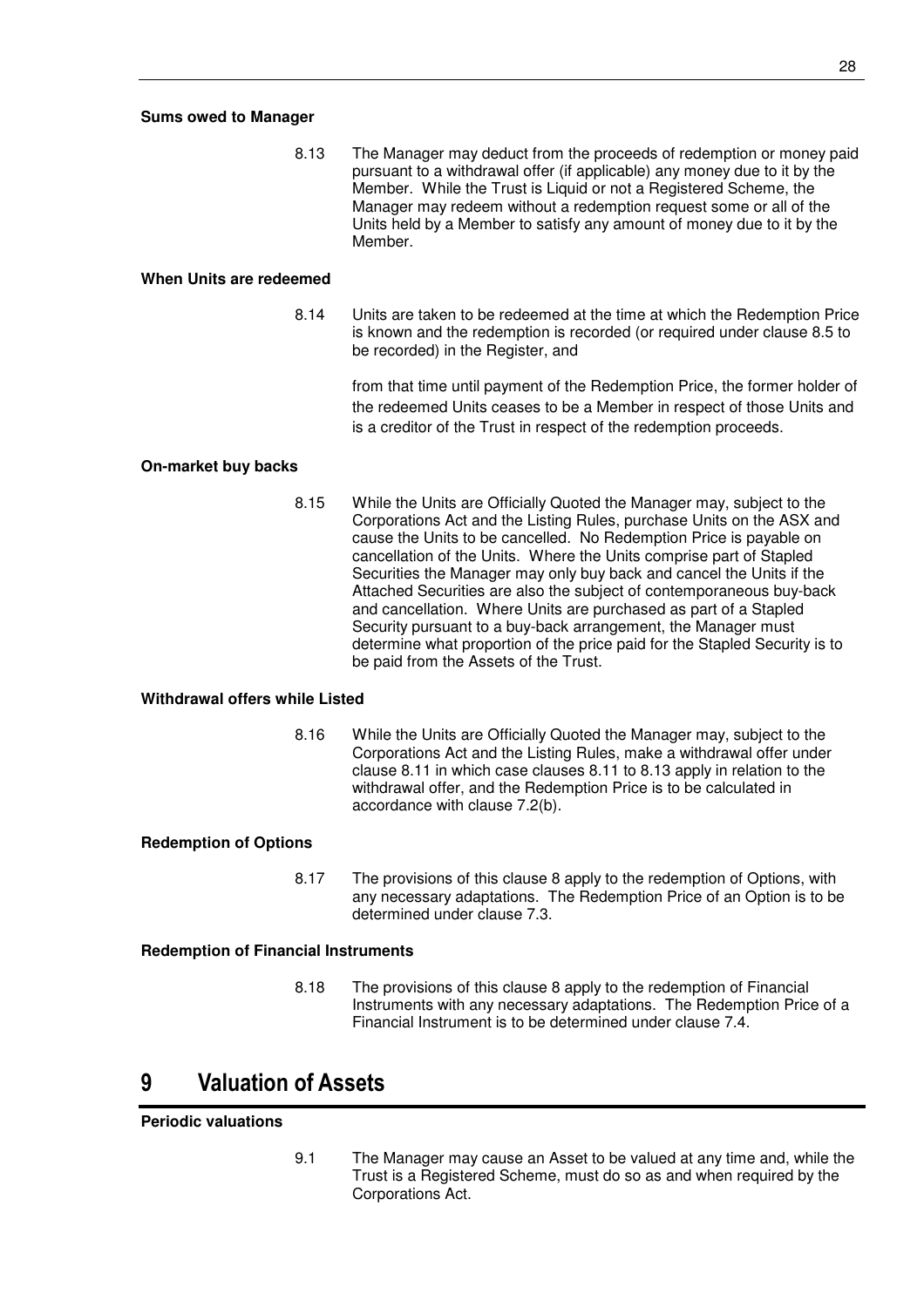**Sums owed to Manager**

8.13 The Manager may deduct from the proceeds of redemption or money paid pursuant to a withdrawal offer (if applicable) any money due to it by the Member. While the Trust is Liquid or not a Registered Scheme, the Manager may redeem without a redemption request some or all of the Units held by a Member to satisfy any amount of money due to it by the Member.

**When Units are redeemed**

8.14 Units are taken to be redeemed at the time at which the Redemption Price is known and the redemption is recorded (or required under clause 8.5 to be recorded) in the Register, and

from that time until payment of the Redemption Price, the former holder of the redeemed Units ceases to be a Member in respect of those Units and is a creditor of the Trust in respect of the redemption proceeds.

**On-market buy backs**

8.15 While the Units are Officially Quoted the Manager may, subject to the Corporations Act and the Listing Rules, purchase Units on the ASX and cause the Units to be cancelled. No Redemption Price is payable on cancellation of the Units. Where the Units comprise part of Stapled Securities the Manager may only buy back and cancel the Units if the Attached Securities are also the subject of contemporaneous buy-back and cancellation. Where Units are purchased as part of a Stapled Security pursuant to a buy-back arrangement, the Manager must determine what proportion of the price paid for the Stapled Security is to be paid from the Assets of the Trust.

**Withdrawal offers while Listed**

8.16 While the Units are Officially Quoted the Manager may, subject to the Corporations Act and the Listing Rules, make a withdrawal offer under clause 8.11 in which case clauses 8.11 to 8.13 apply in relation to the withdrawal offer, and the Redemption Price is to be calculated in accordance with clause 7.2(b).

**Redemption of Options**

8.17 The provisions of this clause 8 apply to the redemption of Options, with any necessary adaptations. The Redemption Price of an Option is to be determined under clause 7.3.

**Redemption of Financial Instruments**

8.18 The provisions of this clause 8 apply to the redemption of Financial Instruments with any necessary adaptations. The Redemption Price of a Financial Instrument is to be determined under clause 7.4.

# 9 Valuation of Assets

**Periodic valuations**

9.1 The Manager may cause an Asset to be valued at any time and, while the Trust is a Registered Scheme, must do so as and when required by the Corporations Act.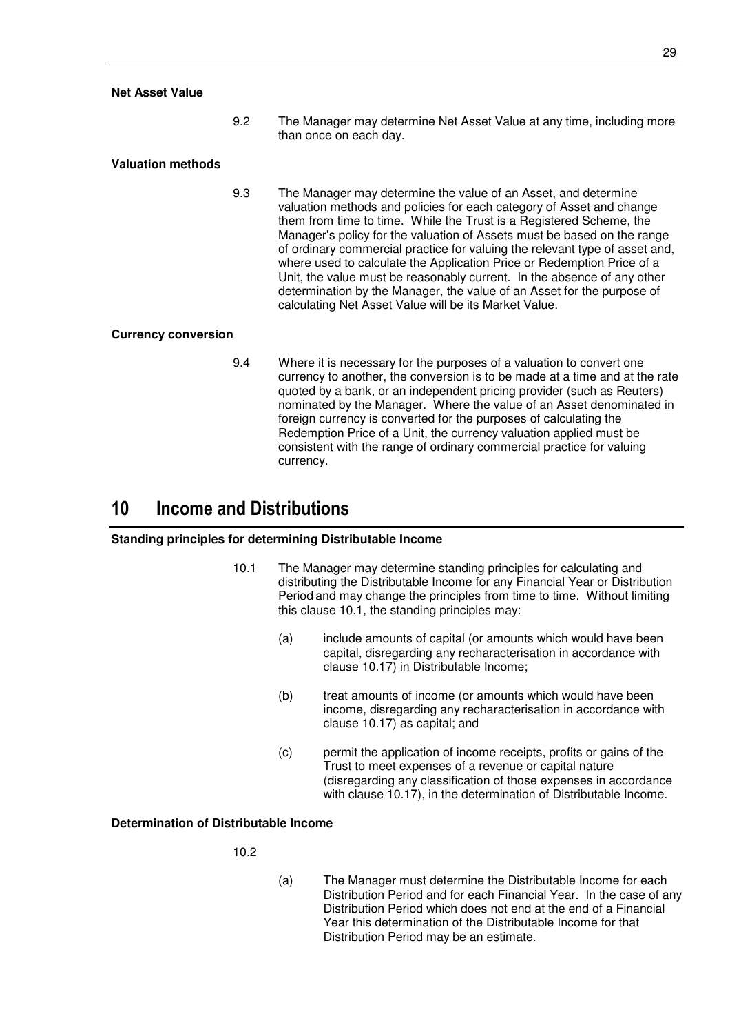**Net Asset Value**

9.2 The Manager may determine Net Asset Value at any time, including more than once on each day.

**Valuation methods**

9.3 The Manager may determine the value of an Asset, and determine valuation methods and policies for each category of Asset and change them from time to time. While the Trust is a Registered Scheme, the Manager's policy for the valuation of Assets must be based on the range of ordinary commercial practice for valuing the relevant type of asset and, where used to calculate the Application Price or Redemption Price of a Unit, the value must be reasonably current. In the absence of any other determination by the Manager, the value of an Asset for the purpose of calculating Net Asset Value will be its Market Value.

**Currency conversion**

9.4 Where it is necessary for the purposes of a valuation to convert one currency to another, the conversion is to be made at a time and at the rate quoted by a bank, or an independent pricing provider (such as Reuters) nominated by the Manager. Where the value of an Asset denominated in foreign currency is converted for the purposes of calculating the Redemption Price of a Unit, the currency valuation applied must be consistent with the range of ordinary commercial practice for valuing currency.

# 10 Income and Distributions

**Standing principles for determining Distributable Income**

10.1 The Manager may determine standing principles for calculating and distributing the Distributable Income for any Financial Year or Distribution Period and may change the principles from time to time. Without limiting this clause 10.1, the standing principles may:

(a) include amounts of capital (or amounts which would have been capital, disregarding any recharacterisation in accordance with clause 10.17) in Distributable Income;

(b) treat amounts of income (or amounts which would have been income, disregarding any recharacterisation in accordance with clause 10.17) as capital; and

(c) permit the application of income receipts, profits or gains of the Trust to meet expenses of a revenue or capital nature (disregarding any classification of those expenses in accordance with clause 10.17), in the determination of Distributable Income.

**Determination of Distributable Income**

10.2

(a) The Manager must determine the Distributable Income for each Distribution Period and for each Financial Year. In the case of any Distribution Period which does not end at the end of a Financial Year this determination of the Distributable Income for that Distribution Period may be an estimate.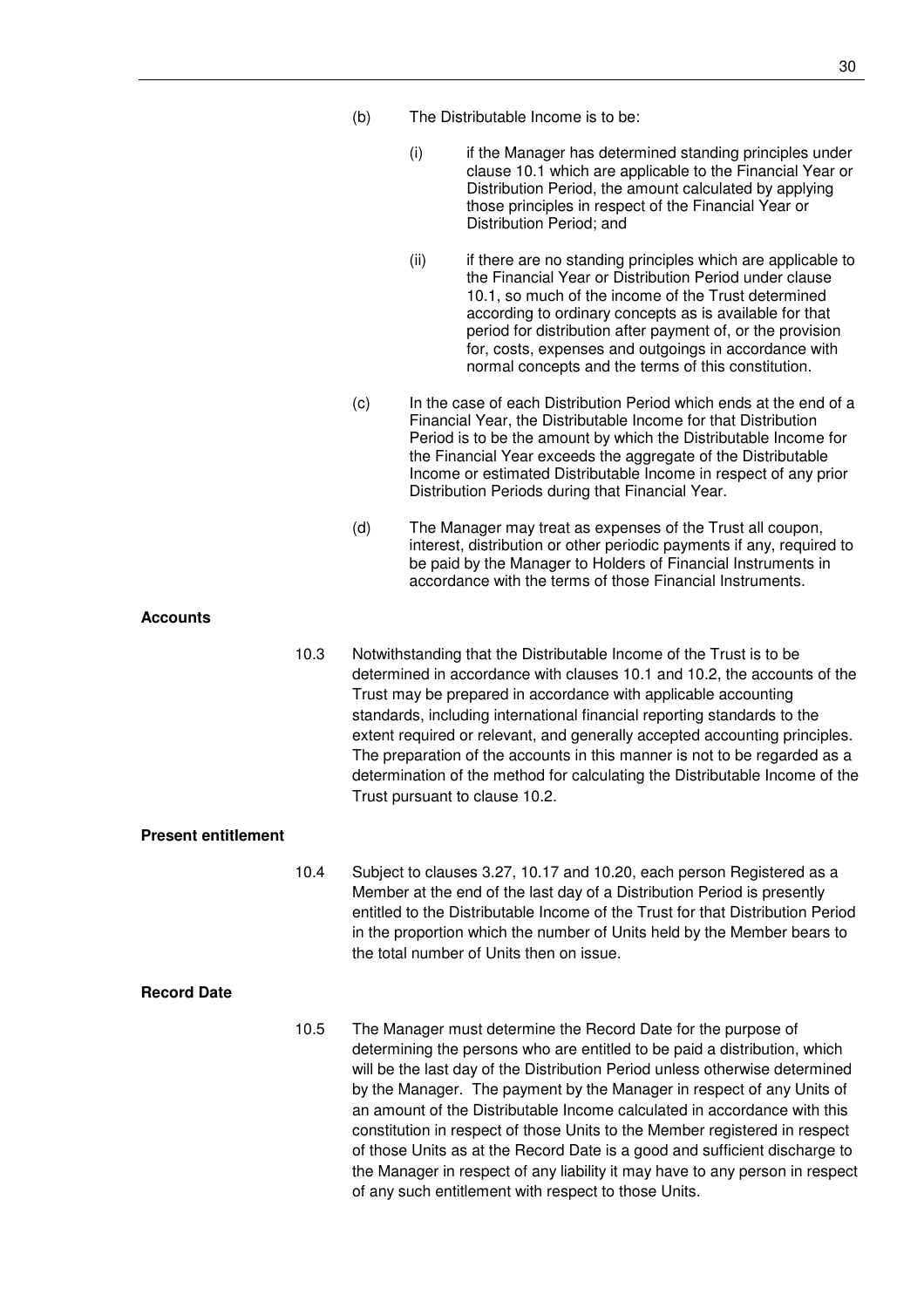(b) The Distributable Income is to be:

   (i) if the Manager has determined standing principles under clause 10.1 which are applicable to the Financial Year or Distribution Period, the amount calculated by applying those principles in respect of the Financial Year or Distribution Period; and

   (ii) if there are no standing principles which are applicable to the Financial Year or Distribution Period under clause 10.1, so much of the income of the Trust determined according to ordinary concepts as is available for that period for distribution after payment of, or the provision for, costs, expenses and outgoings in accordance with normal concepts and the terms of this constitution.

(c) In the case of each Distribution Period which ends at the end of a Financial Year, the Distributable Income for that Distribution Period is to be the amount by which the Distributable Income for the Financial Year exceeds the aggregate of the Distributable Income or estimated Distributable Income in respect of any prior Distribution Periods during that Financial Year.

(d) The Manager may treat as expenses of the Trust all coupon, interest, distribution or other periodic payments if any, required to be paid by the Manager to Holders of Financial Instruments in accordance with the terms of those Financial Instruments.

**Accounts**

10.3 Notwithstanding that the Distributable Income of the Trust is to be determined in accordance with clauses 10.1 and 10.2, the accounts of the Trust may be prepared in accordance with applicable accounting standards, including international financial reporting standards to the extent required or relevant, and generally accepted accounting principles. The preparation of the accounts in this manner is not to be regarded as a determination of the method for calculating the Distributable Income of the Trust pursuant to clause 10.2.

**Present entitlement**

10.4 Subject to clauses 3.27, 10.17 and 10.20, each person Registered as a Member at the end of the last day of a Distribution Period is presently entitled to the Distributable Income of the Trust for that Distribution Period in the proportion which the number of Units held by the Member bears to the total number of Units then on issue.

**Record Date**

10.5 The Manager must determine the Record Date for the purpose of determining the persons who are entitled to be paid a distribution, which will be the last day of the Distribution Period unless otherwise determined by the Manager. The payment by the Manager in respect of any Units of an amount of the Distributable Income calculated in accordance with this constitution in respect of those Units to the Member registered in respect of those Units as at the Record Date is a good and sufficient discharge to the Manager in respect of any liability it may have to any person in respect of any such entitlement with respect to those Units.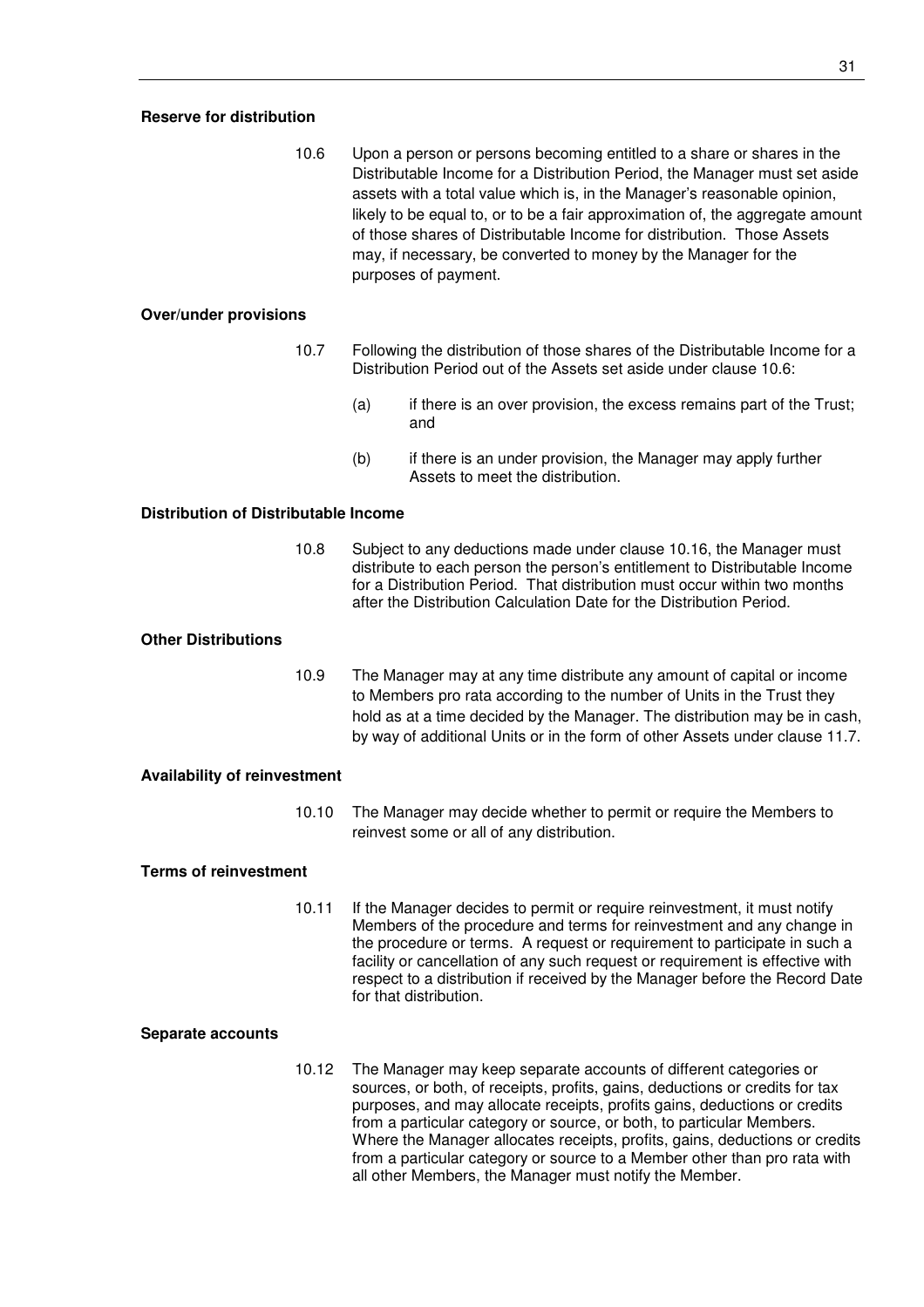**Reserve for distribution**

10.6 Upon a person or persons becoming entitled to a share or shares in the Distributable Income for a Distribution Period, the Manager must set aside assets with a total value which is, in the Manager's reasonable opinion, likely to be equal to, or to be a fair approximation of, the aggregate amount of those shares of Distributable Income for distribution. Those Assets may, if necessary, be converted to money by the Manager for the purposes of payment.

**Over/under provisions**

10.7 Following the distribution of those shares of the Distributable Income for a Distribution Period out of the Assets set aside under clause 10.6:

(a) if there is an over provision, the excess remains part of the Trust; and

(b) if there is an under provision, the Manager may apply further Assets to meet the distribution.

**Distribution of Distributable Income**

10.8 Subject to any deductions made under clause 10.16, the Manager must distribute to each person the person's entitlement to Distributable Income for a Distribution Period. That distribution must occur within two months after the Distribution Calculation Date for the Distribution Period.

**Other Distributions**

10.9 The Manager may at any time distribute any amount of capital or income to Members pro rata according to the number of Units in the Trust they hold as at a time decided by the Manager. The distribution may be in cash, by way of additional Units or in the form of other Assets under clause 11.7.

**Availability of reinvestment**

10.10 The Manager may decide whether to permit or require the Members to reinvest some or all of any distribution.

**Terms of reinvestment**

10.11 If the Manager decides to permit or require reinvestment, it must notify Members of the procedure and terms for reinvestment and any change in the procedure or terms. A request or requirement to participate in such a facility or cancellation of any such request or requirement is effective with respect to a distribution if received by the Manager before the Record Date for that distribution.

**Separate accounts**

10.12 The Manager may keep separate accounts of different categories or sources, or both, of receipts, profits, gains, deductions or credits for tax purposes, and may allocate receipts, profits gains, deductions or credits from a particular category or source, or both, to particular Members. Where the Manager allocates receipts, profits, gains, deductions or credits from a particular category or source to a Member other than pro rata with all other Members, the Manager must notify the Member.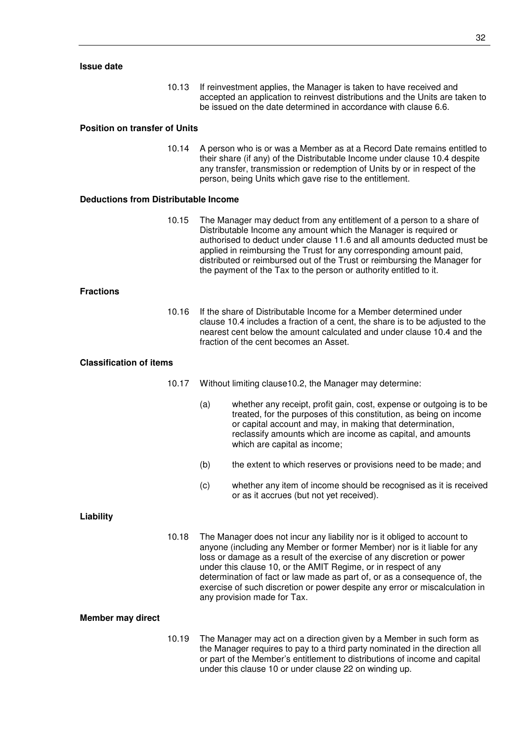**Issue date**

10.13 If reinvestment applies, the Manager is taken to have received and accepted an application to reinvest distributions and the Units are taken to be issued on the date determined in accordance with clause 6.6.

**Position on transfer of Units**

10.14 A person who is or was a Member as at a Record Date remains entitled to their share (if any) of the Distributable Income under clause 10.4 despite any transfer, transmission or redemption of Units by or in respect of the person, being Units which gave rise to the entitlement.

**Deductions from Distributable Income**

10.15 The Manager may deduct from any entitlement of a person to a share of Distributable Income any amount which the Manager is required or authorised to deduct under clause 11.6 and all amounts deducted must be applied in reimbursing the Trust for any corresponding amount paid, distributed or reimbursed out of the Trust or reimbursing the Manager for the payment of the Tax to the person or authority entitled to it.

**Fractions**

10.16 If the share of Distributable Income for a Member determined under clause 10.4 includes a fraction of a cent, the share is to be adjusted to the nearest cent below the amount calculated and under clause 10.4 and the fraction of the cent becomes an Asset.

**Classification of items**

10.17 Without limiting clause10.2, the Manager may determine:

(a) whether any receipt, profit gain, cost, expense or outgoing is to be treated, for the purposes of this constitution, as being on income or capital account and may, in making that determination, reclassify amounts which are income as capital, and amounts which are capital as income;

(b) the extent to which reserves or provisions need to be made; and

(c) whether any item of income should be recognised as it is received or as it accrues (but not yet received).

**Liability**

10.18 The Manager does not incur any liability nor is it obliged to account to anyone (including any Member or former Member) nor is it liable for any loss or damage as a result of the exercise of any discretion or power under this clause 10, or the AMIT Regime, or in respect of any determination of fact or law made as part of, or as a consequence of, the exercise of such discretion or power despite any error or miscalculation in any provision made for Tax.

**Member may direct**

10.19 The Manager may act on a direction given by a Member in such form as the Manager requires to pay to a third party nominated in the direction all or part of the Member's entitlement to distributions of income and capital under this clause 10 or under clause 22 on winding up.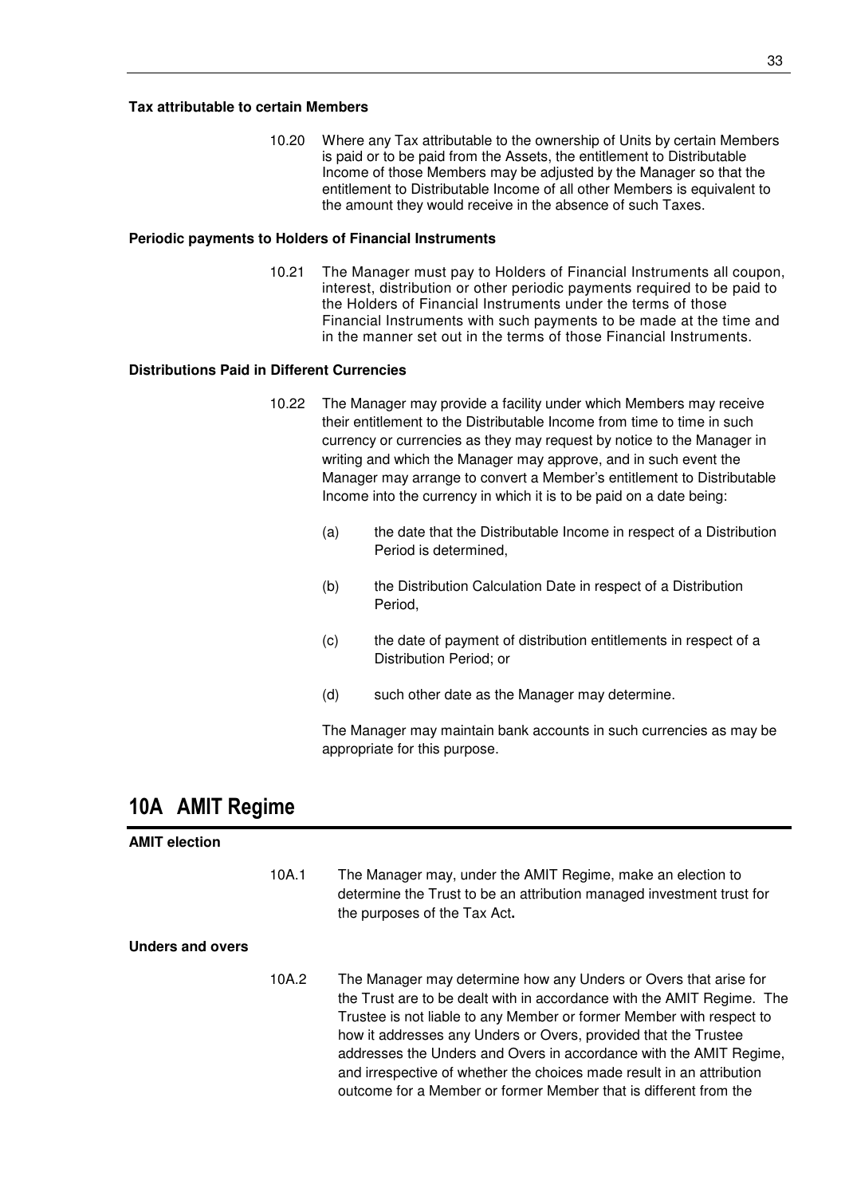**Tax attributable to certain Members**

10.20 Where any Tax attributable to the ownership of Units by certain Members is paid or to be paid from the Assets, the entitlement to Distributable Income of those Members may be adjusted by the Manager so that the entitlement to Distributable Income of all other Members is equivalent to the amount they would receive in the absence of such Taxes.

**Periodic payments to Holders of Financial Instruments**

10.21 The Manager must pay to Holders of Financial Instruments all coupon, interest, distribution or other periodic payments required to be paid to the Holders of Financial Instruments under the terms of those Financial Instruments with such payments to be made at the time and in the manner set out in the terms of those Financial Instruments.

**Distributions Paid in Different Currencies**

10.22 The Manager may provide a facility under which Members may receive their entitlement to the Distributable Income from time to time in such currency or currencies as they may request by notice to the Manager in writing and which the Manager may approve, and in such event the Manager may arrange to convert a Member's entitlement to Distributable Income into the currency in which it is to be paid on a date being:

(a) the date that the Distributable Income in respect of a Distribution Period is determined,

(b) the Distribution Calculation Date in respect of a Distribution Period,

(c) the date of payment of distribution entitlements in respect of a Distribution Period; or

(d) such other date as the Manager may determine.

The Manager may maintain bank accounts in such currencies as may be appropriate for this purpose.

# 10A AMIT Regime

**AMIT election**

10A.1 The Manager may, under the AMIT Regime, make an election to determine the Trust to be an attribution managed investment trust for the purposes of the Tax Act**.**

**Unders and overs**

10A.2 The Manager may determine how any Unders or Overs that arise for the Trust are to be dealt with in accordance with the AMIT Regime. The Trustee is not liable to any Member or former Member with respect to how it addresses any Unders or Overs, provided that the Trustee addresses the Unders and Overs in accordance with the AMIT Regime, and irrespective of whether the choices made result in an attribution outcome for a Member or former Member that is different from the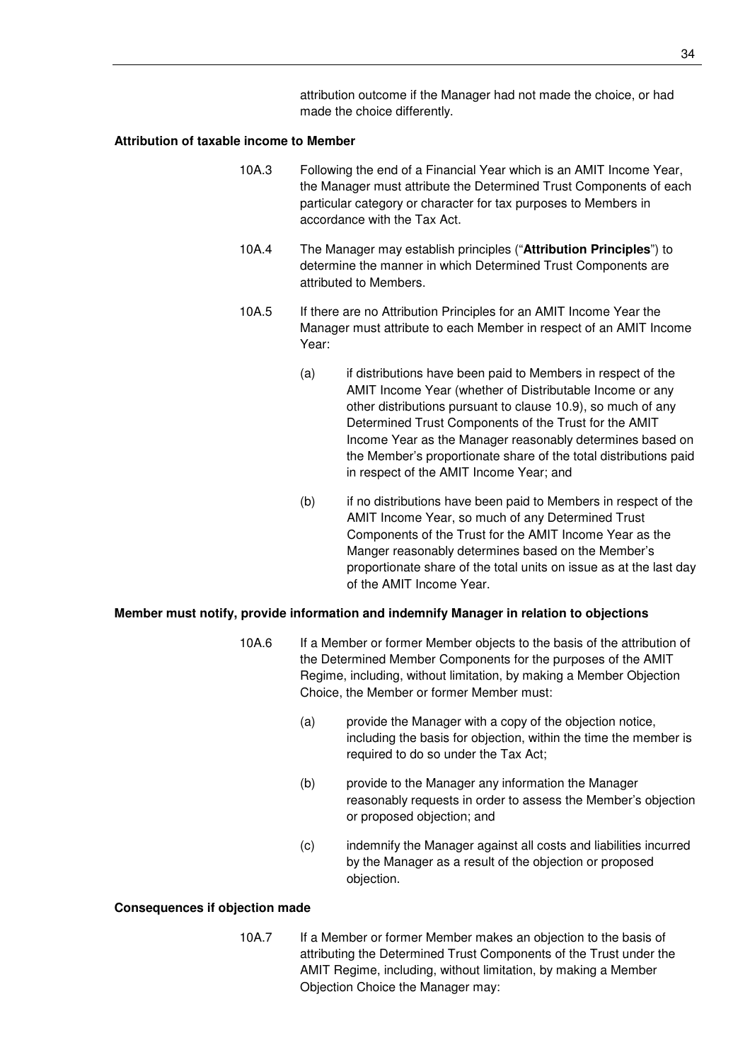attribution outcome if the Manager had not made the choice, or had made the choice differently.

**Attribution of taxable income to Member**

10A.3 Following the end of a Financial Year which is an AMIT Income Year, the Manager must attribute the Determined Trust Components of each particular category or character for tax purposes to Members in accordance with the Tax Act.

10A.4 The Manager may establish principles ("**Attribution Principles**") to determine the manner in which Determined Trust Components are attributed to Members.

10A.5 If there are no Attribution Principles for an AMIT Income Year the Manager must attribute to each Member in respect of an AMIT Income Year:

(a) if distributions have been paid to Members in respect of the AMIT Income Year (whether of Distributable Income or any other distributions pursuant to clause 10.9), so much of any Determined Trust Components of the Trust for the AMIT Income Year as the Manager reasonably determines based on the Member's proportionate share of the total distributions paid in respect of the AMIT Income Year; and

(b) if no distributions have been paid to Members in respect of the AMIT Income Year, so much of any Determined Trust Components of the Trust for the AMIT Income Year as the Manger reasonably determines based on the Member's proportionate share of the total units on issue as at the last day of the AMIT Income Year.

**Member must notify, provide information and indemnify Manager in relation to objections**

10A.6 If a Member or former Member objects to the basis of the attribution of the Determined Member Components for the purposes of the AMIT Regime, including, without limitation, by making a Member Objection Choice, the Member or former Member must:

(a) provide the Manager with a copy of the objection notice, including the basis for objection, within the time the member is required to do so under the Tax Act;

(b) provide to the Manager any information the Manager reasonably requests in order to assess the Member's objection or proposed objection; and

(c) indemnify the Manager against all costs and liabilities incurred by the Manager as a result of the objection or proposed objection.

**Consequences if objection made**

10A.7 If a Member or former Member makes an objection to the basis of attributing the Determined Trust Components of the Trust under the AMIT Regime, including, without limitation, by making a Member Objection Choice the Manager may: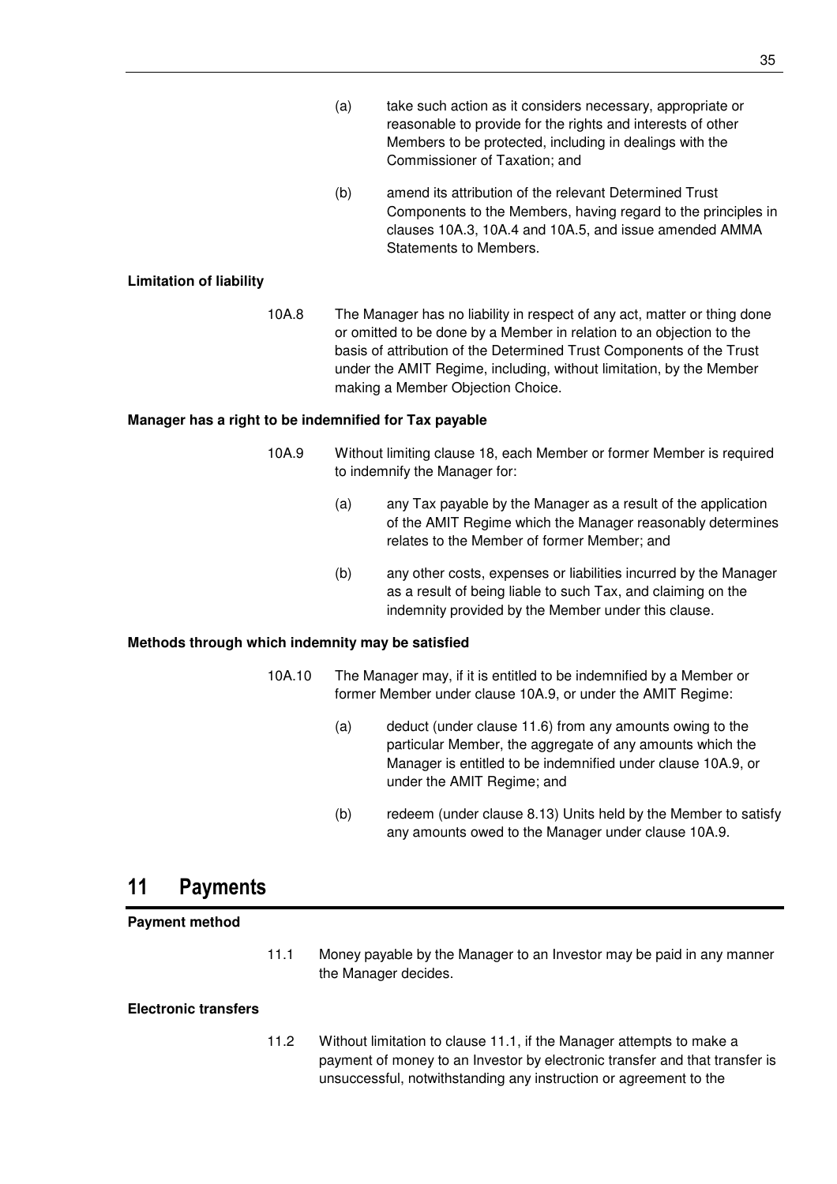(a) take such action as it considers necessary, appropriate or reasonable to provide for the rights and interests of other Members to be protected, including in dealings with the Commissioner of Taxation; and

(b) amend its attribution of the relevant Determined Trust Components to the Members, having regard to the principles in clauses 10A.3, 10A.4 and 10A.5, and issue amended AMMA Statements to Members.

**Limitation of liability**

10A.8 The Manager has no liability in respect of any act, matter or thing done or omitted to be done by a Member in relation to an objection to the basis of attribution of the Determined Trust Components of the Trust under the AMIT Regime, including, without limitation, by the Member making a Member Objection Choice.

**Manager has a right to be indemnified for Tax payable**

10A.9 Without limiting clause 18, each Member or former Member is required to indemnify the Manager for:

(a) any Tax payable by the Manager as a result of the application of the AMIT Regime which the Manager reasonably determines relates to the Member of former Member; and

(b) any other costs, expenses or liabilities incurred by the Manager as a result of being liable to such Tax, and claiming on the indemnity provided by the Member under this clause.

**Methods through which indemnity may be satisfied**

10A.10 The Manager may, if it is entitled to be indemnified by a Member or former Member under clause 10A.9, or under the AMIT Regime:

(a) deduct (under clause 11.6) from any amounts owing to the particular Member, the aggregate of any amounts which the Manager is entitled to be indemnified under clause 10A.9, or under the AMIT Regime; and

(b) redeem (under clause 8.13) Units held by the Member to satisfy any amounts owed to the Manager under clause 10A.9.

# 11 Payments

**Payment method**

11.1 Money payable by the Manager to an Investor may be paid in any manner the Manager decides.

**Electronic transfers**

11.2 Without limitation to clause 11.1, if the Manager attempts to make a payment of money to an Investor by electronic transfer and that transfer is unsuccessful, notwithstanding any instruction or agreement to the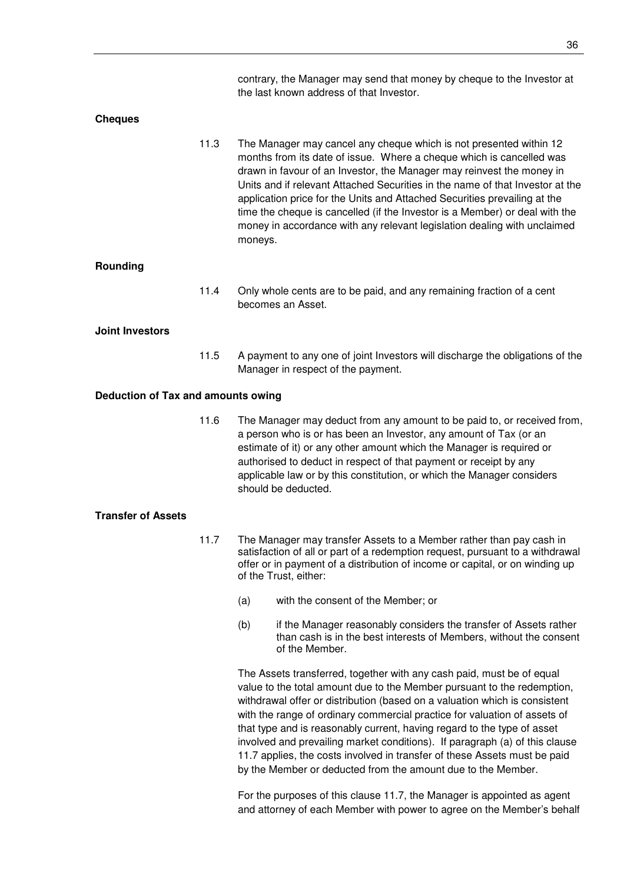contrary, the Manager may send that money by cheque to the Investor at the last known address of that Investor.

**Cheques**

11.3 The Manager may cancel any cheque which is not presented within 12 months from its date of issue. Where a cheque which is cancelled was drawn in favour of an Investor, the Manager may reinvest the money in Units and if relevant Attached Securities in the name of that Investor at the application price for the Units and Attached Securities prevailing at the time the cheque is cancelled (if the Investor is a Member) or deal with the money in accordance with any relevant legislation dealing with unclaimed moneys.

**Rounding**

11.4 Only whole cents are to be paid, and any remaining fraction of a cent becomes an Asset.

**Joint Investors**

11.5 A payment to any one of joint Investors will discharge the obligations of the Manager in respect of the payment.

**Deduction of Tax and amounts owing**

11.6 The Manager may deduct from any amount to be paid to, or received from, a person who is or has been an Investor, any amount of Tax (or an estimate of it) or any other amount which the Manager is required or authorised to deduct in respect of that payment or receipt by any applicable law or by this constitution, or which the Manager considers should be deducted.

**Transfer of Assets**

11.7 The Manager may transfer Assets to a Member rather than pay cash in satisfaction of all or part of a redemption request, pursuant to a withdrawal offer or in payment of a distribution of income or capital, or on winding up of the Trust, either:

(a) with the consent of the Member; or

(b) if the Manager reasonably considers the transfer of Assets rather than cash is in the best interests of Members, without the consent of the Member.

The Assets transferred, together with any cash paid, must be of equal value to the total amount due to the Member pursuant to the redemption, withdrawal offer or distribution (based on a valuation which is consistent with the range of ordinary commercial practice for valuation of assets of that type and is reasonably current, having regard to the type of asset involved and prevailing market conditions). If paragraph (a) of this clause 11.7 applies, the costs involved in transfer of these Assets must be paid by the Member or deducted from the amount due to the Member.

For the purposes of this clause 11.7, the Manager is appointed as agent and attorney of each Member with power to agree on the Member's behalf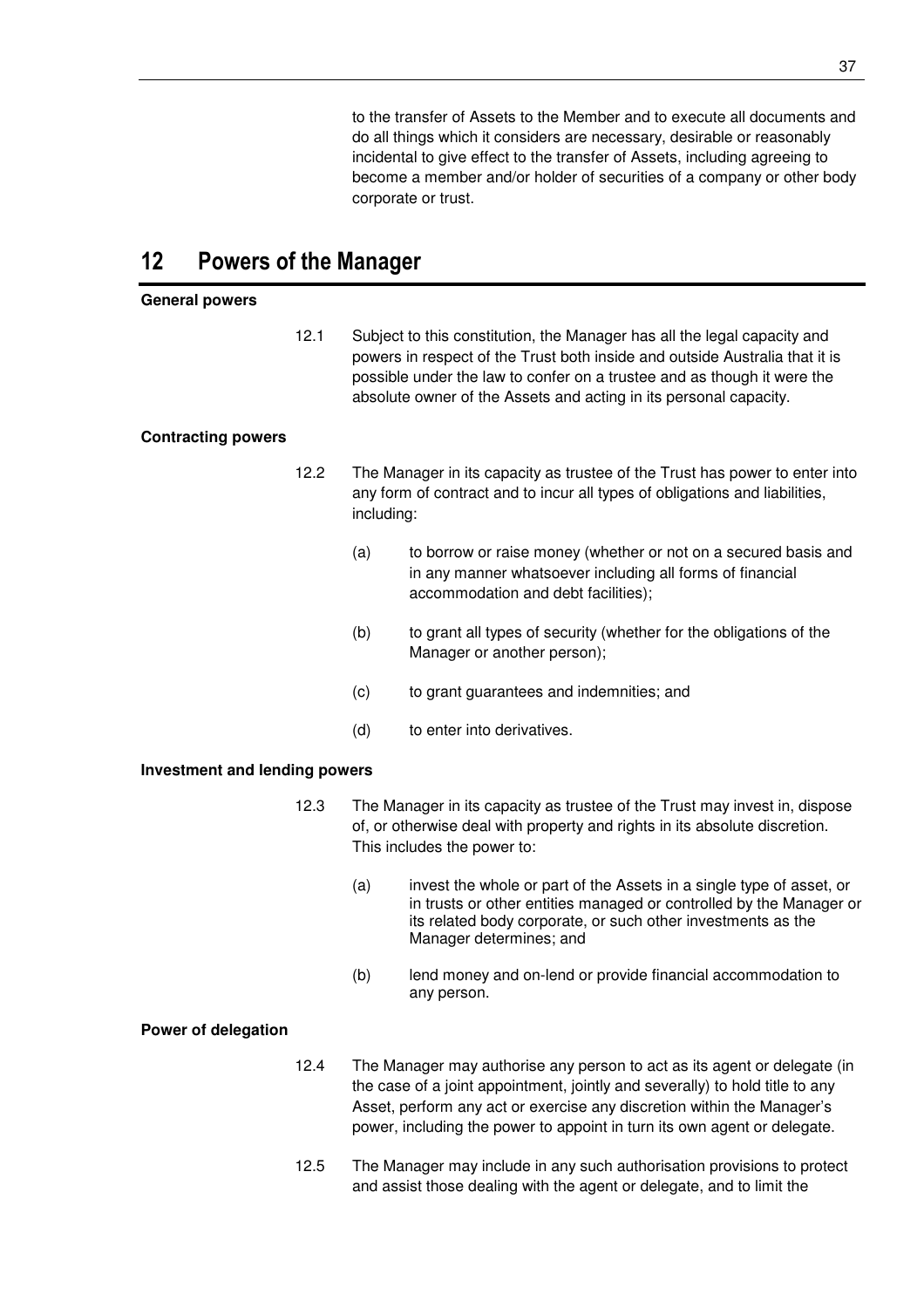to the transfer of Assets to the Member and to execute all documents and do all things which it considers are necessary, desirable or reasonably incidental to give effect to the transfer of Assets, including agreeing to become a member and/or holder of securities of a company or other body corporate or trust.

## 12 Powers of the Manager

**General powers**

12.1 Subject to this constitution, the Manager has all the legal capacity and powers in respect of the Trust both inside and outside Australia that it is possible under the law to confer on a trustee and as though it were the absolute owner of the Assets and acting in its personal capacity.

**Contracting powers**

12.2 The Manager in its capacity as trustee of the Trust has power to enter into any form of contract and to incur all types of obligations and liabilities, including:

(a) to borrow or raise money (whether or not on a secured basis and in any manner whatsoever including all forms of financial accommodation and debt facilities);

(b) to grant all types of security (whether for the obligations of the Manager or another person);

(c) to grant guarantees and indemnities; and

(d) to enter into derivatives.

**Investment and lending powers**

12.3 The Manager in its capacity as trustee of the Trust may invest in, dispose of, or otherwise deal with property and rights in its absolute discretion. This includes the power to:

(a) invest the whole or part of the Assets in a single type of asset, or in trusts or other entities managed or controlled by the Manager or its related body corporate, or such other investments as the Manager determines; and

(b) lend money and on-lend or provide financial accommodation to any person.

**Power of delegation**

12.4 The Manager may authorise any person to act as its agent or delegate (in the case of a joint appointment, jointly and severally) to hold title to any Asset, perform any act or exercise any discretion within the Manager's power, including the power to appoint in turn its own agent or delegate.

12.5 The Manager may include in any such authorisation provisions to protect and assist those dealing with the agent or delegate, and to limit the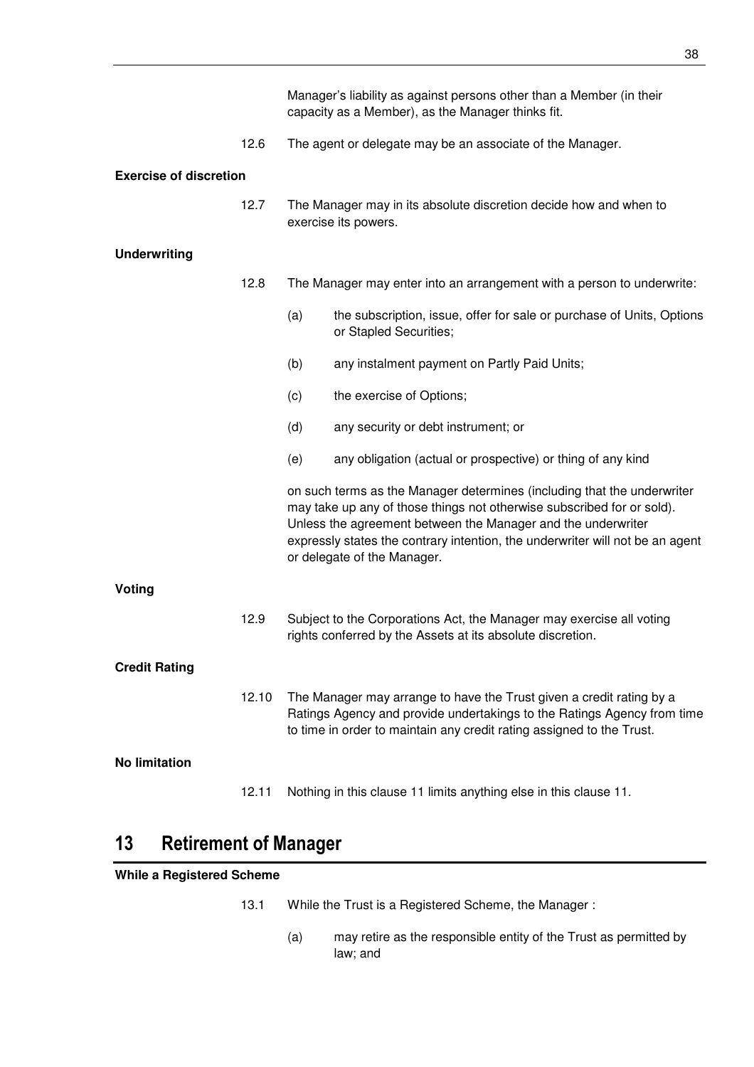Manager's liability as against persons other than a Member (in their capacity as a Member), as the Manager thinks fit.

12.6 The agent or delegate may be an associate of the Manager.

**Exercise of discretion**

12.7 The Manager may in its absolute discretion decide how and when to exercise its powers.

**Underwriting**

12.8 The Manager may enter into an arrangement with a person to underwrite:

(a) the subscription, issue, offer for sale or purchase of Units, Options or Stapled Securities;

(b) any instalment payment on Partly Paid Units;

(c) the exercise of Options;

(d) any security or debt instrument; or

(e) any obligation (actual or prospective) or thing of any kind

on such terms as the Manager determines (including that the underwriter may take up any of those things not otherwise subscribed for or sold). Unless the agreement between the Manager and the underwriter expressly states the contrary intention, the underwriter will not be an agent or delegate of the Manager.

**Voting**

12.9 Subject to the Corporations Act, the Manager may exercise all voting rights conferred by the Assets at its absolute discretion.

**Credit Rating**

12.10 The Manager may arrange to have the Trust given a credit rating by a Ratings Agency and provide undertakings to the Ratings Agency from time to time in order to maintain any credit rating assigned to the Trust.

**No limitation**

12.11 Nothing in this clause 11 limits anything else in this clause 11.

# 13 Retirement of Manager

**While a Registered Scheme**

13.1 While the Trust is a Registered Scheme, the Manager :

(a) may retire as the responsible entity of the Trust as permitted by law; and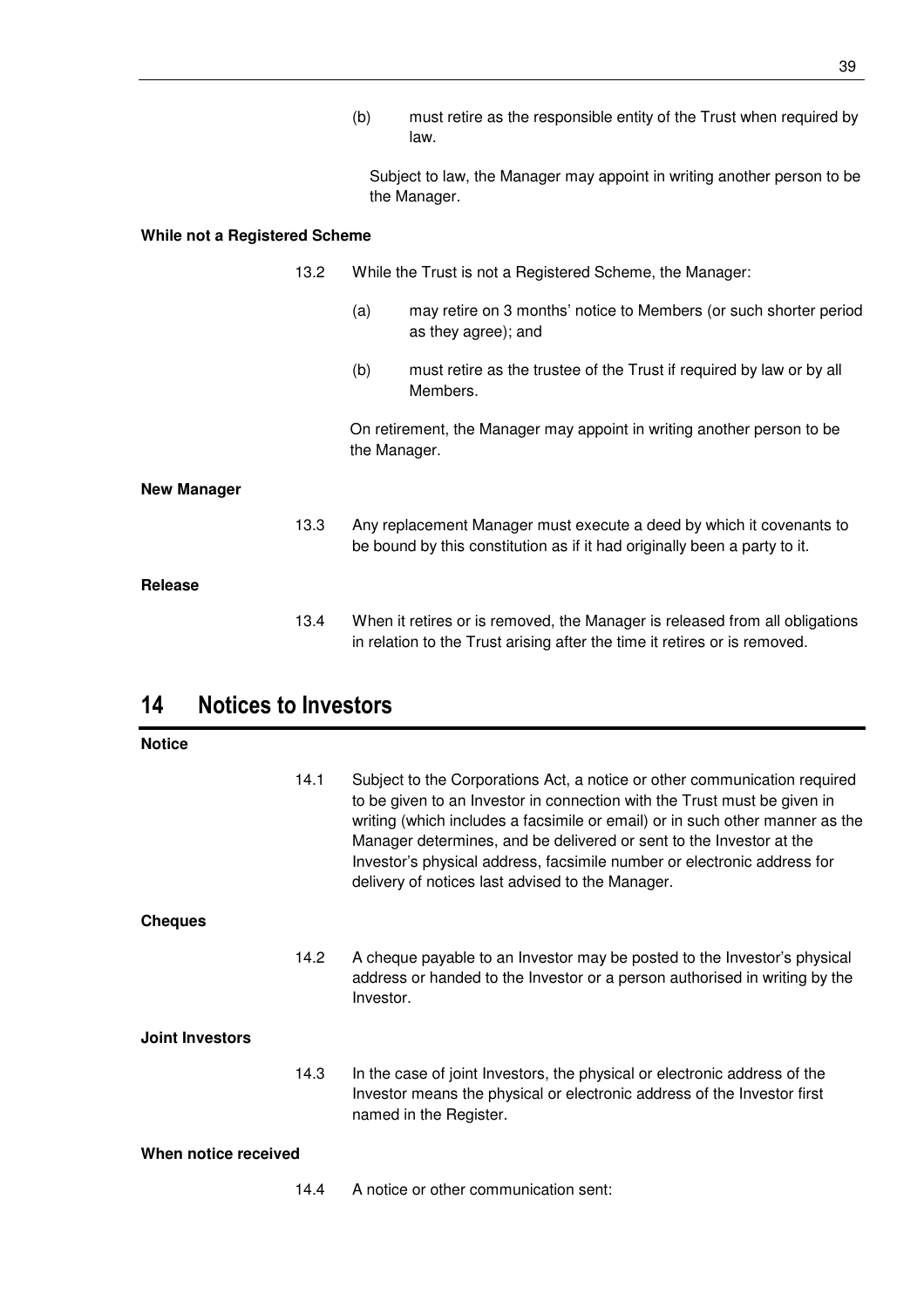(b) must retire as the responsible entity of the Trust when required by law.

Subject to law, the Manager may appoint in writing another person to be the Manager.

**While not a Registered Scheme**

13.2 While the Trust is not a Registered Scheme, the Manager:

(a) may retire on 3 months' notice to Members (or such shorter period as they agree); and

(b) must retire as the trustee of the Trust if required by law or by all Members.

On retirement, the Manager may appoint in writing another person to be the Manager.

**New Manager**

13.3 Any replacement Manager must execute a deed by which it covenants to be bound by this constitution as if it had originally been a party to it.

**Release**

13.4 When it retires or is removed, the Manager is released from all obligations in relation to the Trust arising after the time it retires or is removed.

# 14 Notices to Investors

**Notice**

14.1 Subject to the Corporations Act, a notice or other communication required to be given to an Investor in connection with the Trust must be given in writing (which includes a facsimile or email) or in such other manner as the Manager determines, and be delivered or sent to the Investor at the Investor's physical address, facsimile number or electronic address for delivery of notices last advised to the Manager.

**Cheques**

14.2 A cheque payable to an Investor may be posted to the Investor's physical address or handed to the Investor or a person authorised in writing by the Investor.

**Joint Investors**

14.3 In the case of joint Investors, the physical or electronic address of the Investor means the physical or electronic address of the Investor first named in the Register.

**When notice received**

14.4 A notice or other communication sent: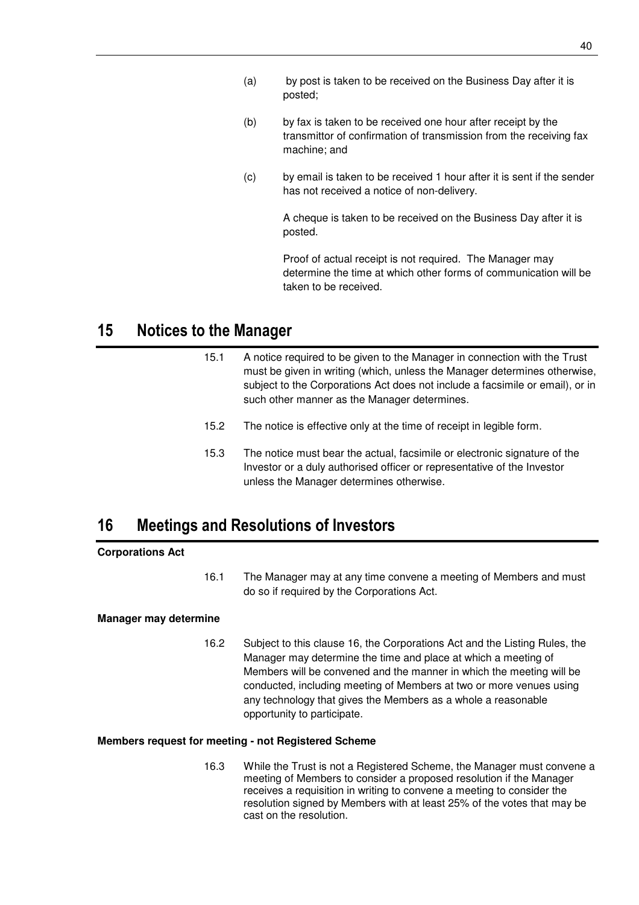(a) by post is taken to be received on the Business Day after it is posted;

(b) by fax is taken to be received one hour after receipt by the transmittor of confirmation of transmission from the receiving fax machine; and

(c) by email is taken to be received 1 hour after it is sent if the sender has not received a notice of non-delivery.

A cheque is taken to be received on the Business Day after it is posted.

Proof of actual receipt is not required. The Manager may determine the time at which other forms of communication will be taken to be received.

# 15 Notices to the Manager

15.1 A notice required to be given to the Manager in connection with the Trust must be given in writing (which, unless the Manager determines otherwise, subject to the Corporations Act does not include a facsimile or email), or in such other manner as the Manager determines.

15.2 The notice is effective only at the time of receipt in legible form.

15.3 The notice must bear the actual, facsimile or electronic signature of the Investor or a duly authorised officer or representative of the Investor unless the Manager determines otherwise.

# 16 Meetings and Resolutions of Investors

**Corporations Act**

16.1 The Manager may at any time convene a meeting of Members and must do so if required by the Corporations Act.

**Manager may determine**

16.2 Subject to this clause 16, the Corporations Act and the Listing Rules, the Manager may determine the time and place at which a meeting of Members will be convened and the manner in which the meeting will be conducted, including meeting of Members at two or more venues using any technology that gives the Members as a whole a reasonable opportunity to participate.

**Members request for meeting - not Registered Scheme**

16.3 While the Trust is not a Registered Scheme, the Manager must convene a meeting of Members to consider a proposed resolution if the Manager receives a requisition in writing to convene a meeting to consider the resolution signed by Members with at least 25% of the votes that may be cast on the resolution.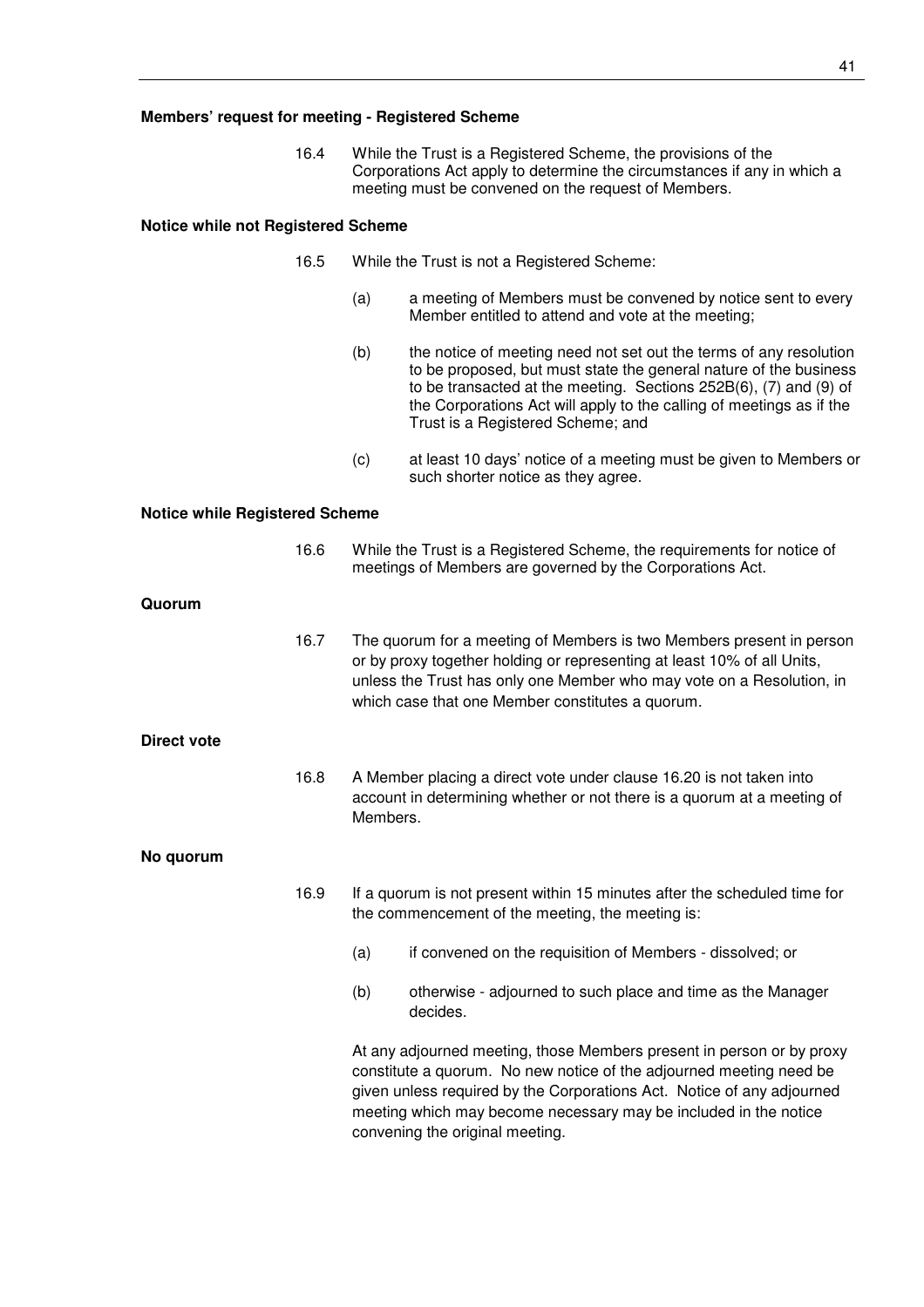**Members' request for meeting - Registered Scheme**

16.4 While the Trust is a Registered Scheme, the provisions of the Corporations Act apply to determine the circumstances if any in which a meeting must be convened on the request of Members.

**Notice while not Registered Scheme**

16.5 While the Trust is not a Registered Scheme:

(a) a meeting of Members must be convened by notice sent to every Member entitled to attend and vote at the meeting;

(b) the notice of meeting need not set out the terms of any resolution to be proposed, but must state the general nature of the business to be transacted at the meeting. Sections 252B(6), (7) and (9) of the Corporations Act will apply to the calling of meetings as if the Trust is a Registered Scheme; and

(c) at least 10 days' notice of a meeting must be given to Members or such shorter notice as they agree.

**Notice while Registered Scheme**

16.6 While the Trust is a Registered Scheme, the requirements for notice of meetings of Members are governed by the Corporations Act.

**Quorum**

16.7 The quorum for a meeting of Members is two Members present in person or by proxy together holding or representing at least 10% of all Units, unless the Trust has only one Member who may vote on a Resolution, in which case that one Member constitutes a quorum.

**Direct vote**

16.8 A Member placing a direct vote under clause 16.20 is not taken into account in determining whether or not there is a quorum at a meeting of Members.

**No quorum**

16.9 If a quorum is not present within 15 minutes after the scheduled time for the commencement of the meeting, the meeting is:

(a) if convened on the requisition of Members - dissolved; or

(b) otherwise - adjourned to such place and time as the Manager decides.

At any adjourned meeting, those Members present in person or by proxy constitute a quorum. No new notice of the adjourned meeting need be given unless required by the Corporations Act. Notice of any adjourned meeting which may become necessary may be included in the notice convening the original meeting.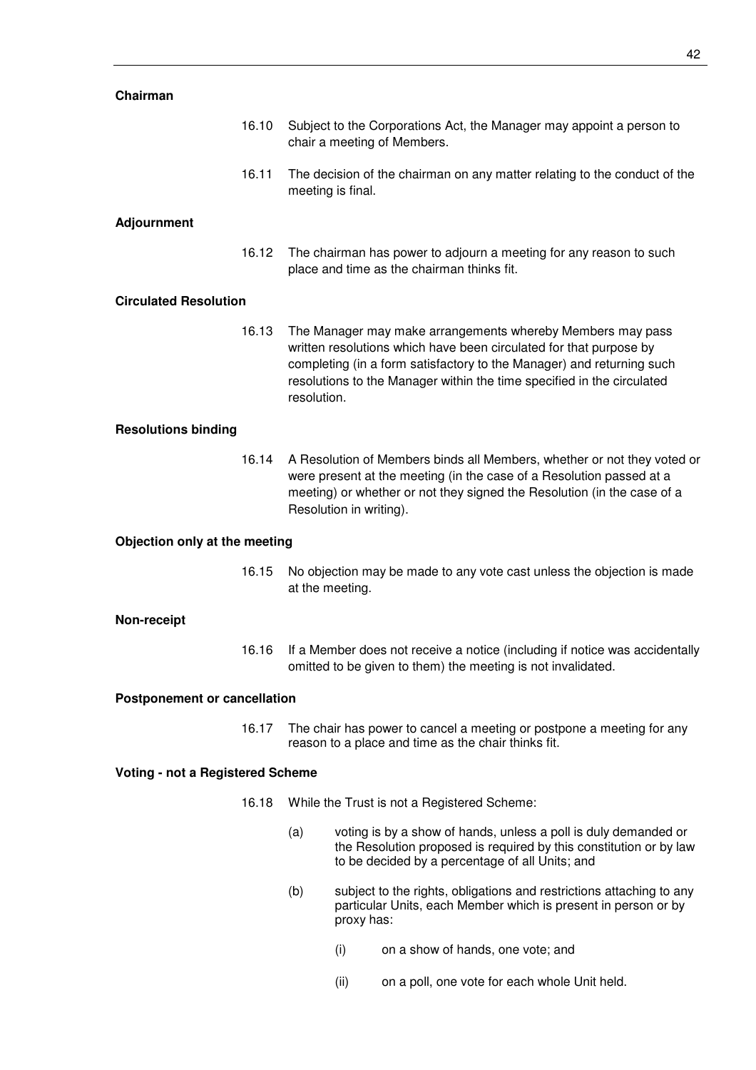**Chairman**

16.10 Subject to the Corporations Act, the Manager may appoint a person to chair a meeting of Members.

16.11 The decision of the chairman on any matter relating to the conduct of the meeting is final.

**Adjournment**

16.12 The chairman has power to adjourn a meeting for any reason to such place and time as the chairman thinks fit.

**Circulated Resolution**

16.13 The Manager may make arrangements whereby Members may pass written resolutions which have been circulated for that purpose by completing (in a form satisfactory to the Manager) and returning such resolutions to the Manager within the time specified in the circulated resolution.

**Resolutions binding**

16.14 A Resolution of Members binds all Members, whether or not they voted or were present at the meeting (in the case of a Resolution passed at a meeting) or whether or not they signed the Resolution (in the case of a Resolution in writing).

**Objection only at the meeting**

16.15 No objection may be made to any vote cast unless the objection is made at the meeting.

**Non-receipt**

16.16 If a Member does not receive a notice (including if notice was accidentally omitted to be given to them) the meeting is not invalidated.

**Postponement or cancellation**

16.17 The chair has power to cancel a meeting or postpone a meeting for any reason to a place and time as the chair thinks fit.

**Voting - not a Registered Scheme**

16.18 While the Trust is not a Registered Scheme:

(a) voting is by a show of hands, unless a poll is duly demanded or the Resolution proposed is required by this constitution or by law to be decided by a percentage of all Units; and

(b) subject to the rights, obligations and restrictions attaching to any particular Units, each Member which is present in person or by proxy has:

(i) on a show of hands, one vote; and

(ii) on a poll, one vote for each whole Unit held.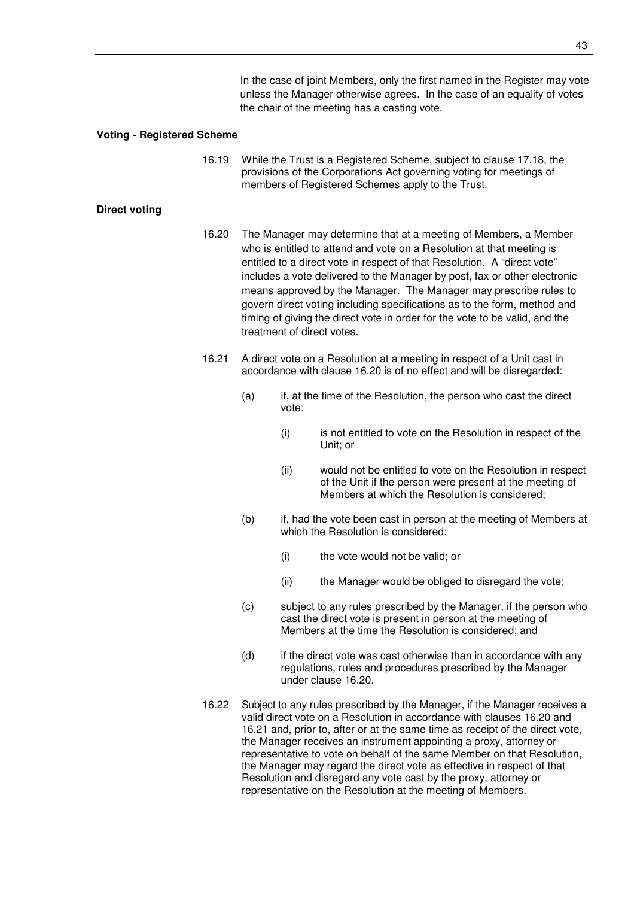In the case of joint Members, only the first named in the Register may vote unless the Manager otherwise agrees. In the case of an equality of votes the chair of the meeting has a casting vote.

**Voting - Registered Scheme**

16.19 While the Trust is a Registered Scheme, subject to clause 17.18, the provisions of the Corporations Act governing voting for meetings of members of Registered Schemes apply to the Trust.

**Direct voting**

16.20 The Manager may determine that at a meeting of Members, a Member who is entitled to attend and vote on a Resolution at that meeting is entitled to a direct vote in respect of that Resolution. A "direct vote" includes a vote delivered to the Manager by post, fax or other electronic means approved by the Manager. The Manager may prescribe rules to govern direct voting including specifications as to the form, method and timing of giving the direct vote in order for the vote to be valid, and the treatment of direct votes.

16.21 A direct vote on a Resolution at a meeting in respect of a Unit cast in accordance with clause 16.20 is of no effect and will be disregarded:

(a) if, at the time of the Resolution, the person who cast the direct vote:

(i) is not entitled to vote on the Resolution in respect of the Unit; or

(ii) would not be entitled to vote on the Resolution in respect of the Unit if the person were present at the meeting of Members at which the Resolution is considered;

(b) if, had the vote been cast in person at the meeting of Members at which the Resolution is considered:

(i) the vote would not be valid; or

(ii) the Manager would be obliged to disregard the vote;

(c) subject to any rules prescribed by the Manager, if the person who cast the direct vote is present in person at the meeting of Members at the time the Resolution is considered; and

(d) if the direct vote was cast otherwise than in accordance with any regulations, rules and procedures prescribed by the Manager under clause 16.20.

16.22 Subject to any rules prescribed by the Manager, if the Manager receives a valid direct vote on a Resolution in accordance with clauses 16.20 and 16.21 and, prior to, after or at the same time as receipt of the direct vote, the Manager receives an instrument appointing a proxy, attorney or representative to vote on behalf of the same Member on that Resolution, the Manager may regard the direct vote as effective in respect of that Resolution and disregard any vote cast by the proxy, attorney or representative on the Resolution at the meeting of Members.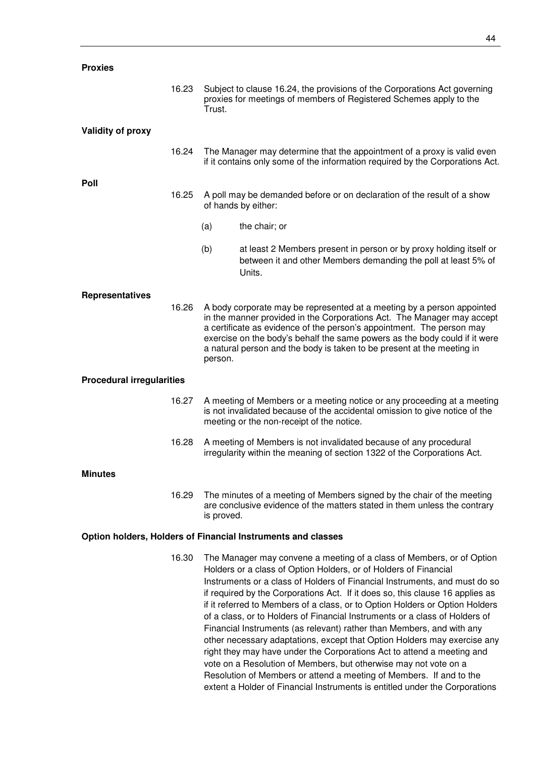**Proxies**

16.23 Subject to clause 16.24, the provisions of the Corporations Act governing proxies for meetings of members of Registered Schemes apply to the Trust.

**Validity of proxy**

16.24 The Manager may determine that the appointment of a proxy is valid even if it contains only some of the information required by the Corporations Act.

**Poll**

16.25 A poll may be demanded before or on declaration of the result of a show of hands by either:

(a) the chair; or

(b) at least 2 Members present in person or by proxy holding itself or between it and other Members demanding the poll at least 5% of Units.

**Representatives**

16.26 A body corporate may be represented at a meeting by a person appointed in the manner provided in the Corporations Act. The Manager may accept a certificate as evidence of the person's appointment. The person may exercise on the body's behalf the same powers as the body could if it were a natural person and the body is taken to be present at the meeting in person.

**Procedural irregularities**

16.27 A meeting of Members or a meeting notice or any proceeding at a meeting is not invalidated because of the accidental omission to give notice of the meeting or the non-receipt of the notice.

16.28 A meeting of Members is not invalidated because of any procedural irregularity within the meaning of section 1322 of the Corporations Act.

**Minutes**

16.29 The minutes of a meeting of Members signed by the chair of the meeting are conclusive evidence of the matters stated in them unless the contrary is proved.

**Option holders, Holders of Financial Instruments and classes**

16.30 The Manager may convene a meeting of a class of Members, or of Option Holders or a class of Option Holders, or of Holders of Financial Instruments or a class of Holders of Financial Instruments, and must do so if required by the Corporations Act. If it does so, this clause 16 applies as if it referred to Members of a class, or to Option Holders or Option Holders of a class, or to Holders of Financial Instruments or a class of Holders of Financial Instruments (as relevant) rather than Members, and with any other necessary adaptations, except that Option Holders may exercise any right they may have under the Corporations Act to attend a meeting and vote on a Resolution of Members, but otherwise may not vote on a Resolution of Members or attend a meeting of Members. If and to the extent a Holder of Financial Instruments is entitled under the Corporations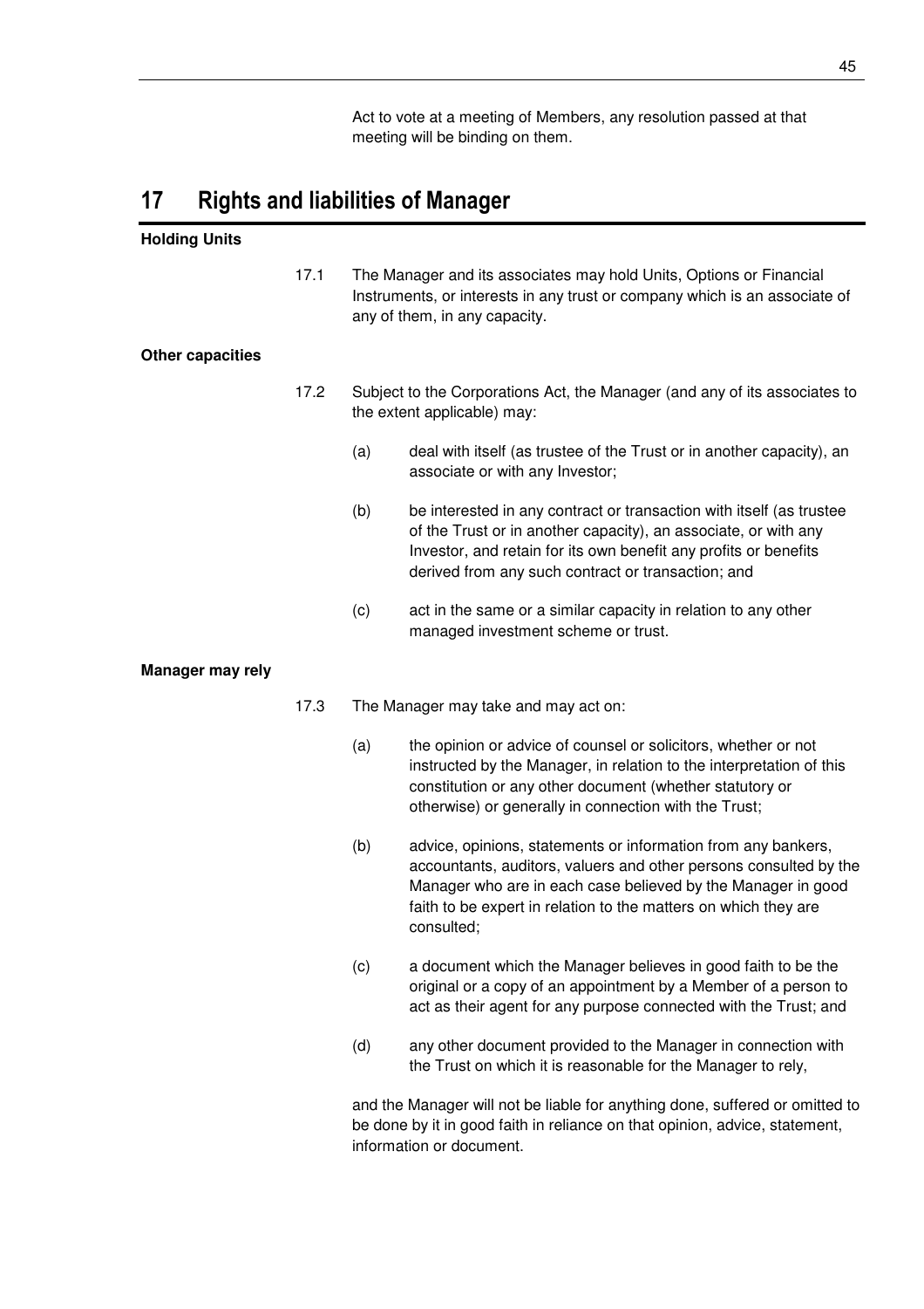Act to vote at a meeting of Members, any resolution passed at that meeting will be binding on them.

# 17 Rights and liabilities of Manager

**Holding Units**

17.1 The Manager and its associates may hold Units, Options or Financial Instruments, or interests in any trust or company which is an associate of any of them, in any capacity.

**Other capacities**

17.2 Subject to the Corporations Act, the Manager (and any of its associates to the extent applicable) may:

(a) deal with itself (as trustee of the Trust or in another capacity), an associate or with any Investor;

(b) be interested in any contract or transaction with itself (as trustee of the Trust or in another capacity), an associate, or with any Investor, and retain for its own benefit any profits or benefits derived from any such contract or transaction; and

(c) act in the same or a similar capacity in relation to any other managed investment scheme or trust.

**Manager may rely**

17.3 The Manager may take and may act on:

(a) the opinion or advice of counsel or solicitors, whether or not instructed by the Manager, in relation to the interpretation of this constitution or any other document (whether statutory or otherwise) or generally in connection with the Trust;

(b) advice, opinions, statements or information from any bankers, accountants, auditors, valuers and other persons consulted by the Manager who are in each case believed by the Manager in good faith to be expert in relation to the matters on which they are consulted;

(c) a document which the Manager believes in good faith to be the original or a copy of an appointment by a Member of a person to act as their agent for any purpose connected with the Trust; and

(d) any other document provided to the Manager in connection with the Trust on which it is reasonable for the Manager to rely,

and the Manager will not be liable for anything done, suffered or omitted to be done by it in good faith in reliance on that opinion, advice, statement, information or document.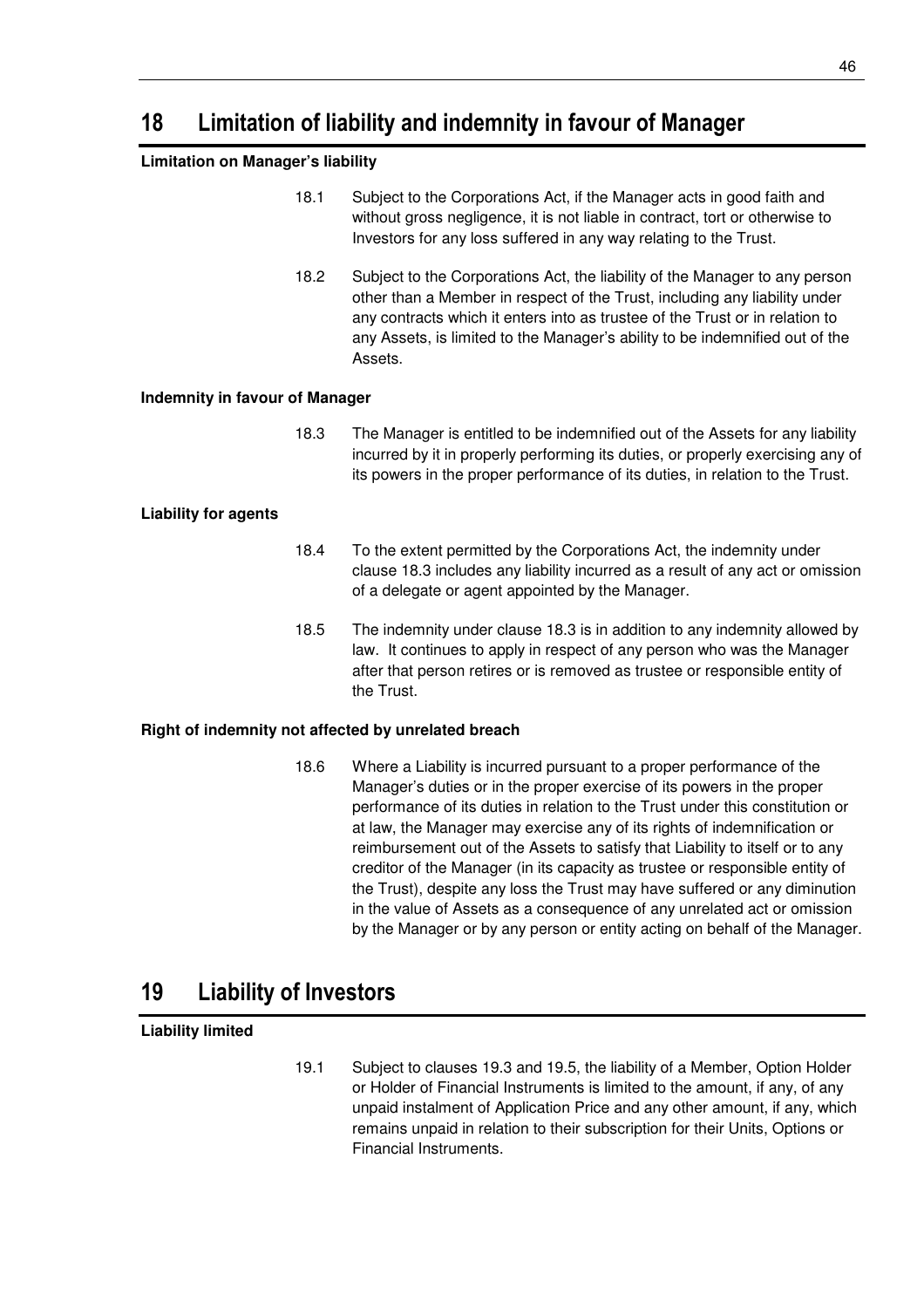# 18 Limitation of liability and indemnity in favour of Manager

**Limitation on Manager's liability**

18.1 Subject to the Corporations Act, if the Manager acts in good faith and without gross negligence, it is not liable in contract, tort or otherwise to Investors for any loss suffered in any way relating to the Trust.

18.2 Subject to the Corporations Act, the liability of the Manager to any person other than a Member in respect of the Trust, including any liability under any contracts which it enters into as trustee of the Trust or in relation to any Assets, is limited to the Manager's ability to be indemnified out of the Assets.

**Indemnity in favour of Manager**

18.3 The Manager is entitled to be indemnified out of the Assets for any liability incurred by it in properly performing its duties, or properly exercising any of its powers in the proper performance of its duties, in relation to the Trust.

**Liability for agents**

18.4 To the extent permitted by the Corporations Act, the indemnity under clause 18.3 includes any liability incurred as a result of any act or omission of a delegate or agent appointed by the Manager.

18.5 The indemnity under clause 18.3 is in addition to any indemnity allowed by law. It continues to apply in respect of any person who was the Manager after that person retires or is removed as trustee or responsible entity of the Trust.

**Right of indemnity not affected by unrelated breach**

18.6 Where a Liability is incurred pursuant to a proper performance of the Manager's duties or in the proper exercise of its powers in the proper performance of its duties in relation to the Trust under this constitution or at law, the Manager may exercise any of its rights of indemnification or reimbursement out of the Assets to satisfy that Liability to itself or to any creditor of the Manager (in its capacity as trustee or responsible entity of the Trust), despite any loss the Trust may have suffered or any diminution in the value of Assets as a consequence of any unrelated act or omission by the Manager or by any person or entity acting on behalf of the Manager.

# 19 Liability of Investors

**Liability limited**

19.1 Subject to clauses 19.3 and 19.5, the liability of a Member, Option Holder or Holder of Financial Instruments is limited to the amount, if any, of any unpaid instalment of Application Price and any other amount, if any, which remains unpaid in relation to their subscription for their Units, Options or Financial Instruments.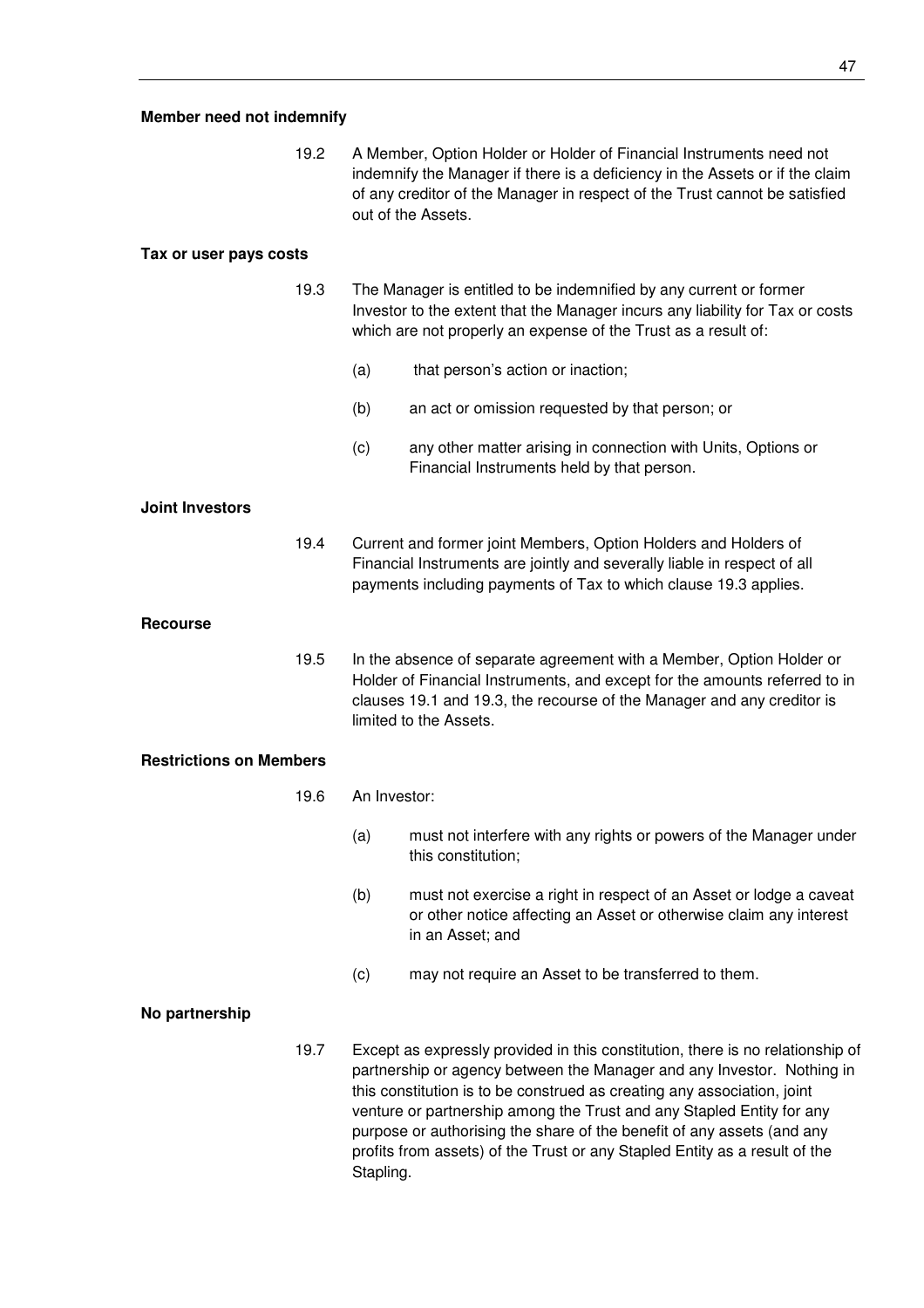**Member need not indemnify**

19.2 A Member, Option Holder or Holder of Financial Instruments need not indemnify the Manager if there is a deficiency in the Assets or if the claim of any creditor of the Manager in respect of the Trust cannot be satisfied out of the Assets.

**Tax or user pays costs**

19.3 The Manager is entitled to be indemnified by any current or former Investor to the extent that the Manager incurs any liability for Tax or costs which are not properly an expense of the Trust as a result of:

(a) that person's action or inaction;

(b) an act or omission requested by that person; or

(c) any other matter arising in connection with Units, Options or Financial Instruments held by that person.

**Joint Investors**

19.4 Current and former joint Members, Option Holders and Holders of Financial Instruments are jointly and severally liable in respect of all payments including payments of Tax to which clause 19.3 applies.

**Recourse**

19.5 In the absence of separate agreement with a Member, Option Holder or Holder of Financial Instruments, and except for the amounts referred to in clauses 19.1 and 19.3, the recourse of the Manager and any creditor is limited to the Assets.

**Restrictions on Members**

19.6 An Investor:

(a) must not interfere with any rights or powers of the Manager under this constitution;

(b) must not exercise a right in respect of an Asset or lodge a caveat or other notice affecting an Asset or otherwise claim any interest in an Asset; and

(c) may not require an Asset to be transferred to them.

**No partnership**

19.7 Except as expressly provided in this constitution, there is no relationship of partnership or agency between the Manager and any Investor. Nothing in this constitution is to be construed as creating any association, joint venture or partnership among the Trust and any Stapled Entity for any purpose or authorising the share of the benefit of any assets (and any profits from assets) of the Trust or any Stapled Entity as a result of the Stapling.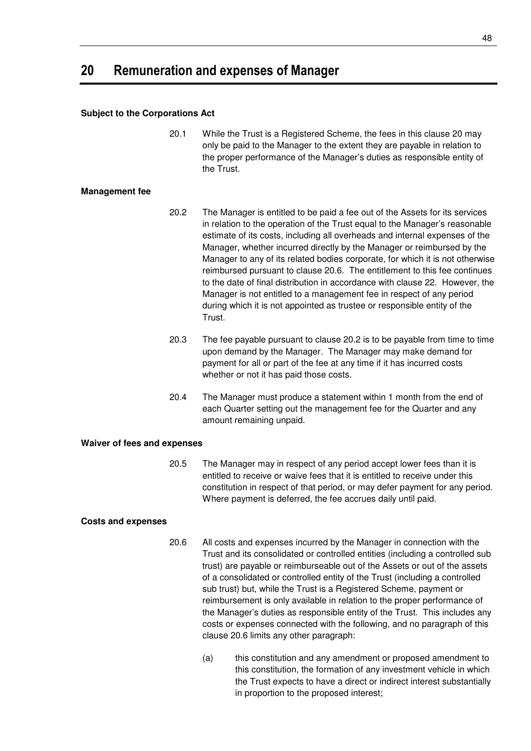# 20 Remuneration and expenses of Manager

**Subject to the Corporations Act**

20.1 While the Trust is a Registered Scheme, the fees in this clause 20 may only be paid to the Manager to the extent they are payable in relation to the proper performance of the Manager's duties as responsible entity of the Trust.

**Management fee**

20.2 The Manager is entitled to be paid a fee out of the Assets for its services in relation to the operation of the Trust equal to the Manager's reasonable estimate of its costs, including all overheads and internal expenses of the Manager, whether incurred directly by the Manager or reimbursed by the Manager to any of its related bodies corporate, for which it is not otherwise reimbursed pursuant to clause 20.6. The entitlement to this fee continues to the date of final distribution in accordance with clause 22. However, the Manager is not entitled to a management fee in respect of any period during which it is not appointed as trustee or responsible entity of the Trust.

20.3 The fee payable pursuant to clause 20.2 is to be payable from time to time upon demand by the Manager. The Manager may make demand for payment for all or part of the fee at any time if it has incurred costs whether or not it has paid those costs.

20.4 The Manager must produce a statement within 1 month from the end of each Quarter setting out the management fee for the Quarter and any amount remaining unpaid.

**Waiver of fees and expenses**

20.5 The Manager may in respect of any period accept lower fees than it is entitled to receive or waive fees that it is entitled to receive under this constitution in respect of that period, or may defer payment for any period. Where payment is deferred, the fee accrues daily until paid.

**Costs and expenses**

20.6 All costs and expenses incurred by the Manager in connection with the Trust and its consolidated or controlled entities (including a controlled sub trust) are payable or reimburseable out of the Assets or out of the assets of a consolidated or controlled entity of the Trust (including a controlled sub trust) but, while the Trust is a Registered Scheme, payment or reimbursement is only available in relation to the proper performance of the Manager's duties as responsible entity of the Trust. This includes any costs or expenses connected with the following, and no paragraph of this clause 20.6 limits any other paragraph:

(a) this constitution and any amendment or proposed amendment to this constitution, the formation of any investment vehicle in which the Trust expects to have a direct or indirect interest substantially in proportion to the proposed interest;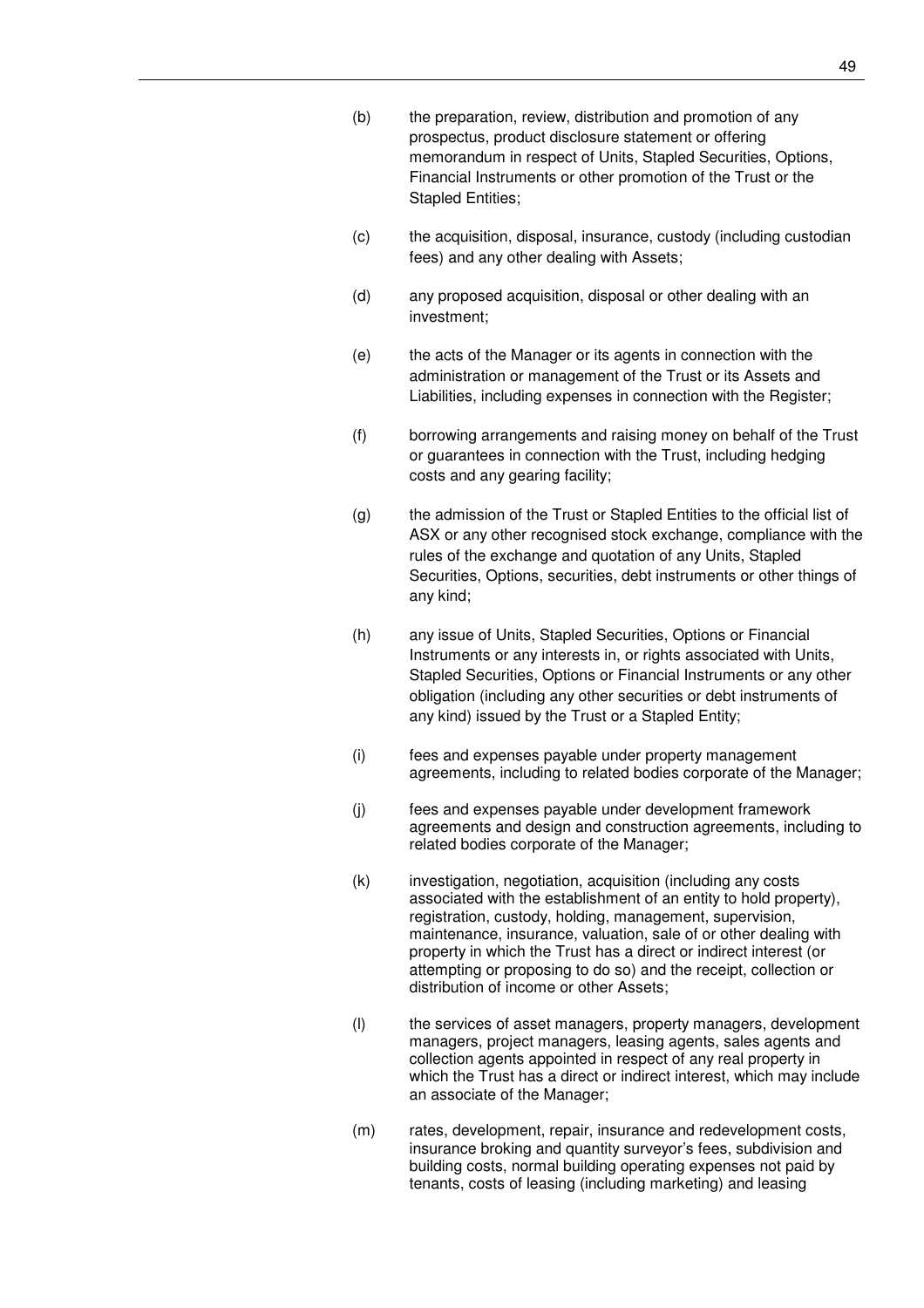(b) the preparation, review, distribution and promotion of any prospectus, product disclosure statement or offering memorandum in respect of Units, Stapled Securities, Options, Financial Instruments or other promotion of the Trust or the Stapled Entities;

(c) the acquisition, disposal, insurance, custody (including custodian fees) and any other dealing with Assets;

(d) any proposed acquisition, disposal or other dealing with an investment;

(e) the acts of the Manager or its agents in connection with the administration or management of the Trust or its Assets and Liabilities, including expenses in connection with the Register;

(f) borrowing arrangements and raising money on behalf of the Trust or guarantees in connection with the Trust, including hedging costs and any gearing facility;

(g) the admission of the Trust or Stapled Entities to the official list of ASX or any other recognised stock exchange, compliance with the rules of the exchange and quotation of any Units, Stapled Securities, Options, securities, debt instruments or other things of any kind;

(h) any issue of Units, Stapled Securities, Options or Financial Instruments or any interests in, or rights associated with Units, Stapled Securities, Options or Financial Instruments or any other obligation (including any other securities or debt instruments of any kind) issued by the Trust or a Stapled Entity;

(i) fees and expenses payable under property management agreements, including to related bodies corporate of the Manager;

(j) fees and expenses payable under development framework agreements and design and construction agreements, including to related bodies corporate of the Manager;

(k) investigation, negotiation, acquisition (including any costs associated with the establishment of an entity to hold property), registration, custody, holding, management, supervision, maintenance, insurance, valuation, sale of or other dealing with property in which the Trust has a direct or indirect interest (or attempting or proposing to do so) and the receipt, collection or distribution of income or other Assets;

(l) the services of asset managers, property managers, development managers, project managers, leasing agents, sales agents and collection agents appointed in respect of any real property in which the Trust has a direct or indirect interest, which may include an associate of the Manager;

(m) rates, development, repair, insurance and redevelopment costs, insurance broking and quantity surveyor's fees, subdivision and building costs, normal building operating expenses not paid by tenants, costs of leasing (including marketing) and leasing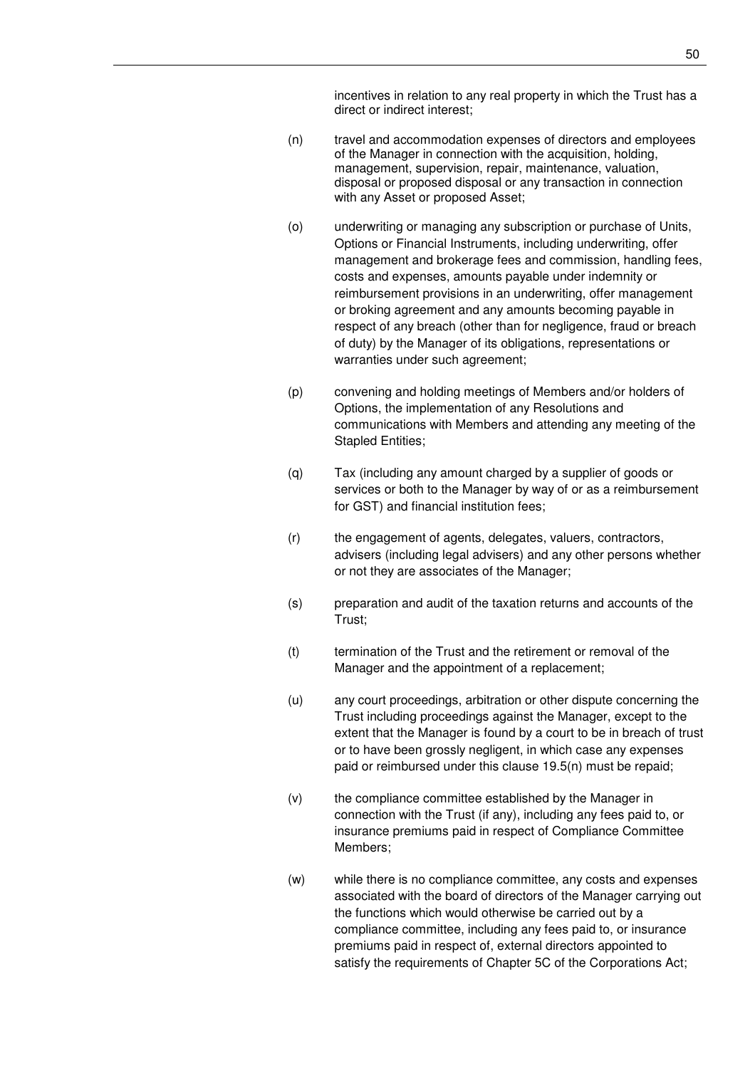incentives in relation to any real property in which the Trust has a direct or indirect interest;

(n) travel and accommodation expenses of directors and employees of the Manager in connection with the acquisition, holding, management, supervision, repair, maintenance, valuation, disposal or proposed disposal or any transaction in connection with any Asset or proposed Asset;

(o) underwriting or managing any subscription or purchase of Units, Options or Financial Instruments, including underwriting, offer management and brokerage fees and commission, handling fees, costs and expenses, amounts payable under indemnity or reimbursement provisions in an underwriting, offer management or broking agreement and any amounts becoming payable in respect of any breach (other than for negligence, fraud or breach of duty) by the Manager of its obligations, representations or warranties under such agreement;

(p) convening and holding meetings of Members and/or holders of Options, the implementation of any Resolutions and communications with Members and attending any meeting of the Stapled Entities;

(q) Tax (including any amount charged by a supplier of goods or services or both to the Manager by way of or as a reimbursement for GST) and financial institution fees;

(r) the engagement of agents, delegates, valuers, contractors, advisers (including legal advisers) and any other persons whether or not they are associates of the Manager;

(s) preparation and audit of the taxation returns and accounts of the Trust;

(t) termination of the Trust and the retirement or removal of the Manager and the appointment of a replacement;

(u) any court proceedings, arbitration or other dispute concerning the Trust including proceedings against the Manager, except to the extent that the Manager is found by a court to be in breach of trust or to have been grossly negligent, in which case any expenses paid or reimbursed under this clause 19.5(n) must be repaid;

(v) the compliance committee established by the Manager in connection with the Trust (if any), including any fees paid to, or insurance premiums paid in respect of Compliance Committee Members;

(w) while there is no compliance committee, any costs and expenses associated with the board of directors of the Manager carrying out the functions which would otherwise be carried out by a compliance committee, including any fees paid to, or insurance premiums paid in respect of, external directors appointed to satisfy the requirements of Chapter 5C of the Corporations Act;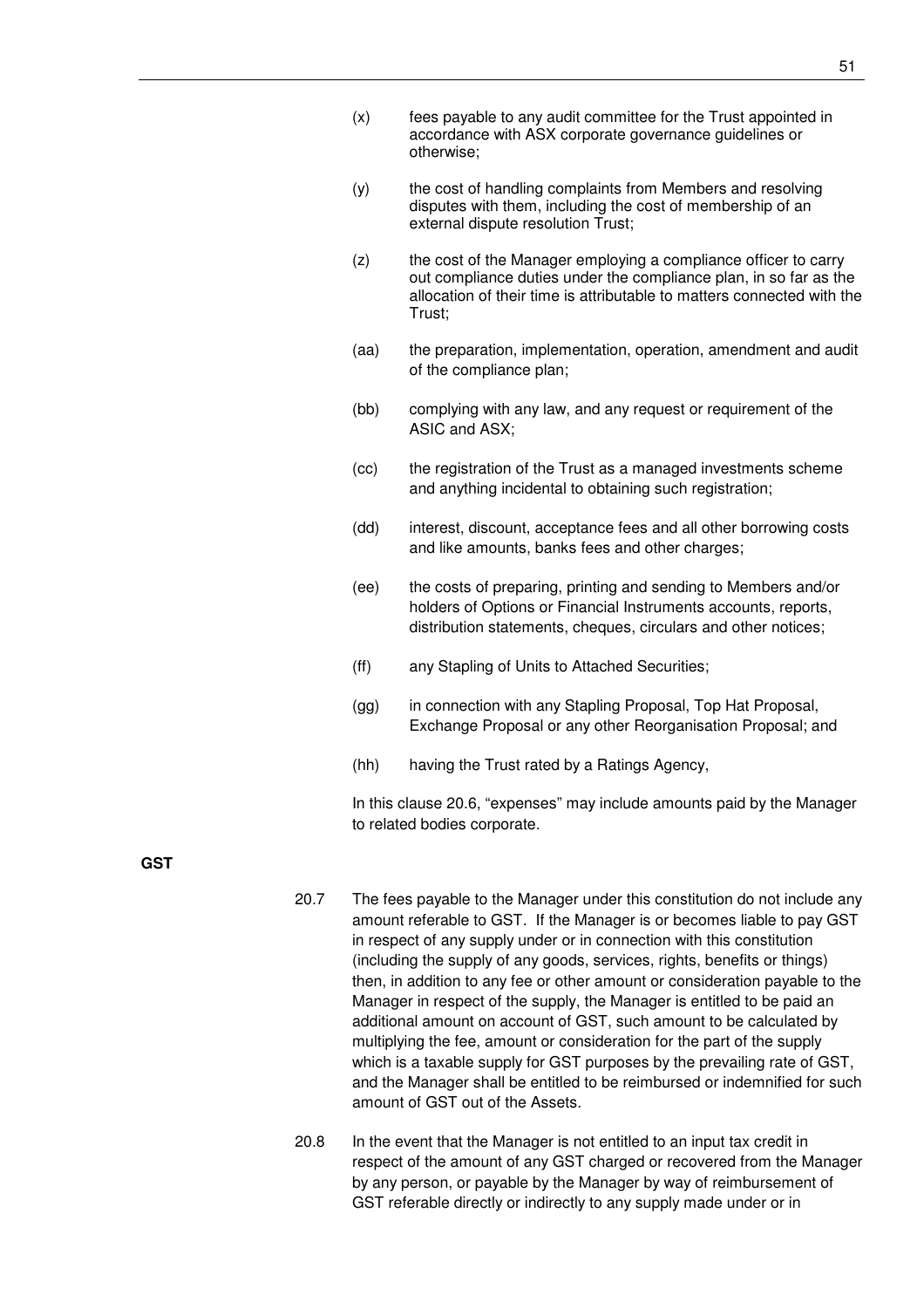(x) fees payable to any audit committee for the Trust appointed in accordance with ASX corporate governance guidelines or otherwise;

(y) the cost of handling complaints from Members and resolving disputes with them, including the cost of membership of an external dispute resolution Trust;

(z) the cost of the Manager employing a compliance officer to carry out compliance duties under the compliance plan, in so far as the allocation of their time is attributable to matters connected with the Trust;

(aa) the preparation, implementation, operation, amendment and audit of the compliance plan;

(bb) complying with any law, and any request or requirement of the ASIC and ASX;

(cc) the registration of the Trust as a managed investments scheme and anything incidental to obtaining such registration;

(dd) interest, discount, acceptance fees and all other borrowing costs and like amounts, banks fees and other charges;

(ee) the costs of preparing, printing and sending to Members and/or holders of Options or Financial Instruments accounts, reports, distribution statements, cheques, circulars and other notices;

(ff) any Stapling of Units to Attached Securities;

(gg) in connection with any Stapling Proposal, Top Hat Proposal, Exchange Proposal or any other Reorganisation Proposal; and

(hh) having the Trust rated by a Ratings Agency,

In this clause 20.6, "expenses" may include amounts paid by the Manager to related bodies corporate.

**GST**

20.7 The fees payable to the Manager under this constitution do not include any amount referable to GST. If the Manager is or becomes liable to pay GST in respect of any supply under or in connection with this constitution (including the supply of any goods, services, rights, benefits or things) then, in addition to any fee or other amount or consideration payable to the Manager in respect of the supply, the Manager is entitled to be paid an additional amount on account of GST, such amount to be calculated by multiplying the fee, amount or consideration for the part of the supply which is a taxable supply for GST purposes by the prevailing rate of GST, and the Manager shall be entitled to be reimbursed or indemnified for such amount of GST out of the Assets.

20.8 In the event that the Manager is not entitled to an input tax credit in respect of the amount of any GST charged or recovered from the Manager by any person, or payable by the Manager by way of reimbursement of GST referable directly or indirectly to any supply made under or in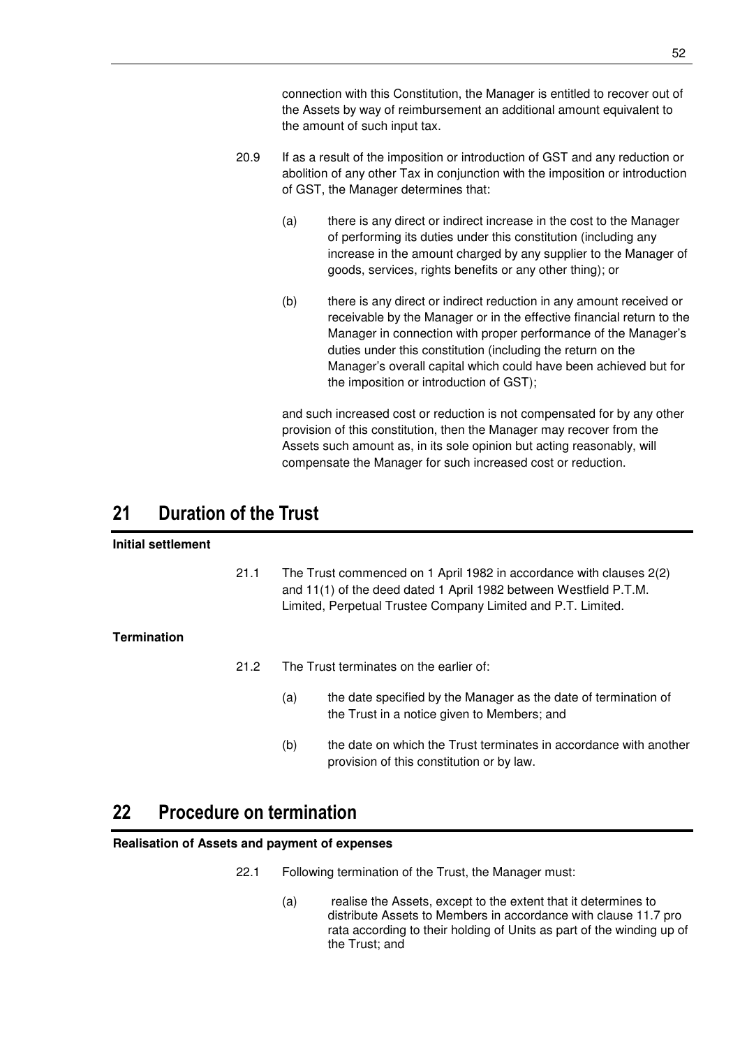connection with this Constitution, the Manager is entitled to recover out of the Assets by way of reimbursement an additional amount equivalent to the amount of such input tax.

20.9 If as a result of the imposition or introduction of GST and any reduction or abolition of any other Tax in conjunction with the imposition or introduction of GST, the Manager determines that:

(a) there is any direct or indirect increase in the cost to the Manager of performing its duties under this constitution (including any increase in the amount charged by any supplier to the Manager of goods, services, rights benefits or any other thing); or

(b) there is any direct or indirect reduction in any amount received or receivable by the Manager or in the effective financial return to the Manager in connection with proper performance of the Manager's duties under this constitution (including the return on the Manager's overall capital which could have been achieved but for the imposition or introduction of GST);

and such increased cost or reduction is not compensated for by any other provision of this constitution, then the Manager may recover from the Assets such amount as, in its sole opinion but acting reasonably, will compensate the Manager for such increased cost or reduction.

# 21 Duration of the Trust

**Initial settlement**

21.1 The Trust commenced on 1 April 1982 in accordance with clauses 2(2) and 11(1) of the deed dated 1 April 1982 between Westfield P.T.M. Limited, Perpetual Trustee Company Limited and P.T. Limited.

**Termination**

21.2 The Trust terminates on the earlier of:

(a) the date specified by the Manager as the date of termination of the Trust in a notice given to Members; and

(b) the date on which the Trust terminates in accordance with another provision of this constitution or by law.

# 22 Procedure on termination

**Realisation of Assets and payment of expenses**

22.1 Following termination of the Trust, the Manager must:

(a) realise the Assets, except to the extent that it determines to distribute Assets to Members in accordance with clause 11.7 pro rata according to their holding of Units as part of the winding up of the Trust; and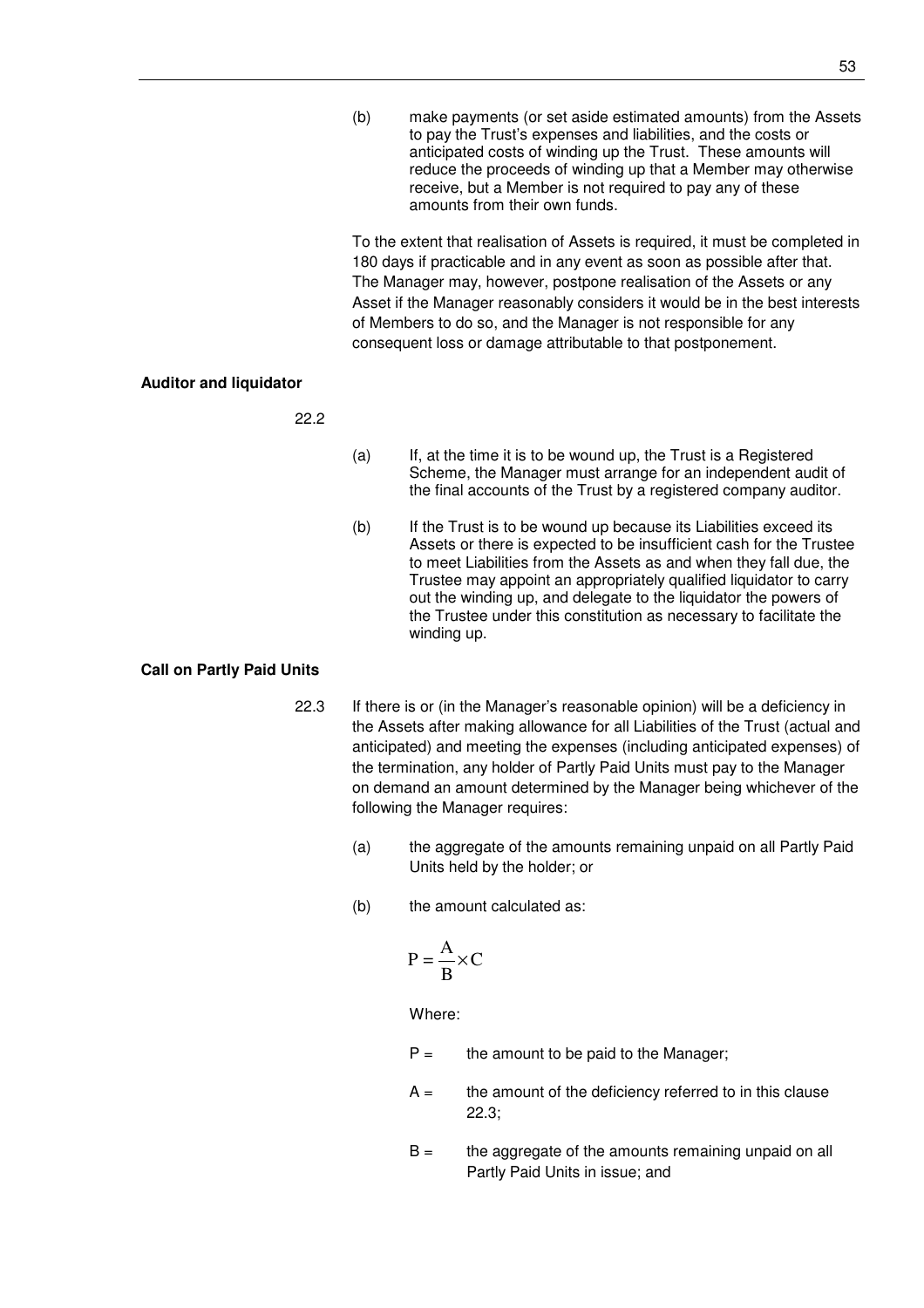(b) make payments (or set aside estimated amounts) from the Assets to pay the Trust's expenses and liabilities, and the costs or anticipated costs of winding up the Trust. These amounts will reduce the proceeds of winding up that a Member may otherwise receive, but a Member is not required to pay any of these amounts from their own funds.

To the extent that realisation of Assets is required, it must be completed in 180 days if practicable and in any event as soon as possible after that. The Manager may, however, postpone realisation of the Assets or any Asset if the Manager reasonably considers it would be in the best interests of Members to do so, and the Manager is not responsible for any consequent loss or damage attributable to that postponement.

**Auditor and liquidator**

22.2

(a) If, at the time it is to be wound up, the Trust is a Registered Scheme, the Manager must arrange for an independent audit of the final accounts of the Trust by a registered company auditor.

(b) If the Trust is to be wound up because its Liabilities exceed its Assets or there is expected to be insufficient cash for the Trustee to meet Liabilities from the Assets as and when they fall due, the Trustee may appoint an appropriately qualified liquidator to carry out the winding up, and delegate to the liquidator the powers of the Trustee under this constitution as necessary to facilitate the winding up.

**Call on Partly Paid Units**

22.3 If there is or (in the Manager's reasonable opinion) will be a deficiency in the Assets after making allowance for all Liabilities of the Trust (actual and anticipated) and meeting the expenses (including anticipated expenses) of the termination, any holder of Partly Paid Units must pay to the Manager on demand an amount determined by the Manager being whichever of the following the Manager requires:

(a) the aggregate of the amounts remaining unpaid on all Partly Paid Units held by the holder; or

(b) the amount calculated as:

$$P = \frac{A}{B} \times C$$

Where:

P = the amount to be paid to the Manager;

A = the amount of the deficiency referred to in this clause 22.3;

B = the aggregate of the amounts remaining unpaid on all Partly Paid Units in issue; and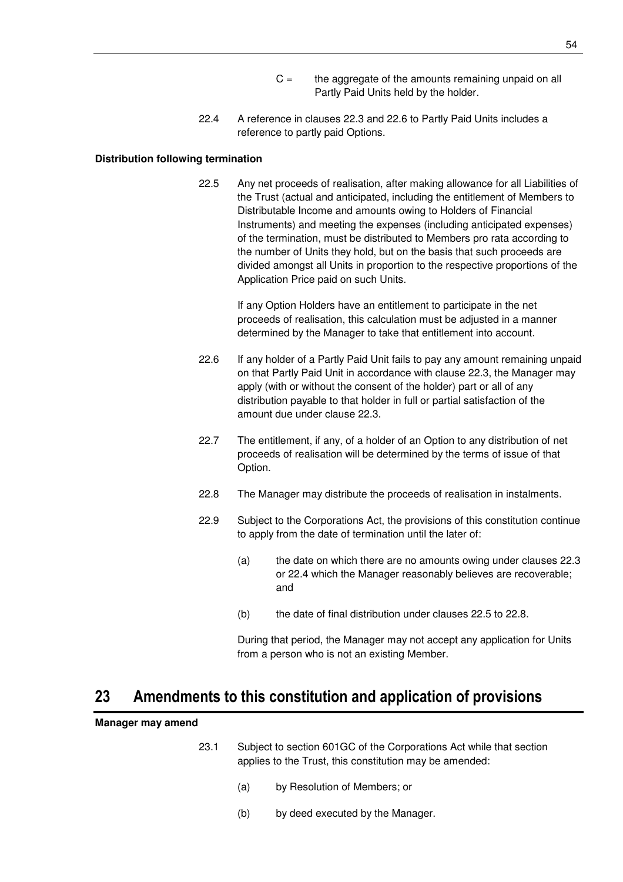C = the aggregate of the amounts remaining unpaid on all Partly Paid Units held by the holder.

22.4 A reference in clauses 22.3 and 22.6 to Partly Paid Units includes a reference to partly paid Options.

**Distribution following termination**

22.5 Any net proceeds of realisation, after making allowance for all Liabilities of the Trust (actual and anticipated, including the entitlement of Members to Distributable Income and amounts owing to Holders of Financial Instruments) and meeting the expenses (including anticipated expenses) of the termination, must be distributed to Members pro rata according to the number of Units they hold, but on the basis that such proceeds are divided amongst all Units in proportion to the respective proportions of the Application Price paid on such Units.

If any Option Holders have an entitlement to participate in the net proceeds of realisation, this calculation must be adjusted in a manner determined by the Manager to take that entitlement into account.

22.6 If any holder of a Partly Paid Unit fails to pay any amount remaining unpaid on that Partly Paid Unit in accordance with clause 22.3, the Manager may apply (with or without the consent of the holder) part or all of any distribution payable to that holder in full or partial satisfaction of the amount due under clause 22.3.

22.7 The entitlement, if any, of a holder of an Option to any distribution of net proceeds of realisation will be determined by the terms of issue of that Option.

22.8 The Manager may distribute the proceeds of realisation in instalments.

22.9 Subject to the Corporations Act, the provisions of this constitution continue to apply from the date of termination until the later of:

(a) the date on which there are no amounts owing under clauses 22.3 or 22.4 which the Manager reasonably believes are recoverable; and

(b) the date of final distribution under clauses 22.5 to 22.8.

During that period, the Manager may not accept any application for Units from a person who is not an existing Member.

# 23 Amendments to this constitution and application of provisions

**Manager may amend**

23.1 Subject to section 601GC of the Corporations Act while that section applies to the Trust, this constitution may be amended:

(a) by Resolution of Members; or

(b) by deed executed by the Manager.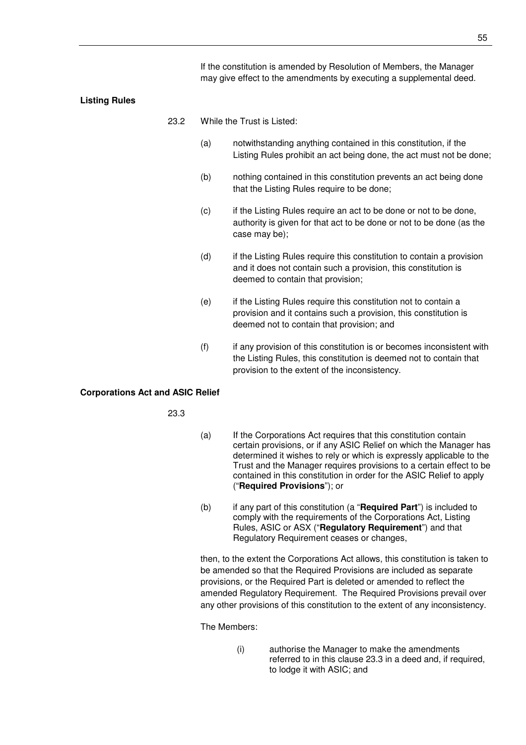If the constitution is amended by Resolution of Members, the Manager may give effect to the amendments by executing a supplemental deed.

**Listing Rules**

23.2 While the Trust is Listed:

(a) notwithstanding anything contained in this constitution, if the Listing Rules prohibit an act being done, the act must not be done;

(b) nothing contained in this constitution prevents an act being done that the Listing Rules require to be done;

(c) if the Listing Rules require an act to be done or not to be done, authority is given for that act to be done or not to be done (as the case may be);

(d) if the Listing Rules require this constitution to contain a provision and it does not contain such a provision, this constitution is deemed to contain that provision;

(e) if the Listing Rules require this constitution not to contain a provision and it contains such a provision, this constitution is deemed not to contain that provision; and

(f) if any provision of this constitution is or becomes inconsistent with the Listing Rules, this constitution is deemed not to contain that provision to the extent of the inconsistency.

**Corporations Act and ASIC Relief**

23.3

(a) If the Corporations Act requires that this constitution contain certain provisions, or if any ASIC Relief on which the Manager has determined it wishes to rely or which is expressly applicable to the Trust and the Manager requires provisions to a certain effect to be contained in this constitution in order for the ASIC Relief to apply ("**Required Provisions**"); or

(b) if any part of this constitution (a "**Required Part**") is included to comply with the requirements of the Corporations Act, Listing Rules, ASIC or ASX ("**Regulatory Requirement**") and that Regulatory Requirement ceases or changes,

then, to the extent the Corporations Act allows, this constitution is taken to be amended so that the Required Provisions are included as separate provisions, or the Required Part is deleted or amended to reflect the amended Regulatory Requirement. The Required Provisions prevail over any other provisions of this constitution to the extent of any inconsistency.

The Members:

(i) authorise the Manager to make the amendments referred to in this clause 23.3 in a deed and, if required, to lodge it with ASIC; and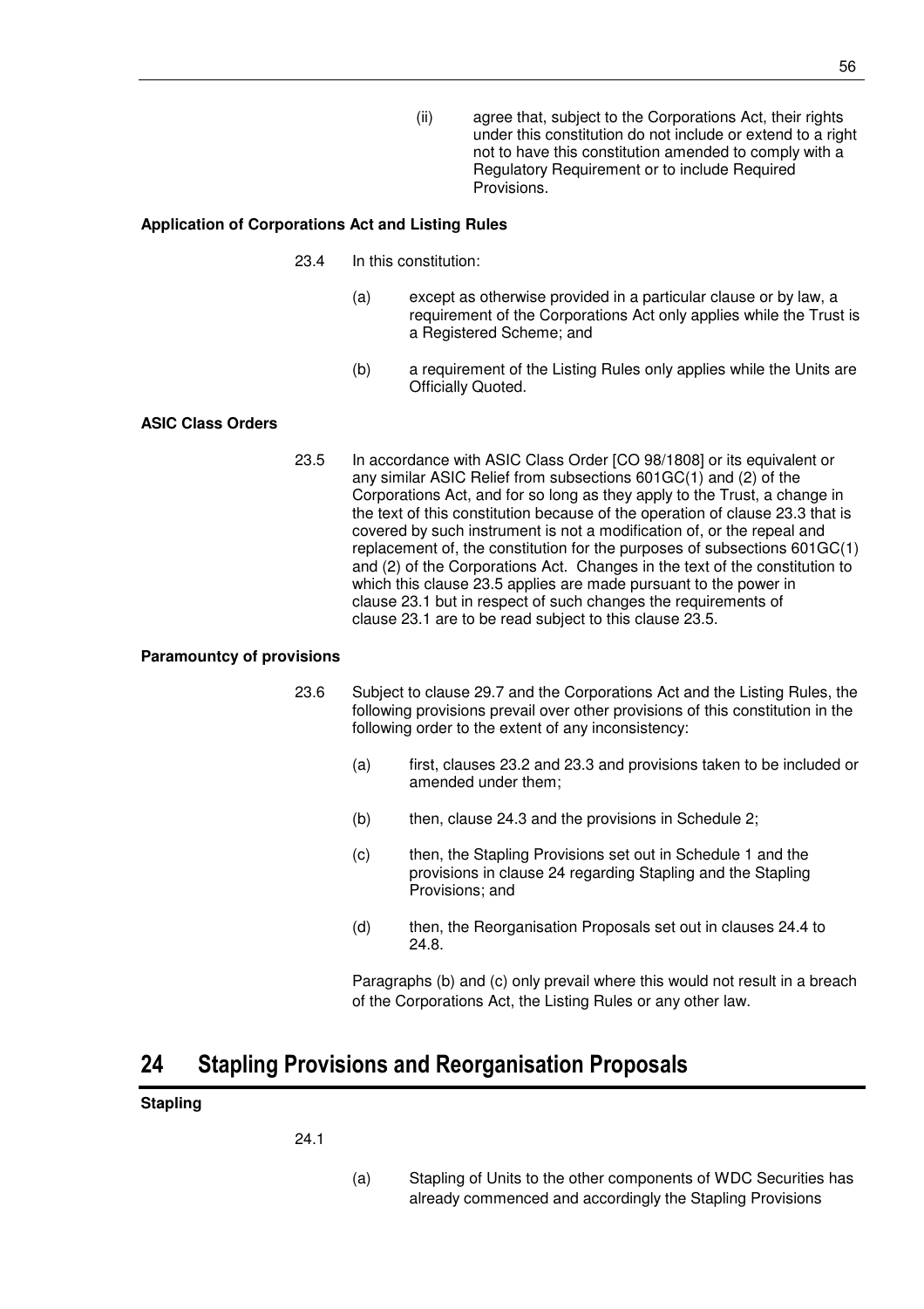(ii) agree that, subject to the Corporations Act, their rights under this constitution do not include or extend to a right not to have this constitution amended to comply with a Regulatory Requirement or to include Required Provisions.

**Application of Corporations Act and Listing Rules**

23.4 In this constitution:

(a) except as otherwise provided in a particular clause or by law, a requirement of the Corporations Act only applies while the Trust is a Registered Scheme; and

(b) a requirement of the Listing Rules only applies while the Units are Officially Quoted.

**ASIC Class Orders**

23.5 In accordance with ASIC Class Order [CO 98/1808] or its equivalent or any similar ASIC Relief from subsections 601GC(1) and (2) of the Corporations Act, and for so long as they apply to the Trust, a change in the text of this constitution because of the operation of clause 23.3 that is covered by such instrument is not a modification of, or the repeal and replacement of, the constitution for the purposes of subsections 601GC(1) and (2) of the Corporations Act. Changes in the text of the constitution to which this clause 23.5 applies are made pursuant to the power in clause 23.1 but in respect of such changes the requirements of clause 23.1 are to be read subject to this clause 23.5.

**Paramountcy of provisions**

23.6 Subject to clause 29.7 and the Corporations Act and the Listing Rules, the following provisions prevail over other provisions of this constitution in the following order to the extent of any inconsistency:

(a) first, clauses 23.2 and 23.3 and provisions taken to be included or amended under them;

(b) then, clause 24.3 and the provisions in Schedule 2;

(c) then, the Stapling Provisions set out in Schedule 1 and the provisions in clause 24 regarding Stapling and the Stapling Provisions; and

(d) then, the Reorganisation Proposals set out in clauses 24.4 to 24.8.

Paragraphs (b) and (c) only prevail where this would not result in a breach of the Corporations Act, the Listing Rules or any other law.

# 24 Stapling Provisions and Reorganisation Proposals

**Stapling**

24.1

(a) Stapling of Units to the other components of WDC Securities has already commenced and accordingly the Stapling Provisions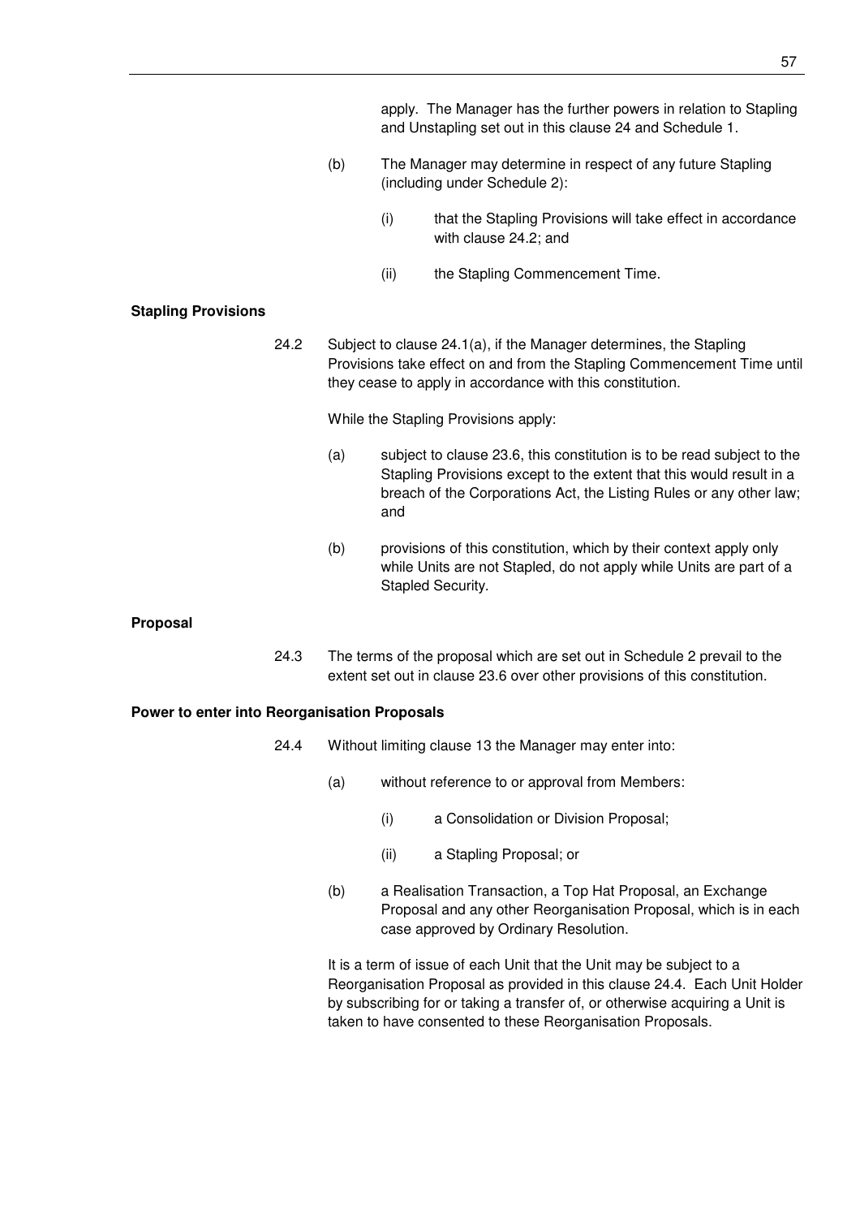apply. The Manager has the further powers in relation to Stapling and Unstapling set out in this clause 24 and Schedule 1.

(b) The Manager may determine in respect of any future Stapling (including under Schedule 2):

(i) that the Stapling Provisions will take effect in accordance with clause 24.2; and

(ii) the Stapling Commencement Time.

**Stapling Provisions**

24.2 Subject to clause 24.1(a), if the Manager determines, the Stapling Provisions take effect on and from the Stapling Commencement Time until they cease to apply in accordance with this constitution.

While the Stapling Provisions apply:

(a) subject to clause 23.6, this constitution is to be read subject to the Stapling Provisions except to the extent that this would result in a breach of the Corporations Act, the Listing Rules or any other law; and

(b) provisions of this constitution, which by their context apply only while Units are not Stapled, do not apply while Units are part of a Stapled Security.

**Proposal**

24.3 The terms of the proposal which are set out in Schedule 2 prevail to the extent set out in clause 23.6 over other provisions of this constitution.

**Power to enter into Reorganisation Proposals**

24.4 Without limiting clause 13 the Manager may enter into:

(a) without reference to or approval from Members:

(i) a Consolidation or Division Proposal;

(ii) a Stapling Proposal; or

(b) a Realisation Transaction, a Top Hat Proposal, an Exchange Proposal and any other Reorganisation Proposal, which is in each case approved by Ordinary Resolution.

It is a term of issue of each Unit that the Unit may be subject to a Reorganisation Proposal as provided in this clause 24.4. Each Unit Holder by subscribing for or taking a transfer of, or otherwise acquiring a Unit is taken to have consented to these Reorganisation Proposals.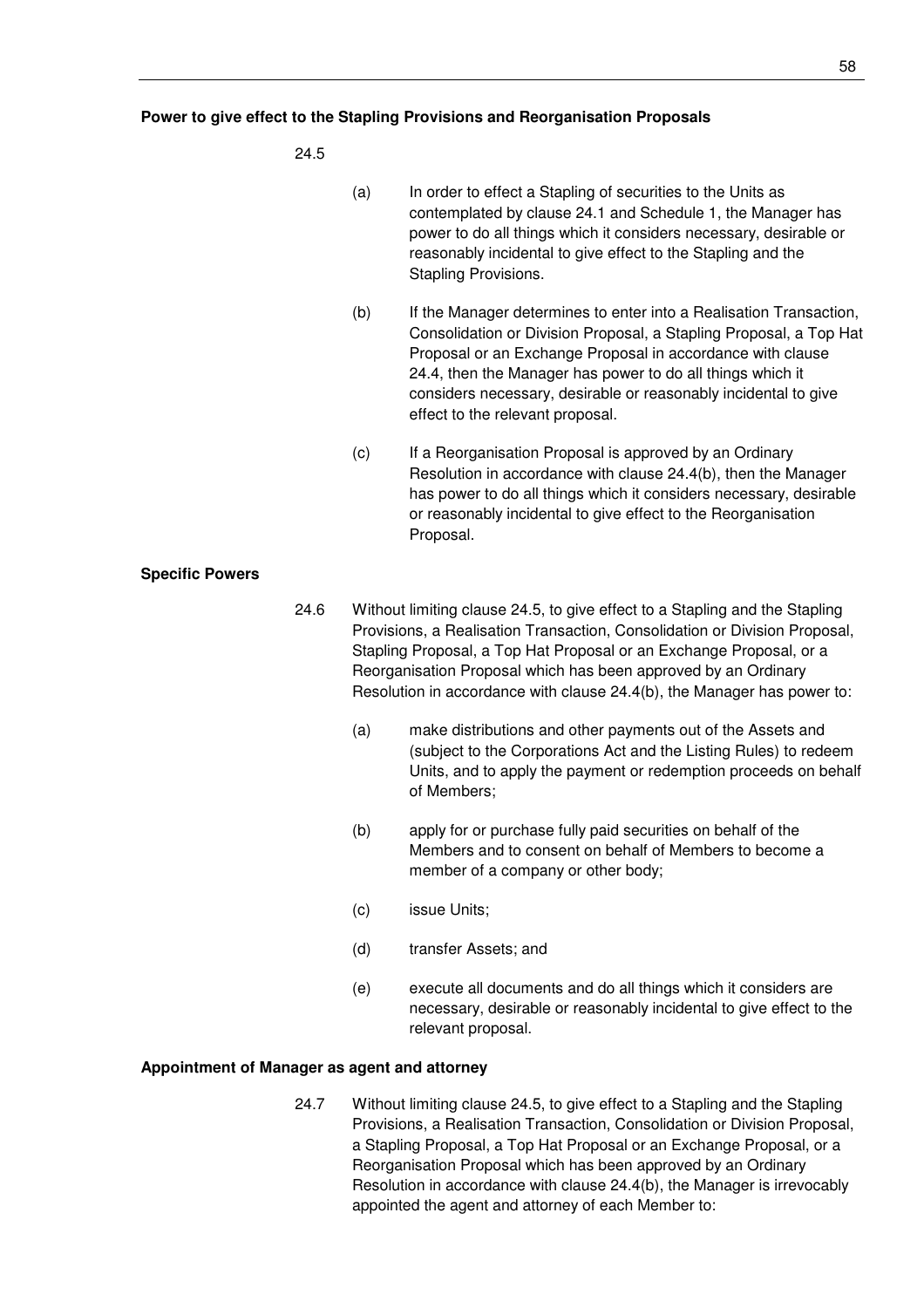**Power to give effect to the Stapling Provisions and Reorganisation Proposals**

24.5

(a) In order to effect a Stapling of securities to the Units as contemplated by clause 24.1 and Schedule 1, the Manager has power to do all things which it considers necessary, desirable or reasonably incidental to give effect to the Stapling and the Stapling Provisions.

(b) If the Manager determines to enter into a Realisation Transaction, Consolidation or Division Proposal, a Stapling Proposal, a Top Hat Proposal or an Exchange Proposal in accordance with clause 24.4, then the Manager has power to do all things which it considers necessary, desirable or reasonably incidental to give effect to the relevant proposal.

(c) If a Reorganisation Proposal is approved by an Ordinary Resolution in accordance with clause 24.4(b), then the Manager has power to do all things which it considers necessary, desirable or reasonably incidental to give effect to the Reorganisation Proposal.

**Specific Powers**

24.6 Without limiting clause 24.5, to give effect to a Stapling and the Stapling Provisions, a Realisation Transaction, Consolidation or Division Proposal, Stapling Proposal, a Top Hat Proposal or an Exchange Proposal, or a Reorganisation Proposal which has been approved by an Ordinary Resolution in accordance with clause 24.4(b), the Manager has power to:

(a) make distributions and other payments out of the Assets and (subject to the Corporations Act and the Listing Rules) to redeem Units, and to apply the payment or redemption proceeds on behalf of Members;

(b) apply for or purchase fully paid securities on behalf of the Members and to consent on behalf of Members to become a member of a company or other body;

(c) issue Units;

(d) transfer Assets; and

(e) execute all documents and do all things which it considers are necessary, desirable or reasonably incidental to give effect to the relevant proposal.

**Appointment of Manager as agent and attorney**

24.7 Without limiting clause 24.5, to give effect to a Stapling and the Stapling Provisions, a Realisation Transaction, Consolidation or Division Proposal, a Stapling Proposal, a Top Hat Proposal or an Exchange Proposal, or a Reorganisation Proposal which has been approved by an Ordinary Resolution in accordance with clause 24.4(b), the Manager is irrevocably appointed the agent and attorney of each Member to: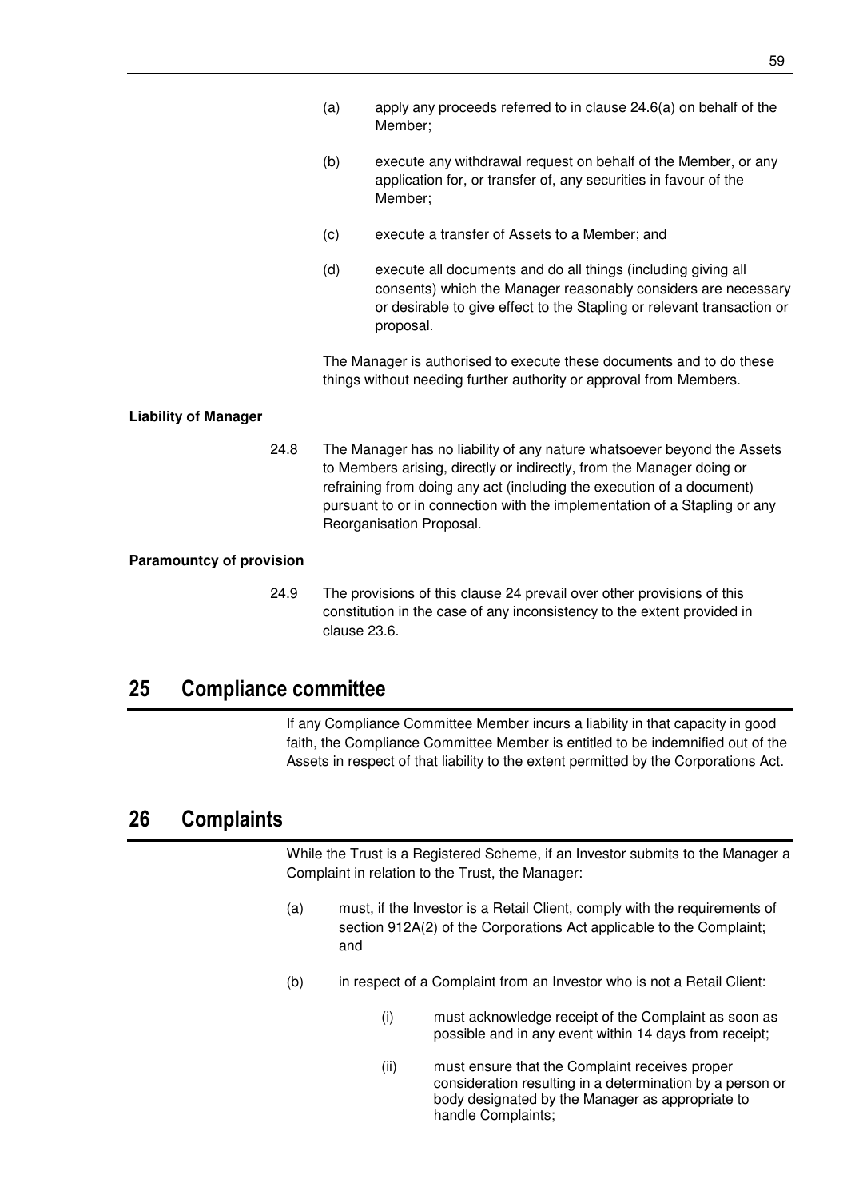(a) apply any proceeds referred to in clause 24.6(a) on behalf of the Member;

(b) execute any withdrawal request on behalf of the Member, or any application for, or transfer of, any securities in favour of the Member;

(c) execute a transfer of Assets to a Member; and

(d) execute all documents and do all things (including giving all consents) which the Manager reasonably considers are necessary or desirable to give effect to the Stapling or relevant transaction or proposal.

The Manager is authorised to execute these documents and to do these things without needing further authority or approval from Members.

**Liability of Manager**

24.8 The Manager has no liability of any nature whatsoever beyond the Assets to Members arising, directly or indirectly, from the Manager doing or refraining from doing any act (including the execution of a document) pursuant to or in connection with the implementation of a Stapling or any Reorganisation Proposal.

**Paramountcy of provision**

24.9 The provisions of this clause 24 prevail over other provisions of this constitution in the case of any inconsistency to the extent provided in clause 23.6.

# 25 Compliance committee

If any Compliance Committee Member incurs a liability in that capacity in good faith, the Compliance Committee Member is entitled to be indemnified out of the Assets in respect of that liability to the extent permitted by the Corporations Act.

# 26 Complaints

While the Trust is a Registered Scheme, if an Investor submits to the Manager a Complaint in relation to the Trust, the Manager:

(a) must, if the Investor is a Retail Client, comply with the requirements of section 912A(2) of the Corporations Act applicable to the Complaint; and

(b) in respect of a Complaint from an Investor who is not a Retail Client:

(i) must acknowledge receipt of the Complaint as soon as possible and in any event within 14 days from receipt;

(ii) must ensure that the Complaint receives proper consideration resulting in a determination by a person or body designated by the Manager as appropriate to handle Complaints;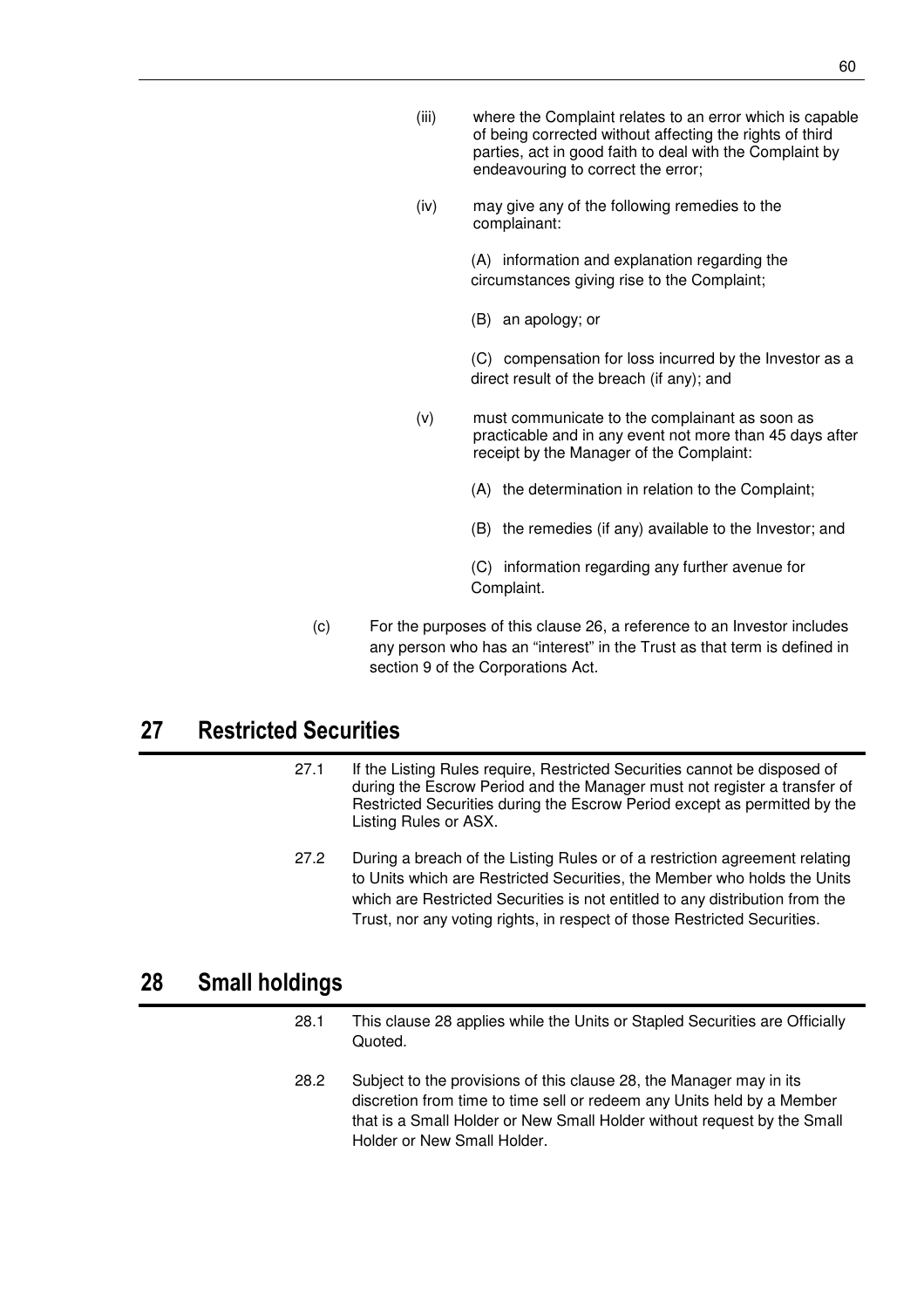(iii) where the Complaint relates to an error which is capable of being corrected without affecting the rights of third parties, act in good faith to deal with the Complaint by endeavouring to correct the error;

(iv) may give any of the following remedies to the complainant:

(A) information and explanation regarding the circumstances giving rise to the Complaint;

(B) an apology; or

(C) compensation for loss incurred by the Investor as a direct result of the breach (if any); and

(v) must communicate to the complainant as soon as practicable and in any event not more than 45 days after receipt by the Manager of the Complaint:

(A) the determination in relation to the Complaint;

(B) the remedies (if any) available to the Investor; and

(C) information regarding any further avenue for Complaint.

(c) For the purposes of this clause 26, a reference to an Investor includes any person who has an "interest" in the Trust as that term is defined in section 9 of the Corporations Act.

# 27 Restricted Securities

27.1 If the Listing Rules require, Restricted Securities cannot be disposed of during the Escrow Period and the Manager must not register a transfer of Restricted Securities during the Escrow Period except as permitted by the Listing Rules or ASX.

27.2 During a breach of the Listing Rules or of a restriction agreement relating to Units which are Restricted Securities, the Member who holds the Units which are Restricted Securities is not entitled to any distribution from the Trust, nor any voting rights, in respect of those Restricted Securities.

# 28 Small holdings

28.1 This clause 28 applies while the Units or Stapled Securities are Officially Quoted.

28.2 Subject to the provisions of this clause 28, the Manager may in its discretion from time to time sell or redeem any Units held by a Member that is a Small Holder or New Small Holder without request by the Small Holder or New Small Holder.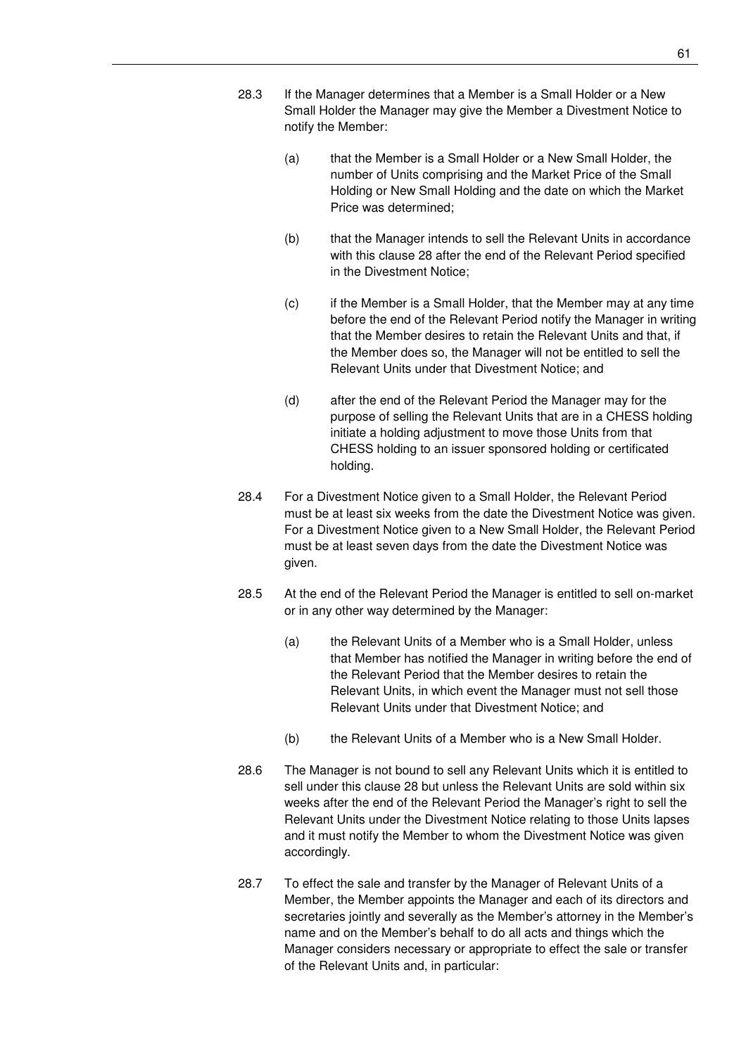28.3 If the Manager determines that a Member is a Small Holder or a New Small Holder the Manager may give the Member a Divestment Notice to notify the Member:

(a) that the Member is a Small Holder or a New Small Holder, the number of Units comprising and the Market Price of the Small Holding or New Small Holding and the date on which the Market Price was determined;

(b) that the Manager intends to sell the Relevant Units in accordance with this clause 28 after the end of the Relevant Period specified in the Divestment Notice;

(c) if the Member is a Small Holder, that the Member may at any time before the end of the Relevant Period notify the Manager in writing that the Member desires to retain the Relevant Units and that, if the Member does so, the Manager will not be entitled to sell the Relevant Units under that Divestment Notice; and

(d) after the end of the Relevant Period the Manager may for the purpose of selling the Relevant Units that are in a CHESS holding initiate a holding adjustment to move those Units from that CHESS holding to an issuer sponsored holding or certificated holding.

28.4 For a Divestment Notice given to a Small Holder, the Relevant Period must be at least six weeks from the date the Divestment Notice was given. For a Divestment Notice given to a New Small Holder, the Relevant Period must be at least seven days from the date the Divestment Notice was given.

28.5 At the end of the Relevant Period the Manager is entitled to sell on-market or in any other way determined by the Manager:

(a) the Relevant Units of a Member who is a Small Holder, unless that Member has notified the Manager in writing before the end of the Relevant Period that the Member desires to retain the Relevant Units, in which event the Manager must not sell those Relevant Units under that Divestment Notice; and

(b) the Relevant Units of a Member who is a New Small Holder.

28.6 The Manager is not bound to sell any Relevant Units which it is entitled to sell under this clause 28 but unless the Relevant Units are sold within six weeks after the end of the Relevant Period the Manager's right to sell the Relevant Units under the Divestment Notice relating to those Units lapses and it must notify the Member to whom the Divestment Notice was given accordingly.

28.7 To effect the sale and transfer by the Manager of Relevant Units of a Member, the Member appoints the Manager and each of its directors and secretaries jointly and severally as the Member's attorney in the Member's name and on the Member's behalf to do all acts and things which the Manager considers necessary or appropriate to effect the sale or transfer of the Relevant Units and, in particular: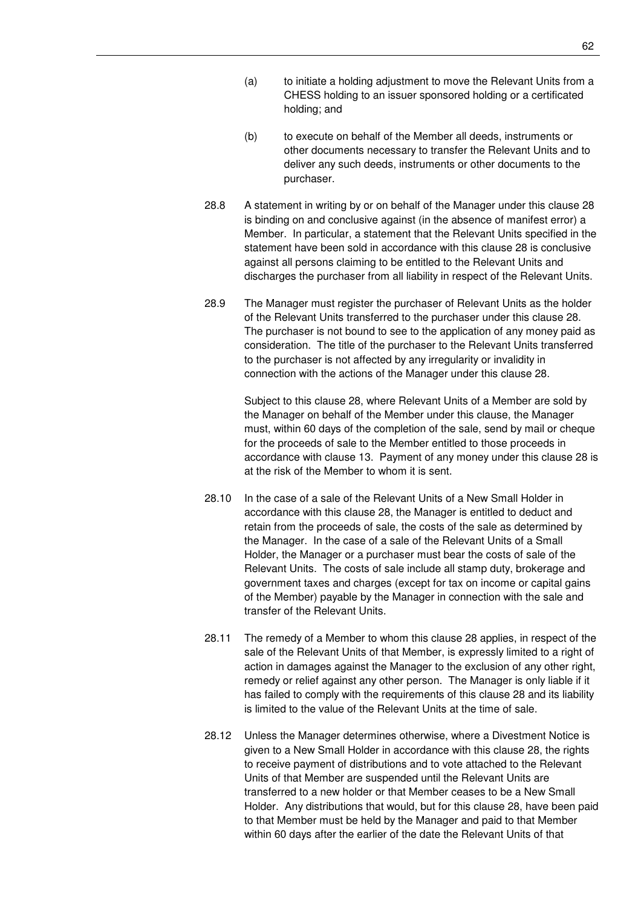(a) to initiate a holding adjustment to move the Relevant Units from a CHESS holding to an issuer sponsored holding or a certificated holding; and

(b) to execute on behalf of the Member all deeds, instruments or other documents necessary to transfer the Relevant Units and to deliver any such deeds, instruments or other documents to the purchaser.

28.8 A statement in writing by or on behalf of the Manager under this clause 28 is binding on and conclusive against (in the absence of manifest error) a Member. In particular, a statement that the Relevant Units specified in the statement have been sold in accordance with this clause 28 is conclusive against all persons claiming to be entitled to the Relevant Units and discharges the purchaser from all liability in respect of the Relevant Units.

28.9 The Manager must register the purchaser of Relevant Units as the holder of the Relevant Units transferred to the purchaser under this clause 28. The purchaser is not bound to see to the application of any money paid as consideration. The title of the purchaser to the Relevant Units transferred to the purchaser is not affected by any irregularity or invalidity in connection with the actions of the Manager under this clause 28.

Subject to this clause 28, where Relevant Units of a Member are sold by the Manager on behalf of the Member under this clause, the Manager must, within 60 days of the completion of the sale, send by mail or cheque for the proceeds of sale to the Member entitled to those proceeds in accordance with clause 13. Payment of any money under this clause 28 is at the risk of the Member to whom it is sent.

28.10 In the case of a sale of the Relevant Units of a New Small Holder in accordance with this clause 28, the Manager is entitled to deduct and retain from the proceeds of sale, the costs of the sale as determined by the Manager. In the case of a sale of the Relevant Units of a Small Holder, the Manager or a purchaser must bear the costs of sale of the Relevant Units. The costs of sale include all stamp duty, brokerage and government taxes and charges (except for tax on income or capital gains of the Member) payable by the Manager in connection with the sale and transfer of the Relevant Units.

28.11 The remedy of a Member to whom this clause 28 applies, in respect of the sale of the Relevant Units of that Member, is expressly limited to a right of action in damages against the Manager to the exclusion of any other right, remedy or relief against any other person. The Manager is only liable if it has failed to comply with the requirements of this clause 28 and its liability is limited to the value of the Relevant Units at the time of sale.

28.12 Unless the Manager determines otherwise, where a Divestment Notice is given to a New Small Holder in accordance with this clause 28, the rights to receive payment of distributions and to vote attached to the Relevant Units of that Member are suspended until the Relevant Units are transferred to a new holder or that Member ceases to be a New Small Holder. Any distributions that would, but for this clause 28, have been paid to that Member must be held by the Manager and paid to that Member within 60 days after the earlier of the date the Relevant Units of that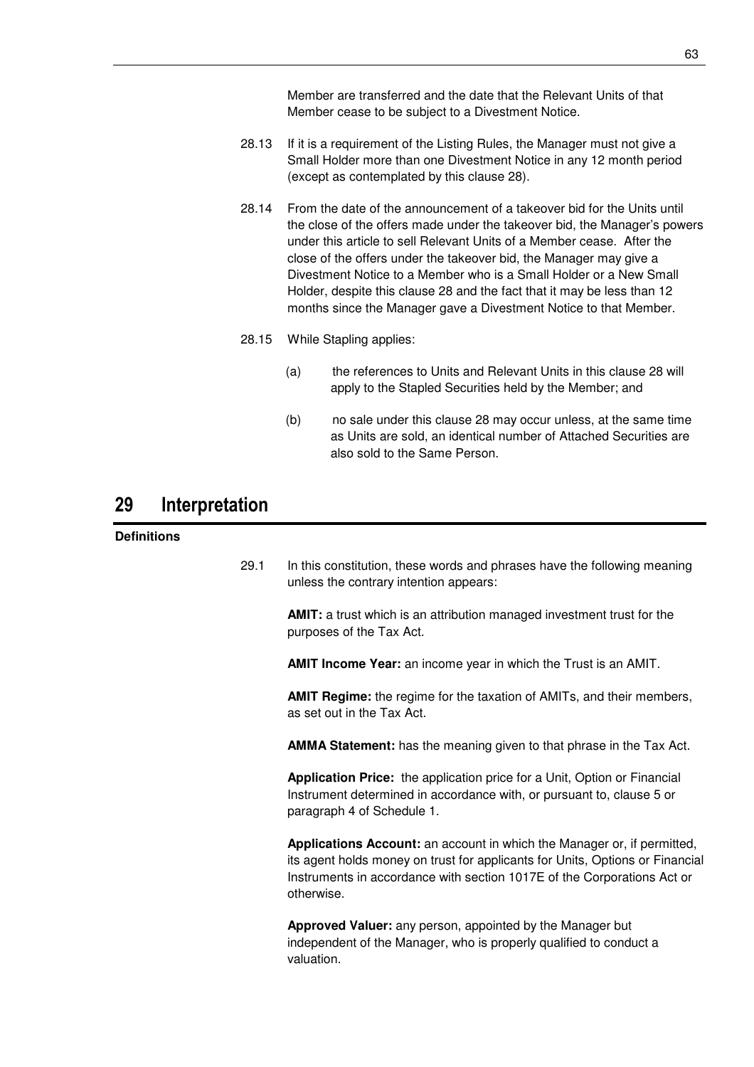Member are transferred and the date that the Relevant Units of that Member cease to be subject to a Divestment Notice.

28.13 If it is a requirement of the Listing Rules, the Manager must not give a Small Holder more than one Divestment Notice in any 12 month period (except as contemplated by this clause 28).

28.14 From the date of the announcement of a takeover bid for the Units until the close of the offers made under the takeover bid, the Manager's powers under this article to sell Relevant Units of a Member cease. After the close of the offers under the takeover bid, the Manager may give a Divestment Notice to a Member who is a Small Holder or a New Small Holder, despite this clause 28 and the fact that it may be less than 12 months since the Manager gave a Divestment Notice to that Member.

28.15 While Stapling applies:

(a) the references to Units and Relevant Units in this clause 28 will apply to the Stapled Securities held by the Member; and

(b) no sale under this clause 28 may occur unless, at the same time as Units are sold, an identical number of Attached Securities are also sold to the Same Person.

# 29 Interpretation

**Definitions**

29.1 In this constitution, these words and phrases have the following meaning unless the contrary intention appears:

**AMIT:** a trust which is an attribution managed investment trust for the purposes of the Tax Act.

**AMIT Income Year:** an income year in which the Trust is an AMIT.

**AMIT Regime:** the regime for the taxation of AMITs, and their members, as set out in the Tax Act.

**AMMA Statement:** has the meaning given to that phrase in the Tax Act.

**Application Price:** the application price for a Unit, Option or Financial Instrument determined in accordance with, or pursuant to, clause 5 or paragraph 4 of Schedule 1.

**Applications Account:** an account in which the Manager or, if permitted, its agent holds money on trust for applicants for Units, Options or Financial Instruments in accordance with section 1017E of the Corporations Act or otherwise.

**Approved Valuer:** any person, appointed by the Manager but independent of the Manager, who is properly qualified to conduct a valuation.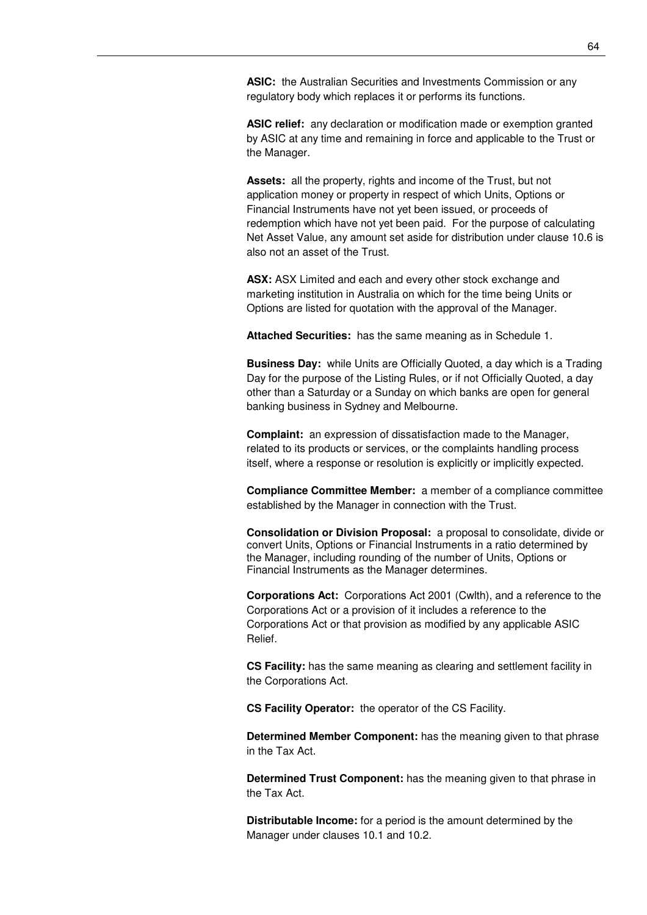**ASIC:** the Australian Securities and Investments Commission or any regulatory body which replaces it or performs its functions.

**ASIC relief:** any declaration or modification made or exemption granted by ASIC at any time and remaining in force and applicable to the Trust or the Manager.

**Assets:** all the property, rights and income of the Trust, but not application money or property in respect of which Units, Options or Financial Instruments have not yet been issued, or proceeds of redemption which have not yet been paid. For the purpose of calculating Net Asset Value, any amount set aside for distribution under clause 10.6 is also not an asset of the Trust.

**ASX:** ASX Limited and each and every other stock exchange and marketing institution in Australia on which for the time being Units or Options are listed for quotation with the approval of the Manager.

**Attached Securities:** has the same meaning as in Schedule 1.

**Business Day:** while Units are Officially Quoted, a day which is a Trading Day for the purpose of the Listing Rules, or if not Officially Quoted, a day other than a Saturday or a Sunday on which banks are open for general banking business in Sydney and Melbourne.

**Complaint:** an expression of dissatisfaction made to the Manager, related to its products or services, or the complaints handling process itself, where a response or resolution is explicitly or implicitly expected.

**Compliance Committee Member:** a member of a compliance committee established by the Manager in connection with the Trust.

**Consolidation or Division Proposal:** a proposal to consolidate, divide or convert Units, Options or Financial Instruments in a ratio determined by the Manager, including rounding of the number of Units, Options or Financial Instruments as the Manager determines.

**Corporations Act:** Corporations Act 2001 (Cwlth), and a reference to the Corporations Act or a provision of it includes a reference to the Corporations Act or that provision as modified by any applicable ASIC Relief.

**CS Facility:** has the same meaning as clearing and settlement facility in the Corporations Act.

**CS Facility Operator:** the operator of the CS Facility.

**Determined Member Component:** has the meaning given to that phrase in the Tax Act.

**Determined Trust Component:** has the meaning given to that phrase in the Tax Act.

**Distributable Income:** for a period is the amount determined by the Manager under clauses 10.1 and 10.2.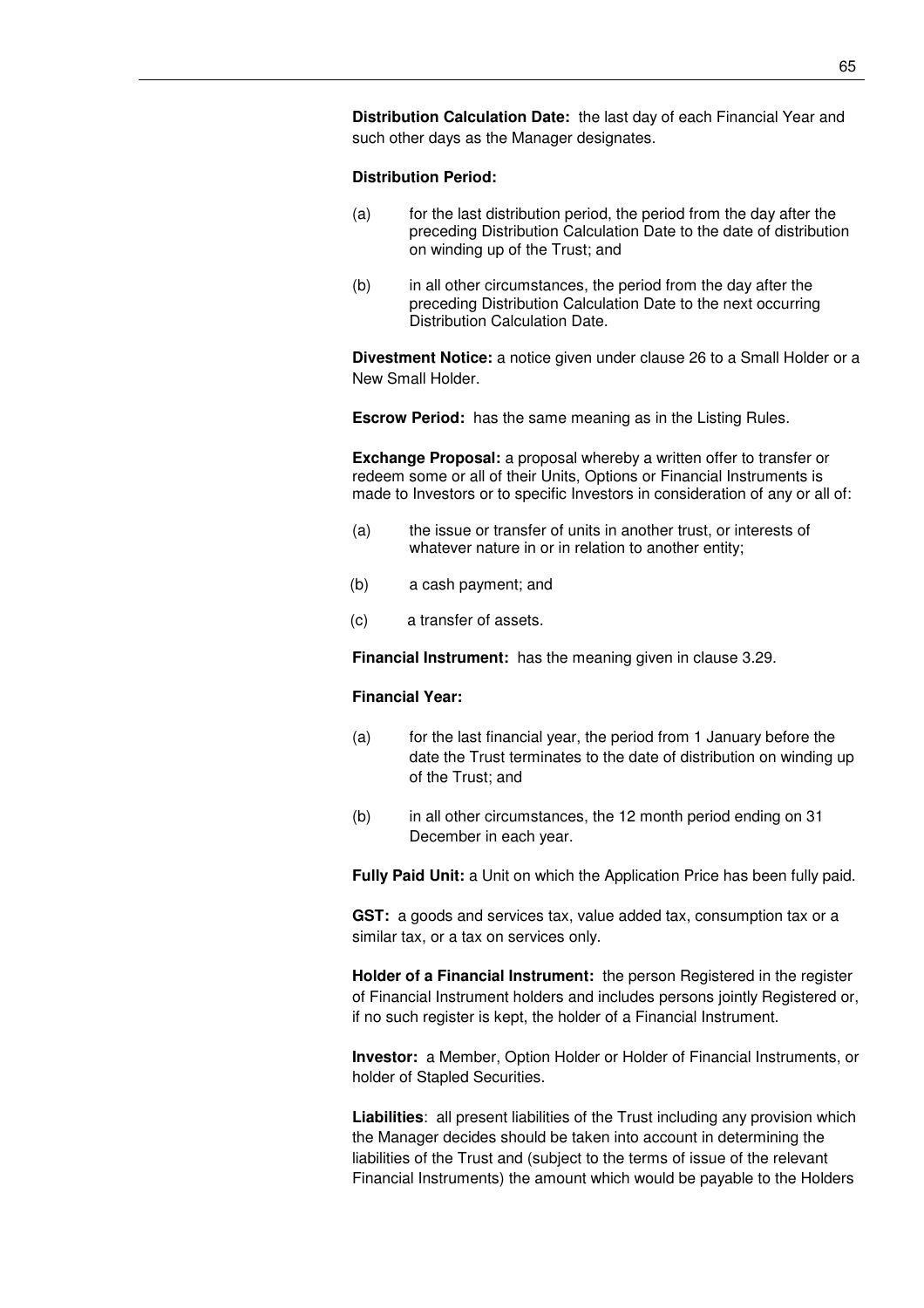**Distribution Calculation Date:** the last day of each Financial Year and such other days as the Manager designates.

**Distribution Period:**

(a) for the last distribution period, the period from the day after the preceding Distribution Calculation Date to the date of distribution on winding up of the Trust; and

(b) in all other circumstances, the period from the day after the preceding Distribution Calculation Date to the next occurring Distribution Calculation Date.

**Divestment Notice:** a notice given under clause 26 to a Small Holder or a New Small Holder.

**Escrow Period:** has the same meaning as in the Listing Rules.

**Exchange Proposal:** a proposal whereby a written offer to transfer or redeem some or all of their Units, Options or Financial Instruments is made to Investors or to specific Investors in consideration of any or all of:

(a) the issue or transfer of units in another trust, or interests of whatever nature in or in relation to another entity;

(b) a cash payment; and

(c) a transfer of assets.

**Financial Instrument:** has the meaning given in clause 3.29.

**Financial Year:**

(a) for the last financial year, the period from 1 January before the date the Trust terminates to the date of distribution on winding up of the Trust; and

(b) in all other circumstances, the 12 month period ending on 31 December in each year.

**Fully Paid Unit:** a Unit on which the Application Price has been fully paid.

**GST:** a goods and services tax, value added tax, consumption tax or a similar tax, or a tax on services only.

**Holder of a Financial Instrument:** the person Registered in the register of Financial Instrument holders and includes persons jointly Registered or, if no such register is kept, the holder of a Financial Instrument.

**Investor:** a Member, Option Holder or Holder of Financial Instruments, or holder of Stapled Securities.

**Liabilities**: all present liabilities of the Trust including any provision which the Manager decides should be taken into account in determining the liabilities of the Trust and (subject to the terms of issue of the relevant Financial Instruments) the amount which would be payable to the Holders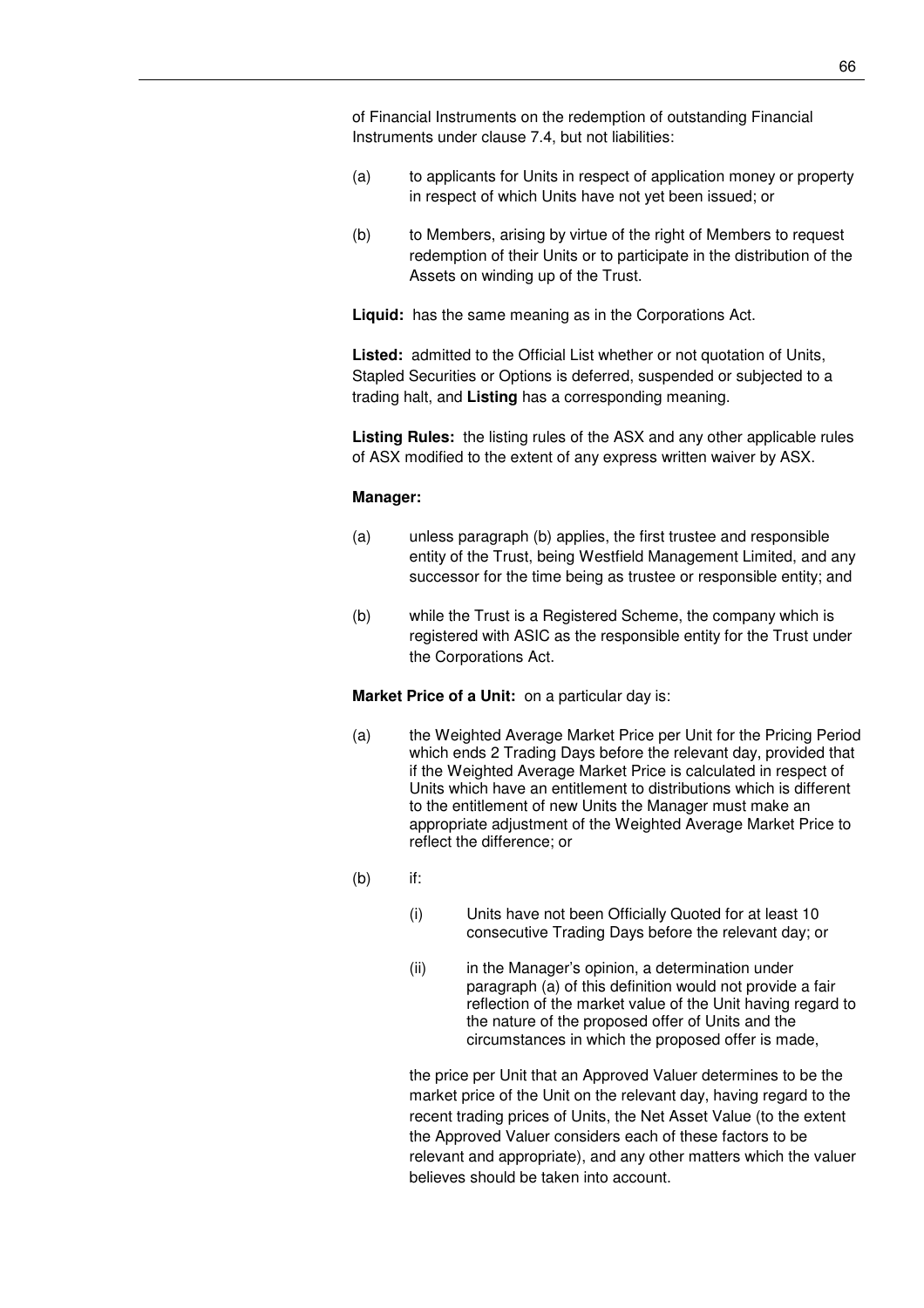of Financial Instruments on the redemption of outstanding Financial Instruments under clause 7.4, but not liabilities:

(a) to applicants for Units in respect of application money or property in respect of which Units have not yet been issued; or

(b) to Members, arising by virtue of the right of Members to request redemption of their Units or to participate in the distribution of the Assets on winding up of the Trust.

**Liquid:** has the same meaning as in the Corporations Act.

**Listed:** admitted to the Official List whether or not quotation of Units, Stapled Securities or Options is deferred, suspended or subjected to a trading halt, and **Listing** has a corresponding meaning.

**Listing Rules:** the listing rules of the ASX and any other applicable rules of ASX modified to the extent of any express written waiver by ASX.

**Manager:**

(a) unless paragraph (b) applies, the first trustee and responsible entity of the Trust, being Westfield Management Limited, and any successor for the time being as trustee or responsible entity; and

(b) while the Trust is a Registered Scheme, the company which is registered with ASIC as the responsible entity for the Trust under the Corporations Act.

**Market Price of a Unit:** on a particular day is:

(a) the Weighted Average Market Price per Unit for the Pricing Period which ends 2 Trading Days before the relevant day, provided that if the Weighted Average Market Price is calculated in respect of Units which have an entitlement to distributions which is different to the entitlement of new Units the Manager must make an appropriate adjustment of the Weighted Average Market Price to reflect the difference; or

(b) if:

    (i) Units have not been Officially Quoted for at least 10 consecutive Trading Days before the relevant day; or

    (ii) in the Manager's opinion, a determination under paragraph (a) of this definition would not provide a fair reflection of the market value of the Unit having regard to the nature of the proposed offer of Units and the circumstances in which the proposed offer is made,

the price per Unit that an Approved Valuer determines to be the market price of the Unit on the relevant day, having regard to the recent trading prices of Units, the Net Asset Value (to the extent the Approved Valuer considers each of these factors to be relevant and appropriate), and any other matters which the valuer believes should be taken into account.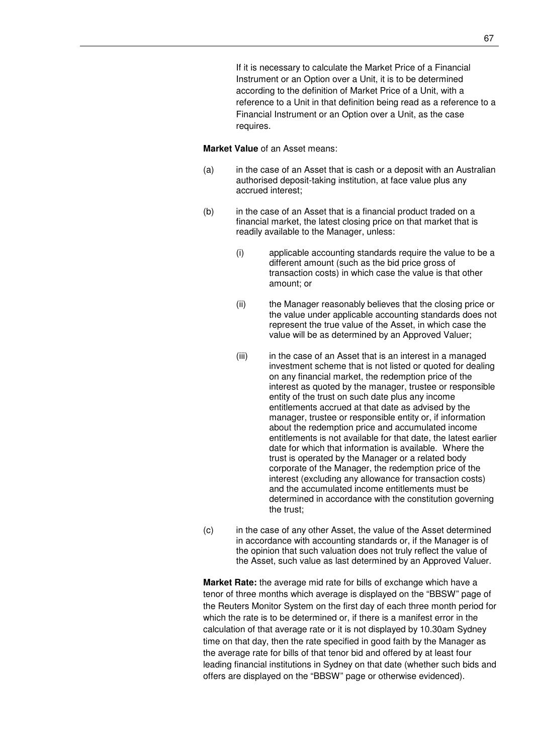If it is necessary to calculate the Market Price of a Financial Instrument or an Option over a Unit, it is to be determined according to the definition of Market Price of a Unit, with a reference to a Unit in that definition being read as a reference to a Financial Instrument or an Option over a Unit, as the case requires.

**Market Value** of an Asset means:

(a) in the case of an Asset that is cash or a deposit with an Australian authorised deposit-taking institution, at face value plus any accrued interest;

(b) in the case of an Asset that is a financial product traded on a financial market, the latest closing price on that market that is readily available to the Manager, unless:

   (i) applicable accounting standards require the value to be a different amount (such as the bid price gross of transaction costs) in which case the value is that other amount; or

   (ii) the Manager reasonably believes that the closing price or the value under applicable accounting standards does not represent the true value of the Asset, in which case the value will be as determined by an Approved Valuer;

   (iii) in the case of an Asset that is an interest in a managed investment scheme that is not listed or quoted for dealing on any financial market, the redemption price of the interest as quoted by the manager, trustee or responsible entity of the trust on such date plus any income entitlements accrued at that date as advised by the manager, trustee or responsible entity or, if information about the redemption price and accumulated income entitlements is not available for that date, the latest earlier date for which that information is available. Where the trust is operated by the Manager or a related body corporate of the Manager, the redemption price of the interest (excluding any allowance for transaction costs) and the accumulated income entitlements must be determined in accordance with the constitution governing the trust;

(c) in the case of any other Asset, the value of the Asset determined in accordance with accounting standards or, if the Manager is of the opinion that such valuation does not truly reflect the value of the Asset, such value as last determined by an Approved Valuer.

**Market Rate:** the average mid rate for bills of exchange which have a tenor of three months which average is displayed on the "BBSW" page of the Reuters Monitor System on the first day of each three month period for which the rate is to be determined or, if there is a manifest error in the calculation of that average rate or it is not displayed by 10.30am Sydney time on that day, then the rate specified in good faith by the Manager as the average rate for bills of that tenor bid and offered by at least four leading financial institutions in Sydney on that date (whether such bids and offers are displayed on the "BBSW" page or otherwise evidenced).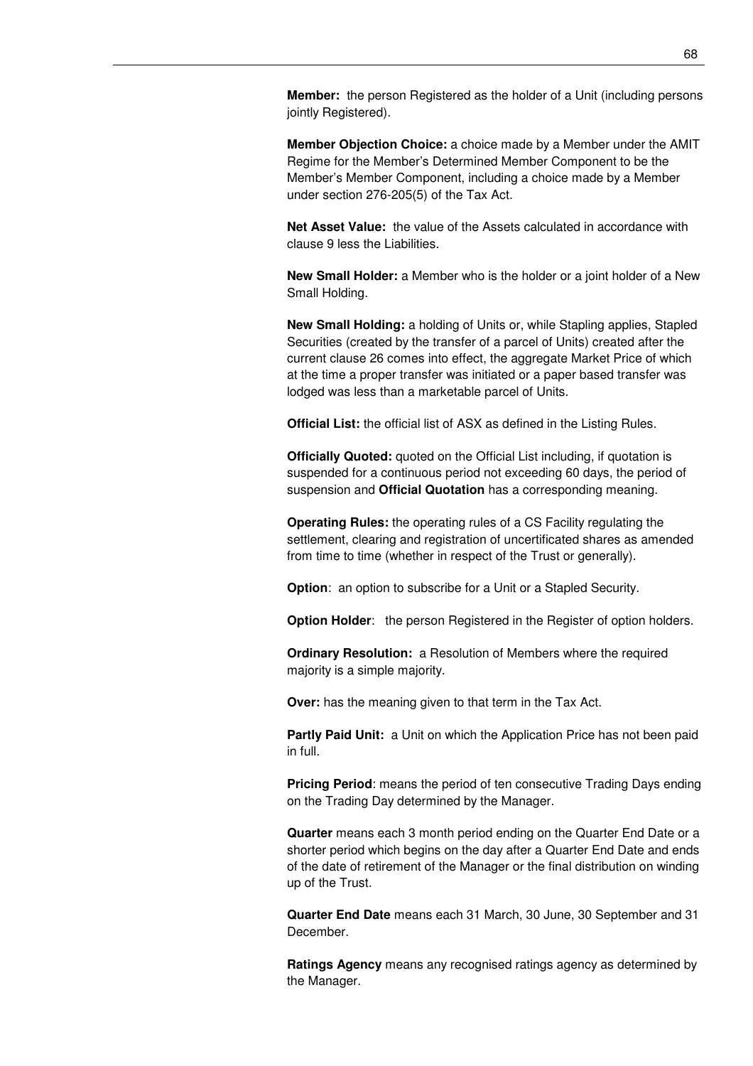**Member:** the person Registered as the holder of a Unit (including persons jointly Registered).

**Member Objection Choice:** a choice made by a Member under the AMIT Regime for the Member's Determined Member Component to be the Member's Member Component, including a choice made by a Member under section 276-205(5) of the Tax Act.

**Net Asset Value:** the value of the Assets calculated in accordance with clause 9 less the Liabilities.

**New Small Holder:** a Member who is the holder or a joint holder of a New Small Holding.

**New Small Holding:** a holding of Units or, while Stapling applies, Stapled Securities (created by the transfer of a parcel of Units) created after the current clause 26 comes into effect, the aggregate Market Price of which at the time a proper transfer was initiated or a paper based transfer was lodged was less than a marketable parcel of Units.

**Official List:** the official list of ASX as defined in the Listing Rules.

**Officially Quoted:** quoted on the Official List including, if quotation is suspended for a continuous period not exceeding 60 days, the period of suspension and **Official Quotation** has a corresponding meaning.

**Operating Rules:** the operating rules of a CS Facility regulating the settlement, clearing and registration of uncertificated shares as amended from time to time (whether in respect of the Trust or generally).

**Option**: an option to subscribe for a Unit or a Stapled Security.

**Option Holder**: the person Registered in the Register of option holders.

**Ordinary Resolution:** a Resolution of Members where the required majority is a simple majority.

**Over:** has the meaning given to that term in the Tax Act.

**Partly Paid Unit:** a Unit on which the Application Price has not been paid in full.

**Pricing Period**: means the period of ten consecutive Trading Days ending on the Trading Day determined by the Manager.

**Quarter** means each 3 month period ending on the Quarter End Date or a shorter period which begins on the day after a Quarter End Date and ends of the date of retirement of the Manager or the final distribution on winding up of the Trust.

**Quarter End Date** means each 31 March, 30 June, 30 September and 31 December.

**Ratings Agency** means any recognised ratings agency as determined by the Manager.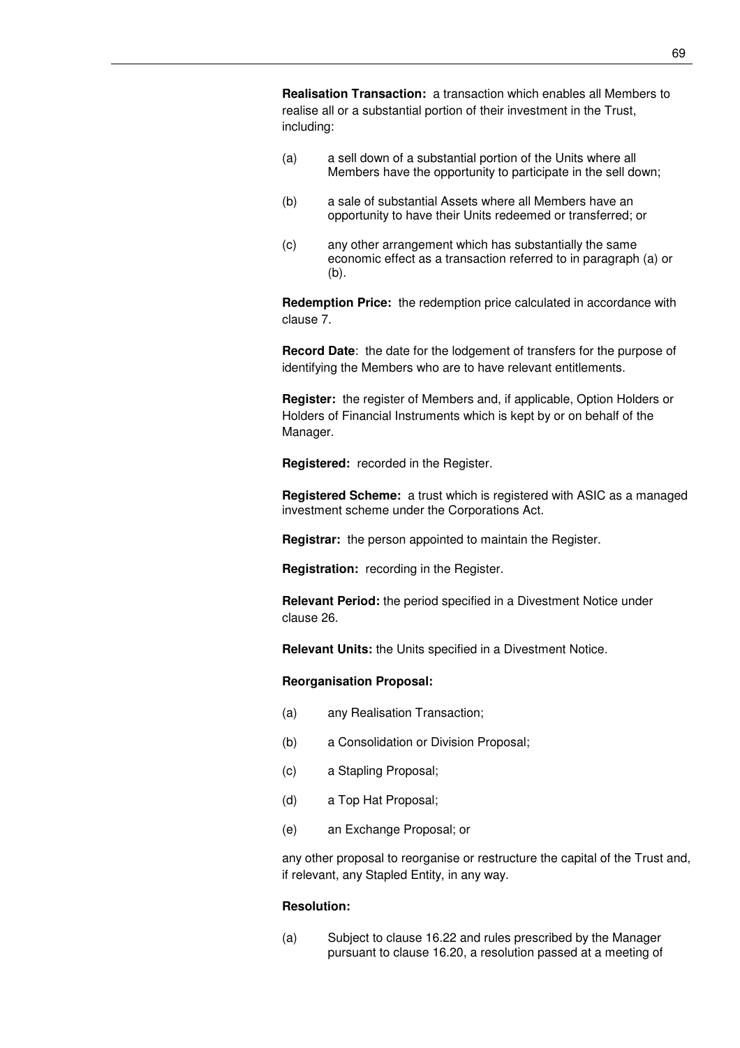**Realisation Transaction:** a transaction which enables all Members to realise all or a substantial portion of their investment in the Trust, including:

(a) a sell down of a substantial portion of the Units where all Members have the opportunity to participate in the sell down;

(b) a sale of substantial Assets where all Members have an opportunity to have their Units redeemed or transferred; or

(c) any other arrangement which has substantially the same economic effect as a transaction referred to in paragraph (a) or (b).

**Redemption Price:** the redemption price calculated in accordance with clause 7.

**Record Date**: the date for the lodgement of transfers for the purpose of identifying the Members who are to have relevant entitlements.

**Register:** the register of Members and, if applicable, Option Holders or Holders of Financial Instruments which is kept by or on behalf of the Manager.

**Registered:** recorded in the Register.

**Registered Scheme:** a trust which is registered with ASIC as a managed investment scheme under the Corporations Act.

**Registrar:** the person appointed to maintain the Register.

**Registration:** recording in the Register.

**Relevant Period:** the period specified in a Divestment Notice under clause 26.

**Relevant Units:** the Units specified in a Divestment Notice.

**Reorganisation Proposal:**

(a) any Realisation Transaction;

(b) a Consolidation or Division Proposal;

(c) a Stapling Proposal;

(d) a Top Hat Proposal;

(e) an Exchange Proposal; or

any other proposal to reorganise or restructure the capital of the Trust and, if relevant, any Stapled Entity, in any way.

**Resolution:**

(a) Subject to clause 16.22 and rules prescribed by the Manager pursuant to clause 16.20, a resolution passed at a meeting of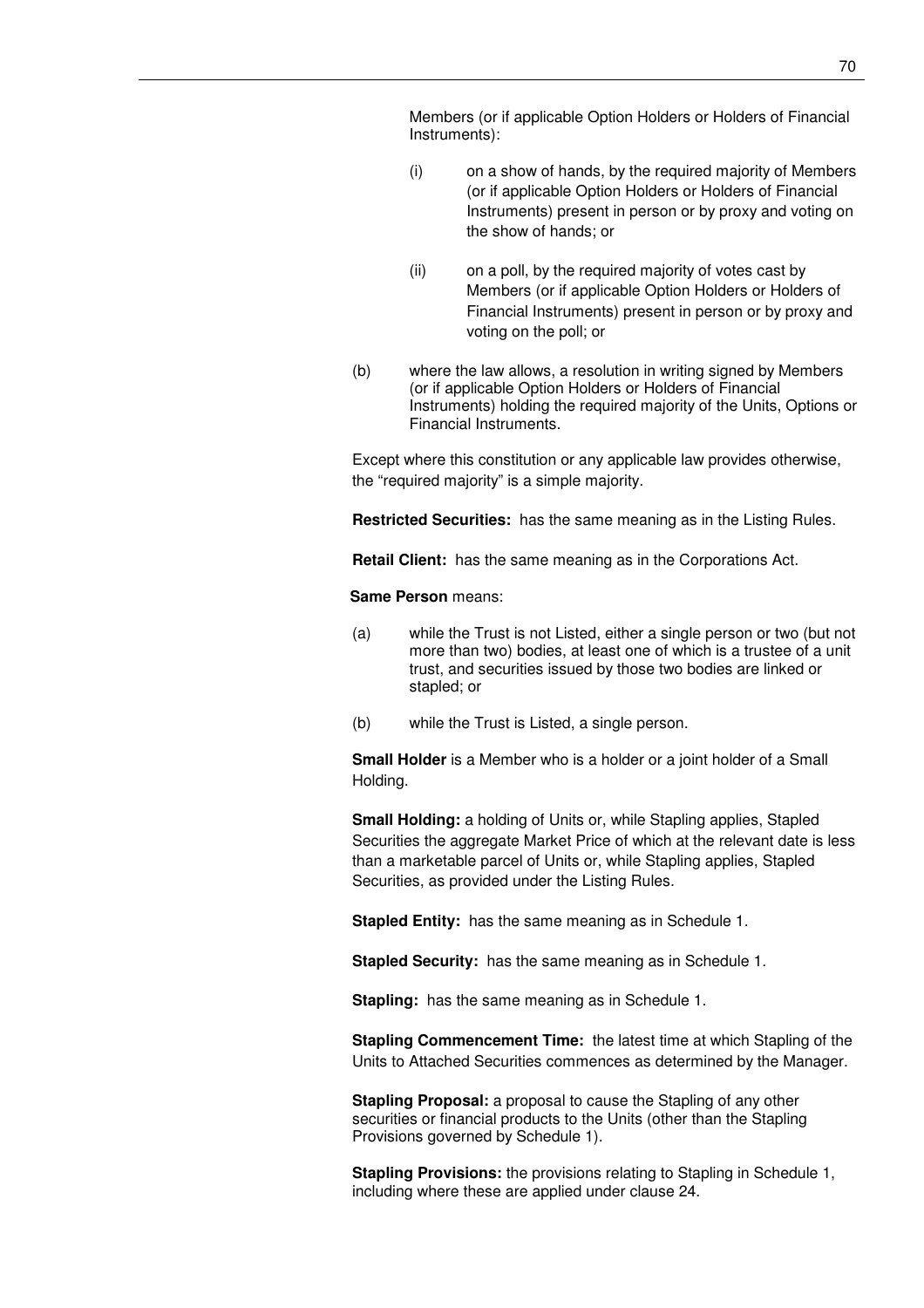Members (or if applicable Option Holders or Holders of Financial Instruments):

(i) on a show of hands, by the required majority of Members (or if applicable Option Holders or Holders of Financial Instruments) present in person or by proxy and voting on the show of hands; or

(ii) on a poll, by the required majority of votes cast by Members (or if applicable Option Holders or Holders of Financial Instruments) present in person or by proxy and voting on the poll; or

(b) where the law allows, a resolution in writing signed by Members (or if applicable Option Holders or Holders of Financial Instruments) holding the required majority of the Units, Options or Financial Instruments.

Except where this constitution or any applicable law provides otherwise, the "required majority" is a simple majority.

**Restricted Securities:** has the same meaning as in the Listing Rules.

**Retail Client:** has the same meaning as in the Corporations Act.

**Same Person** means:

(a) while the Trust is not Listed, either a single person or two (but not more than two) bodies, at least one of which is a trustee of a unit trust, and securities issued by those two bodies are linked or stapled; or

(b) while the Trust is Listed, a single person.

**Small Holder** is a Member who is a holder or a joint holder of a Small Holding.

**Small Holding:** a holding of Units or, while Stapling applies, Stapled Securities the aggregate Market Price of which at the relevant date is less than a marketable parcel of Units or, while Stapling applies, Stapled Securities, as provided under the Listing Rules.

**Stapled Entity:** has the same meaning as in Schedule 1.

**Stapled Security:** has the same meaning as in Schedule 1.

**Stapling:** has the same meaning as in Schedule 1.

**Stapling Commencement Time:** the latest time at which Stapling of the Units to Attached Securities commences as determined by the Manager.

**Stapling Proposal:** a proposal to cause the Stapling of any other securities or financial products to the Units (other than the Stapling Provisions governed by Schedule 1).

**Stapling Provisions:** the provisions relating to Stapling in Schedule 1, including where these are applied under clause 24.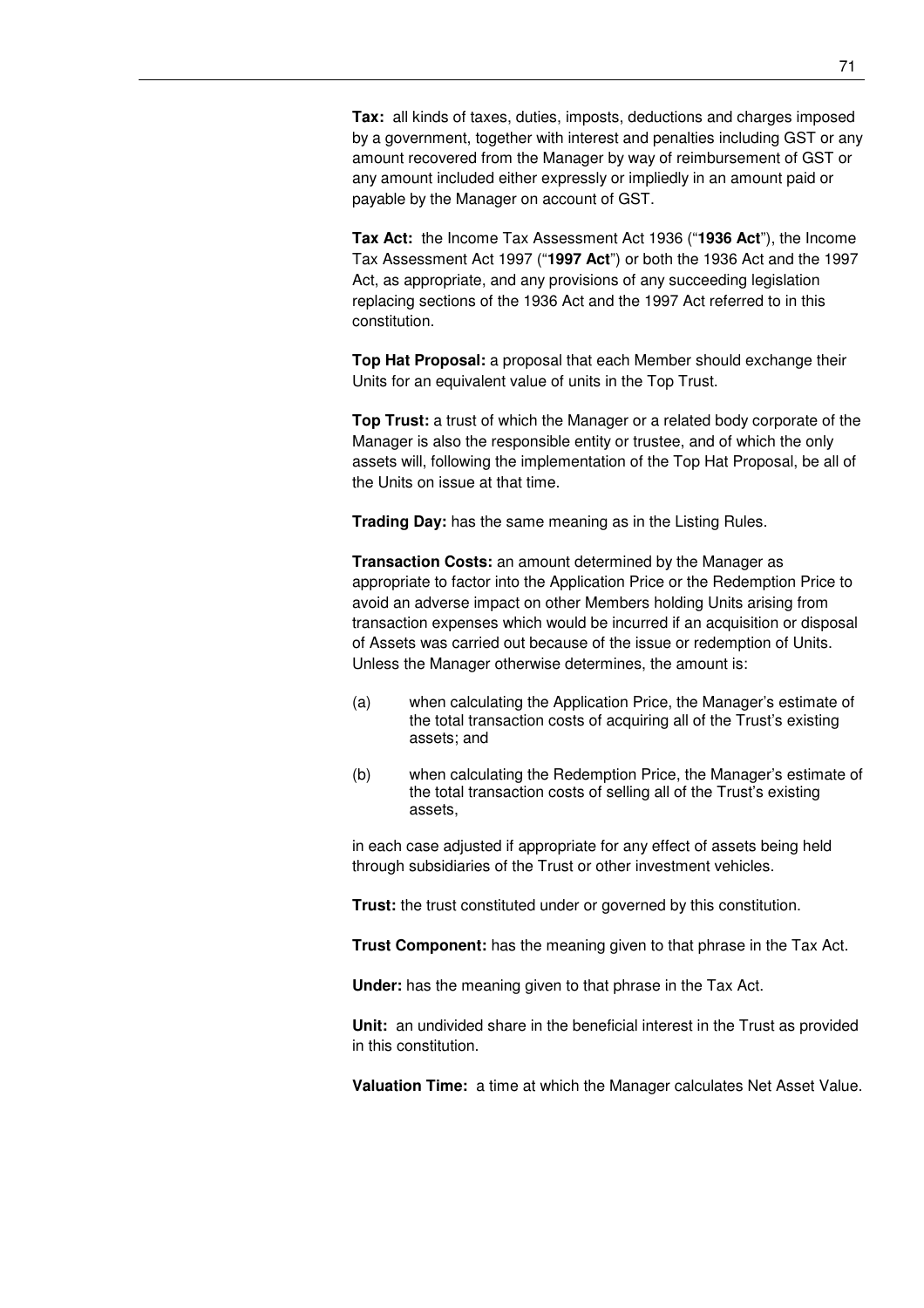**Tax:** all kinds of taxes, duties, imposts, deductions and charges imposed by a government, together with interest and penalties including GST or any amount recovered from the Manager by way of reimbursement of GST or any amount included either expressly or impliedly in an amount paid or payable by the Manager on account of GST.

**Tax Act:** the Income Tax Assessment Act 1936 ("**1936 Act**"), the Income Tax Assessment Act 1997 ("**1997 Act**") or both the 1936 Act and the 1997 Act, as appropriate, and any provisions of any succeeding legislation replacing sections of the 1936 Act and the 1997 Act referred to in this constitution.

**Top Hat Proposal:** a proposal that each Member should exchange their Units for an equivalent value of units in the Top Trust.

**Top Trust:** a trust of which the Manager or a related body corporate of the Manager is also the responsible entity or trustee, and of which the only assets will, following the implementation of the Top Hat Proposal, be all of the Units on issue at that time.

**Trading Day:** has the same meaning as in the Listing Rules.

**Transaction Costs:** an amount determined by the Manager as appropriate to factor into the Application Price or the Redemption Price to avoid an adverse impact on other Members holding Units arising from transaction expenses which would be incurred if an acquisition or disposal of Assets was carried out because of the issue or redemption of Units. Unless the Manager otherwise determines, the amount is:

(a) when calculating the Application Price, the Manager's estimate of the total transaction costs of acquiring all of the Trust's existing assets; and

(b) when calculating the Redemption Price, the Manager's estimate of the total transaction costs of selling all of the Trust's existing assets,

in each case adjusted if appropriate for any effect of assets being held through subsidiaries of the Trust or other investment vehicles.

**Trust:** the trust constituted under or governed by this constitution.

**Trust Component:** has the meaning given to that phrase in the Tax Act.

**Under:** has the meaning given to that phrase in the Tax Act.

**Unit:** an undivided share in the beneficial interest in the Trust as provided in this constitution.

**Valuation Time:** a time at which the Manager calculates Net Asset Value.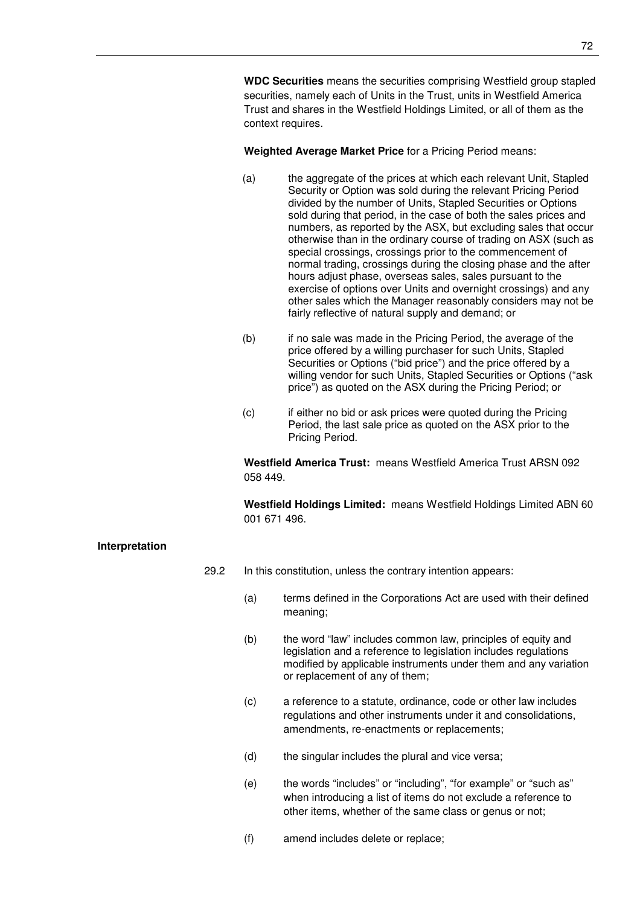**WDC Securities** means the securities comprising Westfield group stapled securities, namely each of Units in the Trust, units in Westfield America Trust and shares in the Westfield Holdings Limited, or all of them as the context requires.

**Weighted Average Market Price** for a Pricing Period means:

(a) the aggregate of the prices at which each relevant Unit, Stapled Security or Option was sold during the relevant Pricing Period divided by the number of Units, Stapled Securities or Options sold during that period, in the case of both the sales prices and numbers, as reported by the ASX, but excluding sales that occur otherwise than in the ordinary course of trading on ASX (such as special crossings, crossings prior to the commencement of normal trading, crossings during the closing phase and the after hours adjust phase, overseas sales, sales pursuant to the exercise of options over Units and overnight crossings) and any other sales which the Manager reasonably considers may not be fairly reflective of natural supply and demand; or

(b) if no sale was made in the Pricing Period, the average of the price offered by a willing purchaser for such Units, Stapled Securities or Options ("bid price") and the price offered by a willing vendor for such Units, Stapled Securities or Options ("ask price") as quoted on the ASX during the Pricing Period; or

(c) if either no bid or ask prices were quoted during the Pricing Period, the last sale price as quoted on the ASX prior to the Pricing Period.

**Westfield America Trust:** means Westfield America Trust ARSN 092 058 449.

**Westfield Holdings Limited:** means Westfield Holdings Limited ABN 60 001 671 496.

**Interpretation**

29.2 In this constitution, unless the contrary intention appears:

(a) terms defined in the Corporations Act are used with their defined meaning;

(b) the word "law" includes common law, principles of equity and legislation and a reference to legislation includes regulations modified by applicable instruments under them and any variation or replacement of any of them;

(c) a reference to a statute, ordinance, code or other law includes regulations and other instruments under it and consolidations, amendments, re-enactments or replacements;

(d) the singular includes the plural and vice versa;

(e) the words "includes" or "including", "for example" or "such as" when introducing a list of items do not exclude a reference to other items, whether of the same class or genus or not;

(f) amend includes delete or replace;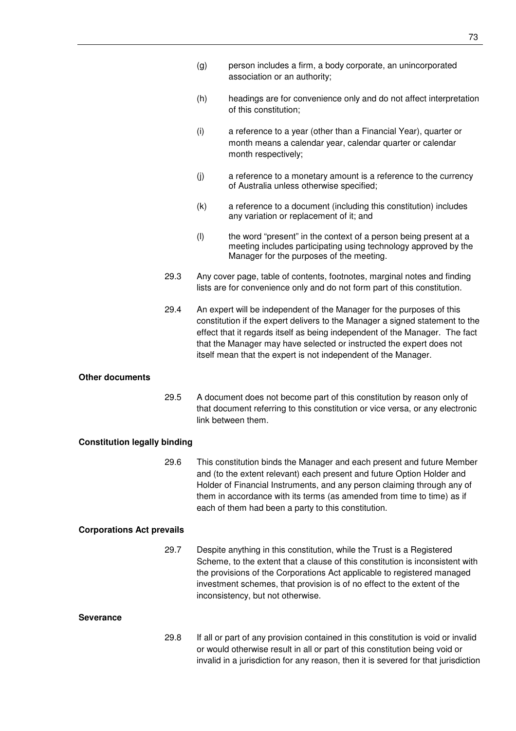(g) person includes a firm, a body corporate, an unincorporated association or an authority;

(h) headings are for convenience only and do not affect interpretation of this constitution;

(i) a reference to a year (other than a Financial Year), quarter or month means a calendar year, calendar quarter or calendar month respectively;

(j) a reference to a monetary amount is a reference to the currency of Australia unless otherwise specified;

(k) a reference to a document (including this constitution) includes any variation or replacement of it; and

(l) the word "present" in the context of a person being present at a meeting includes participating using technology approved by the Manager for the purposes of the meeting.

29.3 Any cover page, table of contents, footnotes, marginal notes and finding lists are for convenience only and do not form part of this constitution.

29.4 An expert will be independent of the Manager for the purposes of this constitution if the expert delivers to the Manager a signed statement to the effect that it regards itself as being independent of the Manager. The fact that the Manager may have selected or instructed the expert does not itself mean that the expert is not independent of the Manager.

**Other documents**

29.5 A document does not become part of this constitution by reason only of that document referring to this constitution or vice versa, or any electronic link between them.

**Constitution legally binding**

29.6 This constitution binds the Manager and each present and future Member and (to the extent relevant) each present and future Option Holder and Holder of Financial Instruments, and any person claiming through any of them in accordance with its terms (as amended from time to time) as if each of them had been a party to this constitution.

**Corporations Act prevails**

29.7 Despite anything in this constitution, while the Trust is a Registered Scheme, to the extent that a clause of this constitution is inconsistent with the provisions of the Corporations Act applicable to registered managed investment schemes, that provision is of no effect to the extent of the inconsistency, but not otherwise.

**Severance**

29.8 If all or part of any provision contained in this constitution is void or invalid or would otherwise result in all or part of this constitution being void or invalid in a jurisdiction for any reason, then it is severed for that jurisdiction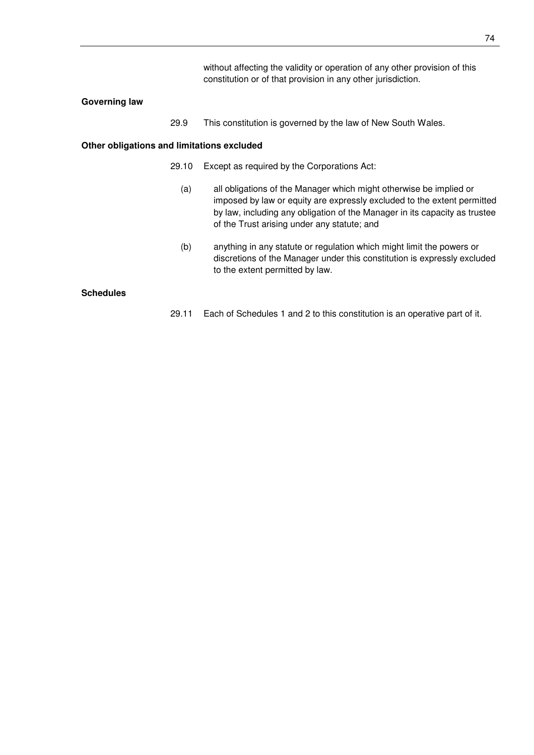without affecting the validity or operation of any other provision of this constitution or of that provision in any other jurisdiction.

**Governing law**

29.9 This constitution is governed by the law of New South Wales.

**Other obligations and limitations excluded**

29.10 Except as required by the Corporations Act:

(a) all obligations of the Manager which might otherwise be implied or imposed by law or equity are expressly excluded to the extent permitted by law, including any obligation of the Manager in its capacity as trustee of the Trust arising under any statute; and

(b) anything in any statute or regulation which might limit the powers or discretions of the Manager under this constitution is expressly excluded to the extent permitted by law.

**Schedules**

29.11 Each of Schedules 1 and 2 to this constitution is an operative part of it.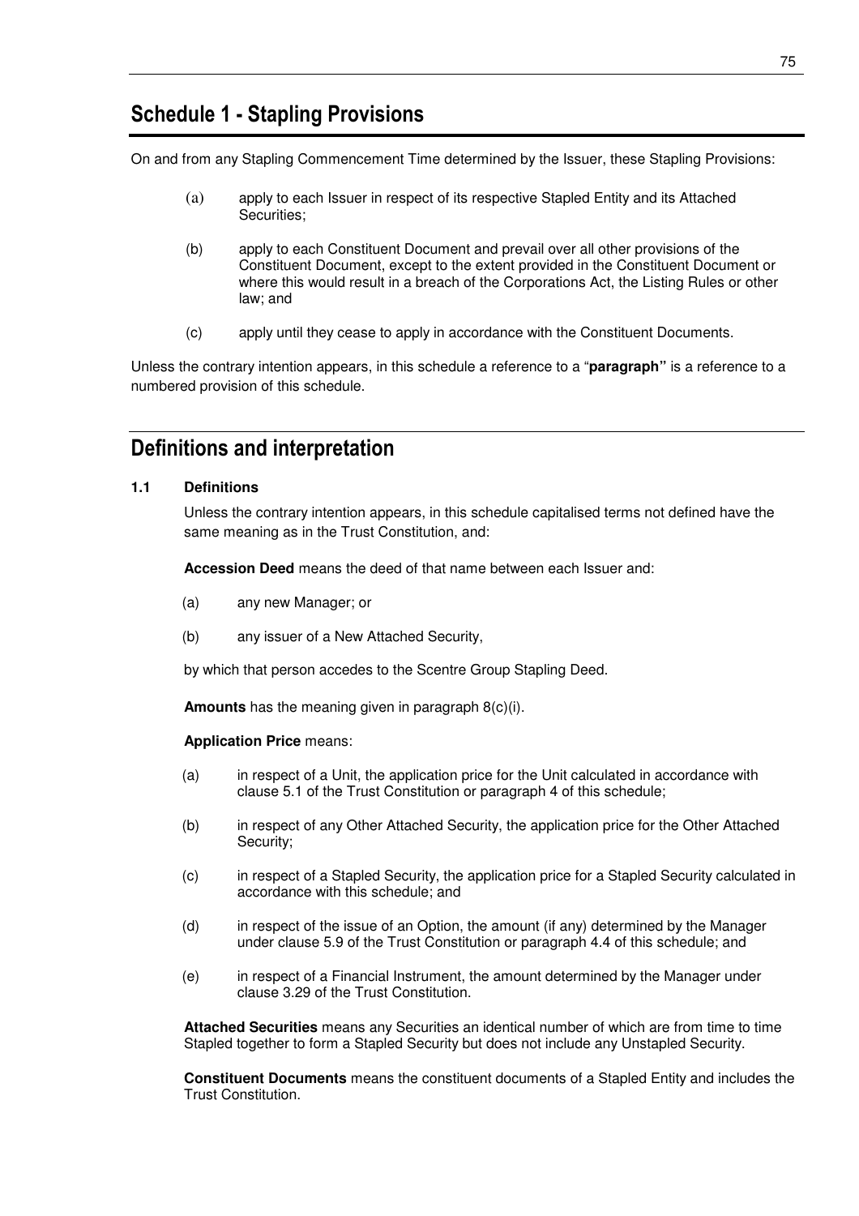# Schedule 1 - Stapling Provisions

On and from any Stapling Commencement Time determined by the Issuer, these Stapling Provisions:

(a) apply to each Issuer in respect of its respective Stapled Entity and its Attached Securities;

(b) apply to each Constituent Document and prevail over all other provisions of the Constituent Document, except to the extent provided in the Constituent Document or where this would result in a breach of the Corporations Act, the Listing Rules or other law; and

(c) apply until they cease to apply in accordance with the Constituent Documents.

Unless the contrary intention appears, in this schedule a reference to a "**paragraph"** is a reference to a numbered provision of this schedule.

# Definitions and interpretation

### 1.1 Definitions

Unless the contrary intention appears, in this schedule capitalised terms not defined have the same meaning as in the Trust Constitution, and:

**Accession Deed** means the deed of that name between each Issuer and:

(a) any new Manager; or

(b) any issuer of a New Attached Security,

by which that person accedes to the Scentre Group Stapling Deed.

**Amounts** has the meaning given in paragraph 8(c)(i).

**Application Price** means:

(a) in respect of a Unit, the application price for the Unit calculated in accordance with clause 5.1 of the Trust Constitution or paragraph 4 of this schedule;

(b) in respect of any Other Attached Security, the application price for the Other Attached Security;

(c) in respect of a Stapled Security, the application price for a Stapled Security calculated in accordance with this schedule; and

(d) in respect of the issue of an Option, the amount (if any) determined by the Manager under clause 5.9 of the Trust Constitution or paragraph 4.4 of this schedule; and

(e) in respect of a Financial Instrument, the amount determined by the Manager under clause 3.29 of the Trust Constitution.

**Attached Securities** means any Securities an identical number of which are from time to time Stapled together to form a Stapled Security but does not include any Unstapled Security.

**Constituent Documents** means the constituent documents of a Stapled Entity and includes the Trust Constitution.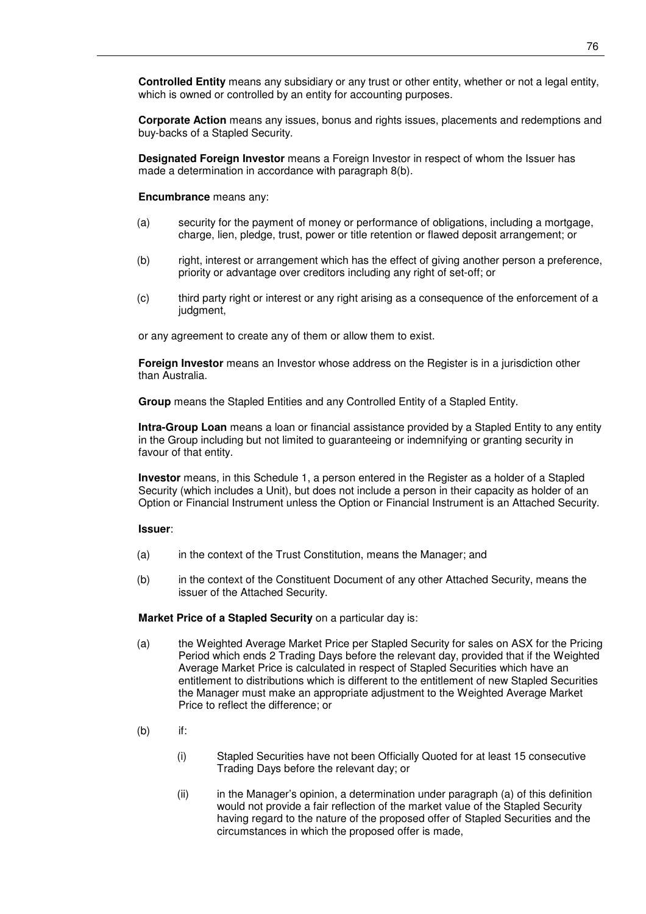**Controlled Entity** means any subsidiary or any trust or other entity, whether or not a legal entity, which is owned or controlled by an entity for accounting purposes.

**Corporate Action** means any issues, bonus and rights issues, placements and redemptions and buy-backs of a Stapled Security.

**Designated Foreign Investor** means a Foreign Investor in respect of whom the Issuer has made a determination in accordance with paragraph 8(b).

**Encumbrance** means any:

(a) security for the payment of money or performance of obligations, including a mortgage, charge, lien, pledge, trust, power or title retention or flawed deposit arrangement; or

(b) right, interest or arrangement which has the effect of giving another person a preference, priority or advantage over creditors including any right of set-off; or

(c) third party right or interest or any right arising as a consequence of the enforcement of a judgment,

or any agreement to create any of them or allow them to exist.

**Foreign Investor** means an Investor whose address on the Register is in a jurisdiction other than Australia.

**Group** means the Stapled Entities and any Controlled Entity of a Stapled Entity.

**Intra-Group Loan** means a loan or financial assistance provided by a Stapled Entity to any entity in the Group including but not limited to guaranteeing or indemnifying or granting security in favour of that entity.

**Investor** means, in this Schedule 1, a person entered in the Register as a holder of a Stapled Security (which includes a Unit), but does not include a person in their capacity as holder of an Option or Financial Instrument unless the Option or Financial Instrument is an Attached Security.

**Issuer**:

(a) in the context of the Trust Constitution, means the Manager; and

(b) in the context of the Constituent Document of any other Attached Security, means the issuer of the Attached Security.

**Market Price of a Stapled Security** on a particular day is:

(a) the Weighted Average Market Price per Stapled Security for sales on ASX for the Pricing Period which ends 2 Trading Days before the relevant day, provided that if the Weighted Average Market Price is calculated in respect of Stapled Securities which have an entitlement to distributions which is different to the entitlement of new Stapled Securities the Manager must make an appropriate adjustment to the Weighted Average Market Price to reflect the difference; or

(b) if:

 (i) Stapled Securities have not been Officially Quoted for at least 15 consecutive Trading Days before the relevant day; or

 (ii) in the Manager's opinion, a determination under paragraph (a) of this definition would not provide a fair reflection of the market value of the Stapled Security having regard to the nature of the proposed offer of Stapled Securities and the circumstances in which the proposed offer is made,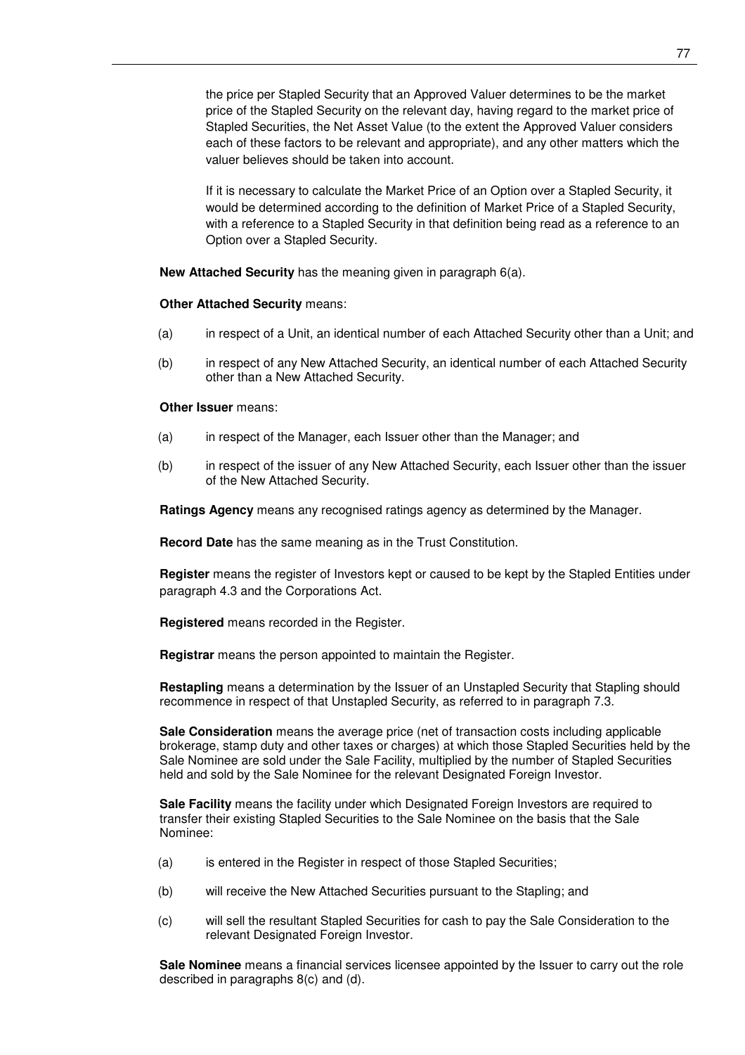the price per Stapled Security that an Approved Valuer determines to be the market price of the Stapled Security on the relevant day, having regard to the market price of Stapled Securities, the Net Asset Value (to the extent the Approved Valuer considers each of these factors to be relevant and appropriate), and any other matters which the valuer believes should be taken into account.

If it is necessary to calculate the Market Price of an Option over a Stapled Security, it would be determined according to the definition of Market Price of a Stapled Security, with a reference to a Stapled Security in that definition being read as a reference to an Option over a Stapled Security.

**New Attached Security** has the meaning given in paragraph 6(a).

**Other Attached Security** means:

(a) in respect of a Unit, an identical number of each Attached Security other than a Unit; and

(b) in respect of any New Attached Security, an identical number of each Attached Security other than a New Attached Security.

**Other Issuer** means:

(a) in respect of the Manager, each Issuer other than the Manager; and

(b) in respect of the issuer of any New Attached Security, each Issuer other than the issuer of the New Attached Security.

**Ratings Agency** means any recognised ratings agency as determined by the Manager.

**Record Date** has the same meaning as in the Trust Constitution.

**Register** means the register of Investors kept or caused to be kept by the Stapled Entities under paragraph 4.3 and the Corporations Act.

**Registered** means recorded in the Register.

**Registrar** means the person appointed to maintain the Register.

**Restapling** means a determination by the Issuer of an Unstapled Security that Stapling should recommence in respect of that Unstapled Security, as referred to in paragraph 7.3.

**Sale Consideration** means the average price (net of transaction costs including applicable brokerage, stamp duty and other taxes or charges) at which those Stapled Securities held by the Sale Nominee are sold under the Sale Facility, multiplied by the number of Stapled Securities held and sold by the Sale Nominee for the relevant Designated Foreign Investor.

**Sale Facility** means the facility under which Designated Foreign Investors are required to transfer their existing Stapled Securities to the Sale Nominee on the basis that the Sale Nominee:

(a) is entered in the Register in respect of those Stapled Securities;

(b) will receive the New Attached Securities pursuant to the Stapling; and

(c) will sell the resultant Stapled Securities for cash to pay the Sale Consideration to the relevant Designated Foreign Investor.

**Sale Nominee** means a financial services licensee appointed by the Issuer to carry out the role described in paragraphs 8(c) and (d).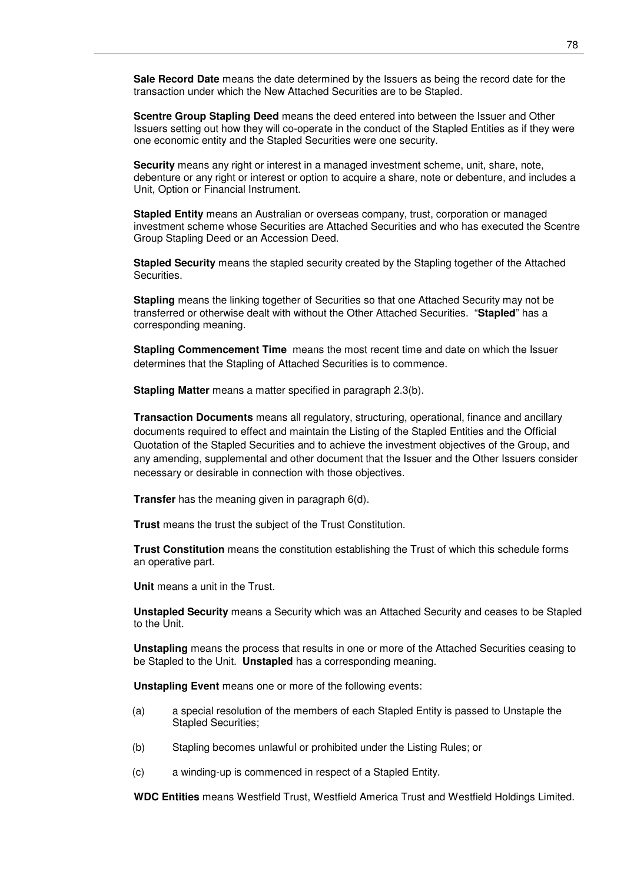**Sale Record Date** means the date determined by the Issuers as being the record date for the transaction under which the New Attached Securities are to be Stapled.

**Scentre Group Stapling Deed** means the deed entered into between the Issuer and Other Issuers setting out how they will co-operate in the conduct of the Stapled Entities as if they were one economic entity and the Stapled Securities were one security.

**Security** means any right or interest in a managed investment scheme, unit, share, note, debenture or any right or interest or option to acquire a share, note or debenture, and includes a Unit, Option or Financial Instrument.

**Stapled Entity** means an Australian or overseas company, trust, corporation or managed investment scheme whose Securities are Attached Securities and who has executed the Scentre Group Stapling Deed or an Accession Deed.

**Stapled Security** means the stapled security created by the Stapling together of the Attached Securities.

**Stapling** means the linking together of Securities so that one Attached Security may not be transferred or otherwise dealt with without the Other Attached Securities. "**Stapled**" has a corresponding meaning.

**Stapling Commencement Time** means the most recent time and date on which the Issuer determines that the Stapling of Attached Securities is to commence.

**Stapling Matter** means a matter specified in paragraph 2.3(b).

**Transaction Documents** means all regulatory, structuring, operational, finance and ancillary documents required to effect and maintain the Listing of the Stapled Entities and the Official Quotation of the Stapled Securities and to achieve the investment objectives of the Group, and any amending, supplemental and other document that the Issuer and the Other Issuers consider necessary or desirable in connection with those objectives.

**Transfer** has the meaning given in paragraph 6(d).

**Trust** means the trust the subject of the Trust Constitution.

**Trust Constitution** means the constitution establishing the Trust of which this schedule forms an operative part.

**Unit** means a unit in the Trust.

**Unstapled Security** means a Security which was an Attached Security and ceases to be Stapled to the Unit.

**Unstapling** means the process that results in one or more of the Attached Securities ceasing to be Stapled to the Unit. **Unstapled** has a corresponding meaning.

**Unstapling Event** means one or more of the following events:

(a) a special resolution of the members of each Stapled Entity is passed to Unstaple the Stapled Securities;

(b) Stapling becomes unlawful or prohibited under the Listing Rules; or

(c) a winding-up is commenced in respect of a Stapled Entity.

**WDC Entities** means Westfield Trust, Westfield America Trust and Westfield Holdings Limited.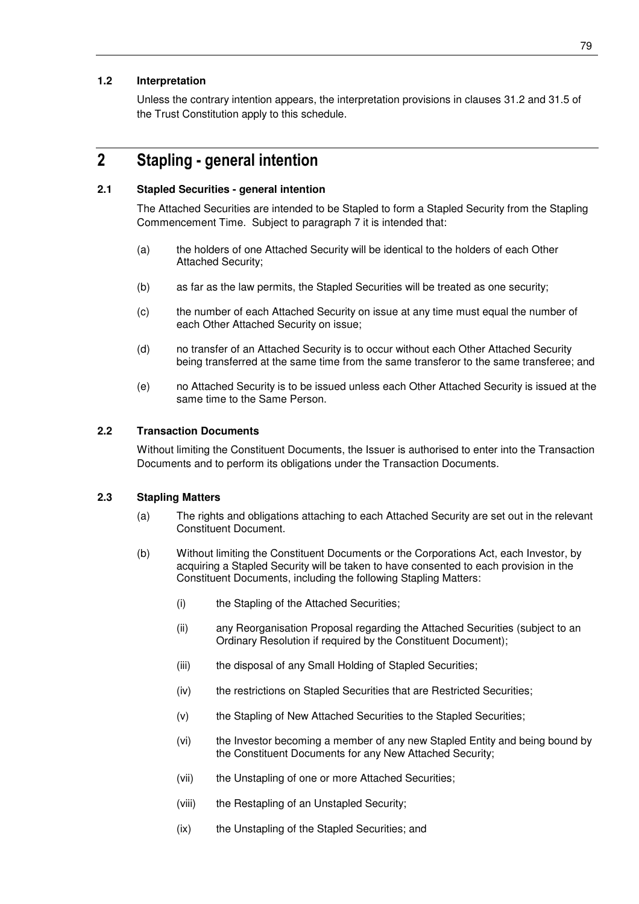### 1.2 Interpretation

Unless the contrary intention appears, the interpretation provisions in clauses 31.2 and 31.5 of the Trust Constitution apply to this schedule.

## 2 Stapling - general intention

### 2.1 Stapled Securities - general intention

The Attached Securities are intended to be Stapled to form a Stapled Security from the Stapling Commencement Time. Subject to paragraph 7 it is intended that:

(a) the holders of one Attached Security will be identical to the holders of each Other Attached Security;

(b) as far as the law permits, the Stapled Securities will be treated as one security;

(c) the number of each Attached Security on issue at any time must equal the number of each Other Attached Security on issue;

(d) no transfer of an Attached Security is to occur without each Other Attached Security being transferred at the same time from the same transferor to the same transferee; and

(e) no Attached Security is to be issued unless each Other Attached Security is issued at the same time to the Same Person.

### 2.2 Transaction Documents

Without limiting the Constituent Documents, the Issuer is authorised to enter into the Transaction Documents and to perform its obligations under the Transaction Documents.

### 2.3 Stapling Matters

(a) The rights and obligations attaching to each Attached Security are set out in the relevant Constituent Document.

(b) Without limiting the Constituent Documents or the Corporations Act, each Investor, by acquiring a Stapled Security will be taken to have consented to each provision in the Constituent Documents, including the following Stapling Matters:

(i) the Stapling of the Attached Securities;

(ii) any Reorganisation Proposal regarding the Attached Securities (subject to an Ordinary Resolution if required by the Constituent Document);

(iii) the disposal of any Small Holding of Stapled Securities;

(iv) the restrictions on Stapled Securities that are Restricted Securities;

(v) the Stapling of New Attached Securities to the Stapled Securities;

(vi) the Investor becoming a member of any new Stapled Entity and being bound by the Constituent Documents for any New Attached Security;

(vii) the Unstapling of one or more Attached Securities;

(viii) the Restapling of an Unstapled Security;

(ix) the Unstapling of the Stapled Securities; and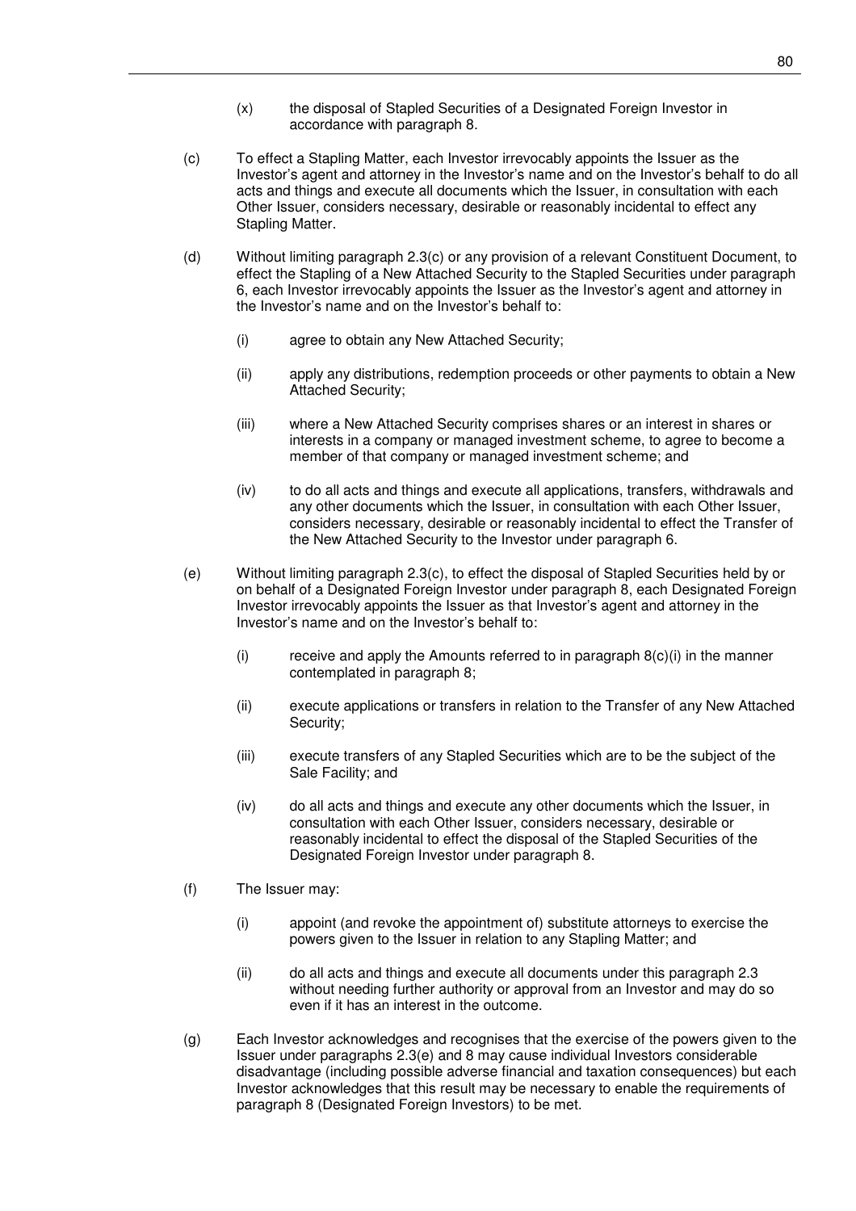(x) the disposal of Stapled Securities of a Designated Foreign Investor in accordance with paragraph 8.

(c) To effect a Stapling Matter, each Investor irrevocably appoints the Issuer as the Investor's agent and attorney in the Investor's name and on the Investor's behalf to do all acts and things and execute all documents which the Issuer, in consultation with each Other Issuer, considers necessary, desirable or reasonably incidental to effect any Stapling Matter.

(d) Without limiting paragraph 2.3(c) or any provision of a relevant Constituent Document, to effect the Stapling of a New Attached Security to the Stapled Securities under paragraph 6, each Investor irrevocably appoints the Issuer as the Investor's agent and attorney in the Investor's name and on the Investor's behalf to:

   (i) agree to obtain any New Attached Security;

   (ii) apply any distributions, redemption proceeds or other payments to obtain a New Attached Security;

   (iii) where a New Attached Security comprises shares or an interest in shares or interests in a company or managed investment scheme, to agree to become a member of that company or managed investment scheme; and

   (iv) to do all acts and things and execute all applications, transfers, withdrawals and any other documents which the Issuer, in consultation with each Other Issuer, considers necessary, desirable or reasonably incidental to effect the Transfer of the New Attached Security to the Investor under paragraph 6.

(e) Without limiting paragraph 2.3(c), to effect the disposal of Stapled Securities held by or on behalf of a Designated Foreign Investor under paragraph 8, each Designated Foreign Investor irrevocably appoints the Issuer as that Investor's agent and attorney in the Investor's name and on the Investor's behalf to:

   (i) receive and apply the Amounts referred to in paragraph 8(c)(i) in the manner contemplated in paragraph 8;

   (ii) execute applications or transfers in relation to the Transfer of any New Attached Security;

   (iii) execute transfers of any Stapled Securities which are to be the subject of the Sale Facility; and

   (iv) do all acts and things and execute any other documents which the Issuer, in consultation with each Other Issuer, considers necessary, desirable or reasonably incidental to effect the disposal of the Stapled Securities of the Designated Foreign Investor under paragraph 8.

(f) The Issuer may:

   (i) appoint (and revoke the appointment of) substitute attorneys to exercise the powers given to the Issuer in relation to any Stapling Matter; and

   (ii) do all acts and things and execute all documents under this paragraph 2.3 without needing further authority or approval from an Investor and may do so even if it has an interest in the outcome.

(g) Each Investor acknowledges and recognises that the exercise of the powers given to the Issuer under paragraphs 2.3(e) and 8 may cause individual Investors considerable disadvantage (including possible adverse financial and taxation consequences) but each Investor acknowledges that this result may be necessary to enable the requirements of paragraph 8 (Designated Foreign Investors) to be met.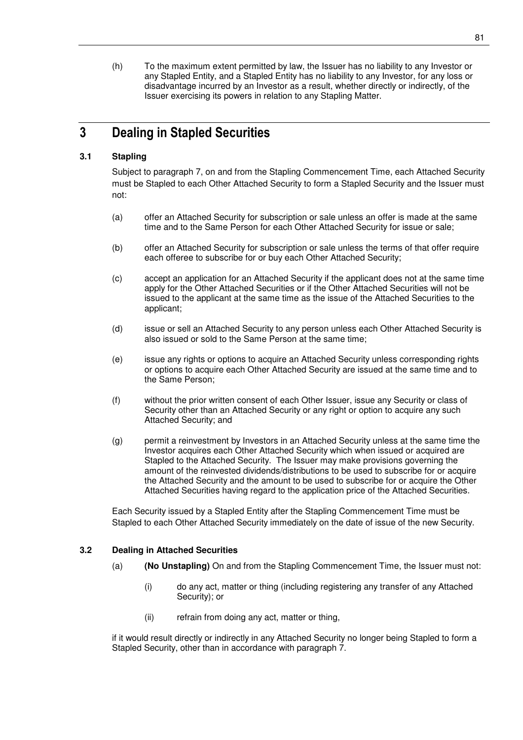(h) To the maximum extent permitted by law, the Issuer has no liability to any Investor or any Stapled Entity, and a Stapled Entity has no liability to any Investor, for any loss or disadvantage incurred by an Investor as a result, whether directly or indirectly, of the Issuer exercising its powers in relation to any Stapling Matter.

# 3 Dealing in Stapled Securities

## 3.1 Stapling

Subject to paragraph 7, on and from the Stapling Commencement Time, each Attached Security must be Stapled to each Other Attached Security to form a Stapled Security and the Issuer must not:

(a) offer an Attached Security for subscription or sale unless an offer is made at the same time and to the Same Person for each Other Attached Security for issue or sale;

(b) offer an Attached Security for subscription or sale unless the terms of that offer require each offeree to subscribe for or buy each Other Attached Security;

(c) accept an application for an Attached Security if the applicant does not at the same time apply for the Other Attached Securities or if the Other Attached Securities will not be issued to the applicant at the same time as the issue of the Attached Securities to the applicant;

(d) issue or sell an Attached Security to any person unless each Other Attached Security is also issued or sold to the Same Person at the same time;

(e) issue any rights or options to acquire an Attached Security unless corresponding rights or options to acquire each Other Attached Security are issued at the same time and to the Same Person;

(f) without the prior written consent of each Other Issuer, issue any Security or class of Security other than an Attached Security or any right or option to acquire any such Attached Security; and

(g) permit a reinvestment by Investors in an Attached Security unless at the same time the Investor acquires each Other Attached Security which when issued or acquired are Stapled to the Attached Security. The Issuer may make provisions governing the amount of the reinvested dividends/distributions to be used to subscribe for or acquire the Attached Security and the amount to be used to subscribe for or acquire the Other Attached Securities having regard to the application price of the Attached Securities.

Each Security issued by a Stapled Entity after the Stapling Commencement Time must be Stapled to each Other Attached Security immediately on the date of issue of the new Security.

## 3.2 Dealing in Attached Securities

(a) **(No Unstapling)** On and from the Stapling Commencement Time, the Issuer must not:

(i) do any act, matter or thing (including registering any transfer of any Attached Security); or

(ii) refrain from doing any act, matter or thing,

if it would result directly or indirectly in any Attached Security no longer being Stapled to form a Stapled Security, other than in accordance with paragraph 7.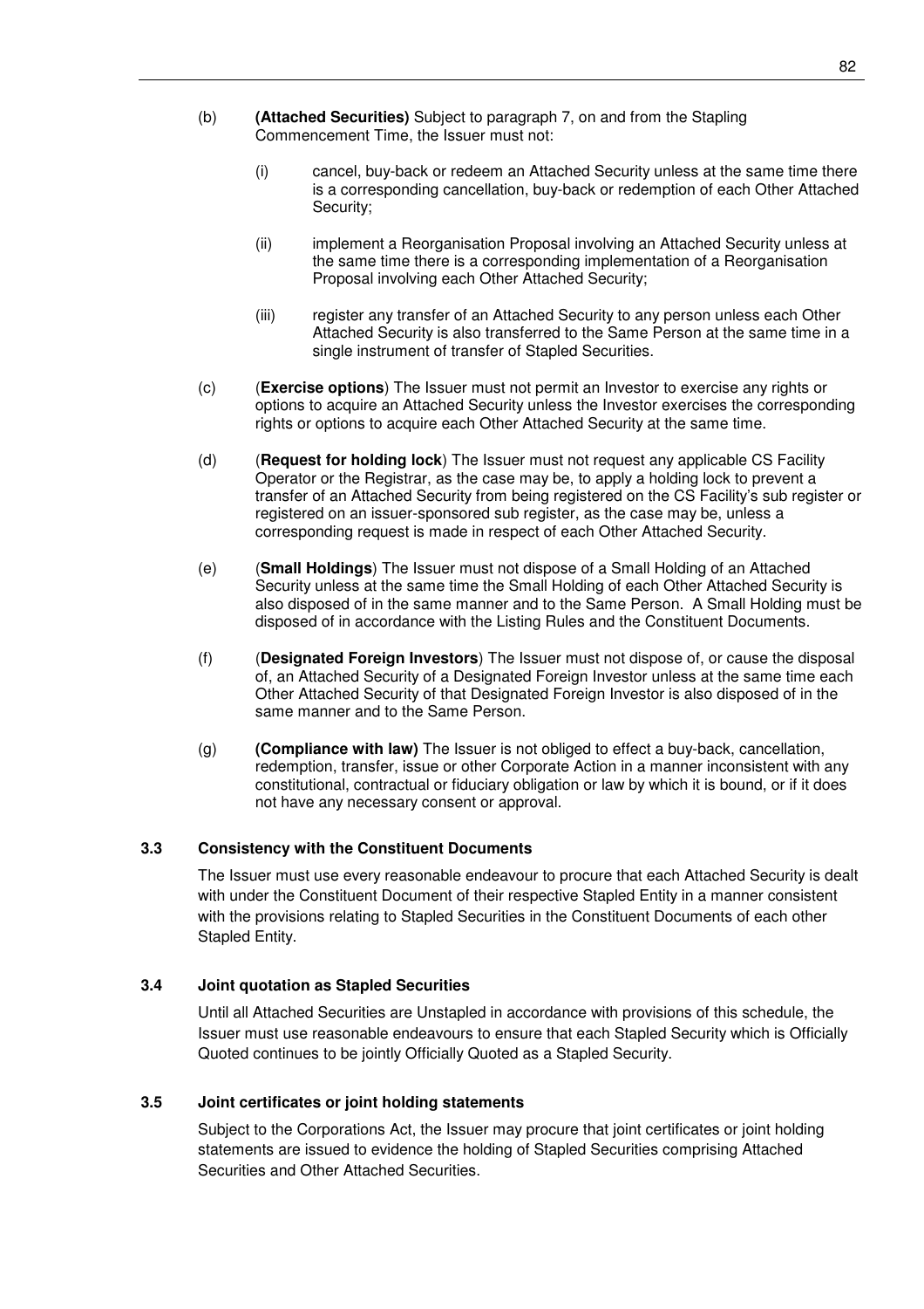(b) **(Attached Securities)** Subject to paragraph 7, on and from the Stapling Commencement Time, the Issuer must not:

   (i) cancel, buy-back or redeem an Attached Security unless at the same time there is a corresponding cancellation, buy-back or redemption of each Other Attached Security;

   (ii) implement a Reorganisation Proposal involving an Attached Security unless at the same time there is a corresponding implementation of a Reorganisation Proposal involving each Other Attached Security;

   (iii) register any transfer of an Attached Security to any person unless each Other Attached Security is also transferred to the Same Person at the same time in a single instrument of transfer of Stapled Securities.

(c) (**Exercise options**) The Issuer must not permit an Investor to exercise any rights or options to acquire an Attached Security unless the Investor exercises the corresponding rights or options to acquire each Other Attached Security at the same time.

(d) (**Request for holding lock**) The Issuer must not request any applicable CS Facility Operator or the Registrar, as the case may be, to apply a holding lock to prevent a transfer of an Attached Security from being registered on the CS Facility's sub register or registered on an issuer-sponsored sub register, as the case may be, unless a corresponding request is made in respect of each Other Attached Security.

(e) (**Small Holdings**) The Issuer must not dispose of a Small Holding of an Attached Security unless at the same time the Small Holding of each Other Attached Security is also disposed of in the same manner and to the Same Person. A Small Holding must be disposed of in accordance with the Listing Rules and the Constituent Documents.

(f) (**Designated Foreign Investors**) The Issuer must not dispose of, or cause the disposal of, an Attached Security of a Designated Foreign Investor unless at the same time each Other Attached Security of that Designated Foreign Investor is also disposed of in the same manner and to the Same Person.

(g) **(Compliance with law)** The Issuer is not obliged to effect a buy-back, cancellation, redemption, transfer, issue or other Corporate Action in a manner inconsistent with any constitutional, contractual or fiduciary obligation or law by which it is bound, or if it does not have any necessary consent or approval.

### 3.3 Consistency with the Constituent Documents

The Issuer must use every reasonable endeavour to procure that each Attached Security is dealt with under the Constituent Document of their respective Stapled Entity in a manner consistent with the provisions relating to Stapled Securities in the Constituent Documents of each other Stapled Entity.

### 3.4 Joint quotation as Stapled Securities

Until all Attached Securities are Unstapled in accordance with provisions of this schedule, the Issuer must use reasonable endeavours to ensure that each Stapled Security which is Officially Quoted continues to be jointly Officially Quoted as a Stapled Security.

### 3.5 Joint certificates or joint holding statements

Subject to the Corporations Act, the Issuer may procure that joint certificates or joint holding statements are issued to evidence the holding of Stapled Securities comprising Attached Securities and Other Attached Securities.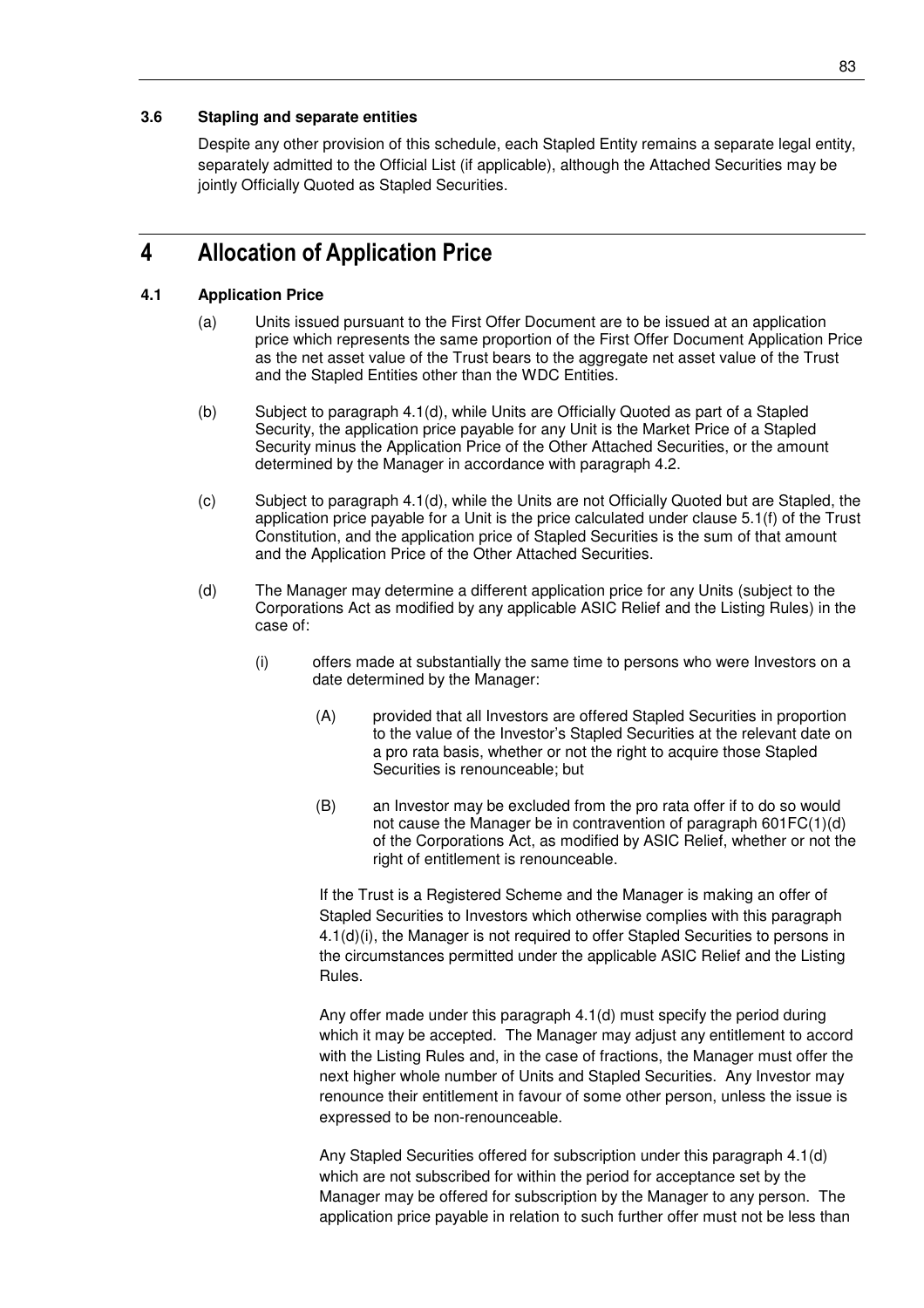### 3.6 Stapling and separate entities

Despite any other provision of this schedule, each Stapled Entity remains a separate legal entity, separately admitted to the Official List (if applicable), although the Attached Securities may be jointly Officially Quoted as Stapled Securities.

# 4 Allocation of Application Price

### 4.1 Application Price

(a) Units issued pursuant to the First Offer Document are to be issued at an application price which represents the same proportion of the First Offer Document Application Price as the net asset value of the Trust bears to the aggregate net asset value of the Trust and the Stapled Entities other than the WDC Entities.

(b) Subject to paragraph 4.1(d), while Units are Officially Quoted as part of a Stapled Security, the application price payable for any Unit is the Market Price of a Stapled Security minus the Application Price of the Other Attached Securities, or the amount determined by the Manager in accordance with paragraph 4.2.

(c) Subject to paragraph 4.1(d), while the Units are not Officially Quoted but are Stapled, the application price payable for a Unit is the price calculated under clause 5.1(f) of the Trust Constitution, and the application price of Stapled Securities is the sum of that amount and the Application Price of the Other Attached Securities.

(d) The Manager may determine a different application price for any Units (subject to the Corporations Act as modified by any applicable ASIC Relief and the Listing Rules) in the case of:

   (i) offers made at substantially the same time to persons who were Investors on a date determined by the Manager:

      (A) provided that all Investors are offered Stapled Securities in proportion to the value of the Investor's Stapled Securities at the relevant date on a pro rata basis, whether or not the right to acquire those Stapled Securities is renounceable; but

      (B) an Investor may be excluded from the pro rata offer if to do so would not cause the Manager be in contravention of paragraph 601FC(1)(d) of the Corporations Act, as modified by ASIC Relief, whether or not the right of entitlement is renounceable.

   If the Trust is a Registered Scheme and the Manager is making an offer of Stapled Securities to Investors which otherwise complies with this paragraph 4.1(d)(i), the Manager is not required to offer Stapled Securities to persons in the circumstances permitted under the applicable ASIC Relief and the Listing Rules.

   Any offer made under this paragraph 4.1(d) must specify the period during which it may be accepted. The Manager may adjust any entitlement to accord with the Listing Rules and, in the case of fractions, the Manager must offer the next higher whole number of Units and Stapled Securities. Any Investor may renounce their entitlement in favour of some other person, unless the issue is expressed to be non-renounceable.

   Any Stapled Securities offered for subscription under this paragraph 4.1(d) which are not subscribed for within the period for acceptance set by the Manager may be offered for subscription by the Manager to any person. The application price payable in relation to such further offer must not be less than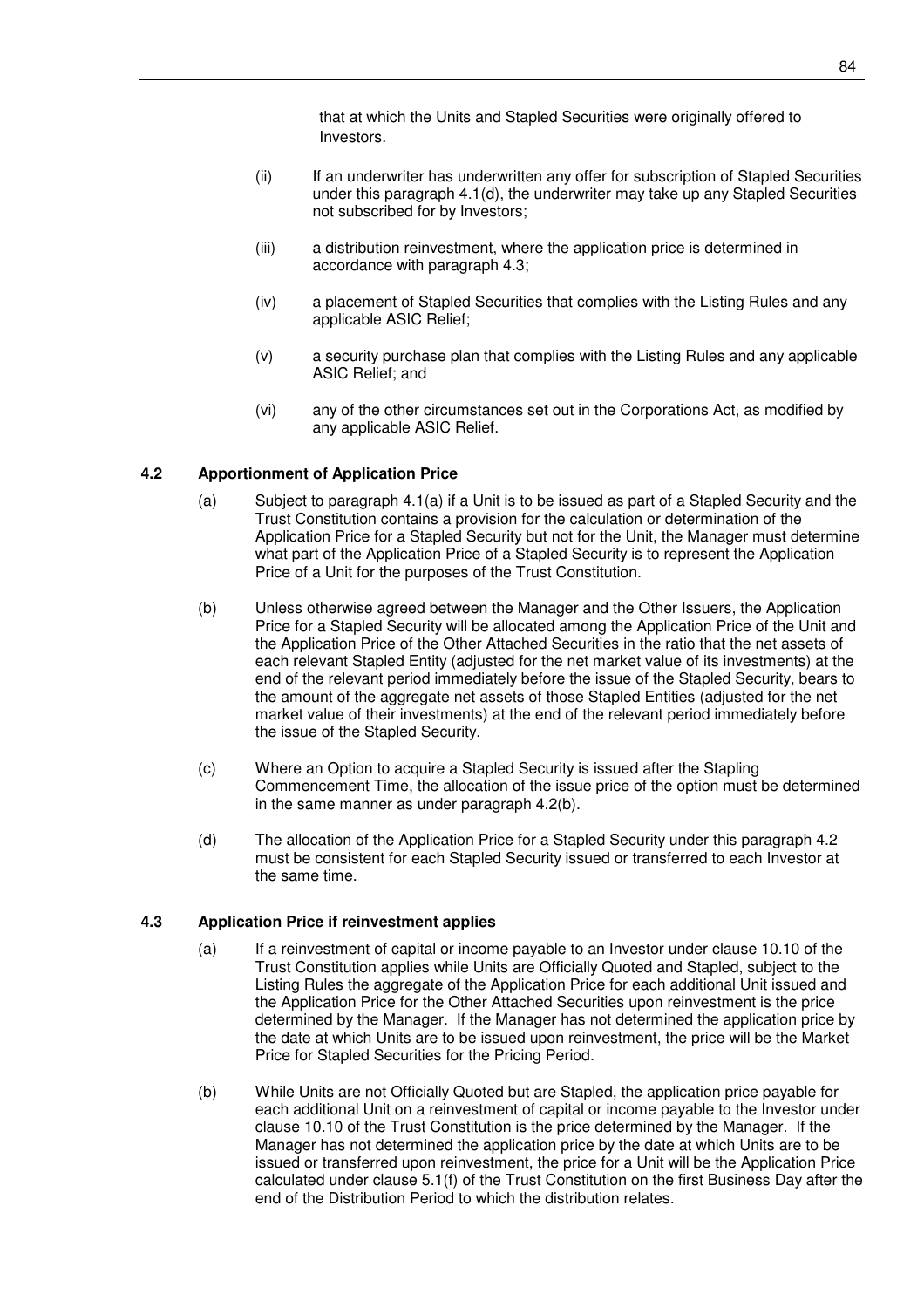that at which the Units and Stapled Securities were originally offered to Investors.

(ii) If an underwriter has underwritten any offer for subscription of Stapled Securities under this paragraph 4.1(d), the underwriter may take up any Stapled Securities not subscribed for by Investors;

(iii) a distribution reinvestment, where the application price is determined in accordance with paragraph 4.3;

(iv) a placement of Stapled Securities that complies with the Listing Rules and any applicable ASIC Relief;

(v) a security purchase plan that complies with the Listing Rules and any applicable ASIC Relief; and

(vi) any of the other circumstances set out in the Corporations Act, as modified by any applicable ASIC Relief.

### 4.2 Apportionment of Application Price

(a) Subject to paragraph 4.1(a) if a Unit is to be issued as part of a Stapled Security and the Trust Constitution contains a provision for the calculation or determination of the Application Price for a Stapled Security but not for the Unit, the Manager must determine what part of the Application Price of a Stapled Security is to represent the Application Price of a Unit for the purposes of the Trust Constitution.

(b) Unless otherwise agreed between the Manager and the Other Issuers, the Application Price for a Stapled Security will be allocated among the Application Price of the Unit and the Application Price of the Other Attached Securities in the ratio that the net assets of each relevant Stapled Entity (adjusted for the net market value of its investments) at the end of the relevant period immediately before the issue of the Stapled Security, bears to the amount of the aggregate net assets of those Stapled Entities (adjusted for the net market value of their investments) at the end of the relevant period immediately before the issue of the Stapled Security.

(c) Where an Option to acquire a Stapled Security is issued after the Stapling Commencement Time, the allocation of the issue price of the option must be determined in the same manner as under paragraph 4.2(b).

(d) The allocation of the Application Price for a Stapled Security under this paragraph 4.2 must be consistent for each Stapled Security issued or transferred to each Investor at the same time.

### 4.3 Application Price if reinvestment applies

(a) If a reinvestment of capital or income payable to an Investor under clause 10.10 of the Trust Constitution applies while Units are Officially Quoted and Stapled, subject to the Listing Rules the aggregate of the Application Price for each additional Unit issued and the Application Price for the Other Attached Securities upon reinvestment is the price determined by the Manager. If the Manager has not determined the application price by the date at which Units are to be issued upon reinvestment, the price will be the Market Price for Stapled Securities for the Pricing Period.

(b) While Units are not Officially Quoted but are Stapled, the application price payable for each additional Unit on a reinvestment of capital or income payable to the Investor under clause 10.10 of the Trust Constitution is the price determined by the Manager. If the Manager has not determined the application price by the date at which Units are to be issued or transferred upon reinvestment, the price for a Unit will be the Application Price calculated under clause 5.1(f) of the Trust Constitution on the first Business Day after the end of the Distribution Period to which the distribution relates.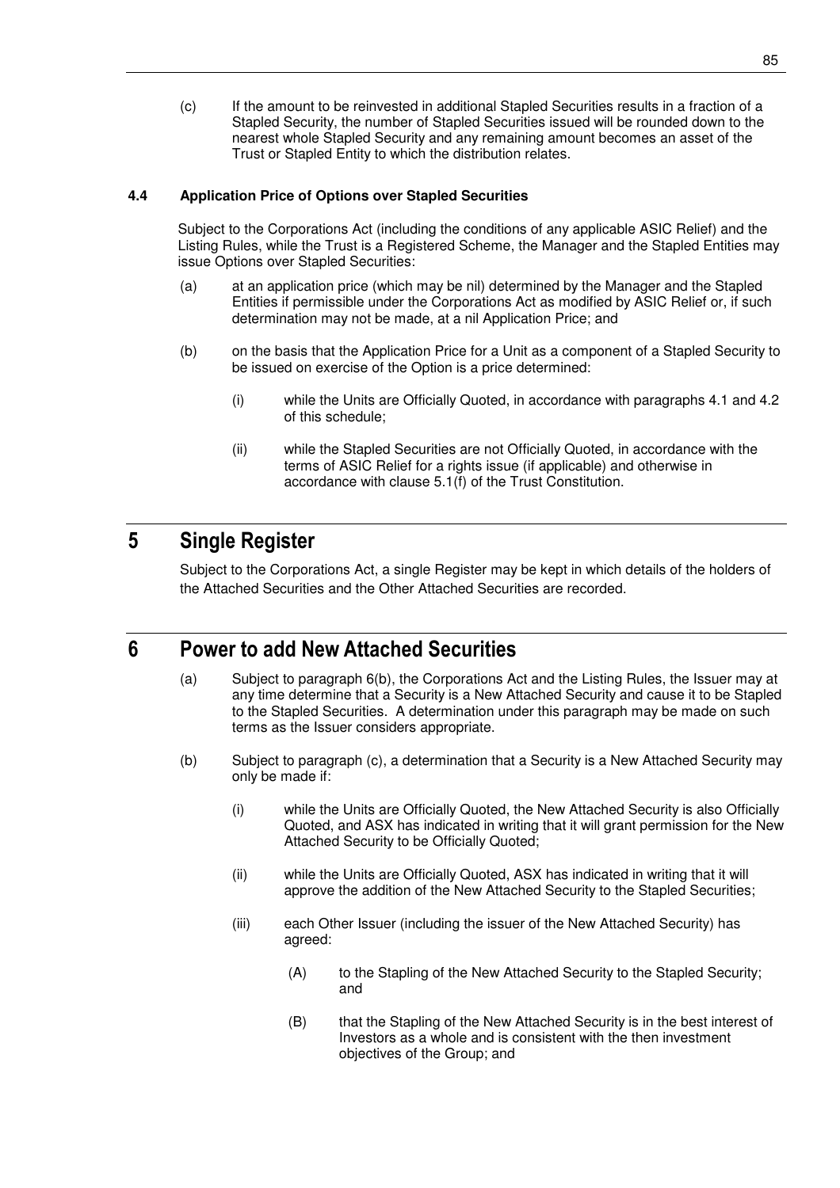(c) If the amount to be reinvested in additional Stapled Securities results in a fraction of a Stapled Security, the number of Stapled Securities issued will be rounded down to the nearest whole Stapled Security and any remaining amount becomes an asset of the Trust or Stapled Entity to which the distribution relates.

### 4.4 Application Price of Options over Stapled Securities

Subject to the Corporations Act (including the conditions of any applicable ASIC Relief) and the Listing Rules, while the Trust is a Registered Scheme, the Manager and the Stapled Entities may issue Options over Stapled Securities:

(a) at an application price (which may be nil) determined by the Manager and the Stapled Entities if permissible under the Corporations Act as modified by ASIC Relief or, if such determination may not be made, at a nil Application Price; and

(b) on the basis that the Application Price for a Unit as a component of a Stapled Security to be issued on exercise of the Option is a price determined:

  (i) while the Units are Officially Quoted, in accordance with paragraphs 4.1 and 4.2 of this schedule;

  (ii) while the Stapled Securities are not Officially Quoted, in accordance with the terms of ASIC Relief for a rights issue (if applicable) and otherwise in accordance with clause 5.1(f) of the Trust Constitution.

## 5 Single Register

Subject to the Corporations Act, a single Register may be kept in which details of the holders of the Attached Securities and the Other Attached Securities are recorded.

## 6 Power to add New Attached Securities

(a) Subject to paragraph 6(b), the Corporations Act and the Listing Rules, the Issuer may at any time determine that a Security is a New Attached Security and cause it to be Stapled to the Stapled Securities. A determination under this paragraph may be made on such terms as the Issuer considers appropriate.

(b) Subject to paragraph (c), a determination that a Security is a New Attached Security may only be made if:

  (i) while the Units are Officially Quoted, the New Attached Security is also Officially Quoted, and ASX has indicated in writing that it will grant permission for the New Attached Security to be Officially Quoted;

  (ii) while the Units are Officially Quoted, ASX has indicated in writing that it will approve the addition of the New Attached Security to the Stapled Securities;

  (iii) each Other Issuer (including the issuer of the New Attached Security) has agreed:

    (A) to the Stapling of the New Attached Security to the Stapled Security; and

    (B) that the Stapling of the New Attached Security is in the best interest of Investors as a whole and is consistent with the then investment objectives of the Group; and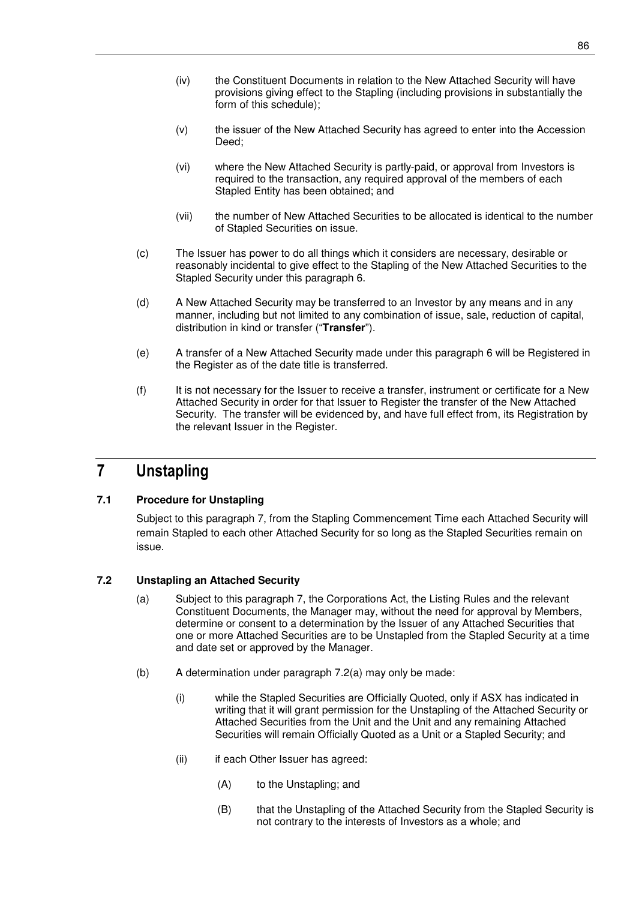(iv) the Constituent Documents in relation to the New Attached Security will have provisions giving effect to the Stapling (including provisions in substantially the form of this schedule);

(v) the issuer of the New Attached Security has agreed to enter into the Accession Deed;

(vi) where the New Attached Security is partly-paid, or approval from Investors is required to the transaction, any required approval of the members of each Stapled Entity has been obtained; and

(vii) the number of New Attached Securities to be allocated is identical to the number of Stapled Securities on issue.

(c) The Issuer has power to do all things which it considers are necessary, desirable or reasonably incidental to give effect to the Stapling of the New Attached Securities to the Stapled Security under this paragraph 6.

(d) A New Attached Security may be transferred to an Investor by any means and in any manner, including but not limited to any combination of issue, sale, reduction of capital, distribution in kind or transfer ("**Transfer**").

(e) A transfer of a New Attached Security made under this paragraph 6 will be Registered in the Register as of the date title is transferred.

(f) It is not necessary for the Issuer to receive a transfer, instrument or certificate for a New Attached Security in order for that Issuer to Register the transfer of the New Attached Security. The transfer will be evidenced by, and have full effect from, its Registration by the relevant Issuer in the Register.

# 7 Unstapling

### 7.1 Procedure for Unstapling

Subject to this paragraph 7, from the Stapling Commencement Time each Attached Security will remain Stapled to each other Attached Security for so long as the Stapled Securities remain on issue.

### 7.2 Unstapling an Attached Security

(a) Subject to this paragraph 7, the Corporations Act, the Listing Rules and the relevant Constituent Documents, the Manager may, without the need for approval by Members, determine or consent to a determination by the Issuer of any Attached Securities that one or more Attached Securities are to be Unstapled from the Stapled Security at a time and date set or approved by the Manager.

(b) A determination under paragraph 7.2(a) may only be made:

(i) while the Stapled Securities are Officially Quoted, only if ASX has indicated in writing that it will grant permission for the Unstapling of the Attached Security or Attached Securities from the Unit and the Unit and any remaining Attached Securities will remain Officially Quoted as a Unit or a Stapled Security; and

(ii) if each Other Issuer has agreed:

(A) to the Unstapling; and

(B) that the Unstapling of the Attached Security from the Stapled Security is not contrary to the interests of Investors as a whole; and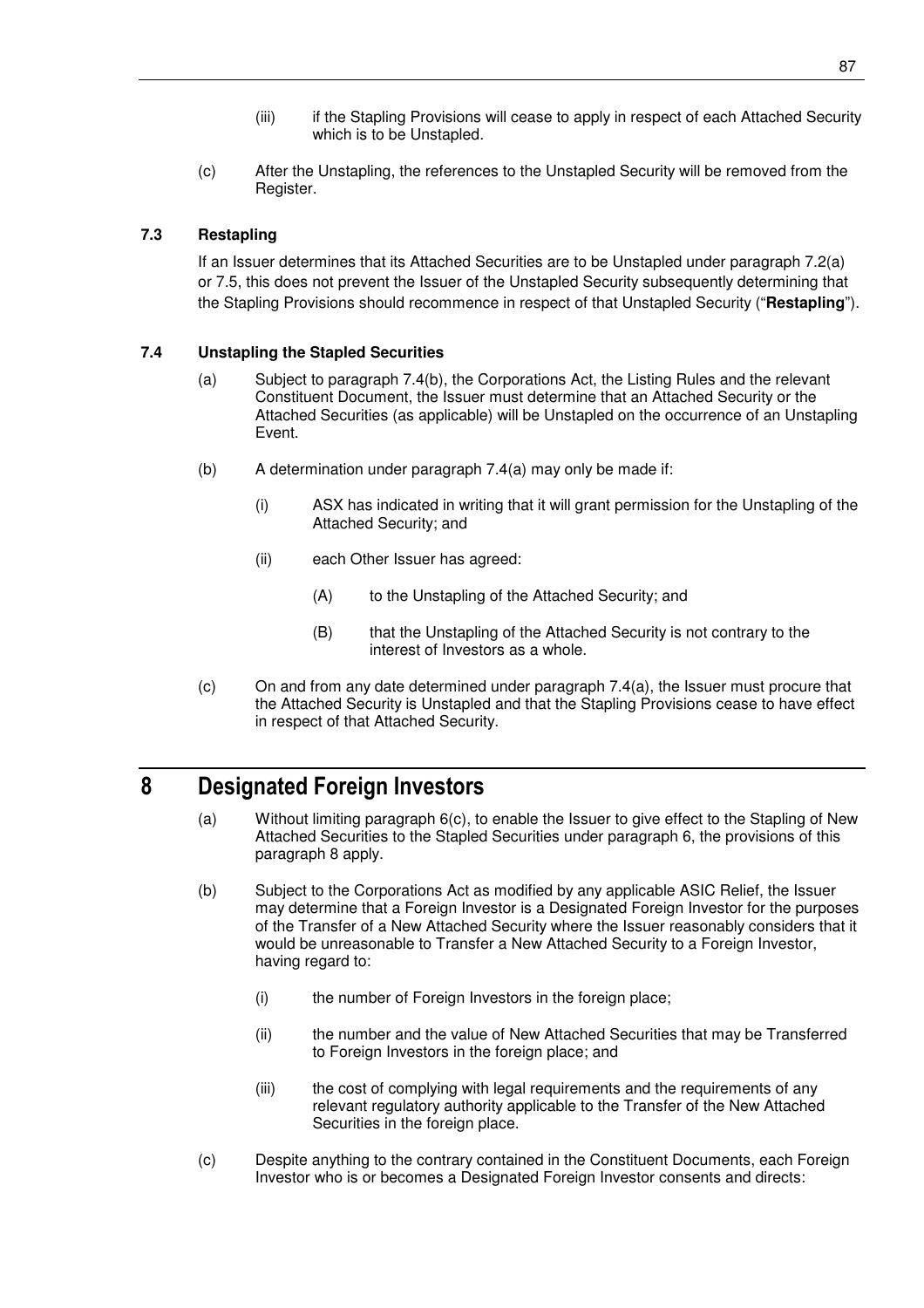(iii) if the Stapling Provisions will cease to apply in respect of each Attached Security which is to be Unstapled.

(c) After the Unstapling, the references to the Unstapled Security will be removed from the Register.

### 7.3 Restapling

If an Issuer determines that its Attached Securities are to be Unstapled under paragraph 7.2(a) or 7.5, this does not prevent the Issuer of the Unstapled Security subsequently determining that the Stapling Provisions should recommence in respect of that Unstapled Security ("**Restapling**").

### 7.4 Unstapling the Stapled Securities

(a) Subject to paragraph 7.4(b), the Corporations Act, the Listing Rules and the relevant Constituent Document, the Issuer must determine that an Attached Security or the Attached Securities (as applicable) will be Unstapled on the occurrence of an Unstapling Event.

(b) A determination under paragraph 7.4(a) may only be made if:

(i) ASX has indicated in writing that it will grant permission for the Unstapling of the Attached Security; and

(ii) each Other Issuer has agreed:

(A) to the Unstapling of the Attached Security; and

(B) that the Unstapling of the Attached Security is not contrary to the interest of Investors as a whole.

(c) On and from any date determined under paragraph 7.4(a), the Issuer must procure that the Attached Security is Unstapled and that the Stapling Provisions cease to have effect in respect of that Attached Security.

## 8 Designated Foreign Investors

(a) Without limiting paragraph 6(c), to enable the Issuer to give effect to the Stapling of New Attached Securities to the Stapled Securities under paragraph 6, the provisions of this paragraph 8 apply.

(b) Subject to the Corporations Act as modified by any applicable ASIC Relief, the Issuer may determine that a Foreign Investor is a Designated Foreign Investor for the purposes of the Transfer of a New Attached Security where the Issuer reasonably considers that it would be unreasonable to Transfer a New Attached Security to a Foreign Investor, having regard to:

(i) the number of Foreign Investors in the foreign place;

(ii) the number and the value of New Attached Securities that may be Transferred to Foreign Investors in the foreign place; and

(iii) the cost of complying with legal requirements and the requirements of any relevant regulatory authority applicable to the Transfer of the New Attached Securities in the foreign place.

(c) Despite anything to the contrary contained in the Constituent Documents, each Foreign Investor who is or becomes a Designated Foreign Investor consents and directs: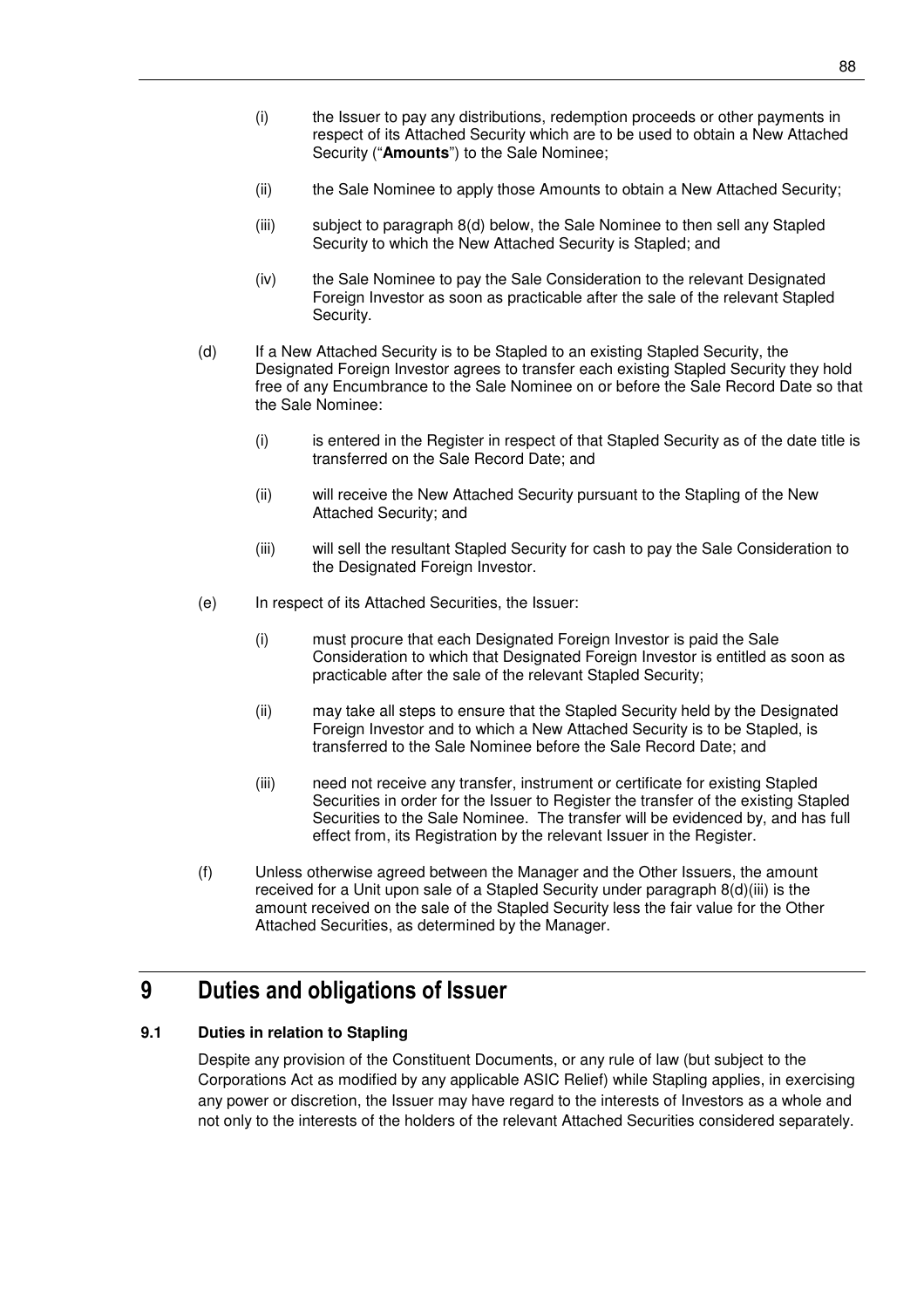(i) the Issuer to pay any distributions, redemption proceeds or other payments in respect of its Attached Security which are to be used to obtain a New Attached Security ("**Amounts**") to the Sale Nominee;

(ii) the Sale Nominee to apply those Amounts to obtain a New Attached Security;

(iii) subject to paragraph 8(d) below, the Sale Nominee to then sell any Stapled Security to which the New Attached Security is Stapled; and

(iv) the Sale Nominee to pay the Sale Consideration to the relevant Designated Foreign Investor as soon as practicable after the sale of the relevant Stapled Security.

(d) If a New Attached Security is to be Stapled to an existing Stapled Security, the Designated Foreign Investor agrees to transfer each existing Stapled Security they hold free of any Encumbrance to the Sale Nominee on or before the Sale Record Date so that the Sale Nominee:

(i) is entered in the Register in respect of that Stapled Security as of the date title is transferred on the Sale Record Date; and

(ii) will receive the New Attached Security pursuant to the Stapling of the New Attached Security; and

(iii) will sell the resultant Stapled Security for cash to pay the Sale Consideration to the Designated Foreign Investor.

(e) In respect of its Attached Securities, the Issuer:

(i) must procure that each Designated Foreign Investor is paid the Sale Consideration to which that Designated Foreign Investor is entitled as soon as practicable after the sale of the relevant Stapled Security;

(ii) may take all steps to ensure that the Stapled Security held by the Designated Foreign Investor and to which a New Attached Security is to be Stapled, is transferred to the Sale Nominee before the Sale Record Date; and

(iii) need not receive any transfer, instrument or certificate for existing Stapled Securities in order for the Issuer to Register the transfer of the existing Stapled Securities to the Sale Nominee. The transfer will be evidenced by, and has full effect from, its Registration by the relevant Issuer in the Register.

(f) Unless otherwise agreed between the Manager and the Other Issuers, the amount received for a Unit upon sale of a Stapled Security under paragraph 8(d)(iii) is the amount received on the sale of the Stapled Security less the fair value for the Other Attached Securities, as determined by the Manager.

# 9 Duties and obligations of Issuer

### 9.1 Duties in relation to Stapling

Despite any provision of the Constituent Documents, or any rule of law (but subject to the Corporations Act as modified by any applicable ASIC Relief) while Stapling applies, in exercising any power or discretion, the Issuer may have regard to the interests of Investors as a whole and not only to the interests of the holders of the relevant Attached Securities considered separately.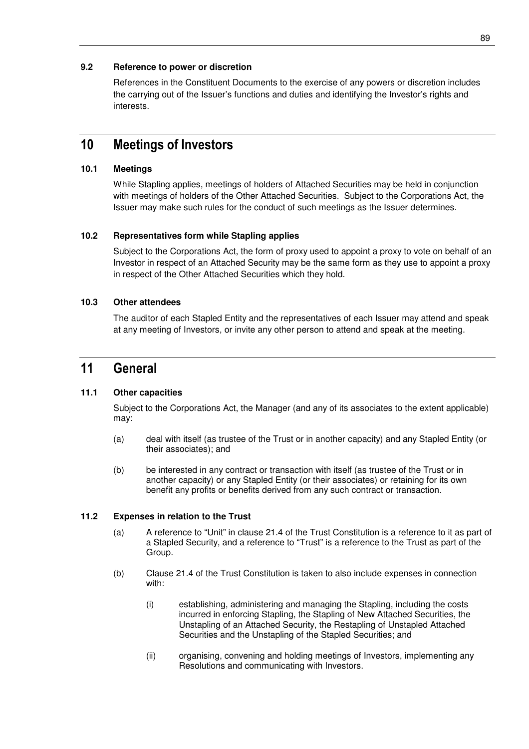### 9.2 Reference to power or discretion

References in the Constituent Documents to the exercise of any powers or discretion includes the carrying out of the Issuer's functions and duties and identifying the Investor's rights and interests.

## 10 Meetings of Investors

### 10.1 Meetings

While Stapling applies, meetings of holders of Attached Securities may be held in conjunction with meetings of holders of the Other Attached Securities. Subject to the Corporations Act, the Issuer may make such rules for the conduct of such meetings as the Issuer determines.

### 10.2 Representatives form while Stapling applies

Subject to the Corporations Act, the form of proxy used to appoint a proxy to vote on behalf of an Investor in respect of an Attached Security may be the same form as they use to appoint a proxy in respect of the Other Attached Securities which they hold.

### 10.3 Other attendees

The auditor of each Stapled Entity and the representatives of each Issuer may attend and speak at any meeting of Investors, or invite any other person to attend and speak at the meeting.

## 11 General

### 11.1 Other capacities

Subject to the Corporations Act, the Manager (and any of its associates to the extent applicable) may:

(a) deal with itself (as trustee of the Trust or in another capacity) and any Stapled Entity (or their associates); and

(b) be interested in any contract or transaction with itself (as trustee of the Trust or in another capacity) or any Stapled Entity (or their associates) or retaining for its own benefit any profits or benefits derived from any such contract or transaction.

### 11.2 Expenses in relation to the Trust

(a) A reference to "Unit" in clause 21.4 of the Trust Constitution is a reference to it as part of a Stapled Security, and a reference to "Trust" is a reference to the Trust as part of the Group.

(b) Clause 21.4 of the Trust Constitution is taken to also include expenses in connection with:

(i) establishing, administering and managing the Stapling, including the costs incurred in enforcing Stapling, the Stapling of New Attached Securities, the Unstapling of an Attached Security, the Restapling of Unstapled Attached Securities and the Unstapling of the Stapled Securities; and

(ii) organising, convening and holding meetings of Investors, implementing any Resolutions and communicating with Investors.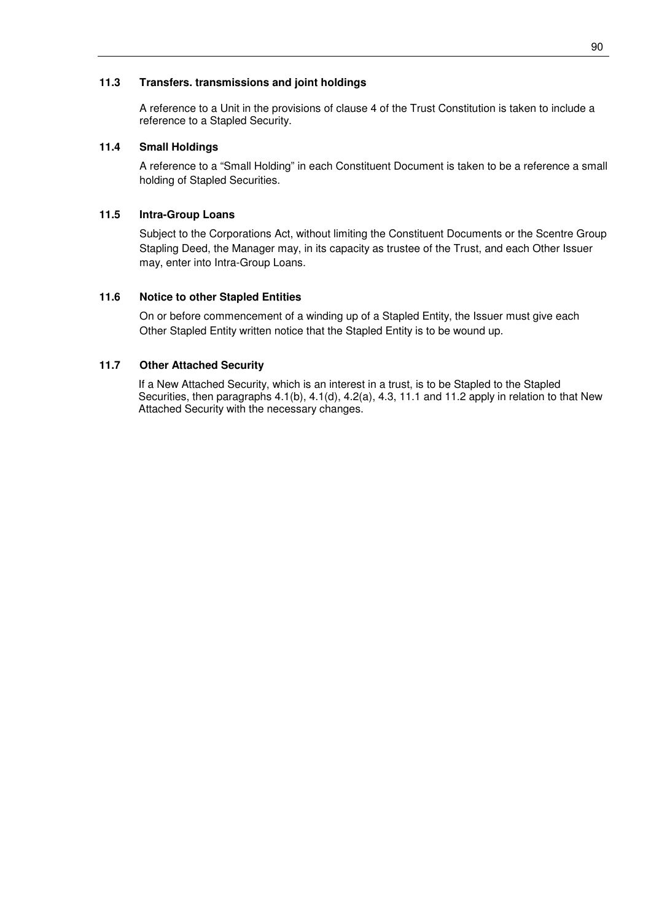### 11.3 Transfers. transmissions and joint holdings

A reference to a Unit in the provisions of clause 4 of the Trust Constitution is taken to include a reference to a Stapled Security.

### 11.4 Small Holdings

A reference to a "Small Holding" in each Constituent Document is taken to be a reference a small holding of Stapled Securities.

### 11.5 Intra-Group Loans

Subject to the Corporations Act, without limiting the Constituent Documents or the Scentre Group Stapling Deed, the Manager may, in its capacity as trustee of the Trust, and each Other Issuer may, enter into Intra-Group Loans.

### 11.6 Notice to other Stapled Entities

On or before commencement of a winding up of a Stapled Entity, the Issuer must give each Other Stapled Entity written notice that the Stapled Entity is to be wound up.

### 11.7 Other Attached Security

If a New Attached Security, which is an interest in a trust, is to be Stapled to the Stapled Securities, then paragraphs 4.1(b), 4.1(d), 4.2(a), 4.3, 11.1 and 11.2 apply in relation to that New Attached Security with the necessary changes.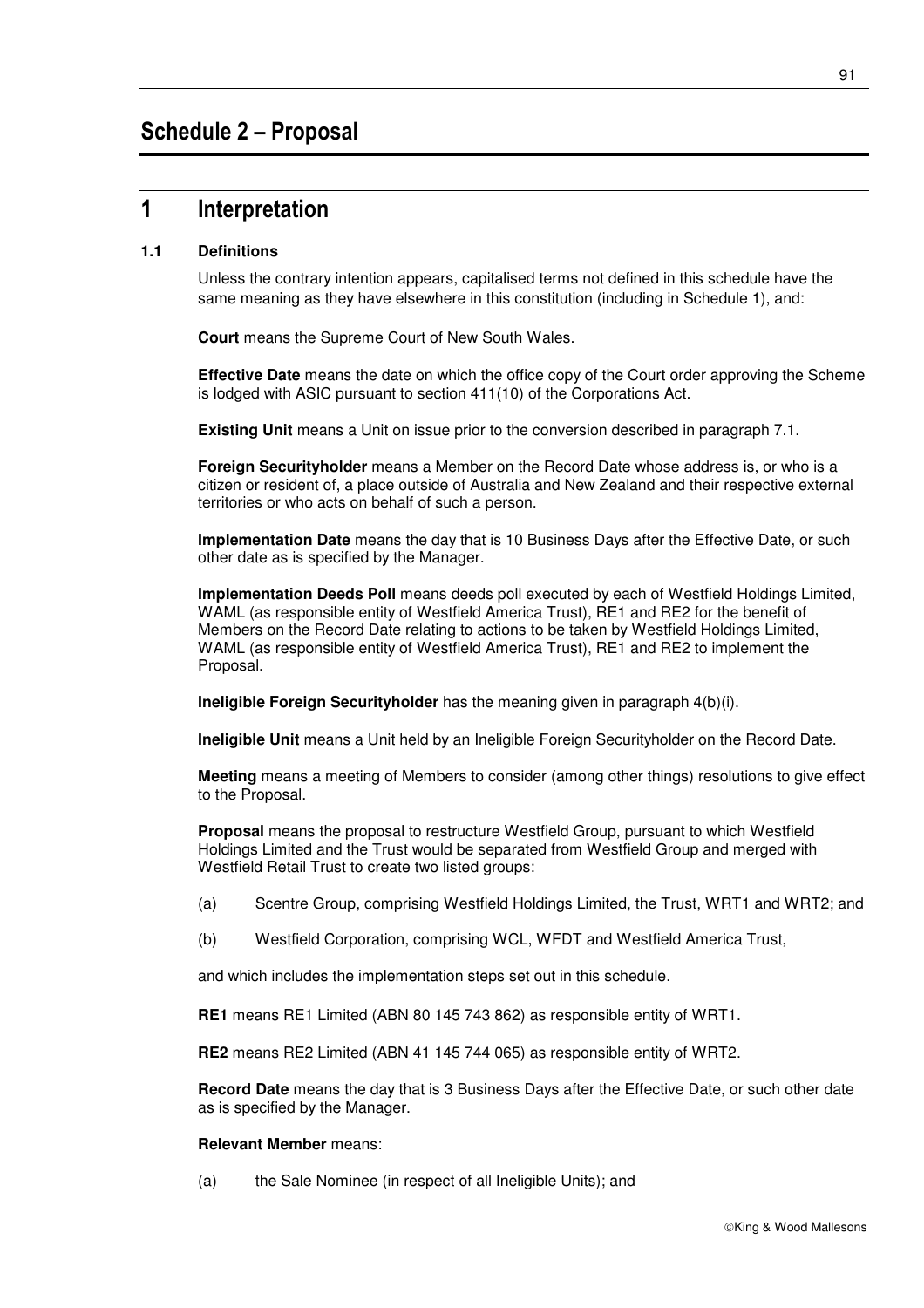# Schedule 2 – Proposal

## 1 Interpretation

### 1.1 Definitions

Unless the contrary intention appears, capitalised terms not defined in this schedule have the same meaning as they have elsewhere in this constitution (including in Schedule 1), and:

**Court** means the Supreme Court of New South Wales.

**Effective Date** means the date on which the office copy of the Court order approving the Scheme is lodged with ASIC pursuant to section 411(10) of the Corporations Act.

**Existing Unit** means a Unit on issue prior to the conversion described in paragraph 7.1.

**Foreign Securityholder** means a Member on the Record Date whose address is, or who is a citizen or resident of, a place outside of Australia and New Zealand and their respective external territories or who acts on behalf of such a person.

**Implementation Date** means the day that is 10 Business Days after the Effective Date, or such other date as is specified by the Manager.

**Implementation Deeds Poll** means deeds poll executed by each of Westfield Holdings Limited, WAML (as responsible entity of Westfield America Trust), RE1 and RE2 for the benefit of Members on the Record Date relating to actions to be taken by Westfield Holdings Limited, WAML (as responsible entity of Westfield America Trust), RE1 and RE2 to implement the Proposal.

**Ineligible Foreign Securityholder** has the meaning given in paragraph 4(b)(i).

**Ineligible Unit** means a Unit held by an Ineligible Foreign Securityholder on the Record Date.

**Meeting** means a meeting of Members to consider (among other things) resolutions to give effect to the Proposal.

**Proposal** means the proposal to restructure Westfield Group, pursuant to which Westfield Holdings Limited and the Trust would be separated from Westfield Group and merged with Westfield Retail Trust to create two listed groups:

(a) Scentre Group, comprising Westfield Holdings Limited, the Trust, WRT1 and WRT2; and

(b) Westfield Corporation, comprising WCL, WFDT and Westfield America Trust,

and which includes the implementation steps set out in this schedule.

**RE1** means RE1 Limited (ABN 80 145 743 862) as responsible entity of WRT1.

**RE2** means RE2 Limited (ABN 41 145 744 065) as responsible entity of WRT2.

**Record Date** means the day that is 3 Business Days after the Effective Date, or such other date as is specified by the Manager.

**Relevant Member** means:

(a) the Sale Nominee (in respect of all Ineligible Units); and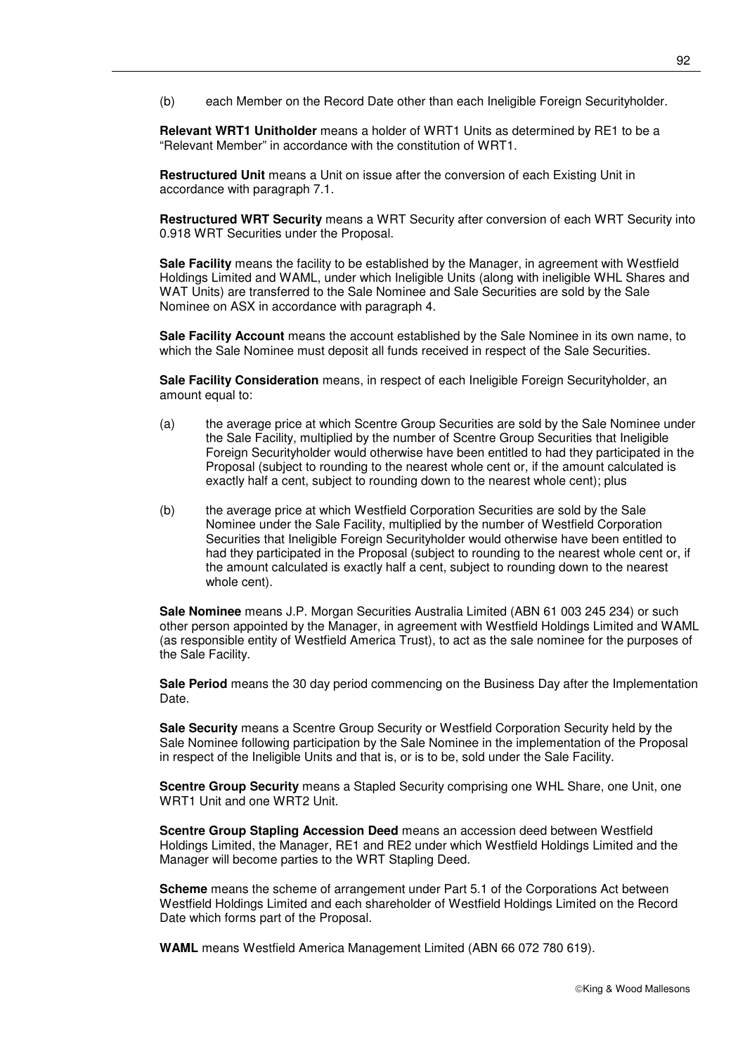(b) each Member on the Record Date other than each Ineligible Foreign Securityholder.

**Relevant WRT1 Unitholder** means a holder of WRT1 Units as determined by RE1 to be a “Relevant Member” in accordance with the constitution of WRT1.

**Restructured Unit** means a Unit on issue after the conversion of each Existing Unit in accordance with paragraph 7.1.

**Restructured WRT Security** means a WRT Security after conversion of each WRT Security into 0.918 WRT Securities under the Proposal.

**Sale Facility** means the facility to be established by the Manager, in agreement with Westfield Holdings Limited and WAML, under which Ineligible Units (along with ineligible WHL Shares and WAT Units) are transferred to the Sale Nominee and Sale Securities are sold by the Sale Nominee on ASX in accordance with paragraph 4.

**Sale Facility Account** means the account established by the Sale Nominee in its own name, to which the Sale Nominee must deposit all funds received in respect of the Sale Securities.

**Sale Facility Consideration** means, in respect of each Ineligible Foreign Securityholder, an amount equal to:

(a) the average price at which Scentre Group Securities are sold by the Sale Nominee under the Sale Facility, multiplied by the number of Scentre Group Securities that Ineligible Foreign Securityholder would otherwise have been entitled to had they participated in the Proposal (subject to rounding to the nearest whole cent or, if the amount calculated is exactly half a cent, subject to rounding down to the nearest whole cent); plus

(b) the average price at which Westfield Corporation Securities are sold by the Sale Nominee under the Sale Facility, multiplied by the number of Westfield Corporation Securities that Ineligible Foreign Securityholder would otherwise have been entitled to had they participated in the Proposal (subject to rounding to the nearest whole cent or, if the amount calculated is exactly half a cent, subject to rounding down to the nearest whole cent).

**Sale Nominee** means J.P. Morgan Securities Australia Limited (ABN 61 003 245 234) or such other person appointed by the Manager, in agreement with Westfield Holdings Limited and WAML (as responsible entity of Westfield America Trust), to act as the sale nominee for the purposes of the Sale Facility.

**Sale Period** means the 30 day period commencing on the Business Day after the Implementation Date.

**Sale Security** means a Scentre Group Security or Westfield Corporation Security held by the Sale Nominee following participation by the Sale Nominee in the implementation of the Proposal in respect of the Ineligible Units and that is, or is to be, sold under the Sale Facility.

**Scentre Group Security** means a Stapled Security comprising one WHL Share, one Unit, one WRT1 Unit and one WRT2 Unit.

**Scentre Group Stapling Accession Deed** means an accession deed between Westfield Holdings Limited, the Manager, RE1 and RE2 under which Westfield Holdings Limited and the Manager will become parties to the WRT Stapling Deed.

**Scheme** means the scheme of arrangement under Part 5.1 of the Corporations Act between Westfield Holdings Limited and each shareholder of Westfield Holdings Limited on the Record Date which forms part of the Proposal.

**WAML** means Westfield America Management Limited (ABN 66 072 780 619).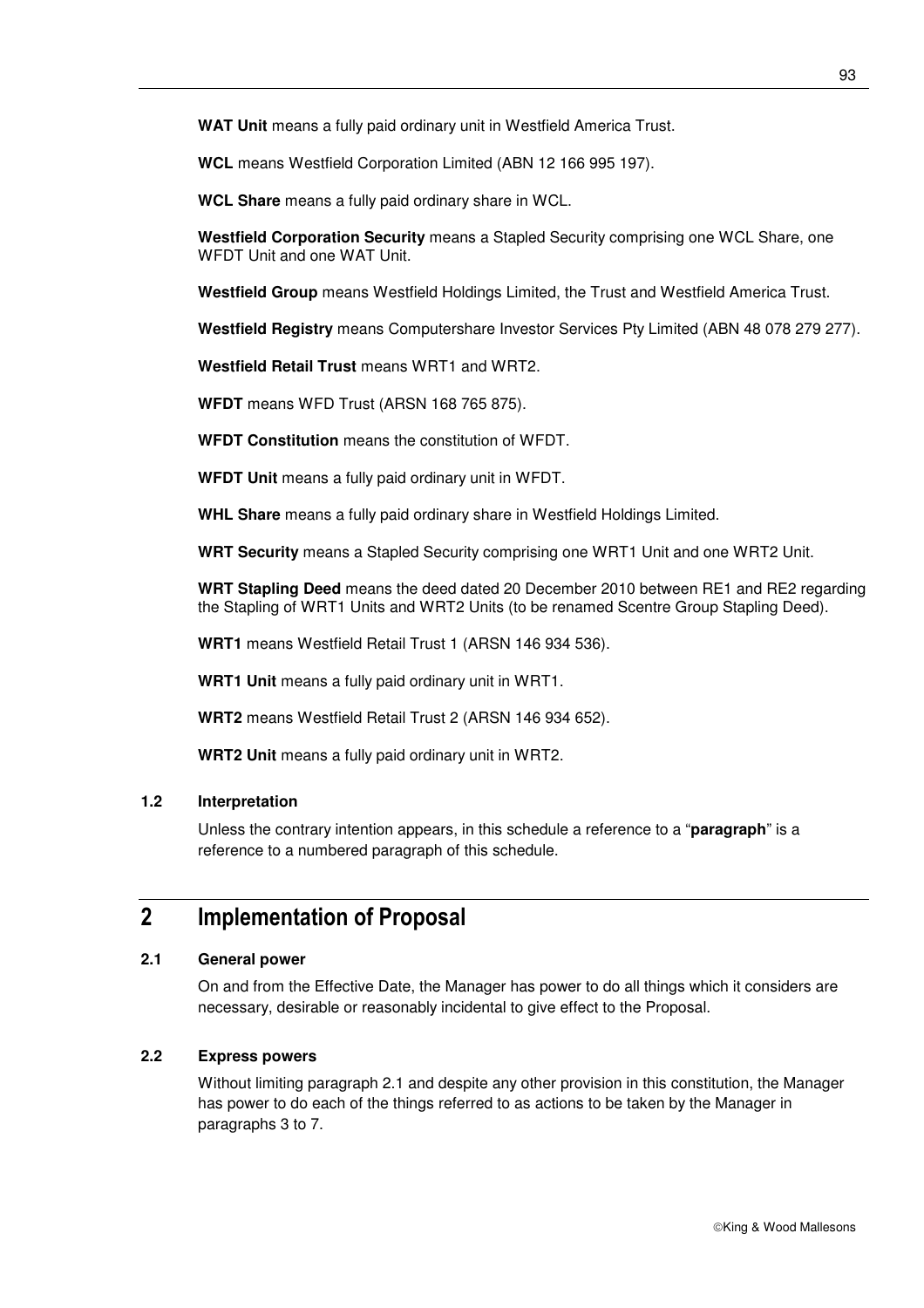**WAT Unit** means a fully paid ordinary unit in Westfield America Trust.

**WCL** means Westfield Corporation Limited (ABN 12 166 995 197).

**WCL Share** means a fully paid ordinary share in WCL.

**Westfield Corporation Security** means a Stapled Security comprising one WCL Share, one WFDT Unit and one WAT Unit.

**Westfield Group** means Westfield Holdings Limited, the Trust and Westfield America Trust.

**Westfield Registry** means Computershare Investor Services Pty Limited (ABN 48 078 279 277).

**Westfield Retail Trust** means WRT1 and WRT2.

**WFDT** means WFD Trust (ARSN 168 765 875).

**WFDT Constitution** means the constitution of WFDT.

**WFDT Unit** means a fully paid ordinary unit in WFDT.

**WHL Share** means a fully paid ordinary share in Westfield Holdings Limited.

**WRT Security** means a Stapled Security comprising one WRT1 Unit and one WRT2 Unit.

**WRT Stapling Deed** means the deed dated 20 December 2010 between RE1 and RE2 regarding the Stapling of WRT1 Units and WRT2 Units (to be renamed Scentre Group Stapling Deed).

**WRT1** means Westfield Retail Trust 1 (ARSN 146 934 536).

**WRT1 Unit** means a fully paid ordinary unit in WRT1.

**WRT2** means Westfield Retail Trust 2 (ARSN 146 934 652).

**WRT2 Unit** means a fully paid ordinary unit in WRT2.

### 1.2 Interpretation

Unless the contrary intention appears, in this schedule a reference to a "**paragraph**" is a reference to a numbered paragraph of this schedule.

## 2 Implementation of Proposal

### 2.1 General power

On and from the Effective Date, the Manager has power to do all things which it considers are necessary, desirable or reasonably incidental to give effect to the Proposal.

### 2.2 Express powers

Without limiting paragraph 2.1 and despite any other provision in this constitution, the Manager has power to do each of the things referred to as actions to be taken by the Manager in paragraphs 3 to 7.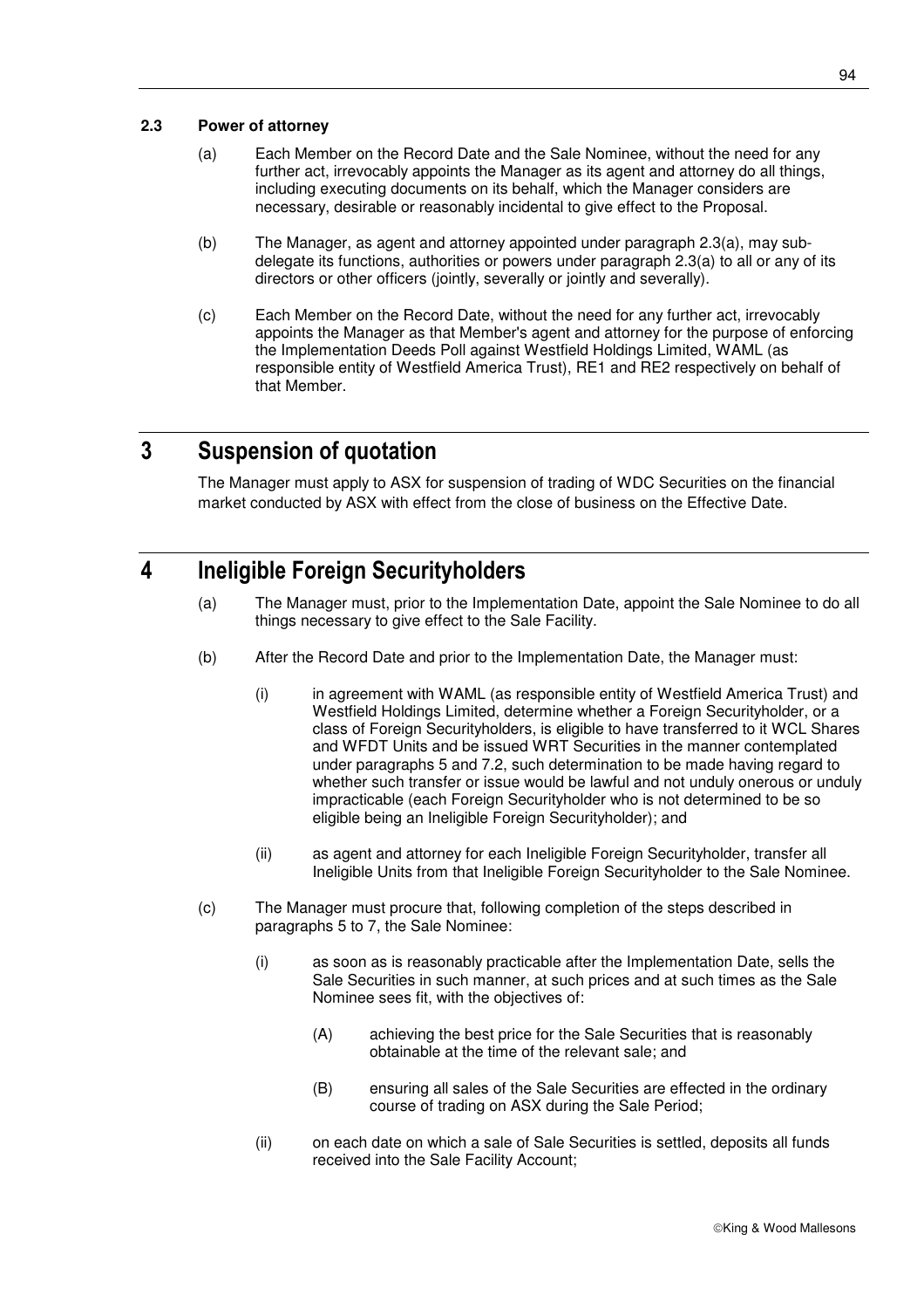### 2.3 Power of attorney

(a) Each Member on the Record Date and the Sale Nominee, without the need for any further act, irrevocably appoints the Manager as its agent and attorney do all things, including executing documents on its behalf, which the Manager considers are necessary, desirable or reasonably incidental to give effect to the Proposal.

(b) The Manager, as agent and attorney appointed under paragraph 2.3(a), may sub-delegate its functions, authorities or powers under paragraph 2.3(a) to all or any of its directors or other officers (jointly, severally or jointly and severally).

(c) Each Member on the Record Date, without the need for any further act, irrevocably appoints the Manager as that Member's agent and attorney for the purpose of enforcing the Implementation Deeds Poll against Westfield Holdings Limited, WAML (as responsible entity of Westfield America Trust), RE1 and RE2 respectively on behalf of that Member.

## 3 Suspension of quotation

The Manager must apply to ASX for suspension of trading of WDC Securities on the financial market conducted by ASX with effect from the close of business on the Effective Date.

## 4 Ineligible Foreign Securityholders

(a) The Manager must, prior to the Implementation Date, appoint the Sale Nominee to do all things necessary to give effect to the Sale Facility.

(b) After the Record Date and prior to the Implementation Date, the Manager must:

(i) in agreement with WAML (as responsible entity of Westfield America Trust) and Westfield Holdings Limited, determine whether a Foreign Securityholder, or a class of Foreign Securityholders, is eligible to have transferred to it WCL Shares and WFDT Units and be issued WRT Securities in the manner contemplated under paragraphs 5 and 7.2, such determination to be made having regard to whether such transfer or issue would be lawful and not unduly onerous or unduly impracticable (each Foreign Securityholder who is not determined to be so eligible being an Ineligible Foreign Securityholder); and

(ii) as agent and attorney for each Ineligible Foreign Securityholder, transfer all Ineligible Units from that Ineligible Foreign Securityholder to the Sale Nominee.

(c) The Manager must procure that, following completion of the steps described in paragraphs 5 to 7, the Sale Nominee:

(i) as soon as is reasonably practicable after the Implementation Date, sells the Sale Securities in such manner, at such prices and at such times as the Sale Nominee sees fit, with the objectives of:

(A) achieving the best price for the Sale Securities that is reasonably obtainable at the time of the relevant sale; and

(B) ensuring all sales of the Sale Securities are effected in the ordinary course of trading on ASX during the Sale Period;

(ii) on each date on which a sale of Sale Securities is settled, deposits all funds received into the Sale Facility Account;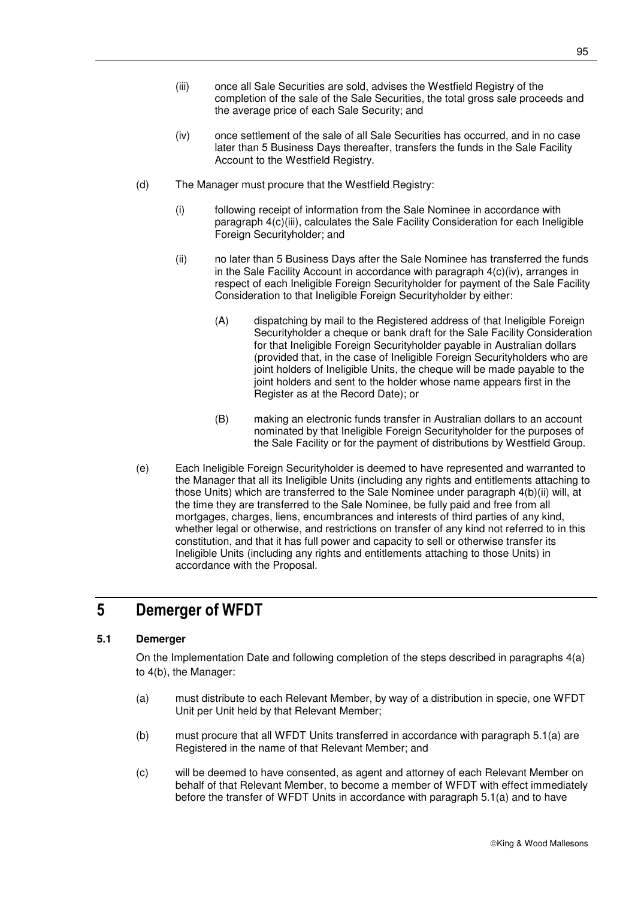(iii) once all Sale Securities are sold, advises the Westfield Registry of the completion of the sale of the Sale Securities, the total gross sale proceeds and the average price of each Sale Security; and

(iv) once settlement of the sale of all Sale Securities has occurred, and in no case later than 5 Business Days thereafter, transfers the funds in the Sale Facility Account to the Westfield Registry.

(d) The Manager must procure that the Westfield Registry:

(i) following receipt of information from the Sale Nominee in accordance with paragraph 4(c)(iii), calculates the Sale Facility Consideration for each Ineligible Foreign Securityholder; and

(ii) no later than 5 Business Days after the Sale Nominee has transferred the funds in the Sale Facility Account in accordance with paragraph 4(c)(iv), arranges in respect of each Ineligible Foreign Securityholder for payment of the Sale Facility Consideration to that Ineligible Foreign Securityholder by either:

(A) dispatching by mail to the Registered address of that Ineligible Foreign Securityholder a cheque or bank draft for the Sale Facility Consideration for that Ineligible Foreign Securityholder payable in Australian dollars (provided that, in the case of Ineligible Foreign Securityholders who are joint holders of Ineligible Units, the cheque will be made payable to the joint holders and sent to the holder whose name appears first in the Register as at the Record Date); or

(B) making an electronic funds transfer in Australian dollars to an account nominated by that Ineligible Foreign Securityholder for the purposes of the Sale Facility or for the payment of distributions by Westfield Group.

(e) Each Ineligible Foreign Securityholder is deemed to have represented and warranted to the Manager that all its Ineligible Units (including any rights and entitlements attaching to those Units) which are transferred to the Sale Nominee under paragraph 4(b)(ii) will, at the time they are transferred to the Sale Nominee, be fully paid and free from all mortgages, charges, liens, encumbrances and interests of third parties of any kind, whether legal or otherwise, and restrictions on transfer of any kind not referred to in this constitution, and that it has full power and capacity to sell or otherwise transfer its Ineligible Units (including any rights and entitlements attaching to those Units) in accordance with the Proposal.

# 5 Demerger of WFDT

### 5.1 Demerger

On the Implementation Date and following completion of the steps described in paragraphs 4(a) to 4(b), the Manager:

(a) must distribute to each Relevant Member, by way of a distribution in specie, one WFDT Unit per Unit held by that Relevant Member;

(b) must procure that all WFDT Units transferred in accordance with paragraph 5.1(a) are Registered in the name of that Relevant Member; and

(c) will be deemed to have consented, as agent and attorney of each Relevant Member on behalf of that Relevant Member, to become a member of WFDT with effect immediately before the transfer of WFDT Units in accordance with paragraph 5.1(a) and to have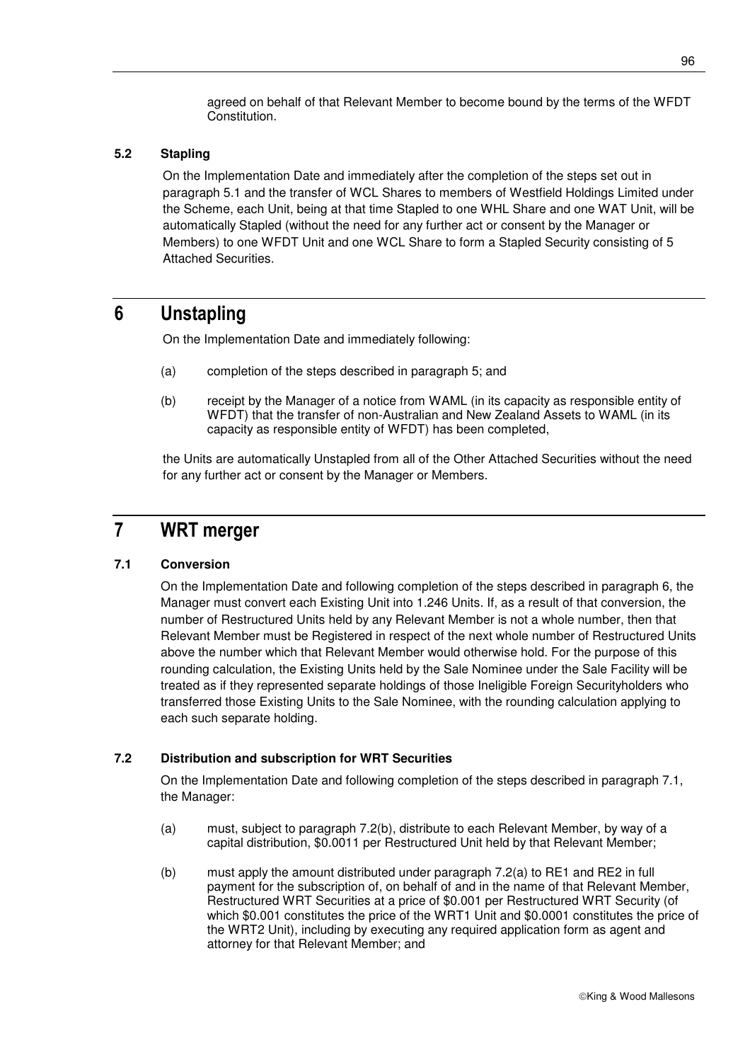agreed on behalf of that Relevant Member to become bound by the terms of the WFDT Constitution.

### 5.2 Stapling

On the Implementation Date and immediately after the completion of the steps set out in paragraph 5.1 and the transfer of WCL Shares to members of Westfield Holdings Limited under the Scheme, each Unit, being at that time Stapled to one WHL Share and one WAT Unit, will be automatically Stapled (without the need for any further act or consent by the Manager or Members) to one WFDT Unit and one WCL Share to form a Stapled Security consisting of 5 Attached Securities.

## 6 Unstapling

On the Implementation Date and immediately following:

(a) completion of the steps described in paragraph 5; and

(b) receipt by the Manager of a notice from WAML (in its capacity as responsible entity of WFDT) that the transfer of non-Australian and New Zealand Assets to WAML (in its capacity as responsible entity of WFDT) has been completed,

the Units are automatically Unstapled from all of the Other Attached Securities without the need for any further act or consent by the Manager or Members.

## 7 WRT merger

### 7.1 Conversion

On the Implementation Date and following completion of the steps described in paragraph 6, the Manager must convert each Existing Unit into 1.246 Units. If, as a result of that conversion, the number of Restructured Units held by any Relevant Member is not a whole number, then that Relevant Member must be Registered in respect of the next whole number of Restructured Units above the number which that Relevant Member would otherwise hold. For the purpose of this rounding calculation, the Existing Units held by the Sale Nominee under the Sale Facility will be treated as if they represented separate holdings of those Ineligible Foreign Securityholders who transferred those Existing Units to the Sale Nominee, with the rounding calculation applying to each such separate holding.

### 7.2 Distribution and subscription for WRT Securities

On the Implementation Date and following completion of the steps described in paragraph 7.1, the Manager:

(a) must, subject to paragraph 7.2(b), distribute to each Relevant Member, by way of a capital distribution, $0.0011 per Restructured Unit held by that Relevant Member;

(b) must apply the amount distributed under paragraph 7.2(a) to RE1 and RE2 in full payment for the subscription of, on behalf of and in the name of that Relevant Member, Restructured WRT Securities at a price of $0.001 per Restructured WRT Security (of which $0.001 constitutes the price of the WRT1 Unit and $0.0001 constitutes the price of the WRT2 Unit), including by executing any required application form as agent and attorney for that Relevant Member; and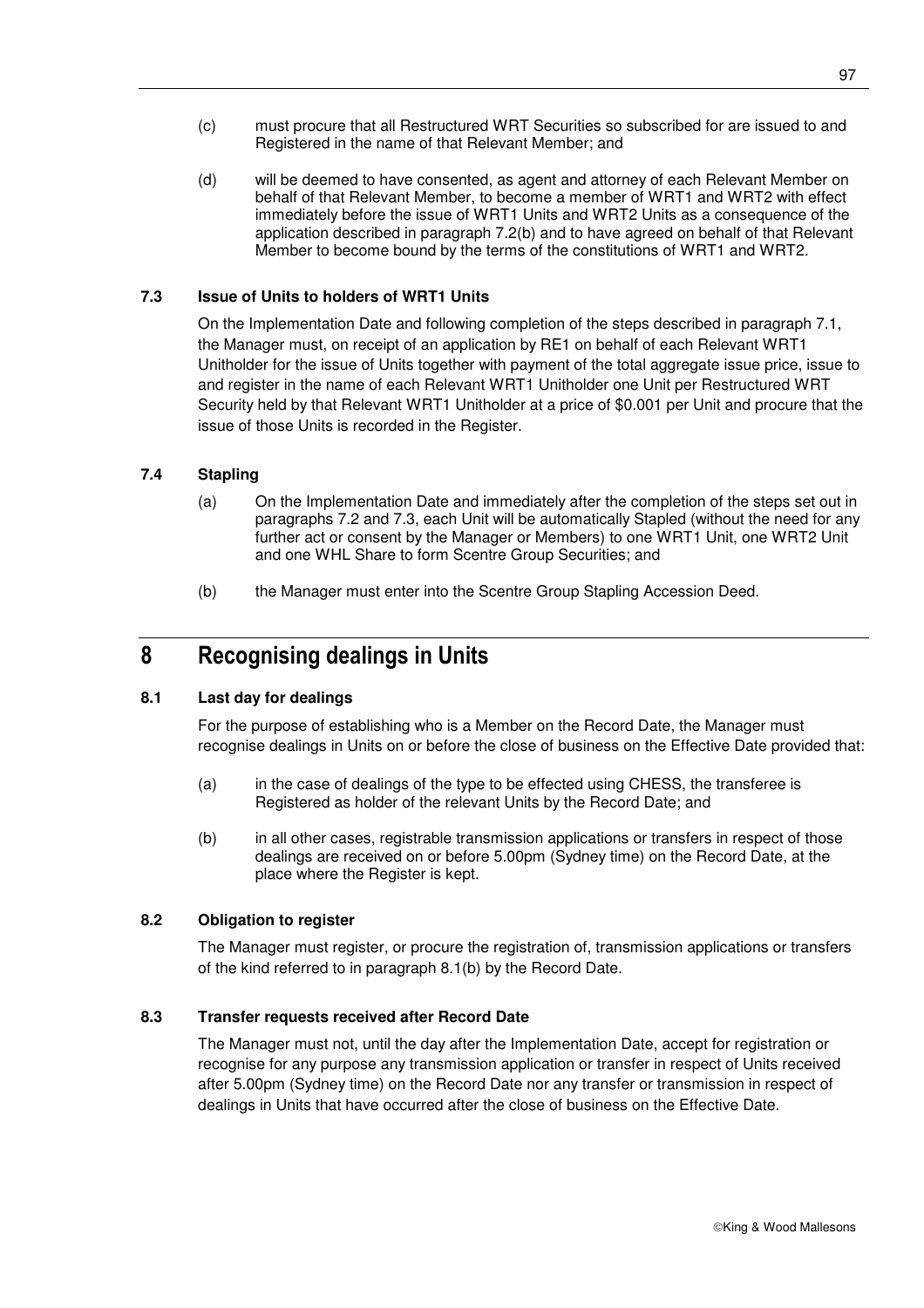(c) must procure that all Restructured WRT Securities so subscribed for are issued to and Registered in the name of that Relevant Member; and

(d) will be deemed to have consented, as agent and attorney of each Relevant Member on behalf of that Relevant Member, to become a member of WRT1 and WRT2 with effect immediately before the issue of WRT1 Units and WRT2 Units as a consequence of the application described in paragraph 7.2(b) and to have agreed on behalf of that Relevant Member to become bound by the terms of the constitutions of WRT1 and WRT2.

### 7.3 Issue of Units to holders of WRT1 Units

On the Implementation Date and following completion of the steps described in paragraph 7.1, the Manager must, on receipt of an application by RE1 on behalf of each Relevant WRT1 Unitholder for the issue of Units together with payment of the total aggregate issue price, issue to and register in the name of each Relevant WRT1 Unitholder one Unit per Restructured WRT Security held by that Relevant WRT1 Unitholder at a price of $0.001 per Unit and procure that the issue of those Units is recorded in the Register.

### 7.4 Stapling

(a) On the Implementation Date and immediately after the completion of the steps set out in paragraphs 7.2 and 7.3, each Unit will be automatically Stapled (without the need for any further act or consent by the Manager or Members) to one WRT1 Unit, one WRT2 Unit and one WHL Share to form Scentre Group Securities; and

(b) the Manager must enter into the Scentre Group Stapling Accession Deed.

## 8 Recognising dealings in Units

### 8.1 Last day for dealings

For the purpose of establishing who is a Member on the Record Date, the Manager must recognise dealings in Units on or before the close of business on the Effective Date provided that:

(a) in the case of dealings of the type to be effected using CHESS, the transferee is Registered as holder of the relevant Units by the Record Date; and

(b) in all other cases, registrable transmission applications or transfers in respect of those dealings are received on or before 5.00pm (Sydney time) on the Record Date, at the place where the Register is kept.

### 8.2 Obligation to register

The Manager must register, or procure the registration of, transmission applications or transfers of the kind referred to in paragraph 8.1(b) by the Record Date.

### 8.3 Transfer requests received after Record Date

The Manager must not, until the day after the Implementation Date, accept for registration or recognise for any purpose any transmission application or transfer in respect of Units received after 5.00pm (Sydney time) on the Record Date nor any transfer or transmission in respect of dealings in Units that have occurred after the close of business on the Effective Date.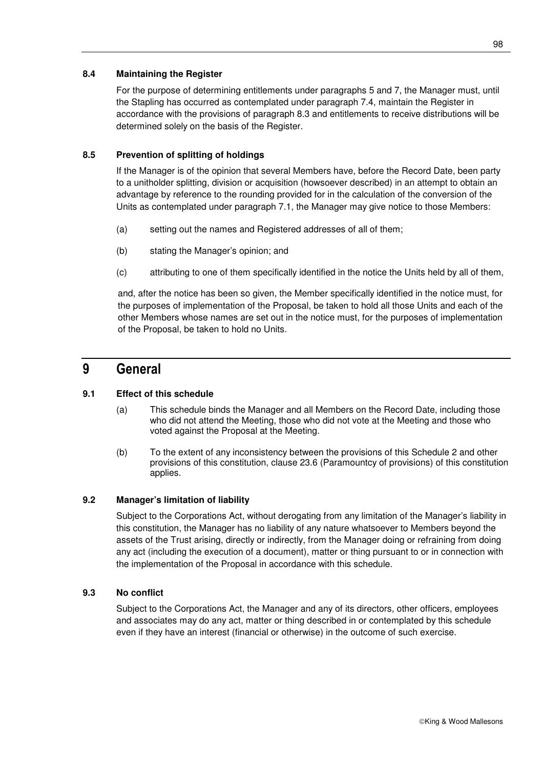### 8.4 Maintaining the Register

For the purpose of determining entitlements under paragraphs 5 and 7, the Manager must, until the Stapling has occurred as contemplated under paragraph 7.4, maintain the Register in accordance with the provisions of paragraph 8.3 and entitlements to receive distributions will be determined solely on the basis of the Register.

### 8.5 Prevention of splitting of holdings

If the Manager is of the opinion that several Members have, before the Record Date, been party to a unitholder splitting, division or acquisition (howsoever described) in an attempt to obtain an advantage by reference to the rounding provided for in the calculation of the conversion of the Units as contemplated under paragraph 7.1, the Manager may give notice to those Members:

(a) setting out the names and Registered addresses of all of them;

(b) stating the Manager's opinion; and

(c) attributing to one of them specifically identified in the notice the Units held by all of them,

and, after the notice has been so given, the Member specifically identified in the notice must, for the purposes of implementation of the Proposal, be taken to hold all those Units and each of the other Members whose names are set out in the notice must, for the purposes of implementation of the Proposal, be taken to hold no Units.

## 9 General

### 9.1 Effect of this schedule

(a) This schedule binds the Manager and all Members on the Record Date, including those who did not attend the Meeting, those who did not vote at the Meeting and those who voted against the Proposal at the Meeting.

(b) To the extent of any inconsistency between the provisions of this Schedule 2 and other provisions of this constitution, clause 23.6 (Paramountcy of provisions) of this constitution applies.

### 9.2 Manager's limitation of liability

Subject to the Corporations Act, without derogating from any limitation of the Manager's liability in this constitution, the Manager has no liability of any nature whatsoever to Members beyond the assets of the Trust arising, directly or indirectly, from the Manager doing or refraining from doing any act (including the execution of a document), matter or thing pursuant to or in connection with the implementation of the Proposal in accordance with this schedule.

### 9.3 No conflict

Subject to the Corporations Act, the Manager and any of its directors, other officers, employees and associates may do any act, matter or thing described in or contemplated by this schedule even if they have an interest (financial or otherwise) in the outcome of such exercise.